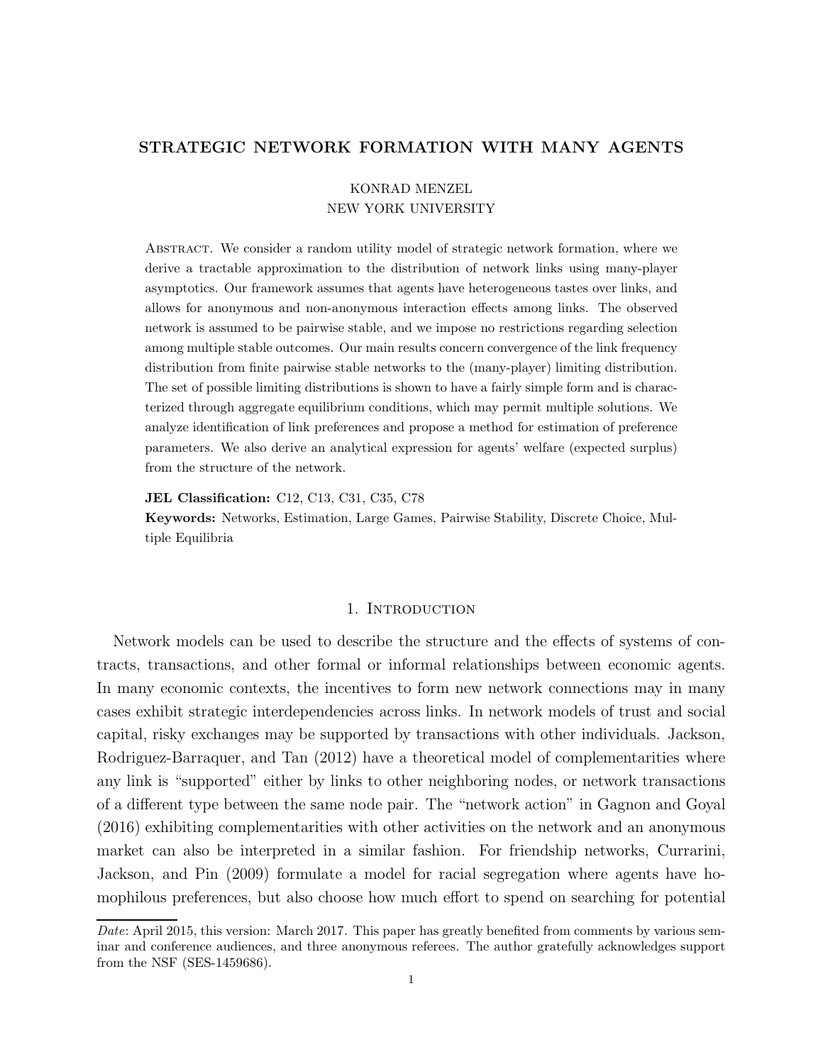# STRATEGIC NETWORK FORMATION WITH MANY AGENTS

KONRAD MENZEL
NEW YORK UNIVERSITY

Abstract. We consider a random utility model of strategic network formation, where we derive a tractable approximation to the distribution of network links using many-player asymptotics. Our framework assumes that agents have heterogeneous tastes over links, and allows for anonymous and non-anonymous interaction effects among links. The observed network is assumed to be pairwise stable, and we impose no restrictions regarding selection among multiple stable outcomes. Our main results concern convergence of the link frequency distribution from finite pairwise stable networks to the (many-player) limiting distribution. The set of possible limiting distributions is shown to have a fairly simple form and is characterized through aggregate equilibrium conditions, which may permit multiple solutions. We analyze identification of link preferences and propose a method for estimation of preference parameters. We also derive an analytical expression for agents' welfare (expected surplus) from the structure of the network.

**JEL Classification:** C12, C13, C31, C35, C78

**Keywords:** Networks, Estimation, Large Games, Pairwise Stability, Discrete Choice, Multiple Equilibria

## 1. Introduction

Network models can be used to describe the structure and the effects of systems of contracts, transactions, and other formal or informal relationships between economic agents. In many economic contexts, the incentives to form new network connections may in many cases exhibit strategic interdependencies across links. In network models of trust and social capital, risky exchanges may be supported by transactions with other individuals. Jackson, Rodriguez-Barraquer, and Tan (2012) have a theoretical model of complementarities where any link is "supported" either by links to other neighboring nodes, or network transactions of a different type between the same node pair. The "network action" in Gagnon and Goyal (2016) exhibiting complementarities with other activities on the network and an anonymous market can also be interpreted in a similar fashion. For friendship networks, Currarini, Jackson, and Pin (2009) formulate a model for racial segregation where agents have homophilous preferences, but also choose how much effort to spend on searching for potential

*Date*: April 2015, this version: March 2017. This paper has greatly benefited from comments by various seminar and conference audiences, and three anonymous referees. The author gratefully acknowledges support from the NSF (SES-1459686).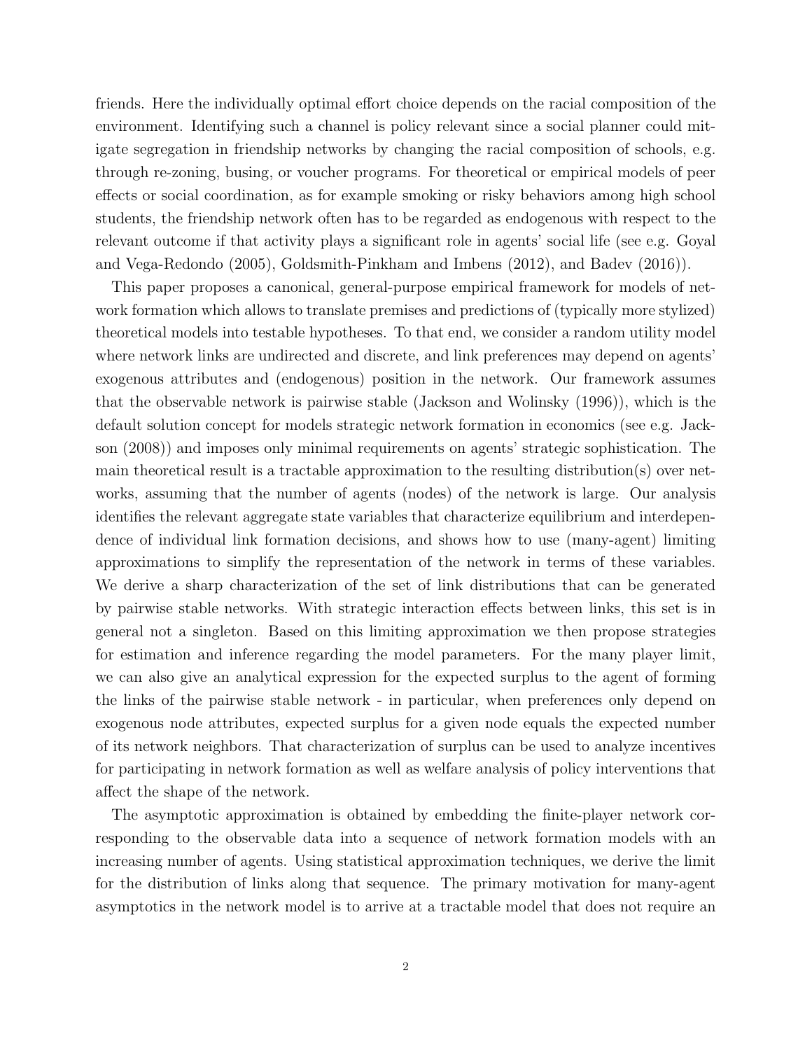friends. Here the individually optimal effort choice depends on the racial composition of the environment. Identifying such a channel is policy relevant since a social planner could mitigate segregation in friendship networks by changing the racial composition of schools, e.g. through re-zoning, busing, or voucher programs. For theoretical or empirical models of peer effects or social coordination, as for example smoking or risky behaviors among high school students, the friendship network often has to be regarded as endogenous with respect to the relevant outcome if that activity plays a significant role in agents' social life (see e.g. Goyal and Vega-Redondo (2005), Goldsmith-Pinkham and Imbens (2012), and Badev (2016)).

This paper proposes a canonical, general-purpose empirical framework for models of network formation which allows to translate premises and predictions of (typically more stylized) theoretical models into testable hypotheses. To that end, we consider a random utility model where network links are undirected and discrete, and link preferences may depend on agents' exogenous attributes and (endogenous) position in the network. Our framework assumes that the observable network is pairwise stable (Jackson and Wolinsky (1996)), which is the default solution concept for models strategic network formation in economics (see e.g. Jackson (2008)) and imposes only minimal requirements on agents' strategic sophistication. The main theoretical result is a tractable approximation to the resulting distribution(s) over networks, assuming that the number of agents (nodes) of the network is large. Our analysis identifies the relevant aggregate state variables that characterize equilibrium and interdependence of individual link formation decisions, and shows how to use (many-agent) limiting approximations to simplify the representation of the network in terms of these variables. We derive a sharp characterization of the set of link distributions that can be generated by pairwise stable networks. With strategic interaction effects between links, this set is in general not a singleton. Based on this limiting approximation we then propose strategies for estimation and inference regarding the model parameters. For the many player limit, we can also give an analytical expression for the expected surplus to the agent of forming the links of the pairwise stable network - in particular, when preferences only depend on exogenous node attributes, expected surplus for a given node equals the expected number of its network neighbors. That characterization of surplus can be used to analyze incentives for participating in network formation as well as welfare analysis of policy interventions that affect the shape of the network.

The asymptotic approximation is obtained by embedding the finite-player network corresponding to the observable data into a sequence of network formation models with an increasing number of agents. Using statistical approximation techniques, we derive the limit for the distribution of links along that sequence. The primary motivation for many-agent asymptotics in the network model is to arrive at a tractable model that does not require an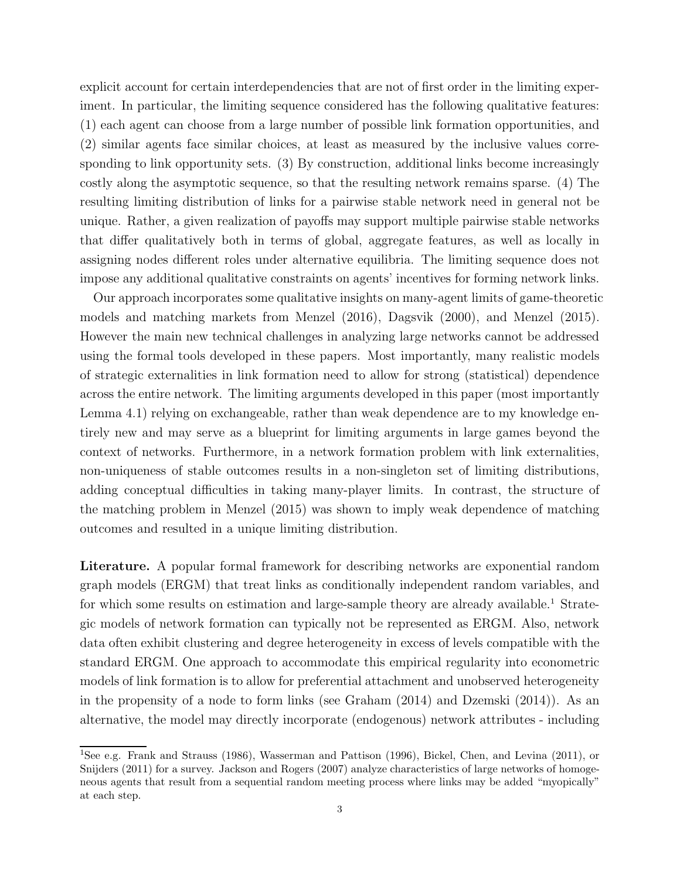explicit account for certain interdependencies that are not of first order in the limiting experiment. In particular, the limiting sequence considered has the following qualitative features: (1) each agent can choose from a large number of possible link formation opportunities, and (2) similar agents face similar choices, at least as measured by the inclusive values corresponding to link opportunity sets. (3) By construction, additional links become increasingly costly along the asymptotic sequence, so that the resulting network remains sparse. (4) The resulting limiting distribution of links for a pairwise stable network need in general not be unique. Rather, a given realization of payoffs may support multiple pairwise stable networks that differ qualitatively both in terms of global, aggregate features, as well as locally in assigning nodes different roles under alternative equilibria. The limiting sequence does not impose any additional qualitative constraints on agents' incentives for forming network links.

Our approach incorporates some qualitative insights on many-agent limits of game-theoretic models and matching markets from Menzel (2016), Dagsvik (2000), and Menzel (2015). However the main new technical challenges in analyzing large networks cannot be addressed using the formal tools developed in these papers. Most importantly, many realistic models of strategic externalities in link formation need to allow for strong (statistical) dependence across the entire network. The limiting arguments developed in this paper (most importantly Lemma 4.1) relying on exchangeable, rather than weak dependence are to my knowledge entirely new and may serve as a blueprint for limiting arguments in large games beyond the context of networks. Furthermore, in a network formation problem with link externalities, non-uniqueness of stable outcomes results in a non-singleton set of limiting distributions, adding conceptual difficulties in taking many-player limits. In contrast, the structure of the matching problem in Menzel (2015) was shown to imply weak dependence of matching outcomes and resulted in a unique limiting distribution.

**Literature.** A popular formal framework for describing networks are exponential random graph models (ERGM) that treat links as conditionally independent random variables, and for which some results on estimation and large-sample theory are already available.[1] Strategic models of network formation can typically not be represented as ERGM. Also, network data often exhibit clustering and degree heterogeneity in excess of levels compatible with the standard ERGM. One approach to accommodate this empirical regularity into econometric models of link formation is to allow for preferential attachment and unobserved heterogeneity in the propensity of a node to form links (see Graham (2014) and Dzemski (2014)). As an alternative, the model may directly incorporate (endogenous) network attributes - including

[1] See e.g. Frank and Strauss (1986), Wasserman and Pattison (1996), Bickel, Chen, and Levina (2011), or Snijders (2011) for a survey. Jackson and Rogers (2007) analyze characteristics of large networks of homogeneous agents that result from a sequential random meeting process where links may be added "myopically" at each step.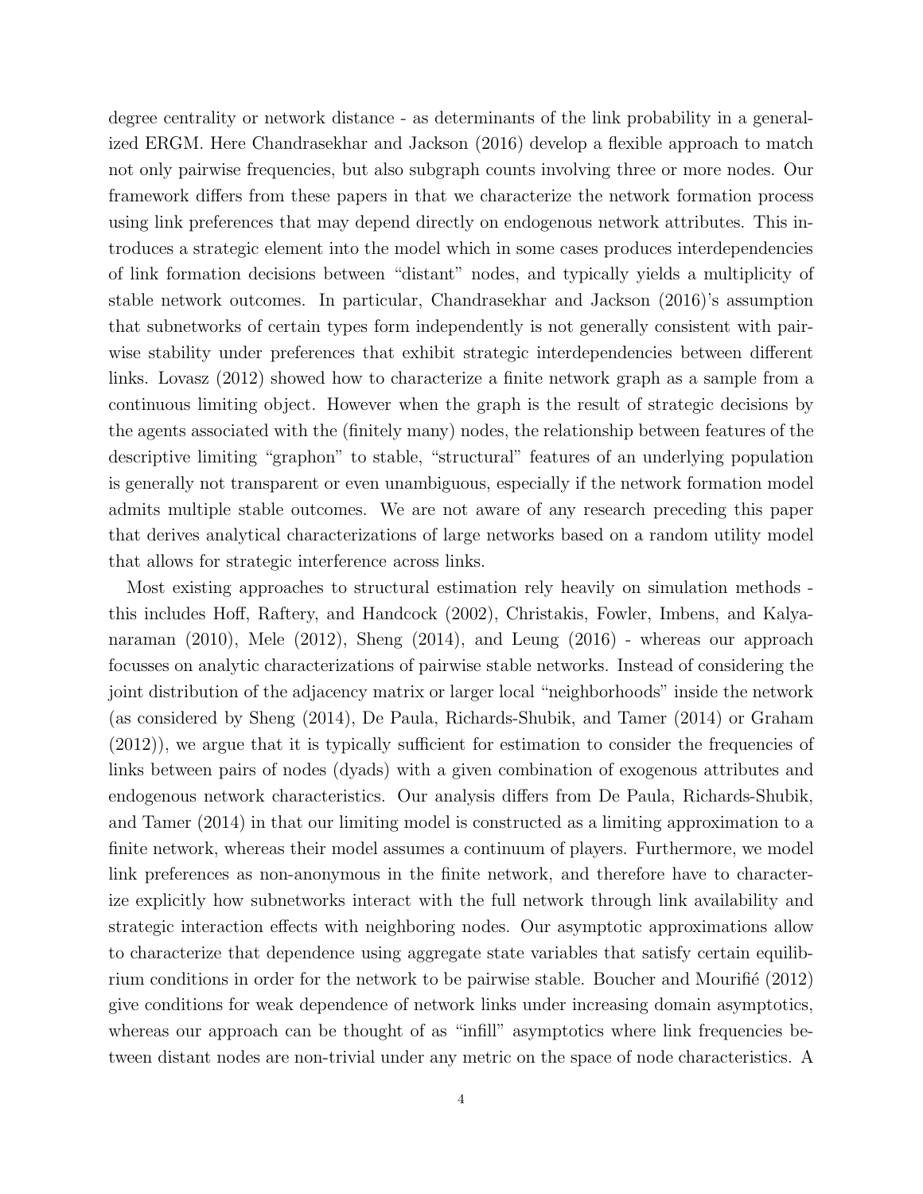degree centrality or network distance - as determinants of the link probability in a generalized ERGM. Here Chandrasekhar and Jackson (2016) develop a flexible approach to match not only pairwise frequencies, but also subgraph counts involving three or more nodes. Our framework differs from these papers in that we characterize the network formation process using link preferences that may depend directly on endogenous network attributes. This introduces a strategic element into the model which in some cases produces interdependencies of link formation decisions between "distant" nodes, and typically yields a multiplicity of stable network outcomes. In particular, Chandrasekhar and Jackson (2016)'s assumption that subnetworks of certain types form independently is not generally consistent with pairwise stability under preferences that exhibit strategic interdependencies between different links. Lovasz (2012) showed how to characterize a finite network graph as a sample from a continuous limiting object. However when the graph is the result of strategic decisions by the agents associated with the (finitely many) nodes, the relationship between features of the descriptive limiting "graphon" to stable, "structural" features of an underlying population is generally not transparent or even unambiguous, especially if the network formation model admits multiple stable outcomes. We are not aware of any research preceding this paper that derives analytical characterizations of large networks based on a random utility model that allows for strategic interference across links.

Most existing approaches to structural estimation rely heavily on simulation methods - this includes Hoff, Raftery, and Handcock (2002), Christakis, Fowler, Imbens, and Kalyanaraman (2010), Mele (2012), Sheng (2014), and Leung (2016) - whereas our approach focusses on analytic characterizations of pairwise stable networks. Instead of considering the joint distribution of the adjacency matrix or larger local "neighborhoods" inside the network (as considered by Sheng (2014), De Paula, Richards-Shubik, and Tamer (2014) or Graham (2012)), we argue that it is typically sufficient for estimation to consider the frequencies of links between pairs of nodes (dyads) with a given combination of exogenous attributes and endogenous network characteristics. Our analysis differs from De Paula, Richards-Shubik, and Tamer (2014) in that our limiting model is constructed as a limiting approximation to a finite network, whereas their model assumes a continuum of players. Furthermore, we model link preferences as non-anonymous in the finite network, and therefore have to characterize explicitly how subnetworks interact with the full network through link availability and strategic interaction effects with neighboring nodes. Our asymptotic approximations allow to characterize that dependence using aggregate state variables that satisfy certain equilibrium conditions in order for the network to be pairwise stable. Boucher and Mourifié (2012) give conditions for weak dependence of network links under increasing domain asymptotics, whereas our approach can be thought of as "infill" asymptotics where link frequencies between distant nodes are non-trivial under any metric on the space of node characteristics. A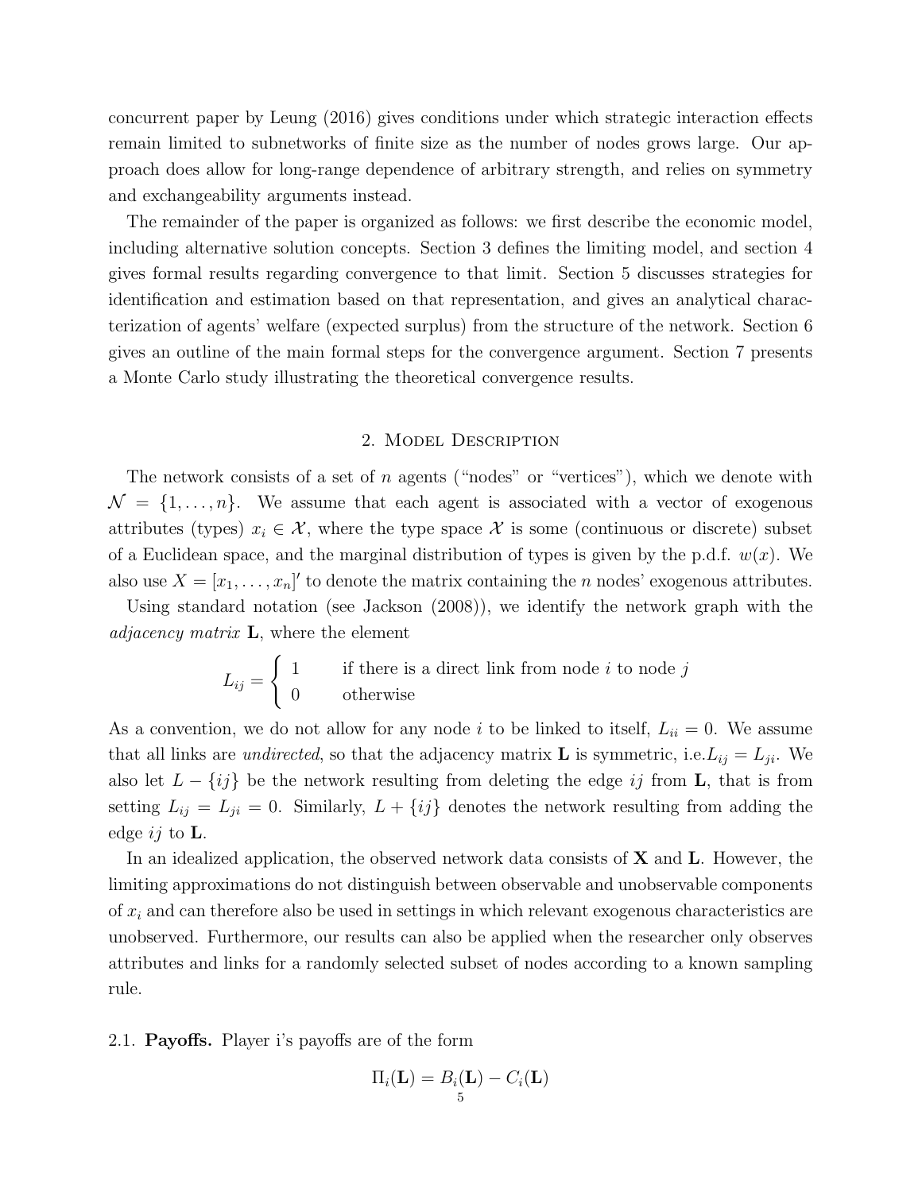concurrent paper by Leung (2016) gives conditions under which strategic interaction effects remain limited to subnetworks of finite size as the number of nodes grows large. Our approach does allow for long-range dependence of arbitrary strength, and relies on symmetry and exchangeability arguments instead.

The remainder of the paper is organized as follows: we first describe the economic model, including alternative solution concepts. Section 3 defines the limiting model, and section 4 gives formal results regarding convergence to that limit. Section 5 discusses strategies for identification and estimation based on that representation, and gives an analytical characterization of agents' welfare (expected surplus) from the structure of the network. Section 6 gives an outline of the main formal steps for the convergence argument. Section 7 presents a Monte Carlo study illustrating the theoretical convergence results.

## 2. Model Description

The network consists of a set of $n$ agents ("nodes" or "vertices"), which we denote with $\mathcal{N} = \{1, \ldots, n\}$. We assume that each agent is associated with a vector of exogenous attributes (types) $x_i \in \mathcal{X}$, where the type space $\mathcal{X}$ is some (continuous or discrete) subset of a Euclidean space, and the marginal distribution of types is given by the p.d.f. $w(x)$. We also use $X = [x_1, \ldots, x_n]'$ to denote the matrix containing the $n$ nodes' exogenous attributes.

Using standard notation (see Jackson (2008)), we identify the network graph with the *adjacency matrix* $\mathbf{L}$, where the element

$$L_{ij} = \begin{cases} 1 & \text{if there is a direct link from node } i \text{ to node } j \\ 0 & \text{otherwise} \end{cases}$$

As a convention, we do not allow for any node $i$ to be linked to itself, $L_{ii} = 0$. We assume that all links are *undirected*, so that the adjacency matrix $\mathbf{L}$ is symmetric, i.e.$L_{ij} = L_{ji}$. We also let $L - \{ij\}$ be the network resulting from deleting the edge $ij$ from $\mathbf{L}$, that is from setting $L_{ij} = L_{ji} = 0$. Similarly, $L + \{ij\}$ denotes the network resulting from adding the edge $ij$ to $\mathbf{L}$.

In an idealized application, the observed network data consists of $\mathbf{X}$ and $\mathbf{L}$. However, the limiting approximations do not distinguish between observable and unobservable components of $x_i$ and can therefore also be used in settings in which relevant exogenous characteristics are unobserved. Furthermore, our results can also be applied when the researcher only observes attributes and links for a randomly selected subset of nodes according to a known sampling rule.

### 2.1. Payoffs.

Player i's payoffs are of the form

$$\Pi_i(\mathbf{L}) = B_i(\mathbf{L}) - C_i(\mathbf{L})$$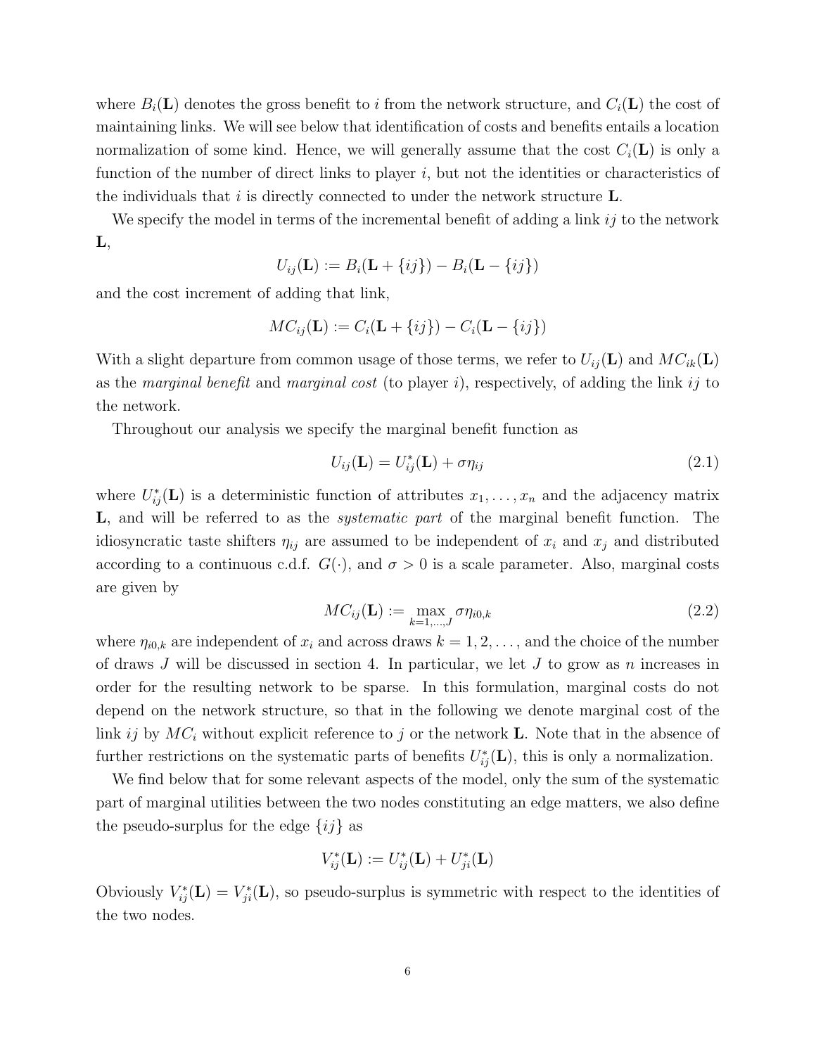where $B_i(\mathbf{L})$ denotes the gross benefit to $i$ from the network structure, and $C_i(\mathbf{L})$ the cost of maintaining links. We will see below that identification of costs and benefits entails a location normalization of some kind. Hence, we will generally assume that the cost $C_i(\mathbf{L})$ is only a function of the number of direct links to player $i$, but not the identities or characteristics of the individuals that $i$ is directly connected to under the network structure $\mathbf{L}$.

We specify the model in terms of the incremental benefit of adding a link $ij$ to the network $\mathbf{L}$,

$$U_{ij}(\mathbf{L}) := B_i(\mathbf{L} + \{ij\}) - B_i(\mathbf{L} - \{ij\})$$

and the cost increment of adding that link,

$$MC_{ij}(\mathbf{L}) := C_i(\mathbf{L} + \{ij\}) - C_i(\mathbf{L} - \{ij\})$$

With a slight departure from common usage of those terms, we refer to $U_{ij}(\mathbf{L})$ and $MC_{ik}(\mathbf{L})$ as the *marginal benefit* and *marginal cost* (to player $i$), respectively, of adding the link $ij$ to the network.

Throughout our analysis we specify the marginal benefit function as

$$U_{ij}(\mathbf{L}) = U^*_{ij}(\mathbf{L}) + \sigma\eta_{ij} \tag{2.1}$$

where $U^*_{ij}(\mathbf{L})$ is a deterministic function of attributes $x_1, \dots, x_n$ and the adjacency matrix $\mathbf{L}$, and will be referred to as the *systematic part* of the marginal benefit function. The idiosyncratic taste shifters $\eta_{ij}$ are assumed to be independent of $x_i$ and $x_j$ and distributed according to a continuous c.d.f. $G(\cdot)$, and $\sigma > 0$ is a scale parameter. Also, marginal costs are given by

$$MC_{ij}(\mathbf{L}) := \max_{k=1,\dots,J} \sigma\eta_{i0,k} \tag{2.2}$$

where $\eta_{i0,k}$ are independent of $x_i$ and across draws $k = 1, 2, \dots$, and the choice of the number of draws $J$ will be discussed in section 4. In particular, we let $J$ to grow as $n$ increases in order for the resulting network to be sparse. In this formulation, marginal costs do not depend on the network structure, so that in the following we denote marginal cost of the link $ij$ by $MC_i$ without explicit reference to $j$ or the network $\mathbf{L}$. Note that in the absence of further restrictions on the systematic parts of benefits $U^*_{ij}(\mathbf{L})$, this is only a normalization.

We find below that for some relevant aspects of the model, only the sum of the systematic part of marginal utilities between the two nodes constituting an edge matters, we also define the pseudo-surplus for the edge $\{ij\}$ as

$$V^*_{ij}(\mathbf{L}) := U^*_{ij}(\mathbf{L}) + U^*_{ji}(\mathbf{L})$$

Obviously $V^*_{ij}(\mathbf{L}) = V^*_{ji}(\mathbf{L})$, so pseudo-surplus is symmetric with respect to the identities of the two nodes.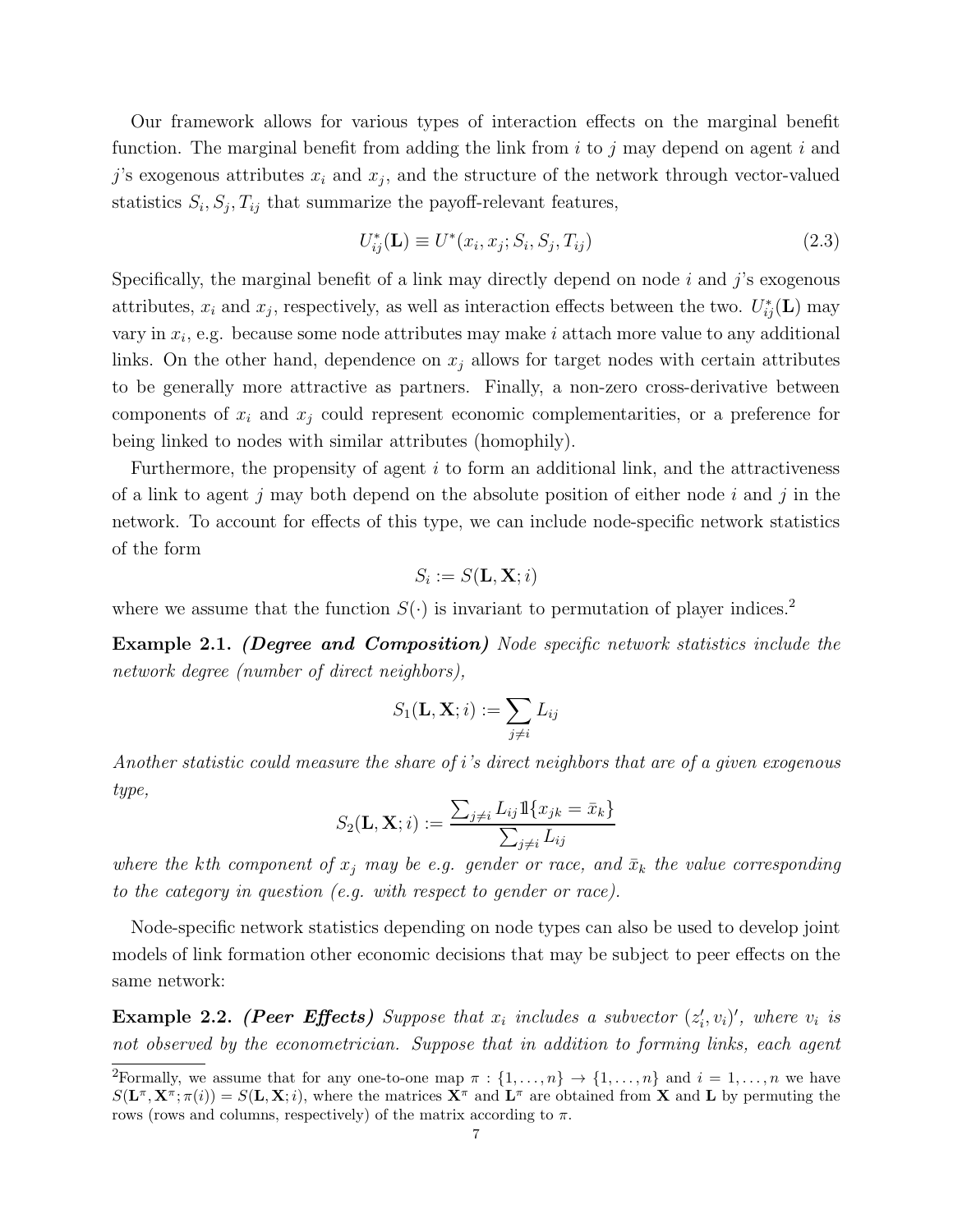Our framework allows for various types of interaction effects on the marginal benefit function. The marginal benefit from adding the link from $i$ to $j$ may depend on agent $i$ and $j$'s exogenous attributes $x_i$ and $x_j$, and the structure of the network through vector-valued statistics $S_i, S_j, T_{ij}$ that summarize the payoff-relevant features,

$$U_{ij}^*(\mathbf{L}) \equiv U^*(x_i, x_j; S_i, S_j, T_{ij}) \tag{2.3}$$

Specifically, the marginal benefit of a link may directly depend on node $i$ and $j$'s exogenous attributes, $x_i$ and $x_j$, respectively, as well as interaction effects between the two. $U_{ij}^*(\mathbf{L})$ may vary in $x_i$, e.g. because some node attributes may make $i$ attach more value to any additional links. On the other hand, dependence on $x_j$ allows for target nodes with certain attributes to be generally more attractive as partners. Finally, a non-zero cross-derivative between components of $x_i$ and $x_j$ could represent economic complementarities, or a preference for being linked to nodes with similar attributes (homophily).

Furthermore, the propensity of agent $i$ to form an additional link, and the attractiveness of a link to agent $j$ may both depend on the absolute position of either node $i$ and $j$ in the network. To account for effects of this type, we can include node-specific network statistics of the form

$$S_i := S(\mathbf{L}, \mathbf{X}; i)$$

where we assume that the function $S(\cdot)$ is invariant to permutation of player indices.[2]

**Example 2.1.** ***(Degree and Composition)*** *Node specific network statistics include the network degree (number of direct neighbors),*

$$S_1(\mathbf{L}, \mathbf{X}; i) := \sum_{j \neq i} L_{ij}$$

*Another statistic could measure the share of i's direct neighbors that are of a given exogenous type,*

$$S_2(\mathbf{L}, \mathbf{X}; i) := \frac{\sum_{j \neq i} L_{ij} \mathbb{1}\{x_{jk} = \bar{x}_k\}}{\sum_{j \neq i} L_{ij}}$$

*where the kth component of $x_j$ may be e.g. gender or race, and $\bar{x}_k$ the value corresponding to the category in question (e.g. with respect to gender or race).*

Node-specific network statistics depending on node types can also be used to develop joint models of link formation other economic decisions that may be subject to peer effects on the same network:

**Example 2.2.** ***(Peer Effects)*** *Suppose that $x_i$ includes a subvector $(z_i', v_i)'$, where $v_i$ is not observed by the econometrician. Suppose that in addition to forming links, each agent*

[2] Formally, we assume that for any one-to-one map $\pi : \{1, \ldots, n\} \to \{1, \ldots, n\}$ and $i = 1, \ldots, n$ we have $S(\mathbf{L}^\pi, \mathbf{X}^\pi; \pi(i)) = S(\mathbf{L}, \mathbf{X}; i)$, where the matrices $\mathbf{X}^\pi$ and $\mathbf{L}^\pi$ are obtained from $\mathbf{X}$ and $\mathbf{L}$ by permuting the rows (rows and columns, respectively) of the matrix according to $\pi$.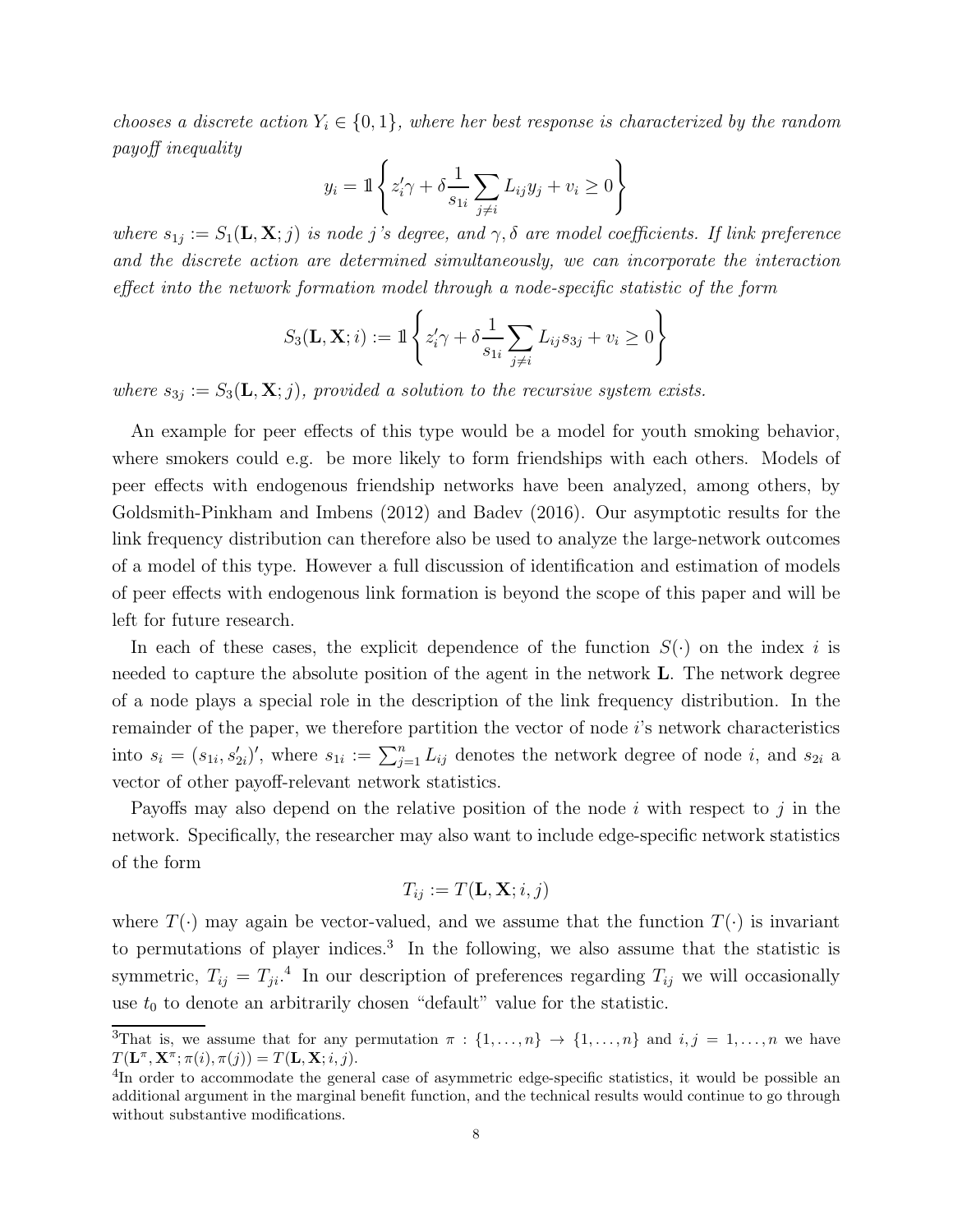*chooses a discrete action $Y_i \in \{0,1\}$, where her best response is characterized by the random payoff inequality*

$$y_i = \mathbb{1}\left\{ z_i'\gamma + \delta \frac{1}{s_{1i}} \sum_{j \neq i} L_{ij} y_j + v_i \geq 0 \right\}$$

*where $s_{1j} := S_1(\mathbf{L}, \mathbf{X}; j)$ is node $j$'s degree, and $\gamma, \delta$ are model coefficients. If link preference and the discrete action are determined simultaneously, we can incorporate the interaction effect into the network formation model through a node-specific statistic of the form*

$$S_3(\mathbf{L}, \mathbf{X}; i) := \mathbb{1}\left\{ z_i'\gamma + \delta \frac{1}{s_{1i}} \sum_{j \neq i} L_{ij} s_{3j} + v_i \geq 0 \right\}$$

*where $s_{3j} := S_3(\mathbf{L}, \mathbf{X}; j)$, provided a solution to the recursive system exists.*

An example for peer effects of this type would be a model for youth smoking behavior, where smokers could e.g. be more likely to form friendships with each others. Models of peer effects with endogenous friendship networks have been analyzed, among others, by Goldsmith-Pinkham and Imbens (2012) and Badev (2016). Our asymptotic results for the link frequency distribution can therefore also be used to analyze the large-network outcomes of a model of this type. However a full discussion of identification and estimation of models of peer effects with endogenous link formation is beyond the scope of this paper and will be left for future research.

In each of these cases, the explicit dependence of the function $S(\cdot)$ on the index $i$ is needed to capture the absolute position of the agent in the network $\mathbf{L}$. The network degree of a node plays a special role in the description of the link frequency distribution. In the remainder of the paper, we therefore partition the vector of node $i$'s network characteristics into $s_i = (s_{1i}, s_{2i}')'$, where $s_{1i} := \sum_{j=1}^n L_{ij}$ denotes the network degree of node $i$, and $s_{2i}$ a vector of other payoff-relevant network statistics.

Payoffs may also depend on the relative position of the node $i$ with respect to $j$ in the network. Specifically, the researcher may also want to include edge-specific network statistics of the form

$$T_{ij} := T(\mathbf{L}, \mathbf{X}; i, j)$$

where $T(\cdot)$ may again be vector-valued, and we assume that the function $T(\cdot)$ is invariant to permutations of player indices.[3] In the following, we also assume that the statistic is symmetric, $T_{ij} = T_{ji}$.[4] In our description of preferences regarding $T_{ij}$ we will occasionally use $t_0$ to denote an arbitrarily chosen "default" value for the statistic.

[3] That is, we assume that for any permutation $\pi : \{1, \dots, n\} \to \{1, \dots, n\}$ and $i, j = 1, \dots, n$ we have $T(\mathbf{L}^\pi, \mathbf{X}^\pi; \pi(i), \pi(j)) = T(\mathbf{L}, \mathbf{X}; i, j)$.

[4] In order to accommodate the general case of asymmetric edge-specific statistics, it would be possible an additional argument in the marginal benefit function, and the technical results would continue to go through without substantive modifications.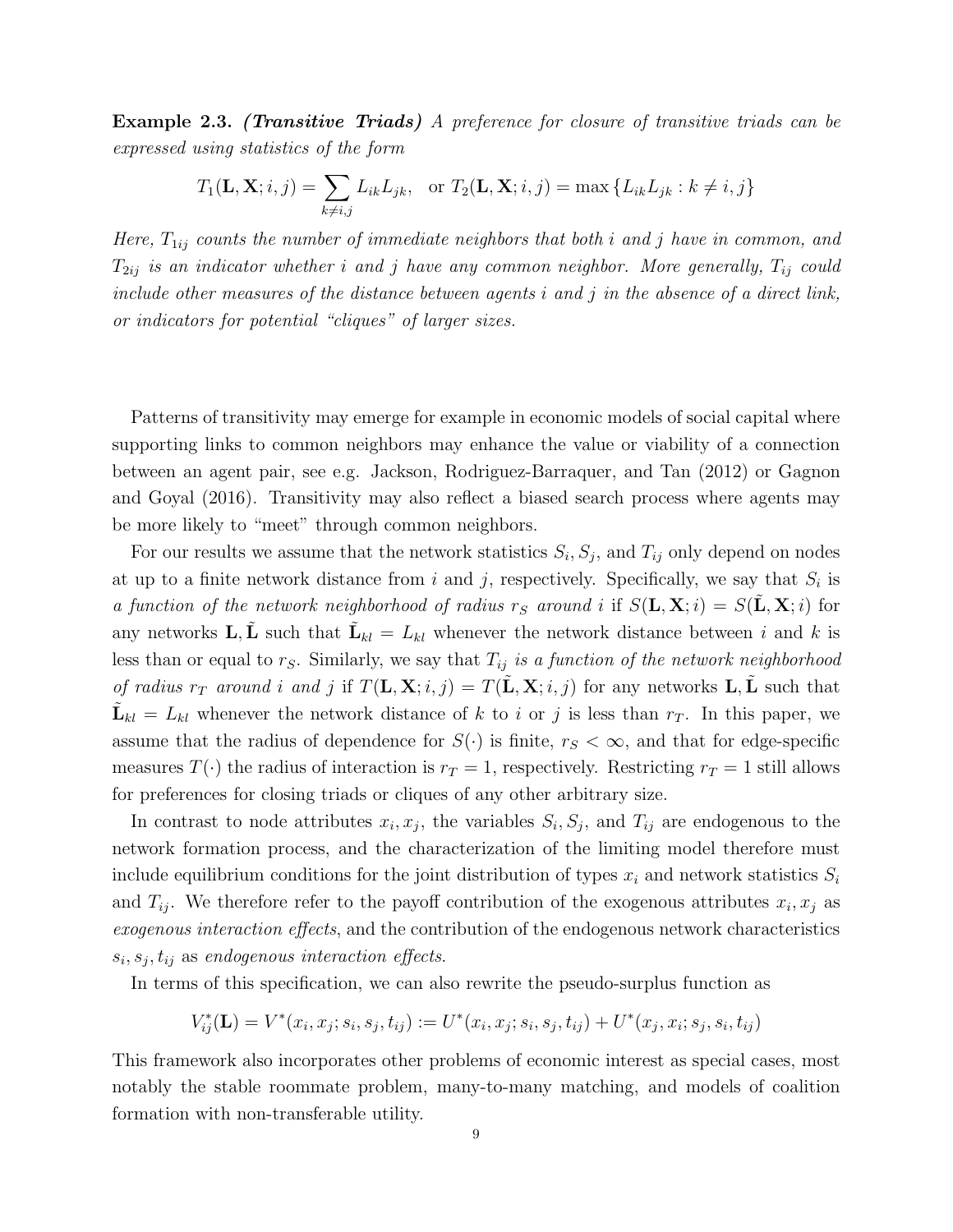**Example 2.3.** ***(Transitive Triads)*** *A preference for closure of transitive triads can be expressed using statistics of the form*

$$T_1(\mathbf{L}, \mathbf{X}; i, j) = \sum_{k \neq i,j} L_{ik} L_{jk}, \quad \text{or } T_2(\mathbf{L}, \mathbf{X}; i, j) = \max\{L_{ik} L_{jk} : k \neq i, j\}$$

*Here, $T_{1ij}$ counts the number of immediate neighbors that both $i$ and $j$ have in common, and $T_{2ij}$ is an indicator whether $i$ and $j$ have any common neighbor. More generally, $T_{ij}$ could include other measures of the distance between agents $i$ and $j$ in the absence of a direct link, or indicators for potential "cliques" of larger sizes.*

Patterns of transitivity may emerge for example in economic models of social capital where supporting links to common neighbors may enhance the value or viability of a connection between an agent pair, see e.g. Jackson, Rodriguez-Barraquer, and Tan (2012) or Gagnon and Goyal (2016). Transitivity may also reflect a biased search process where agents may be more likely to "meet" through common neighbors.

For our results we assume that the network statistics $S_i, S_j$, and $T_{ij}$ only depend on nodes at up to a finite network distance from $i$ and $j$, respectively. Specifically, we say that $S_i$ is *a function of the network neighborhood of radius $r_S$ around $i$* if $S(\mathbf{L}, \mathbf{X}; i) = S(\tilde{\mathbf{L}}, \mathbf{X}; i)$ for any networks $\mathbf{L}, \tilde{\mathbf{L}}$ such that $\tilde{\mathbf{L}}_{kl} = L_{kl}$ whenever the network distance between $i$ and $k$ is less than or equal to $r_S$. Similarly, we say that $T_{ij}$ *is a function of the network neighborhood of radius $r_T$ around $i$ and $j$* if $T(\mathbf{L}, \mathbf{X}; i, j) = T(\tilde{\mathbf{L}}, \mathbf{X}; i, j)$ for any networks $\mathbf{L}, \tilde{\mathbf{L}}$ such that $\tilde{\mathbf{L}}_{kl} = L_{kl}$ whenever the network distance of $k$ to $i$ or $j$ is less than $r_T$. In this paper, we assume that the radius of dependence for $S(\cdot)$ is finite, $r_S < \infty$, and that for edge-specific measures $T(\cdot)$ the radius of interaction is $r_T = 1$, respectively. Restricting $r_T = 1$ still allows for preferences for closing triads or cliques of any other arbitrary size.

In contrast to node attributes $x_i, x_j$, the variables $S_i, S_j$, and $T_{ij}$ are endogenous to the network formation process, and the characterization of the limiting model therefore must include equilibrium conditions for the joint distribution of types $x_i$ and network statistics $S_i$ and $T_{ij}$. We therefore refer to the payoff contribution of the exogenous attributes $x_i, x_j$ as *exogenous interaction effects*, and the contribution of the endogenous network characteristics $s_i, s_j, t_{ij}$ as *endogenous interaction effects.*

In terms of this specification, we can also rewrite the pseudo-surplus function as

$$V_{ij}^*(\mathbf{L}) = V^*(x_i, x_j; s_i, s_j, t_{ij}) := U^*(x_i, x_j; s_i, s_j, t_{ij}) + U^*(x_j, x_i; s_j, s_i, t_{ij})$$

This framework also incorporates other problems of economic interest as special cases, most notably the stable roommate problem, many-to-many matching, and models of coalition formation with non-transferable utility.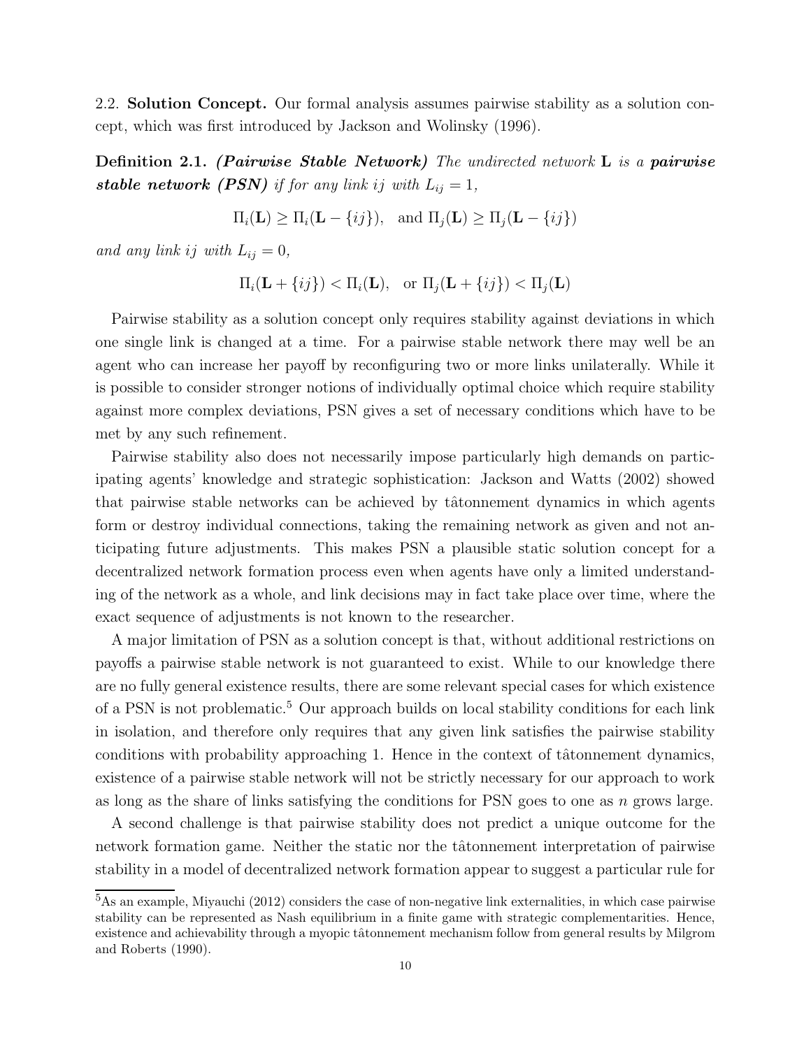2.2. **Solution Concept.** Our formal analysis assumes pairwise stability as a solution concept, which was first introduced by Jackson and Wolinsky (1996).

**Definition 2.1.** ***(Pairwise Stable Network)*** *The undirected network* $\mathbf{L}$ *is a* ***pairwise stable network (PSN)*** *if for any link* $ij$ *with* $L_{ij} = 1$,

$$\Pi_i(\mathbf{L}) \geq \Pi_i(\mathbf{L} - \{ij\}), \quad \text{and } \Pi_j(\mathbf{L}) \geq \Pi_j(\mathbf{L} - \{ij\})$$

*and any link* $ij$ *with* $L_{ij} = 0$,

$$\Pi_i(\mathbf{L} + \{ij\}) < \Pi_i(\mathbf{L}), \quad \text{or } \Pi_j(\mathbf{L} + \{ij\}) < \Pi_j(\mathbf{L})$$

Pairwise stability as a solution concept only requires stability against deviations in which one single link is changed at a time. For a pairwise stable network there may well be an agent who can increase her payoff by reconfiguring two or more links unilaterally. While it is possible to consider stronger notions of individually optimal choice which require stability against more complex deviations, PSN gives a set of necessary conditions which have to be met by any such refinement.

Pairwise stability also does not necessarily impose particularly high demands on participating agents' knowledge and strategic sophistication: Jackson and Watts (2002) showed that pairwise stable networks can be achieved by tâtonnement dynamics in which agents form or destroy individual connections, taking the remaining network as given and not anticipating future adjustments. This makes PSN a plausible static solution concept for a decentralized network formation process even when agents have only a limited understanding of the network as a whole, and link decisions may in fact take place over time, where the exact sequence of adjustments is not known to the researcher.

A major limitation of PSN as a solution concept is that, without additional restrictions on payoffs a pairwise stable network is not guaranteed to exist. While to our knowledge there are no fully general existence results, there are some relevant special cases for which existence of a PSN is not problematic.[5] Our approach builds on local stability conditions for each link in isolation, and therefore only requires that any given link satisfies the pairwise stability conditions with probability approaching 1. Hence in the context of tâtonnement dynamics, existence of a pairwise stable network will not be strictly necessary for our approach to work as long as the share of links satisfying the conditions for PSN goes to one as $n$ grows large.

A second challenge is that pairwise stability does not predict a unique outcome for the network formation game. Neither the static nor the tâtonnement interpretation of pairwise stability in a model of decentralized network formation appear to suggest a particular rule for

[5] As an example, Miyauchi (2012) considers the case of non-negative link externalities, in which case pairwise stability can be represented as Nash equilibrium in a finite game with strategic complementarities. Hence, existence and achievability through a myopic tâtonnement mechanism follow from general results by Milgrom and Roberts (1990).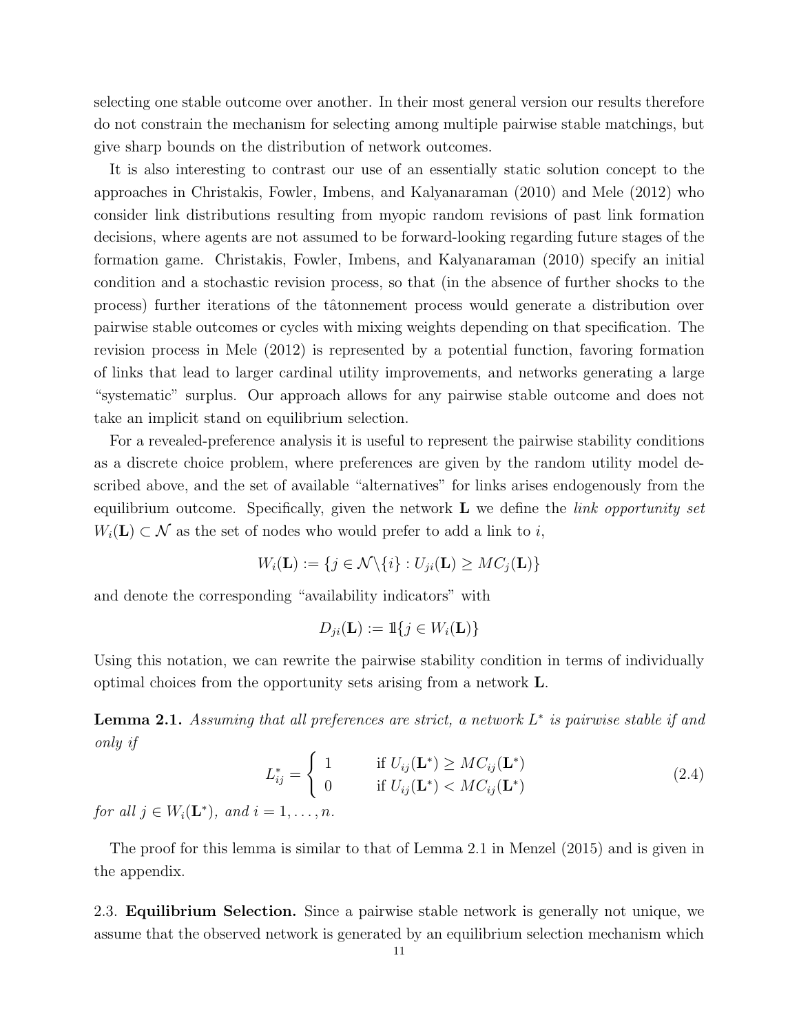selecting one stable outcome over another. In their most general version our results therefore do not constrain the mechanism for selecting among multiple pairwise stable matchings, but give sharp bounds on the distribution of network outcomes.

It is also interesting to contrast our use of an essentially static solution concept to the approaches in Christakis, Fowler, Imbens, and Kalyanaraman (2010) and Mele (2012) who consider link distributions resulting from myopic random revisions of past link formation decisions, where agents are not assumed to be forward-looking regarding future stages of the formation game. Christakis, Fowler, Imbens, and Kalyanaraman (2010) specify an initial condition and a stochastic revision process, so that (in the absence of further shocks to the process) further iterations of the tâtonnement process would generate a distribution over pairwise stable outcomes or cycles with mixing weights depending on that specification. The revision process in Mele (2012) is represented by a potential function, favoring formation of links that lead to larger cardinal utility improvements, and networks generating a large "systematic" surplus. Our approach allows for any pairwise stable outcome and does not take an implicit stand on equilibrium selection.

For a revealed-preference analysis it is useful to represent the pairwise stability conditions as a discrete choice problem, where preferences are given by the random utility model described above, and the set of available "alternatives" for links arises endogenously from the equilibrium outcome. Specifically, given the network $\mathbf{L}$ we define the *link opportunity set* $W_i(\mathbf{L}) \subset \mathcal{N}$ as the set of nodes who would prefer to add a link to $i$,

$$W_i(\mathbf{L}) := \{j \in \mathcal{N}\backslash\{i\} : U_{ji}(\mathbf{L}) \geq MC_j(\mathbf{L})\}$$

and denote the corresponding "availability indicators" with

$$D_{ji}(\mathbf{L}) := \mathbb{1}\{j \in W_i(\mathbf{L})\}$$

Using this notation, we can rewrite the pairwise stability condition in terms of individually optimal choices from the opportunity sets arising from a network $\mathbf{L}$.

**Lemma 2.1.** *Assuming that all preferences are strict, a network $L^*$ is pairwise stable if and only if*

$$L^*_{ij} = \begin{cases} 1 & \text{if } U_{ij}(\mathbf{L}^*) \geq MC_{ij}(\mathbf{L}^*) \\ 0 & \text{if } U_{ij}(\mathbf{L}^*) < MC_{ij}(\mathbf{L}^*) \end{cases} \tag{2.4}$$

*for all $j \in W_i(\mathbf{L}^*)$, and $i = 1, \ldots, n$.*

The proof for this lemma is similar to that of Lemma 2.1 in Menzel (2015) and is given in the appendix.

2.3. **Equilibrium Selection.** Since a pairwise stable network is generally not unique, we assume that the observed network is generated by an equilibrium selection mechanism which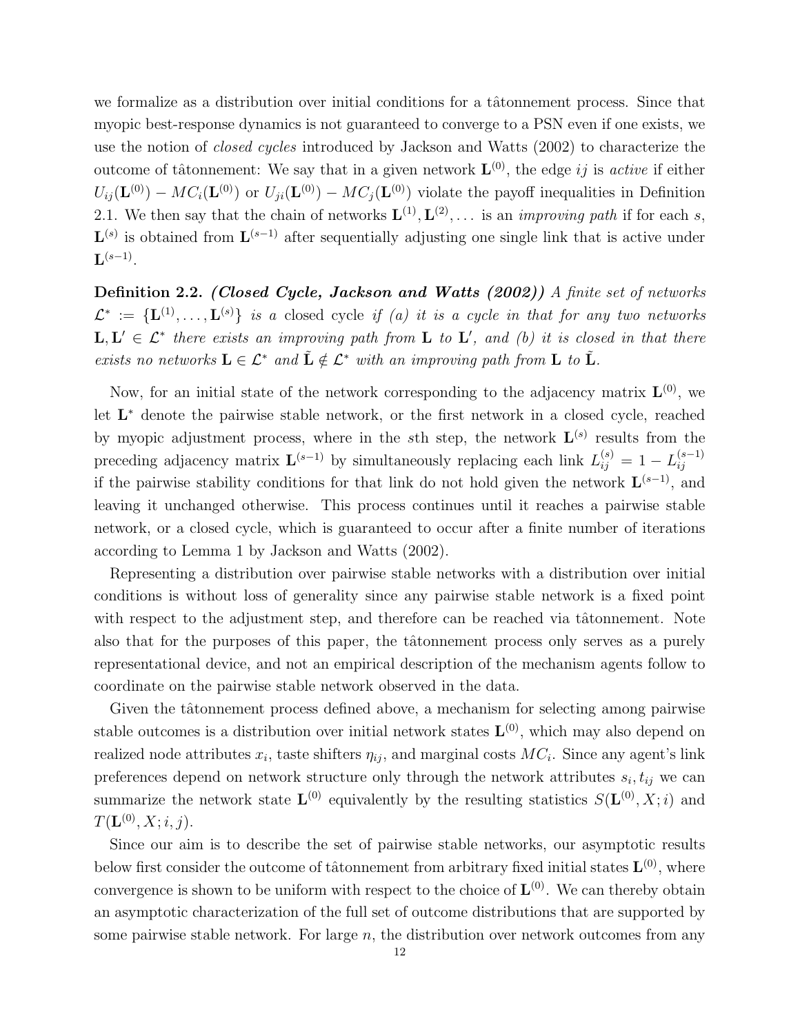we formalize as a distribution over initial conditions for a tâtonnement process. Since that myopic best-response dynamics is not guaranteed to converge to a PSN even if one exists, we use the notion of *closed cycles* introduced by Jackson and Watts (2002) to characterize the outcome of tâtonnement: We say that in a given network $\mathbf{L}^{(0)}$, the edge $ij$ is *active* if either $U_{ij}(\mathbf{L}^{(0)}) - MC_i(\mathbf{L}^{(0)})$ or $U_{ji}(\mathbf{L}^{(0)}) - MC_j(\mathbf{L}^{(0)})$ violate the payoff inequalities in Definition 2.1. We then say that the chain of networks $\mathbf{L}^{(1)}, \mathbf{L}^{(2)}, \dots$ is an *improving path* if for each $s$, $\mathbf{L}^{(s)}$ is obtained from $\mathbf{L}^{(s-1)}$ after sequentially adjusting one single link that is active under $\mathbf{L}^{(s-1)}$.

**Definition 2.2.** ***(Closed Cycle, Jackson and Watts (2002))*** *A finite set of networks $\mathcal{L}^* := \{\mathbf{L}^{(1)}, \dots, \mathbf{L}^{(s)}\}$ is a* closed cycle *if (a) it is a cycle in that for any two networks $\mathbf{L}, \mathbf{L}' \in \mathcal{L}^*$ there exists an improving path from $\mathbf{L}$ to $\mathbf{L}'$, and (b) it is closed in that there exists no networks $\mathbf{L} \in \mathcal{L}^*$ and $\tilde{\mathbf{L}} \notin \mathcal{L}^*$ with an improving path from $\mathbf{L}$ to $\tilde{\mathbf{L}}$.*

Now, for an initial state of the network corresponding to the adjacency matrix $\mathbf{L}^{(0)}$, we let $\mathbf{L}^*$ denote the pairwise stable network, or the first network in a closed cycle, reached by myopic adjustment process, where in the $s$th step, the network $\mathbf{L}^{(s)}$ results from the preceding adjacency matrix $\mathbf{L}^{(s-1)}$ by simultaneously replacing each link $L_{ij}^{(s)} = 1 - L_{ij}^{(s-1)}$ if the pairwise stability conditions for that link do not hold given the network $\mathbf{L}^{(s-1)}$, and leaving it unchanged otherwise. This process continues until it reaches a pairwise stable network, or a closed cycle, which is guaranteed to occur after a finite number of iterations according to Lemma 1 by Jackson and Watts (2002).

Representing a distribution over pairwise stable networks with a distribution over initial conditions is without loss of generality since any pairwise stable network is a fixed point with respect to the adjustment step, and therefore can be reached via tâtonnement. Note also that for the purposes of this paper, the tâtonnement process only serves as a purely representational device, and not an empirical description of the mechanism agents follow to coordinate on the pairwise stable network observed in the data.

Given the tâtonnement process defined above, a mechanism for selecting among pairwise stable outcomes is a distribution over initial network states $\mathbf{L}^{(0)}$, which may also depend on realized node attributes $x_i$, taste shifters $\eta_{ij}$, and marginal costs $MC_i$. Since any agent's link preferences depend on network structure only through the network attributes $s_i, t_{ij}$ we can summarize the network state $\mathbf{L}^{(0)}$ equivalently by the resulting statistics $S(\mathbf{L}^{(0)}, X; i)$ and $T(\mathbf{L}^{(0)}, X; i, j)$.

Since our aim is to describe the set of pairwise stable networks, our asymptotic results below first consider the outcome of tâtonnement from arbitrary fixed initial states $\mathbf{L}^{(0)}$, where convergence is shown to be uniform with respect to the choice of $\mathbf{L}^{(0)}$. We can thereby obtain an asymptotic characterization of the full set of outcome distributions that are supported by some pairwise stable network. For large $n$, the distribution over network outcomes from any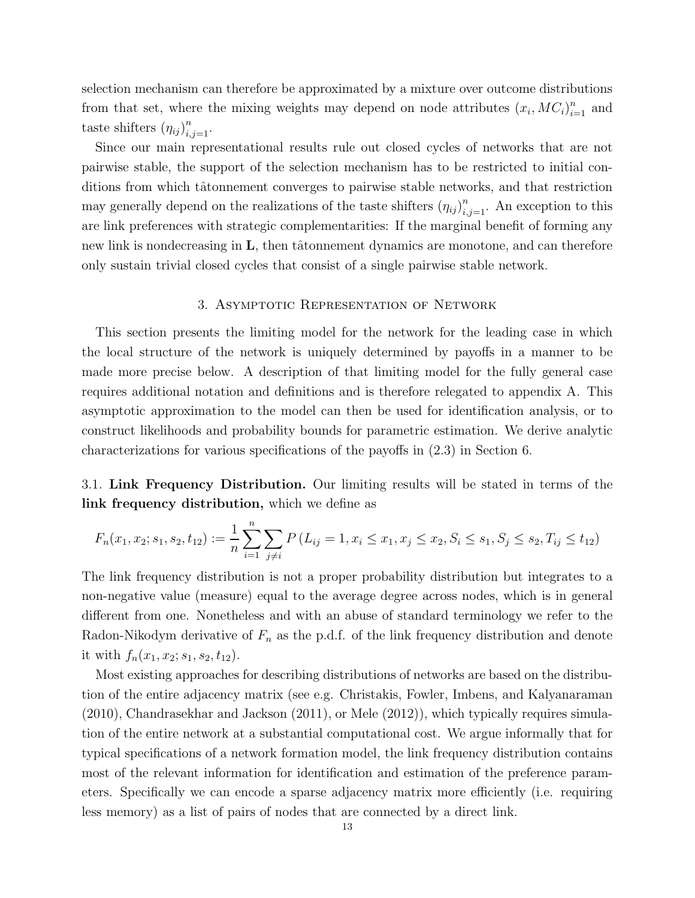selection mechanism can therefore be approximated by a mixture over outcome distributions from that set, where the mixing weights may depend on node attributes $(x_i, MC_i)_{i=1}^n$ and taste shifters $(\eta_{ij})_{i,j=1}^n$.

Since our main representational results rule out closed cycles of networks that are not pairwise stable, the support of the selection mechanism has to be restricted to initial conditions from which tâtonnement converges to pairwise stable networks, and that restriction may generally depend on the realizations of the taste shifters $(\eta_{ij})_{i,j=1}^n$. An exception to this are link preferences with strategic complementarities: If the marginal benefit of forming any new link is nondecreasing in $\mathbf{L}$, then tâtonnement dynamics are monotone, and can therefore only sustain trivial closed cycles that consist of a single pairwise stable network.

## 3. Asymptotic Representation of Network

This section presents the limiting model for the network for the leading case in which the local structure of the network is uniquely determined by payoffs in a manner to be made more precise below. A description of that limiting model for the fully general case requires additional notation and definitions and is therefore relegated to appendix A. This asymptotic approximation to the model can then be used for identification analysis, or to construct likelihoods and probability bounds for parametric estimation. We derive analytic characterizations for various specifications of the payoffs in (2.3) in Section 6.

### 3.1. Link Frequency Distribution.

Our limiting results will be stated in terms of the **link frequency distribution,** which we define as

$$F_n(x_1, x_2; s_1, s_2, t_{12}) := \frac{1}{n} \sum_{i=1}^{n} \sum_{j \neq i} P\left(L_{ij} = 1, x_i \leq x_1, x_j \leq x_2, S_i \leq s_1, S_j \leq s_2, T_{ij} \leq t_{12}\right)$$

The link frequency distribution is not a proper probability distribution but integrates to a non-negative value (measure) equal to the average degree across nodes, which is in general different from one. Nonetheless and with an abuse of standard terminology we refer to the Radon-Nikodym derivative of $F_n$ as the p.d.f. of the link frequency distribution and denote it with $f_n(x_1, x_2; s_1, s_2, t_{12})$.

Most existing approaches for describing distributions of networks are based on the distribution of the entire adjacency matrix (see e.g. Christakis, Fowler, Imbens, and Kalyanaraman (2010), Chandrasekhar and Jackson (2011), or Mele (2012)), which typically requires simulation of the entire network at a substantial computational cost. We argue informally that for typical specifications of a network formation model, the link frequency distribution contains most of the relevant information for identification and estimation of the preference parameters. Specifically we can encode a sparse adjacency matrix more efficiently (i.e. requiring less memory) as a list of pairs of nodes that are connected by a direct link.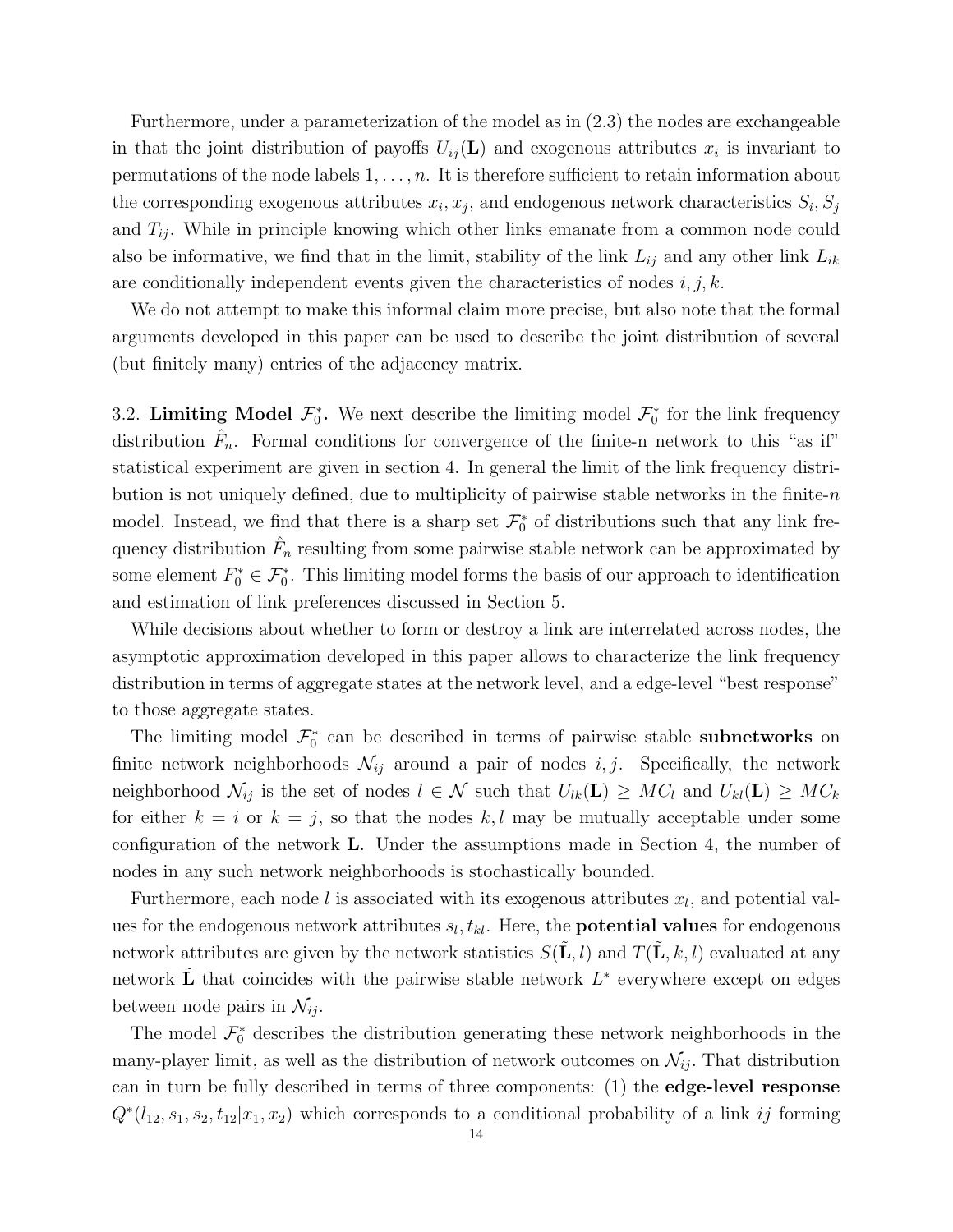Furthermore, under a parameterization of the model as in (2.3) the nodes are exchangeable in that the joint distribution of payoffs $U_{ij}(\mathbf{L})$ and exogenous attributes $x_i$ is invariant to permutations of the node labels $1, \dots, n$. It is therefore sufficient to retain information about the corresponding exogenous attributes $x_i, x_j$, and endogenous network characteristics $S_i, S_j$ and $T_{ij}$. While in principle knowing which other links emanate from a common node could also be informative, we find that in the limit, stability of the link $L_{ij}$ and any other link $L_{ik}$ are conditionally independent events given the characteristics of nodes $i, j, k$.

We do not attempt to make this informal claim more precise, but also note that the formal arguments developed in this paper can be used to describe the joint distribution of several (but finitely many) entries of the adjacency matrix.

3.2. **Limiting Model $\mathcal{F}_0^*$.** We next describe the limiting model $\mathcal{F}_0^*$ for the link frequency distribution $\hat{F}_n$. Formal conditions for convergence of the finite-n network to this "as if" statistical experiment are given in section 4. In general the limit of the link frequency distribution is not uniquely defined, due to multiplicity of pairwise stable networks in the finite-$n$ model. Instead, we find that there is a sharp set $\mathcal{F}_0^*$ of distributions such that any link frequency distribution $\hat{F}_n$ resulting from some pairwise stable network can be approximated by some element $F_0^* \in \mathcal{F}_0^*$. This limiting model forms the basis of our approach to identification and estimation of link preferences discussed in Section 5.

While decisions about whether to form or destroy a link are interrelated across nodes, the asymptotic approximation developed in this paper allows to characterize the link frequency distribution in terms of aggregate states at the network level, and a edge-level "best response" to those aggregate states.

The limiting model $\mathcal{F}_0^*$ can be described in terms of pairwise stable **subnetworks** on finite network neighborhoods $\mathcal{N}_{ij}$ around a pair of nodes $i, j$. Specifically, the network neighborhood $\mathcal{N}_{ij}$ is the set of nodes $l \in \mathcal{N}$ such that $U_{lk}(\mathbf{L}) \geq MC_l$ and $U_{kl}(\mathbf{L}) \geq MC_k$ for either $k = i$ or $k = j$, so that the nodes $k, l$ may be mutually acceptable under some configuration of the network $\mathbf{L}$. Under the assumptions made in Section 4, the number of nodes in any such network neighborhoods is stochastically bounded.

Furthermore, each node $l$ is associated with its exogenous attributes $x_l$, and potential values for the endogenous network attributes $s_l, t_{kl}$. Here, the **potential values** for endogenous network attributes are given by the network statistics $S(\tilde{\mathbf{L}}, l)$ and $T(\tilde{\mathbf{L}}, k, l)$ evaluated at any network $\tilde{\mathbf{L}}$ that coincides with the pairwise stable network $L^*$ everywhere except on edges between node pairs in $\mathcal{N}_{ij}$.

The model $\mathcal{F}_0^*$ describes the distribution generating these network neighborhoods in the many-player limit, as well as the distribution of network outcomes on $\mathcal{N}_{ij}$. That distribution can in turn be fully described in terms of three components: (1) the **edge-level response** $Q^*(l_{12}, s_1, s_2, t_{12}|x_1, x_2)$ which corresponds to a conditional probability of a link $ij$ forming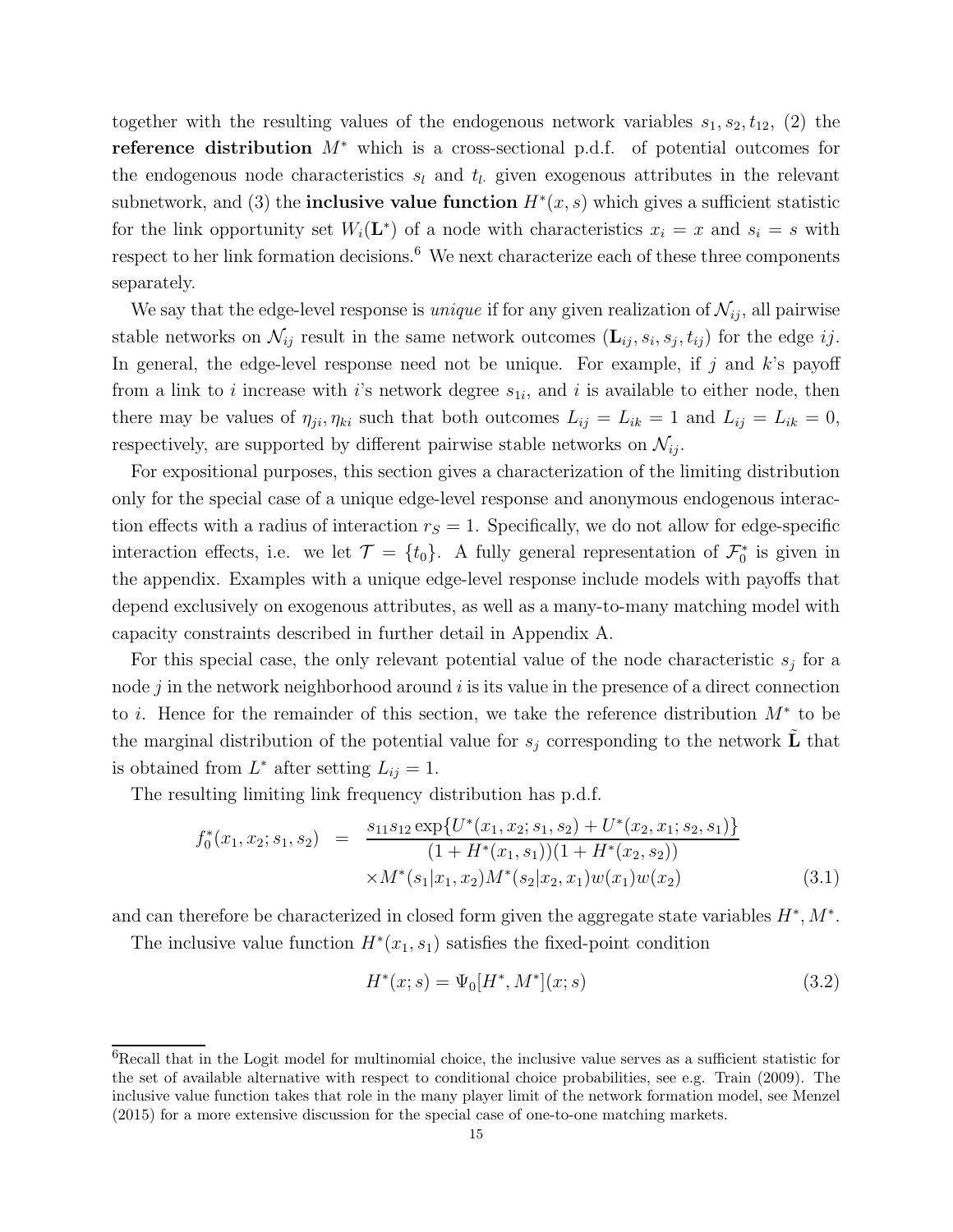together with the resulting values of the endogenous network variables $s_1, s_2, t_{12}$, (2) the **reference distribution** $M^*$ which is a cross-sectional p.d.f. of potential outcomes for the endogenous node characteristics $s_l$ and $t_{l.}$ given exogenous attributes in the relevant subnetwork, and (3) the **inclusive value function** $H^*(x, s)$ which gives a sufficient statistic for the link opportunity set $W_i(\mathbf{L}^*)$ of a node with characteristics $x_i = x$ and $s_i = s$ with respect to her link formation decisions.[6] We next characterize each of these three components separately.

We say that the edge-level response is *unique* if for any given realization of $\mathcal{N}_{ij}$, all pairwise stable networks on $\mathcal{N}_{ij}$ result in the same network outcomes $(\mathbf{L}_{ij}, s_i, s_j, t_{ij})$ for the edge $ij$. In general, the edge-level response need not be unique. For example, if $j$ and $k$'s payoff from a link to $i$ increase with $i$'s network degree $s_{1i}$, and $i$ is available to either node, then there may be values of $\eta_{ji}, \eta_{ki}$ such that both outcomes $L_{ij} = L_{ik} = 1$ and $L_{ij} = L_{ik} = 0$, respectively, are supported by different pairwise stable networks on $\mathcal{N}_{ij}$.

For expositional purposes, this section gives a characterization of the limiting distribution only for the special case of a unique edge-level response and anonymous endogenous interaction effects with a radius of interaction $r_S = 1$. Specifically, we do not allow for edge-specific interaction effects, i.e. we let $\mathcal{T} = \{t_0\}$. A fully general representation of $\mathcal{F}_0^*$ is given in the appendix. Examples with a unique edge-level response include models with payoffs that depend exclusively on exogenous attributes, as well as a many-to-many matching model with capacity constraints described in further detail in Appendix A.

For this special case, the only relevant potential value of the node characteristic $s_j$ for a node $j$ in the network neighborhood around $i$ is its value in the presence of a direct connection to $i$. Hence for the remainder of this section, we take the reference distribution $M^*$ to be the marginal distribution of the potential value for $s_j$ corresponding to the network $\tilde{\mathbf{L}}$ that is obtained from $L^*$ after setting $L_{ij} = 1$.

The resulting limiting link frequency distribution has p.d.f.

$$
\begin{aligned}
f_0^*(x_1, x_2; s_1, s_2) \quad = \quad & \frac{s_{11} s_{12} \exp\{U^*(x_1, x_2; s_1, s_2) + U^*(x_2, x_1; s_2, s_1)\}}{(1 + H^*(x_1, s_1))(1 + H^*(x_2, s_2))} \\
& \times M^*(s_1 | x_1, x_2) M^*(s_2 | x_2, x_1) w(x_1) w(x_2)
\end{aligned}
\tag{3.1}
$$

and can therefore be characterized in closed form given the aggregate state variables $H^*, M^*$.

The inclusive value function $H^*(x_1, s_1)$ satisfies the fixed-point condition

$$
H^*(x; s) = \Psi_0[H^*, M^*](x; s) \tag{3.2}
$$

---

[6] Recall that in the Logit model for multinomial choice, the inclusive value serves as a sufficient statistic for the set of available alternative with respect to conditional choice probabilities, see e.g. Train (2009). The inclusive value function takes that role in the many player limit of the network formation model, see Menzel (2015) for a more extensive discussion for the special case of one-to-one matching markets.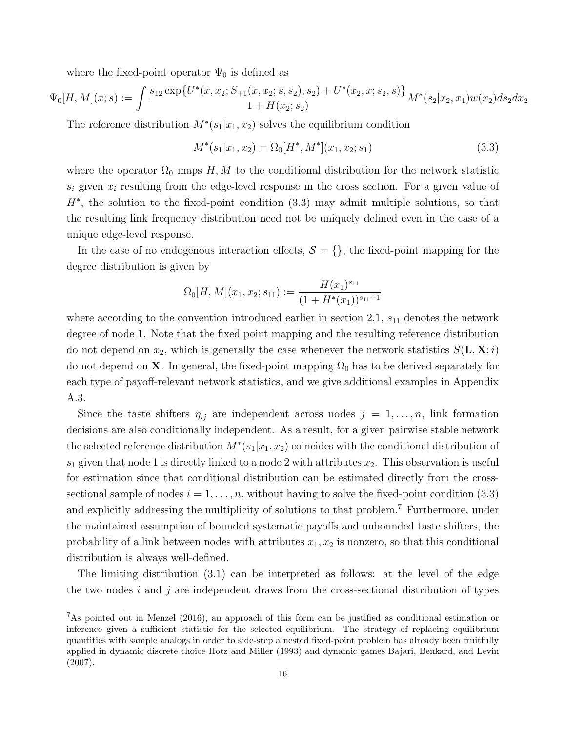where the fixed-point operator $\Psi_0$ is defined as

$$\Psi_0[H, M](x; s) := \int \frac{s_{12} \exp\{U^*(x, x_2; S_{+1}(x, x_2; s, s_2), s_2) + U^*(x_2, x; s_2, s)\}}{1 + H(x_2; s_2)} M^*(s_2|x_2, x_1) w(x_2) ds_2 dx_2$$

The reference distribution $M^*(s_1|x_1, x_2)$ solves the equilibrium condition

$$M^*(s_1|x_1, x_2) = \Omega_0[H^*, M^*](x_1, x_2; s_1) \tag{3.3}$$

where the operator $\Omega_0$ maps $H, M$ to the conditional distribution for the network statistic $s_i$ given $x_i$ resulting from the edge-level response in the cross section. For a given value of $H^*$, the solution to the fixed-point condition (3.3) may admit multiple solutions, so that the resulting link frequency distribution need not be uniquely defined even in the case of a unique edge-level response.

In the case of no endogenous interaction effects, $\mathcal{S} = \{\}$, the fixed-point mapping for the degree distribution is given by

$$\Omega_0[H, M](x_1, x_2; s_{11}) := \frac{H(x_1)^{s_{11}}}{(1 + H^*(x_1))^{s_{11}+1}}$$

where according to the convention introduced earlier in section 2.1, $s_{11}$ denotes the network degree of node 1. Note that the fixed point mapping and the resulting reference distribution do not depend on $x_2$, which is generally the case whenever the network statistics $S(\mathbf{L}, \mathbf{X}; i)$ do not depend on $\mathbf{X}$. In general, the fixed-point mapping $\Omega_0$ has to be derived separately for each type of payoff-relevant network statistics, and we give additional examples in Appendix A.3.

Since the taste shifters $\eta_{ij}$ are independent across nodes $j = 1, \ldots, n$, link formation decisions are also conditionally independent. As a result, for a given pairwise stable network the selected reference distribution $M^*(s_1|x_1, x_2)$ coincides with the conditional distribution of $s_1$ given that node 1 is directly linked to a node 2 with attributes $x_2$. This observation is useful for estimation since that conditional distribution can be estimated directly from the cross-sectional sample of nodes $i = 1, \ldots, n$, without having to solve the fixed-point condition (3.3) and explicitly addressing the multiplicity of solutions to that problem.[7] Furthermore, under the maintained assumption of bounded systematic payoffs and unbounded taste shifters, the probability of a link between nodes with attributes $x_1, x_2$ is nonzero, so that this conditional distribution is always well-defined.

The limiting distribution (3.1) can be interpreted as follows: at the level of the edge the two nodes $i$ and $j$ are independent draws from the cross-sectional distribution of types

[7] As pointed out in Menzel (2016), an approach of this form can be justified as conditional estimation or inference given a sufficient statistic for the selected equilibrium. The strategy of replacing equilibrium quantities with sample analogs in order to side-step a nested fixed-point problem has already been fruitfully applied in dynamic discrete choice Hotz and Miller (1993) and dynamic games Bajari, Benkard, and Levin (2007).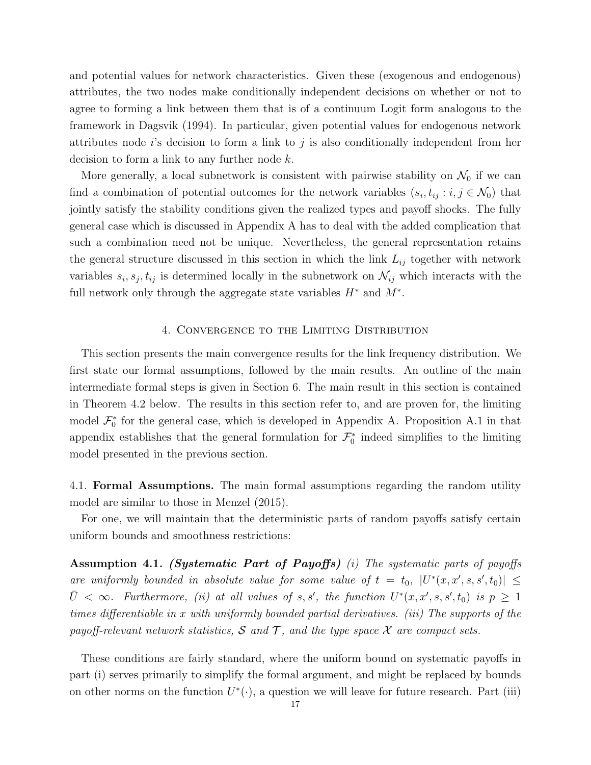and potential values for network characteristics. Given these (exogenous and endogenous) attributes, the two nodes make conditionally independent decisions on whether or not to agree to forming a link between them that is of a continuum Logit form analogous to the framework in Dagsvik (1994). In particular, given potential values for endogenous network attributes node $i$'s decision to form a link to $j$ is also conditionally independent from her decision to form a link to any further node $k$.

More generally, a local subnetwork is consistent with pairwise stability on $\mathcal{N}_0$ if we can find a combination of potential outcomes for the network variables $(s_i, t_{ij} : i, j \in \mathcal{N}_0)$ that jointly satisfy the stability conditions given the realized types and payoff shocks. The fully general case which is discussed in Appendix A has to deal with the added complication that such a combination need not be unique. Nevertheless, the general representation retains the general structure discussed in this section in which the link $L_{ij}$ together with network variables $s_i, s_j, t_{ij}$ is determined locally in the subnetwork on $\mathcal{N}_{ij}$ which interacts with the full network only through the aggregate state variables $H^*$ and $M^*$.

## 4. Convergence to the Limiting Distribution

This section presents the main convergence results for the link frequency distribution. We first state our formal assumptions, followed by the main results. An outline of the main intermediate formal steps is given in Section 6. The main result in this section is contained in Theorem 4.2 below. The results in this section refer to, and are proven for, the limiting model $\mathcal{F}_0^*$ for the general case, which is developed in Appendix A. Proposition A.1 in that appendix establishes that the general formulation for $\mathcal{F}_0^*$ indeed simplifies to the limiting model presented in the previous section.

4.1. **Formal Assumptions.** The main formal assumptions regarding the random utility model are similar to those in Menzel (2015).

For one, we will maintain that the deterministic parts of random payoffs satisfy certain uniform bounds and smoothness restrictions:

**Assumption 4.1.** ***(Systematic Part of Payoffs)*** *(i) The systematic parts of payoffs are uniformly bounded in absolute value for some value of $t = t_0$, $|U^*(x, x', s, s', t_0)| \leq \bar{U} < \infty$. Furthermore, (ii) at all values of $s, s'$, the function $U^*(x, x', s, s', t_0)$ is $p \geq 1$ times differentiable in $x$ with uniformly bounded partial derivatives. (iii) The supports of the payoff-relevant network statistics, $\mathcal{S}$ and $\mathcal{T}$, and the type space $\mathcal{X}$ are compact sets.*

These conditions are fairly standard, where the uniform bound on systematic payoffs in part (i) serves primarily to simplify the formal argument, and might be replaced by bounds on other norms on the function $U^*(\cdot)$, a question we will leave for future research. Part (iii)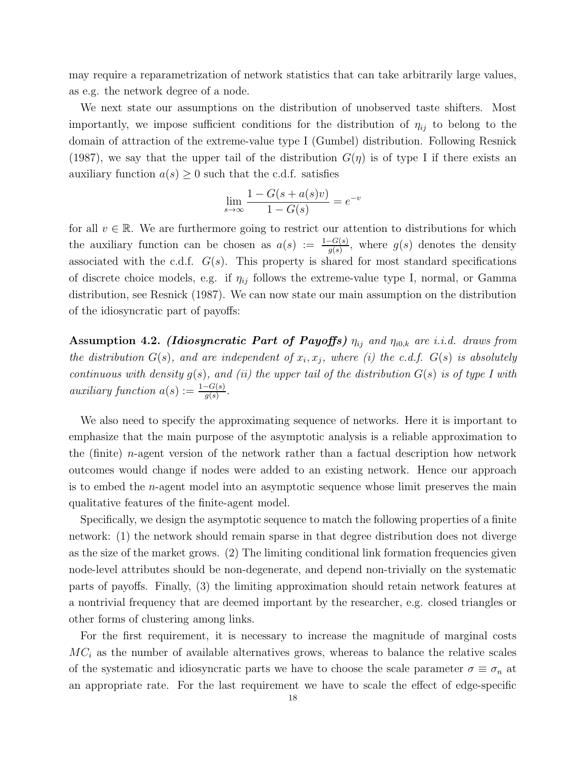may require a reparametrization of network statistics that can take arbitrarily large values, as e.g. the network degree of a node.

We next state our assumptions on the distribution of unobserved taste shifters. Most importantly, we impose sufficient conditions for the distribution of $\eta_{ij}$ to belong to the domain of attraction of the extreme-value type I (Gumbel) distribution. Following Resnick (1987), we say that the upper tail of the distribution $G(\eta)$ is of type I if there exists an auxiliary function $a(s) \geq 0$ such that the c.d.f. satisfies

$$\lim_{s\to\infty} \frac{1 - G(s + a(s)v)}{1 - G(s)} = e^{-v}$$

for all $v \in \mathbb{R}$. We are furthermore going to restrict our attention to distributions for which the auxiliary function can be chosen as $a(s) := \frac{1-G(s)}{g(s)}$, where $g(s)$ denotes the density associated with the c.d.f. $G(s)$. This property is shared for most standard specifications of discrete choice models, e.g. if $\eta_{ij}$ follows the extreme-value type I, normal, or Gamma distribution, see Resnick (1987). We can now state our main assumption on the distribution of the idiosyncratic part of payoffs:

**Assumption 4.2.** ***(Idiosyncratic Part of Payoffs)*** *$\eta_{ij}$ and $\eta_{i0,k}$ are i.i.d. draws from the distribution $G(s)$, and are independent of $x_i, x_j$, where (i) the c.d.f. $G(s)$ is absolutely continuous with density $g(s)$, and (ii) the upper tail of the distribution $G(s)$ is of type I with auxiliary function $a(s) := \frac{1-G(s)}{g(s)}$.*

We also need to specify the approximating sequence of networks. Here it is important to emphasize that the main purpose of the asymptotic analysis is a reliable approximation to the (finite) $n$-agent version of the network rather than a factual description how network outcomes would change if nodes were added to an existing network. Hence our approach is to embed the $n$-agent model into an asymptotic sequence whose limit preserves the main qualitative features of the finite-agent model.

Specifically, we design the asymptotic sequence to match the following properties of a finite network: (1) the network should remain sparse in that degree distribution does not diverge as the size of the market grows. (2) The limiting conditional link formation frequencies given node-level attributes should be non-degenerate, and depend non-trivially on the systematic parts of payoffs. Finally, (3) the limiting approximation should retain network features at a nontrivial frequency that are deemed important by the researcher, e.g. closed triangles or other forms of clustering among links.

For the first requirement, it is necessary to increase the magnitude of marginal costs $MC_i$ as the number of available alternatives grows, whereas to balance the relative scales of the systematic and idiosyncratic parts we have to choose the scale parameter $\sigma \equiv \sigma_n$ at an appropriate rate. For the last requirement we have to scale the effect of edge-specific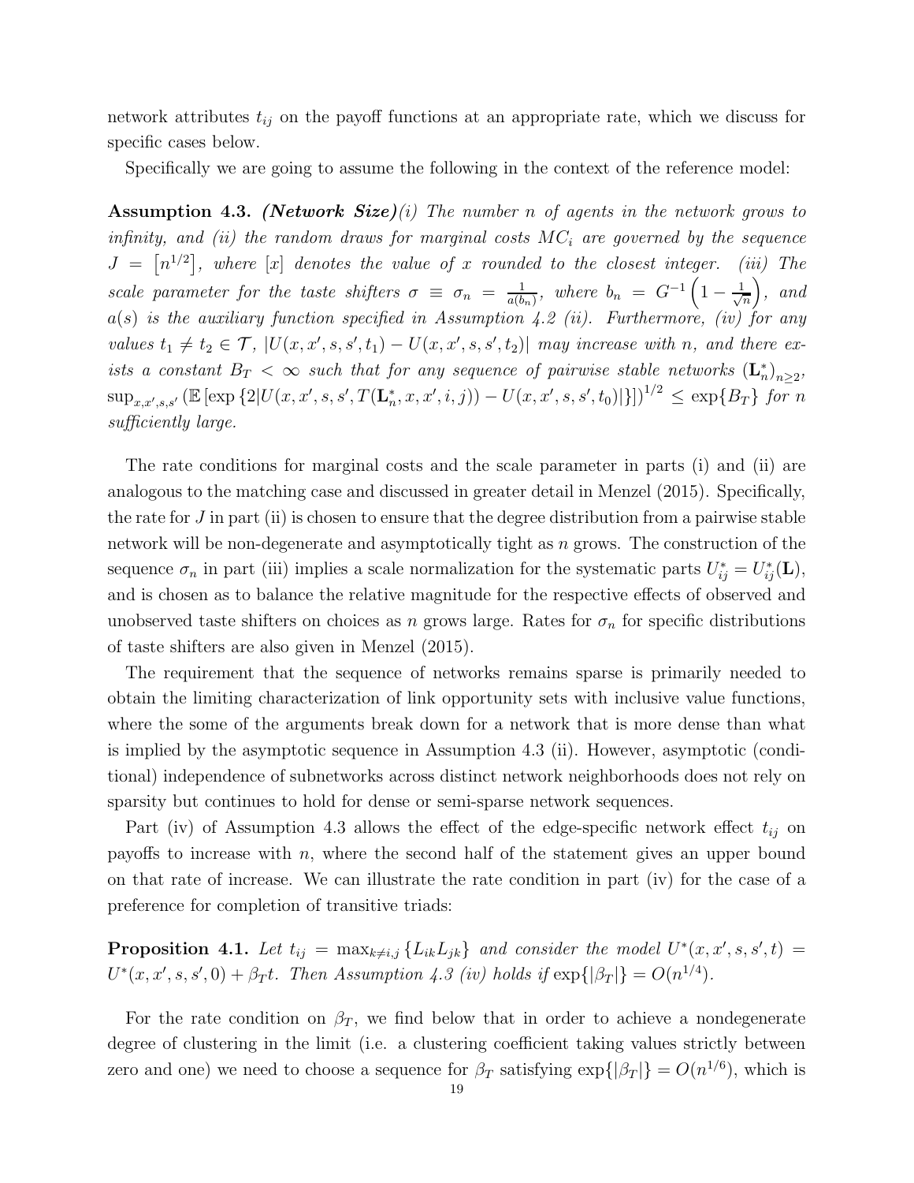network attributes $t_{ij}$ on the payoff functions at an appropriate rate, which we discuss for specific cases below.

Specifically we are going to assume the following in the context of the reference model:

**Assumption 4.3.** ***(Network Size)****(i) The number $n$ of agents in the network grows to infinity, and (ii) the random draws for marginal costs $MC_i$ are governed by the sequence $J = \left[n^{1/2}\right]$, where $[x]$ denotes the value of $x$ rounded to the closest integer. (iii) The scale parameter for the taste shifters $\sigma \equiv \sigma_n = \frac{1}{a(b_n)}$, where $b_n = G^{-1}\left(1 - \frac{1}{\sqrt{n}}\right)$, and $a(s)$ is the auxiliary function specified in Assumption 4.2 (ii). Furthermore, (iv) for any values $t_1 \neq t_2 \in \mathcal{T}$, $|U(x, x', s, s', t_1) - U(x, x', s, s', t_2)|$ may increase with $n$, and there exists a constant $B_T < \infty$ such that for any sequence of pairwise stable networks $(\mathbf{L}_n^*)_{n\geq 2}$, $\sup_{x,x',s,s'} \left(\mathbb{E}\left[\exp\left\{2|U(x, x', s, s', T(\mathbf{L}_n^*, x, x', i, j)) - U(x, x', s, s', t_0)|\right\}\right]\right)^{1/2} \leq \exp\{B_T\}$ for $n$ sufficiently large.*

The rate conditions for marginal costs and the scale parameter in parts (i) and (ii) are analogous to the matching case and discussed in greater detail in Menzel (2015). Specifically, the rate for $J$ in part (ii) is chosen to ensure that the degree distribution from a pairwise stable network will be non-degenerate and asymptotically tight as $n$ grows. The construction of the sequence $\sigma_n$ in part (iii) implies a scale normalization for the systematic parts $U_{ij}^* = U_{ij}^*(\mathbf{L})$, and is chosen as to balance the relative magnitude for the respective effects of observed and unobserved taste shifters on choices as $n$ grows large. Rates for $\sigma_n$ for specific distributions of taste shifters are also given in Menzel (2015).

The requirement that the sequence of networks remains sparse is primarily needed to obtain the limiting characterization of link opportunity sets with inclusive value functions, where the some of the arguments break down for a network that is more dense than what is implied by the asymptotic sequence in Assumption 4.3 (ii). However, asymptotic (conditional) independence of subnetworks across distinct network neighborhoods does not rely on sparsity but continues to hold for dense or semi-sparse network sequences.

Part (iv) of Assumption 4.3 allows the effect of the edge-specific network effect $t_{ij}$ on payoffs to increase with $n$, where the second half of the statement gives an upper bound on that rate of increase. We can illustrate the rate condition in part (iv) for the case of a preference for completion of transitive triads:

**Proposition 4.1.** *Let $t_{ij} = \max_{k\neq i,j}\{L_{ik}L_{jk}\}$ and consider the model $U^*(x, x', s, s', t) = U^*(x, x', s, s', 0) + \beta_T t$. Then Assumption 4.3 (iv) holds if $\exp\{|\beta_T|\} = O(n^{1/4})$.*

For the rate condition on $\beta_T$, we find below that in order to achieve a nondegenerate degree of clustering in the limit (i.e. a clustering coefficient taking values strictly between zero and one) we need to choose a sequence for $\beta_T$ satisfying $\exp\{|\beta_T|\} = O(n^{1/6})$, which is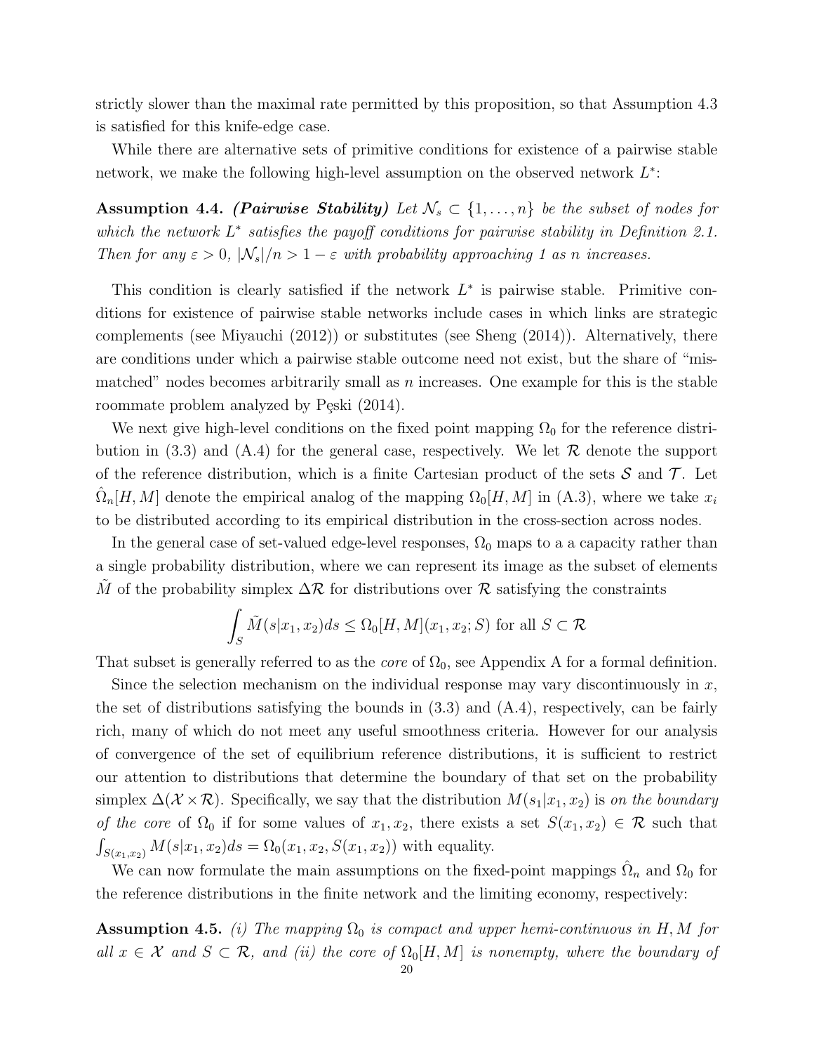strictly slower than the maximal rate permitted by this proposition, so that Assumption 4.3 is satisfied for this knife-edge case.

While there are alternative sets of primitive conditions for existence of a pairwise stable network, we make the following high-level assumption on the observed network $L^*$:

**Assumption 4.4.** ***(Pairwise Stability)*** *Let $\mathcal{N}_s \subset \{1, \ldots, n\}$ be the subset of nodes for which the network $L^*$ satisfies the payoff conditions for pairwise stability in Definition 2.1. Then for any $\varepsilon > 0$, $|\mathcal{N}_s|/n > 1 - \varepsilon$ with probability approaching 1 as $n$ increases.*

This condition is clearly satisfied if the network $L^*$ is pairwise stable. Primitive conditions for existence of pairwise stable networks include cases in which links are strategic complements (see Miyauchi (2012)) or substitutes (see Sheng (2014)). Alternatively, there are conditions under which a pairwise stable outcome need not exist, but the share of "mismatched" nodes becomes arbitrarily small as $n$ increases. One example for this is the stable roommate problem analyzed by Pęski (2014).

We next give high-level conditions on the fixed point mapping $\Omega_0$ for the reference distribution in (3.3) and (A.4) for the general case, respectively. We let $\mathcal{R}$ denote the support of the reference distribution, which is a finite Cartesian product of the sets $\mathcal{S}$ and $\mathcal{T}$. Let $\hat{\Omega}_n[H, M]$ denote the empirical analog of the mapping $\Omega_0[H, M]$ in (A.3), where we take $x_i$ to be distributed according to its empirical distribution in the cross-section across nodes.

In the general case of set-valued edge-level responses, $\Omega_0$ maps to a a capacity rather than a single probability distribution, where we can represent its image as the subset of elements $\tilde{M}$ of the probability simplex $\Delta\mathcal{R}$ for distributions over $\mathcal{R}$ satisfying the constraints

$$\int_S \tilde{M}(s|x_1, x_2)ds \leq \Omega_0[H, M](x_1, x_2; S) \text{ for all } S \subset \mathcal{R}$$

That subset is generally referred to as the *core* of $\Omega_0$, see Appendix A for a formal definition.

Since the selection mechanism on the individual response may vary discontinuously in $x$, the set of distributions satisfying the bounds in (3.3) and (A.4), respectively, can be fairly rich, many of which do not meet any useful smoothness criteria. However for our analysis of convergence of the set of equilibrium reference distributions, it is sufficient to restrict our attention to distributions that determine the boundary of that set on the probability simplex $\Delta(\mathcal{X} \times \mathcal{R})$. Specifically, we say that the distribution $M(s_1|x_1, x_2)$ is *on the boundary of the core* of $\Omega_0$ if for some values of $x_1, x_2$, there exists a set $S(x_1, x_2) \in \mathcal{R}$ such that $\int_{S(x_1,x_2)} M(s|x_1, x_2)ds = \Omega_0(x_1, x_2, S(x_1, x_2))$ with equality.

We can now formulate the main assumptions on the fixed-point mappings $\hat{\Omega}_n$ and $\Omega_0$ for the reference distributions in the finite network and the limiting economy, respectively:

**Assumption 4.5.** *(i) The mapping $\Omega_0$ is compact and upper hemi-continuous in $H, M$ for all $x \in \mathcal{X}$ and $S \subset \mathcal{R}$, and (ii) the core of $\Omega_0[H, M]$ is nonempty, where the boundary of*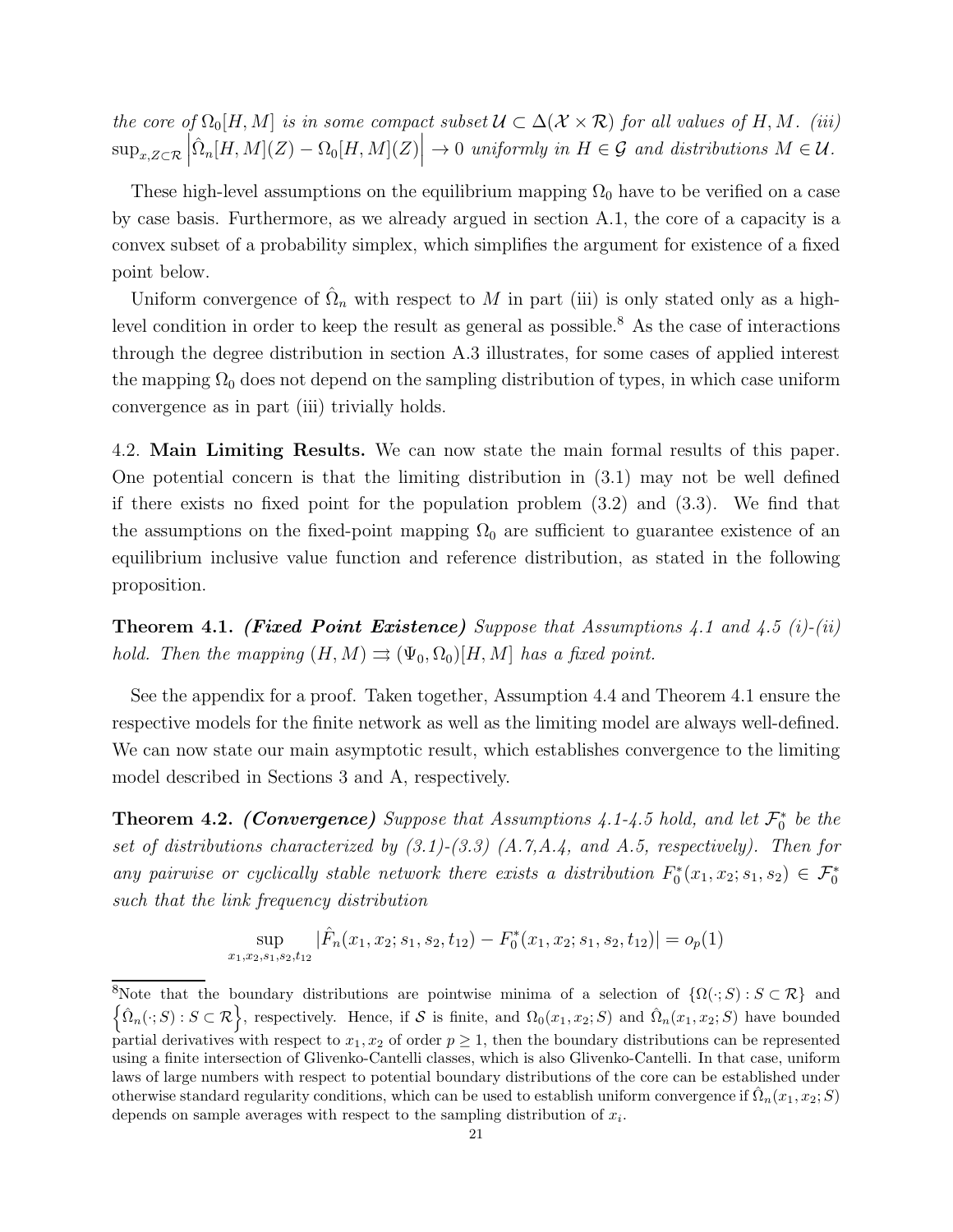*the core of $\Omega_0[H,M]$ is in some compact subset $\mathcal{U} \subset \Delta(\mathcal{X} \times \mathcal{R})$ for all values of $H, M$. (iii) $\sup_{x,Z\subset\mathcal{R}} \left|\hat{\Omega}_n[H,M](Z) - \Omega_0[H,M](Z)\right| \to 0$ uniformly in $H \in \mathcal{G}$ and distributions $M \in \mathcal{U}$.*

These high-level assumptions on the equilibrium mapping $\Omega_0$ have to be verified on a case by case basis. Furthermore, as we already argued in section A.1, the core of a capacity is a convex subset of a probability simplex, which simplifies the argument for existence of a fixed point below.

Uniform convergence of $\hat{\Omega}_n$ with respect to $M$ in part (iii) is only stated only as a high-level condition in order to keep the result as general as possible.[8] As the case of interactions through the degree distribution in section A.3 illustrates, for some cases of applied interest the mapping $\Omega_0$ does not depend on the sampling distribution of types, in which case uniform convergence as in part (iii) trivially holds.

4.2. **Main Limiting Results.** We can now state the main formal results of this paper. One potential concern is that the limiting distribution in (3.1) may not be well defined if there exists no fixed point for the population problem (3.2) and (3.3). We find that the assumptions on the fixed-point mapping $\Omega_0$ are sufficient to guarantee existence of an equilibrium inclusive value function and reference distribution, as stated in the following proposition.

**Theorem 4.1.** ***(Fixed Point Existence)*** *Suppose that Assumptions 4.1 and 4.5 (i)-(ii) hold. Then the mapping $(H, M) \rightrightarrows (\Psi_0, \Omega_0)[H, M]$ has a fixed point.*

See the appendix for a proof. Taken together, Assumption 4.4 and Theorem 4.1 ensure the respective models for the finite network as well as the limiting model are always well-defined. We can now state our main asymptotic result, which establishes convergence to the limiting model described in Sections 3 and A, respectively.

**Theorem 4.2.** ***(Convergence)*** *Suppose that Assumptions 4.1-4.5 hold, and let $\mathcal{F}_0^*$ be the set of distributions characterized by (3.1)-(3.3) (A.7,A.4, and A.5, respectively). Then for any pairwise or cyclically stable network there exists a distribution $F_0^*(x_1, x_2; s_1, s_2) \in \mathcal{F}_0^*$ such that the link frequency distribution*

$$\sup_{x_1,x_2,s_1,s_2,t_{12}} |\hat{F}_n(x_1, x_2; s_1, s_2, t_{12}) - F_0^*(x_1, x_2; s_1, s_2, t_{12})| = o_p(1)$$

---

[8] Note that the boundary distributions are pointwise minima of a selection of $\{\Omega(\cdot; S) : S \subset \mathcal{R}\}$ and $\left\{\hat{\Omega}_n(\cdot; S) : S \subset \mathcal{R}\right\}$, respectively. Hence, if $\mathcal{S}$ is finite, and $\Omega_0(x_1, x_2; S)$ and $\hat{\Omega}_n(x_1, x_2; S)$ have bounded partial derivatives with respect to $x_1, x_2$ of order $p \geq 1$, then the boundary distributions can be represented using a finite intersection of Glivenko-Cantelli classes, which is also Glivenko-Cantelli. In that case, uniform laws of large numbers with respect to potential boundary distributions of the core can be established under otherwise standard regularity conditions, which can be used to establish uniform convergence if $\hat{\Omega}_n(x_1, x_2; S)$ depends on sample averages with respect to the sampling distribution of $x_i$.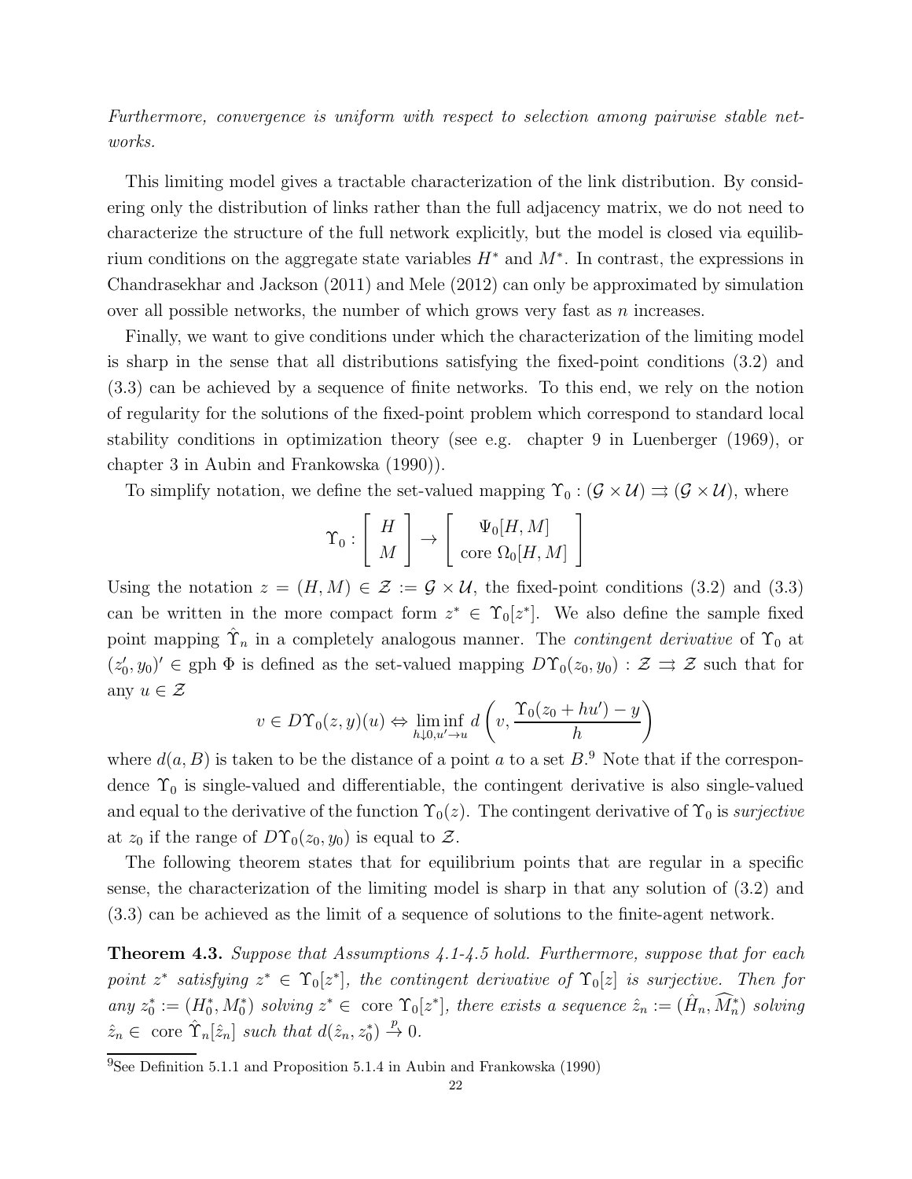*Furthermore, convergence is uniform with respect to selection among pairwise stable networks.*

This limiting model gives a tractable characterization of the link distribution. By considering only the distribution of links rather than the full adjacency matrix, we do not need to characterize the structure of the full network explicitly, but the model is closed via equilibrium conditions on the aggregate state variables $H^*$ and $M^*$. In contrast, the expressions in Chandrasekhar and Jackson (2011) and Mele (2012) can only be approximated by simulation over all possible networks, the number of which grows very fast as $n$ increases.

Finally, we want to give conditions under which the characterization of the limiting model is sharp in the sense that all distributions satisfying the fixed-point conditions (3.2) and (3.3) can be achieved by a sequence of finite networks. To this end, we rely on the notion of regularity for the solutions of the fixed-point problem which correspond to standard local stability conditions in optimization theory (see e.g. chapter 9 in Luenberger (1969), or chapter 3 in Aubin and Frankowska (1990)).

To simplify notation, we define the set-valued mapping $\Upsilon_0 : (\mathcal{G} \times \mathcal{U}) \rightrightarrows (\mathcal{G} \times \mathcal{U})$, where

$$\Upsilon_0 : \begin{bmatrix} H \\ M \end{bmatrix} \to \begin{bmatrix} \Psi_0[H, M] \\ \text{core } \Omega_0[H, M] \end{bmatrix}$$

Using the notation $z = (H, M) \in \mathcal{Z} := \mathcal{G} \times \mathcal{U}$, the fixed-point conditions (3.2) and (3.3) can be written in the more compact form $z^* \in \Upsilon_0[z^*]$. We also define the sample fixed point mapping $\hat{\Upsilon}_n$ in a completely analogous manner. The *contingent derivative* of $\Upsilon_0$ at $(z_0', y_0)' \in \text{gph } \Phi$ is defined as the set-valued mapping $D\Upsilon_0(z_0, y_0) : \mathcal{Z} \rightrightarrows \mathcal{Z}$ such that for any $u \in \mathcal{Z}$

$$v \in D\Upsilon_0(z, y)(u) \Leftrightarrow \liminf_{h \downarrow 0, u' \to u} d\left(v, \frac{\Upsilon_0(z_0 + hu') - y}{h}\right)$$

where $d(a, B)$ is taken to be the distance of a point $a$ to a set $B$.[9] Note that if the correspondence $\Upsilon_0$ is single-valued and differentiable, the contingent derivative is also single-valued and equal to the derivative of the function $\Upsilon_0(z)$. The contingent derivative of $\Upsilon_0$ is *surjective* at $z_0$ if the range of $D\Upsilon_0(z_0, y_0)$ is equal to $\mathcal{Z}$.

The following theorem states that for equilibrium points that are regular in a specific sense, the characterization of the limiting model is sharp in that any solution of (3.2) and (3.3) can be achieved as the limit of a sequence of solutions to the finite-agent network.

**Theorem 4.3.** *Suppose that Assumptions 4.1-4.5 hold. Furthermore, suppose that for each point $z^*$ satisfying $z^* \in \Upsilon_0[z^*]$, the contingent derivative of $\Upsilon_0[z]$ is surjective. Then for any $z_0^* := (H_0^*, M_0^*)$ solving $z^* \in$ core $\Upsilon_0[z^*]$, there exists a sequence $\hat{z}_n := (\hat{H}_n, \widehat{M}_n^*)$ solving $\hat{z}_n \in$ core $\hat{\Upsilon}_n[\hat{z}_n]$ such that $d(\hat{z}_n, z_0^*) \xrightarrow{p} 0$.*

[9] See Definition 5.1.1 and Proposition 5.1.4 in Aubin and Frankowska (1990)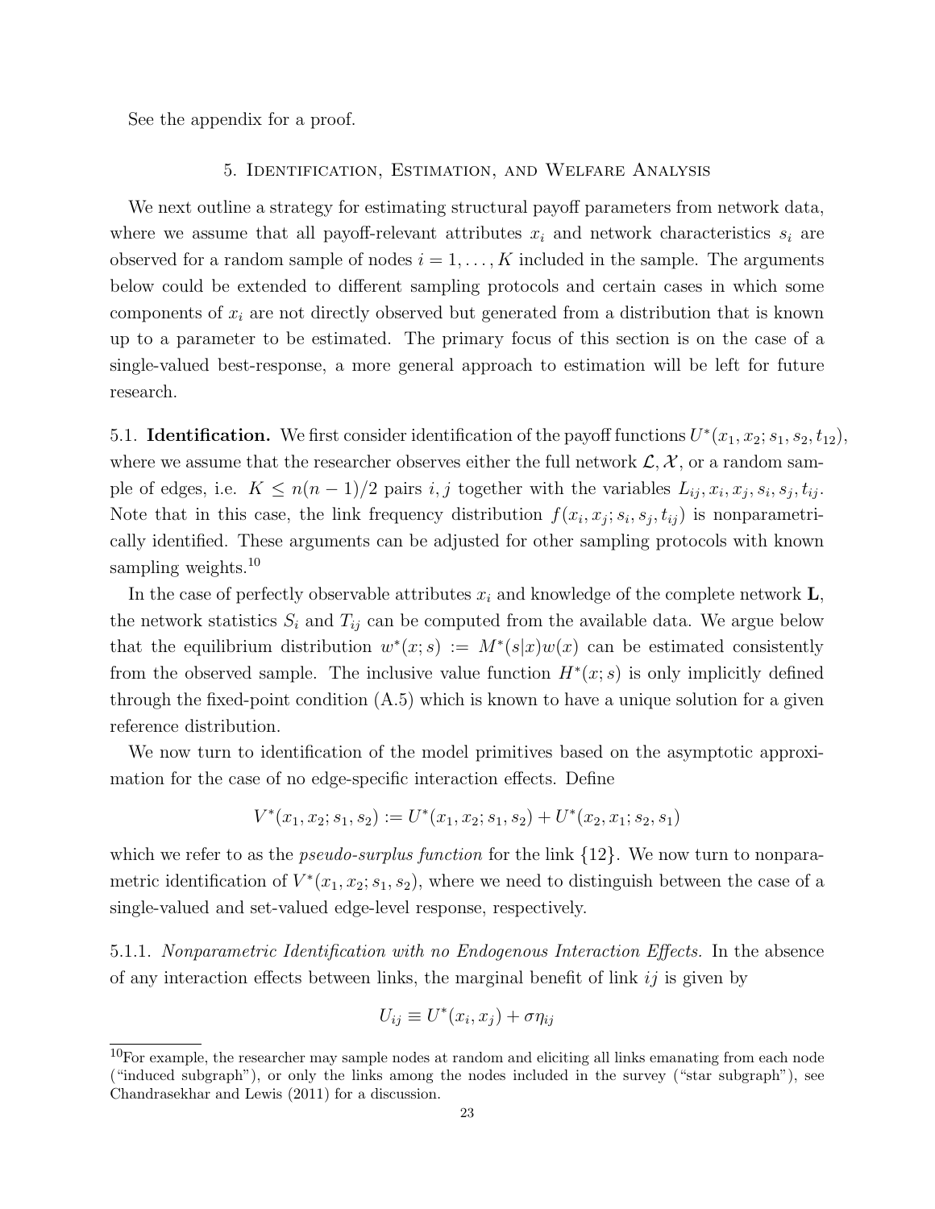See the appendix for a proof.

## 5. Identification, Estimation, and Welfare Analysis

We next outline a strategy for estimating structural payoff parameters from network data, where we assume that all payoff-relevant attributes $x_i$ and network characteristics $s_i$ are observed for a random sample of nodes $i = 1, \dots, K$ included in the sample. The arguments below could be extended to different sampling protocols and certain cases in which some components of $x_i$ are not directly observed but generated from a distribution that is known up to a parameter to be estimated. The primary focus of this section is on the case of a single-valued best-response, a more general approach to estimation will be left for future research.

### 5.1. **Identification.**

We first consider identification of the payoff functions $U^*(x_1, x_2; s_1, s_2, t_{12})$, where we assume that the researcher observes either the full network $\mathcal{L}, \mathcal{X}$, or a random sample of edges, i.e. $K \leq n(n-1)/2$ pairs $i, j$ together with the variables $L_{ij}, x_i, x_j, s_i, s_j, t_{ij}$. Note that in this case, the link frequency distribution $f(x_i, x_j; s_i, s_j, t_{ij})$ is nonparametrically identified. These arguments can be adjusted for other sampling protocols with known sampling weights.[10]

In the case of perfectly observable attributes $x_i$ and knowledge of the complete network $\mathbf{L}$, the network statistics $S_i$ and $T_{ij}$ can be computed from the available data. We argue below that the equilibrium distribution $w^*(x; s) := M^*(s|x)w(x)$ can be estimated consistently from the observed sample. The inclusive value function $H^*(x; s)$ is only implicitly defined through the fixed-point condition (A.5) which is known to have a unique solution for a given reference distribution.

We now turn to identification of the model primitives based on the asymptotic approximation for the case of no edge-specific interaction effects. Define

$$V^*(x_1, x_2; s_1, s_2) := U^*(x_1, x_2; s_1, s_2) + U^*(x_2, x_1; s_2, s_1)$$

which we refer to as the *pseudo-surplus function* for the link $\{12\}$. We now turn to nonparametric identification of $V^*(x_1, x_2; s_1, s_2)$, where we need to distinguish between the case of a single-valued and set-valued edge-level response, respectively.

#### 5.1.1. *Nonparametric Identification with no Endogenous Interaction Effects.*

In the absence of any interaction effects between links, the marginal benefit of link $ij$ is given by

$$U_{ij} \equiv U^*(x_i, x_j) + \sigma\eta_{ij}$$

[10] For example, the researcher may sample nodes at random and eliciting all links emanating from each node ("induced subgraph"), or only the links among the nodes included in the survey ("star subgraph"), see Chandrasekhar and Lewis (2011) for a discussion.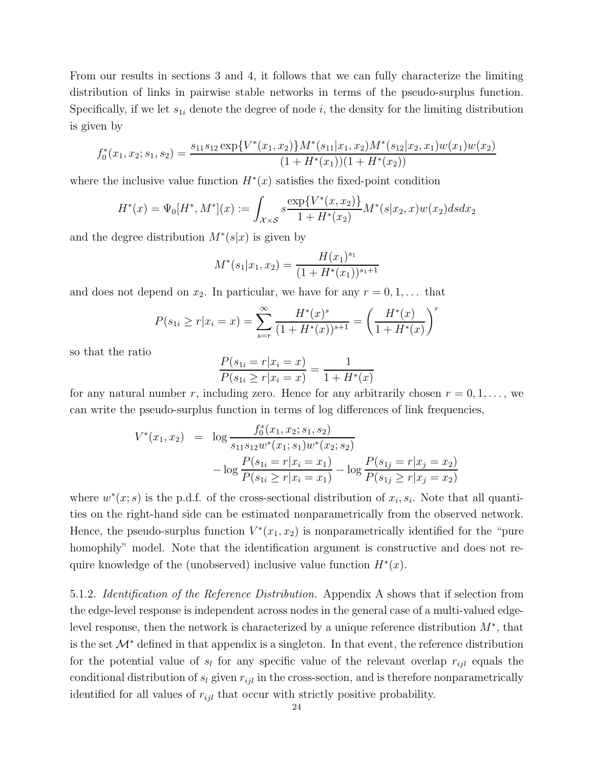From our results in sections 3 and 4, it follows that we can fully characterize the limiting distribution of links in pairwise stable networks in terms of the pseudo-surplus function. Specifically, if we let $s_{1i}$ denote the degree of node $i$, the density for the limiting distribution is given by

$$f_0^*(x_1, x_2; s_1, s_2) = \frac{s_{11}s_{12}\exp\{V^*(x_1, x_2)\}M^*(s_{11}|x_1, x_2)M^*(s_{12}|x_2, x_1)w(x_1)w(x_2)}{(1 + H^*(x_1))(1 + H^*(x_2))}$$

where the inclusive value function $H^*(x)$ satisfies the fixed-point condition

$$H^*(x) = \Psi_0[H^*, M^*](x) := \int_{\mathcal{X}\times\mathcal{S}} s\frac{\exp\{V^*(x, x_2)\}}{1 + H^*(x_2)}M^*(s|x_2, x)w(x_2)dsdx_2$$

and the degree distribution $M^*(s|x)$ is given by

$$M^*(s_1|x_1, x_2) = \frac{H(x_1)^{s_1}}{(1 + H^*(x_1))^{s_1+1}}$$

and does not depend on $x_2$. In particular, we have for any $r = 0, 1, \dots$ that

$$P(s_{1i} \geq r|x_i = x) = \sum_{s=r}^{\infty} \frac{H^*(x)^s}{(1 + H^*(x))^{s+1}} = \left(\frac{H^*(x)}{1 + H^*(x)}\right)^r$$

so that the ratio

$$\frac{P(s_{1i} = r|x_i = x)}{P(s_{1i} \geq r|x_i = x)} = \frac{1}{1 + H^*(x)}$$

for any natural number $r$, including zero. Hence for any arbitrarily chosen $r = 0, 1, \dots$, we can write the pseudo-surplus function in terms of log differences of link frequencies,

$$\begin{aligned} V^*(x_1, x_2) &= \log \frac{f_0^*(x_1, x_2; s_1, s_2)}{s_{11}s_{12}w^*(x_1; s_1)w^*(x_2; s_2)} \\ &\quad - \log \frac{P(s_{1i} = r|x_i = x_1)}{P(s_{1i} \geq r|x_i = x_1)} - \log \frac{P(s_{1j} = r|x_j = x_2)}{P(s_{1j} \geq r|x_j = x_2)} \end{aligned}$$

where $w^*(x; s)$ is the p.d.f. of the cross-sectional distribution of $x_i, s_i$. Note that all quantities on the right-hand side can be estimated nonparametrically from the observed network. Hence, the pseudo-surplus function $V^*(x_1, x_2)$ is nonparametrically identified for the "pure homophily" model. Note that the identification argument is constructive and does not require knowledge of the (unobserved) inclusive value function $H^*(x)$.

5.1.2. *Identification of the Reference Distribution.* Appendix A shows that if selection from the edge-level response is independent across nodes in the general case of a multi-valued edge-level response, then the network is characterized by a unique reference distribution $M^*$, that is the set $\mathcal{M}^*$ defined in that appendix is a singleton. In that event, the reference distribution for the potential value of $s_l$ for any specific value of the relevant overlap $r_{ijl}$ equals the conditional distribution of $s_l$ given $r_{ijl}$ in the cross-section, and is therefore nonparametrically identified for all values of $r_{ijl}$ that occur with strictly positive probability.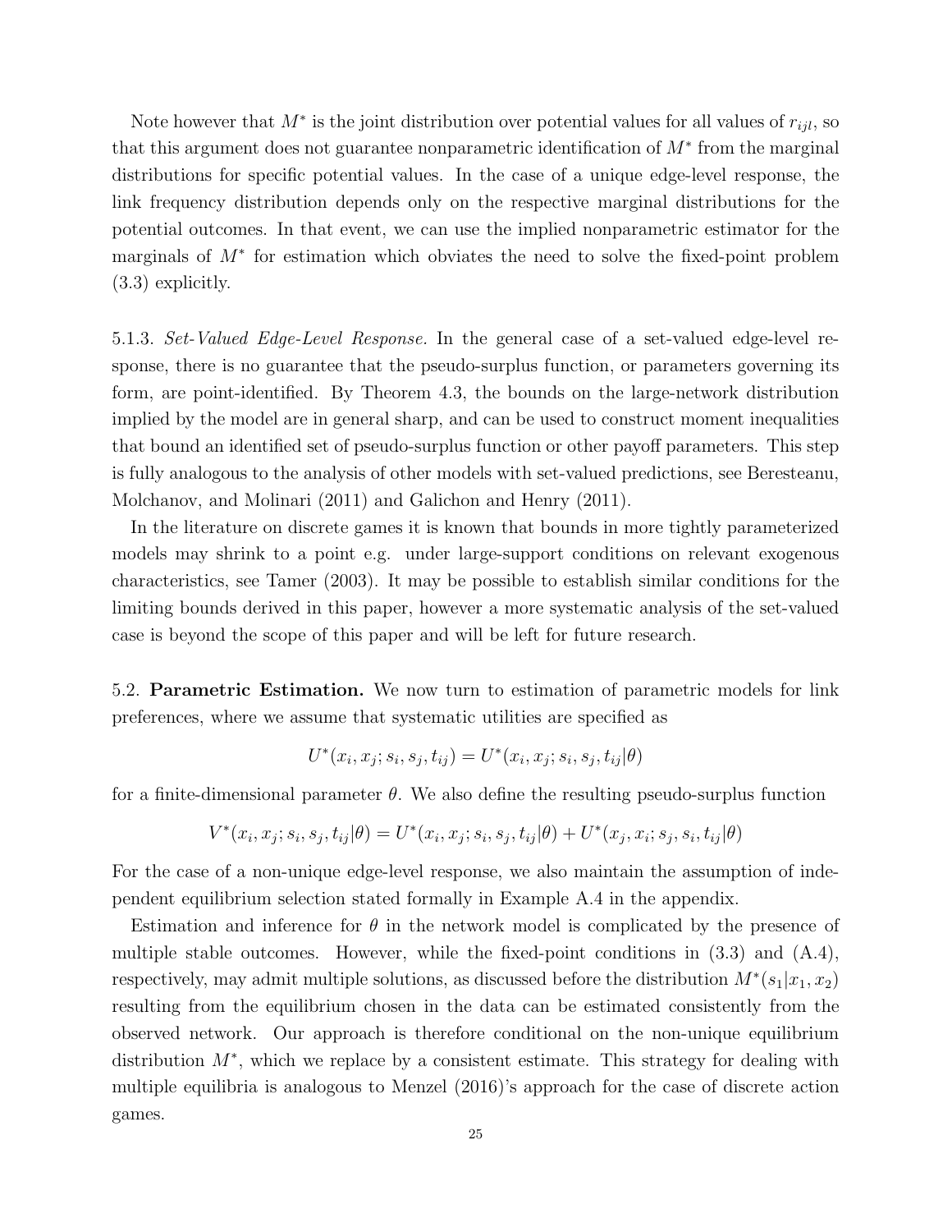Note however that $M^*$ is the joint distribution over potential values for all values of $r_{ijl}$, so that this argument does not guarantee nonparametric identification of $M^*$ from the marginal distributions for specific potential values. In the case of a unique edge-level response, the link frequency distribution depends only on the respective marginal distributions for the potential outcomes. In that event, we can use the implied nonparametric estimator for the marginals of $M^*$ for estimation which obviates the need to solve the fixed-point problem (3.3) explicitly.

5.1.3. *Set-Valued Edge-Level Response.* In the general case of a set-valued edge-level response, there is no guarantee that the pseudo-surplus function, or parameters governing its form, are point-identified. By Theorem 4.3, the bounds on the large-network distribution implied by the model are in general sharp, and can be used to construct moment inequalities that bound an identified set of pseudo-surplus function or other payoff parameters. This step is fully analogous to the analysis of other models with set-valued predictions, see Beresteanu, Molchanov, and Molinari (2011) and Galichon and Henry (2011).

In the literature on discrete games it is known that bounds in more tightly parameterized models may shrink to a point e.g. under large-support conditions on relevant exogenous characteristics, see Tamer (2003). It may be possible to establish similar conditions for the limiting bounds derived in this paper, however a more systematic analysis of the set-valued case is beyond the scope of this paper and will be left for future research.

5.2. **Parametric Estimation.** We now turn to estimation of parametric models for link preferences, where we assume that systematic utilities are specified as

$$U^*(x_i, x_j; s_i, s_j, t_{ij}) = U^*(x_i, x_j; s_i, s_j, t_{ij}|\theta)$$

for a finite-dimensional parameter $\theta$. We also define the resulting pseudo-surplus function

$$V^*(x_i, x_j; s_i, s_j, t_{ij}|\theta) = U^*(x_i, x_j; s_i, s_j, t_{ij}|\theta) + U^*(x_j, x_i; s_j, s_i, t_{ij}|\theta)$$

For the case of a non-unique edge-level response, we also maintain the assumption of independent equilibrium selection stated formally in Example A.4 in the appendix.

Estimation and inference for $\theta$ in the network model is complicated by the presence of multiple stable outcomes. However, while the fixed-point conditions in (3.3) and (A.4), respectively, may admit multiple solutions, as discussed before the distribution $M^*(s_1|x_1, x_2)$ resulting from the equilibrium chosen in the data can be estimated consistently from the observed network. Our approach is therefore conditional on the non-unique equilibrium distribution $M^*$, which we replace by a consistent estimate. This strategy for dealing with multiple equilibria is analogous to Menzel (2016)'s approach for the case of discrete action games.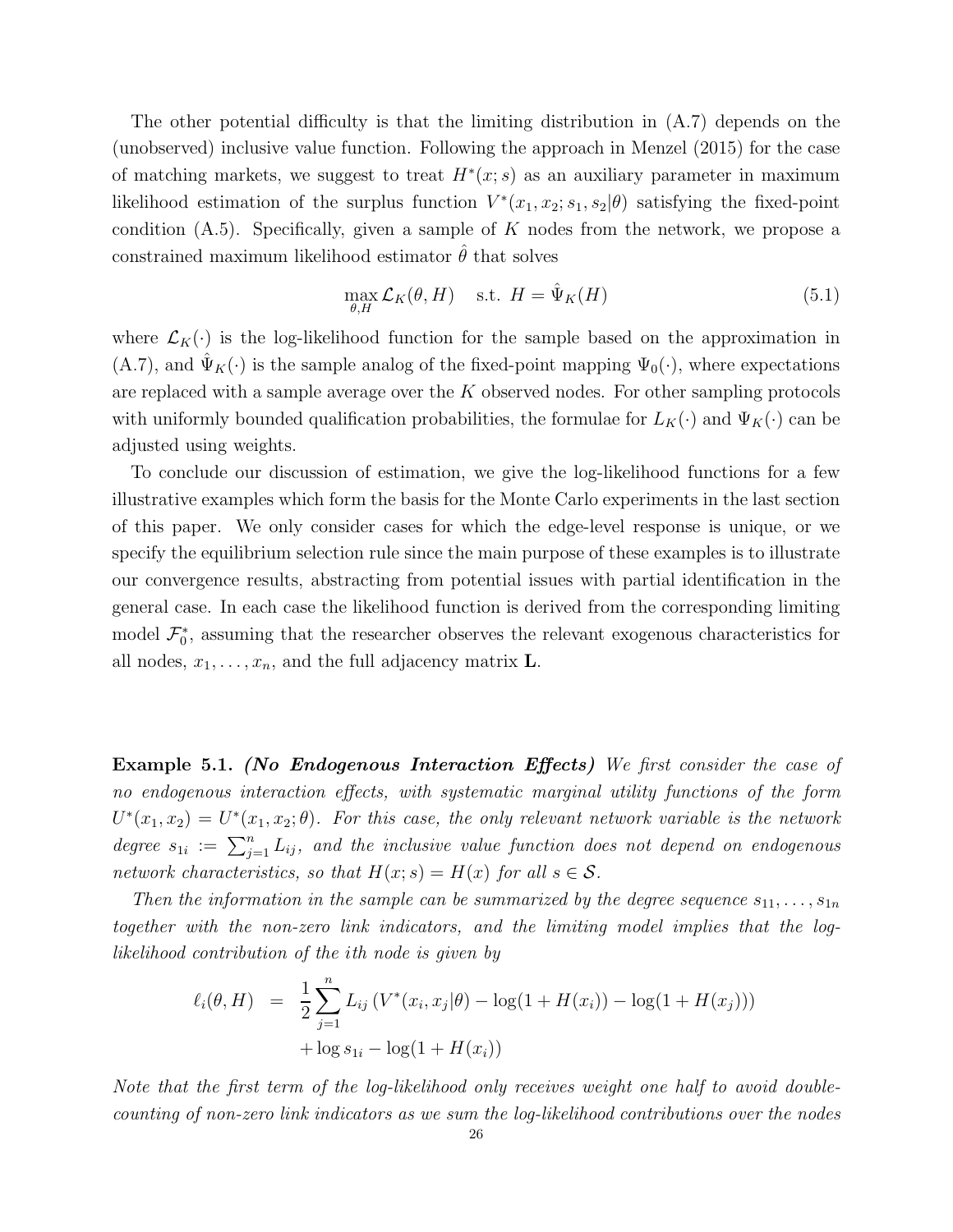The other potential difficulty is that the limiting distribution in (A.7) depends on the (unobserved) inclusive value function. Following the approach in Menzel (2015) for the case of matching markets, we suggest to treat $H^*(x;s)$ as an auxiliary parameter in maximum likelihood estimation of the surplus function $V^*(x_1, x_2; s_1, s_2|\theta)$ satisfying the fixed-point condition (A.5). Specifically, given a sample of $K$ nodes from the network, we propose a constrained maximum likelihood estimator $\hat{\theta}$ that solves

$$\max_{\theta, H} \mathcal{L}_K(\theta, H) \quad \text{s.t. } H = \hat{\Psi}_K(H) \tag{5.1}$$

where $\mathcal{L}_K(\cdot)$ is the log-likelihood function for the sample based on the approximation in (A.7), and $\hat{\Psi}_K(\cdot)$ is the sample analog of the fixed-point mapping $\Psi_0(\cdot)$, where expectations are replaced with a sample average over the $K$ observed nodes. For other sampling protocols with uniformly bounded qualification probabilities, the formulae for $L_K(\cdot)$ and $\Psi_K(\cdot)$ can be adjusted using weights.

To conclude our discussion of estimation, we give the log-likelihood functions for a few illustrative examples which form the basis for the Monte Carlo experiments in the last section of this paper. We only consider cases for which the edge-level response is unique, or we specify the equilibrium selection rule since the main purpose of these examples is to illustrate our convergence results, abstracting from potential issues with partial identification in the general case. In each case the likelihood function is derived from the corresponding limiting model $\mathcal{F}_0^*$, assuming that the researcher observes the relevant exogenous characteristics for all nodes, $x_1, \dots, x_n$, and the full adjacency matrix $\mathbf{L}$.

**Example 5.1.** ***(No Endogenous Interaction Effects)*** *We first consider the case of no endogenous interaction effects, with systematic marginal utility functions of the form $U^*(x_1, x_2) = U^*(x_1, x_2; \theta)$. For this case, the only relevant network variable is the network degree $s_{1i} := \sum_{j=1}^n L_{ij}$, and the inclusive value function does not depend on endogenous network characteristics, so that $H(x;s) = H(x)$ for all $s \in \mathcal{S}$.*

*Then the information in the sample can be summarized by the degree sequence $s_{11}, \dots, s_{1n}$ together with the non-zero link indicators, and the limiting model implies that the log-likelihood contribution of the ith node is given by*

$$\begin{aligned}
\ell_i(\theta, H) &= \frac{1}{2} \sum_{j=1}^n L_{ij} \left( V^*(x_i, x_j|\theta) - \log(1 + H(x_i)) - \log(1 + H(x_j)) \right) \\
&\quad + \log s_{1i} - \log(1 + H(x_i))
\end{aligned}$$

*Note that the first term of the log-likelihood only receives weight one half to avoid double-counting of non-zero link indicators as we sum the log-likelihood contributions over the nodes*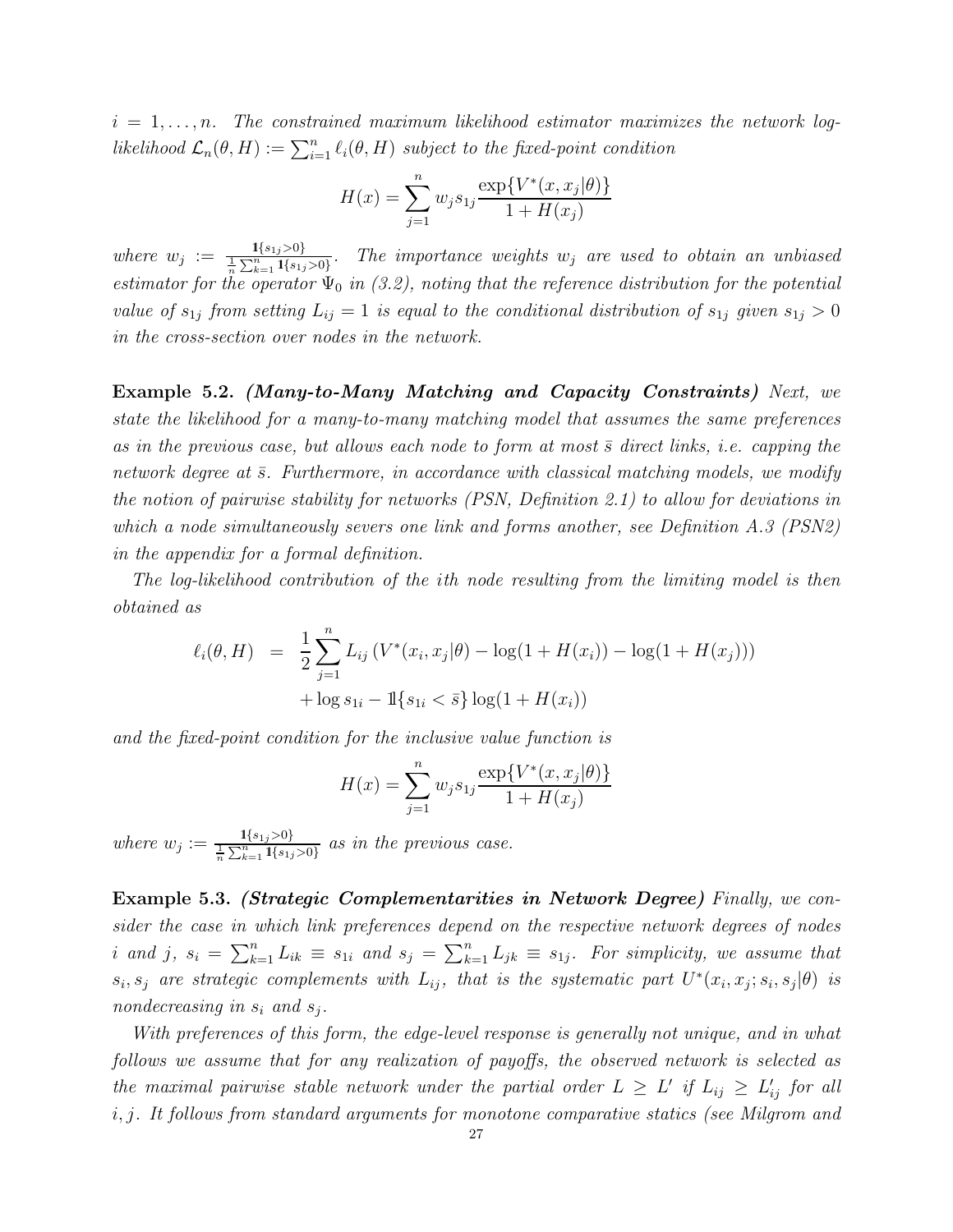*$i = 1, \ldots, n$. The constrained maximum likelihood estimator maximizes the network log-likelihood $\mathcal{L}_n(\theta, H) := \sum_{i=1}^n \ell_i(\theta, H)$ subject to the fixed-point condition*

$$H(x) = \sum_{j=1}^n w_j s_{1j} \frac{\exp\{V^*(x, x_j|\theta)\}}{1 + H(x_j)}$$

*where $w_j := \frac{\mathbb{1}\{s_{1j}>0\}}{\frac{1}{n}\sum_{k=1}^n \mathbb{1}\{s_{1j}>0\}}$. The importance weights $w_j$ are used to obtain an unbiased estimator for the operator $\Psi_0$ in (3.2), noting that the reference distribution for the potential value of $s_{1j}$ from setting $L_{ij} = 1$ is equal to the conditional distribution of $s_{1j}$ given $s_{1j} > 0$ in the cross-section over nodes in the network.*

**Example 5.2.** ***(Many-to-Many Matching and Capacity Constraints)*** *Next, we state the likelihood for a many-to-many matching model that assumes the same preferences as in the previous case, but allows each node to form at most $\bar{s}$ direct links, i.e. capping the network degree at $\bar{s}$. Furthermore, in accordance with classical matching models, we modify the notion of pairwise stability for networks (PSN, Definition 2.1) to allow for deviations in which a node simultaneously severs one link and forms another, see Definition A.3 (PSN2) in the appendix for a formal definition.*

*The log-likelihood contribution of the ith node resulting from the limiting model is then obtained as*

$$\begin{aligned}
\ell_i(\theta, H) &= \frac{1}{2}\sum_{j=1}^n L_{ij}\left(V^*(x_i, x_j|\theta) - \log(1 + H(x_i)) - \log(1 + H(x_j))\right) \\
&\quad + \log s_{1i} - \mathbb{1}\{s_{1i} < \bar{s}\}\log(1 + H(x_i))
\end{aligned}$$

*and the fixed-point condition for the inclusive value function is*

$$H(x) = \sum_{j=1}^n w_j s_{1j} \frac{\exp\{V^*(x, x_j|\theta)\}}{1 + H(x_j)}$$

*where $w_j := \frac{\mathbb{1}\{s_{1j}>0\}}{\frac{1}{n}\sum_{k=1}^n \mathbb{1}\{s_{1j}>0\}}$ as in the previous case.*

**Example 5.3.** ***(Strategic Complementarities in Network Degree)*** *Finally, we consider the case in which link preferences depend on the respective network degrees of nodes $i$ and $j$, $s_i = \sum_{k=1}^n L_{ik} \equiv s_{1i}$ and $s_j = \sum_{k=1}^n L_{jk} \equiv s_{1j}$. For simplicity, we assume that $s_i, s_j$ are strategic complements with $L_{ij}$, that is the systematic part $U^*(x_i, x_j; s_i, s_j|\theta)$ is nondecreasing in $s_i$ and $s_j$.*

*With preferences of this form, the edge-level response is generally not unique, and in what follows we assume that for any realization of payoffs, the observed network is selected as the maximal pairwise stable network under the partial order $L \geq L'$ if $L_{ij} \geq L'_{ij}$ for all $i, j$. It follows from standard arguments for monotone comparative statics (see Milgrom and*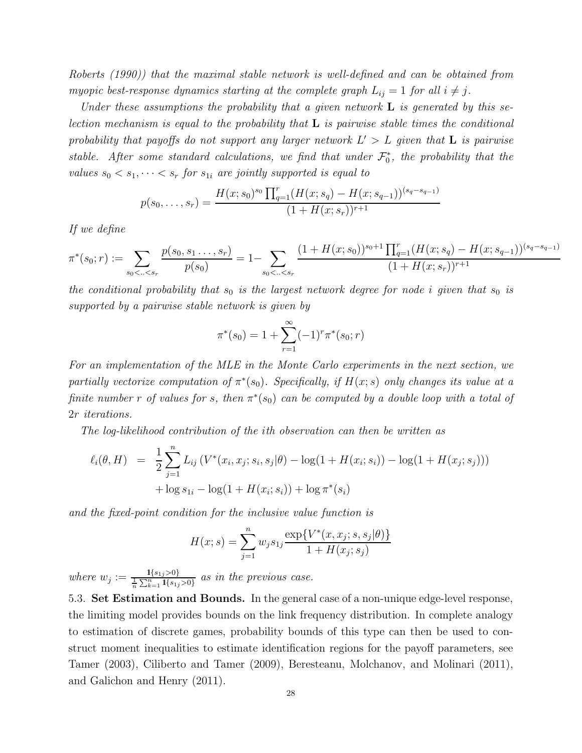*Roberts (1990)) that the maximal stable network is well-defined and can be obtained from myopic best-response dynamics starting at the complete graph $L_{ij} = 1$ for all $i \neq j$.*

*Under these assumptions the probability that a given network $\mathbf{L}$ is generated by this selection mechanism is equal to the probability that $\mathbf{L}$ is pairwise stable times the conditional probability that payoffs do not support any larger network $L' > L$ given that $\mathbf{L}$ is pairwise stable. After some standard calculations, we find that under $\mathcal{F}_0^*$, the probability that the values $s_0 < s_1, \cdots < s_r$ for $s_{1i}$ are jointly supported is equal to*

$$p(s_0, \dots, s_r) = \frac{H(x; s_0)^{s_0} \prod_{q=1}^{r} (H(x; s_q) - H(x; s_{q-1}))^{(s_q - s_{q-1})}}{(1 + H(x; s_r))^{r+1}}$$

*If we define*

$$\pi^*(s_0; r) := \sum_{s_0 < .. < s_r} \frac{p(s_0, s_1 \dots, s_r)}{p(s_0)} = 1 - \sum_{s_0 < .. < s_r} \frac{(1 + H(x; s_0))^{s_0+1} \prod_{q=1}^{r} (H(x; s_q) - H(x; s_{q-1}))^{(s_q - s_{q-1})}}{(1 + H(x; s_r))^{r+1}}$$

*the conditional probability that $s_0$ is the largest network degree for node $i$ given that $s_0$ is supported by a pairwise stable network is given by*

$$\pi^*(s_0) = 1 + \sum_{r=1}^{\infty} (-1)^r \pi^*(s_0; r)$$

*For an implementation of the MLE in the Monte Carlo experiments in the next section, we partially vectorize computation of $\pi^*(s_0)$. Specifically, if $H(x; s)$ only changes its value at a finite number $r$ of values for $s$, then $\pi^*(s_0)$ can be computed by a double loop with a total of $2r$ iterations.*

*The log-likelihood contribution of the $i$th observation can then be written as*

$$\begin{aligned} \ell_i(\theta, H) &= \frac{1}{2} \sum_{j=1}^{n} L_{ij} \left( V^*(x_i, x_j; s_i, s_j | \theta) - \log(1 + H(x_i; s_i)) - \log(1 + H(x_j; s_j)) \right) \\ &\quad + \log s_{1i} - \log(1 + H(x_i; s_i)) + \log \pi^*(s_i) \end{aligned}$$

*and the fixed-point condition for the inclusive value function is*

$$H(x; s) = \sum_{j=1}^{n} w_j s_{1j} \frac{\exp\{V^*(x, x_j; s, s_j | \theta)\}}{1 + H(x_j; s_j)}$$

*where $w_j := \frac{\mathbb{1}\{s_{1j} > 0\}}{\frac{1}{n} \sum_{k=1}^{n} \mathbb{1}\{s_{1j} > 0\}}$ as in the previous case.*

5.3. **Set Estimation and Bounds.** In the general case of a non-unique edge-level response, the limiting model provides bounds on the link frequency distribution. In complete analogy to estimation of discrete games, probability bounds of this type can then be used to construct moment inequalities to estimate identification regions for the payoff parameters, see Tamer (2003), Ciliberto and Tamer (2009), Beresteanu, Molchanov, and Molinari (2011), and Galichon and Henry (2011).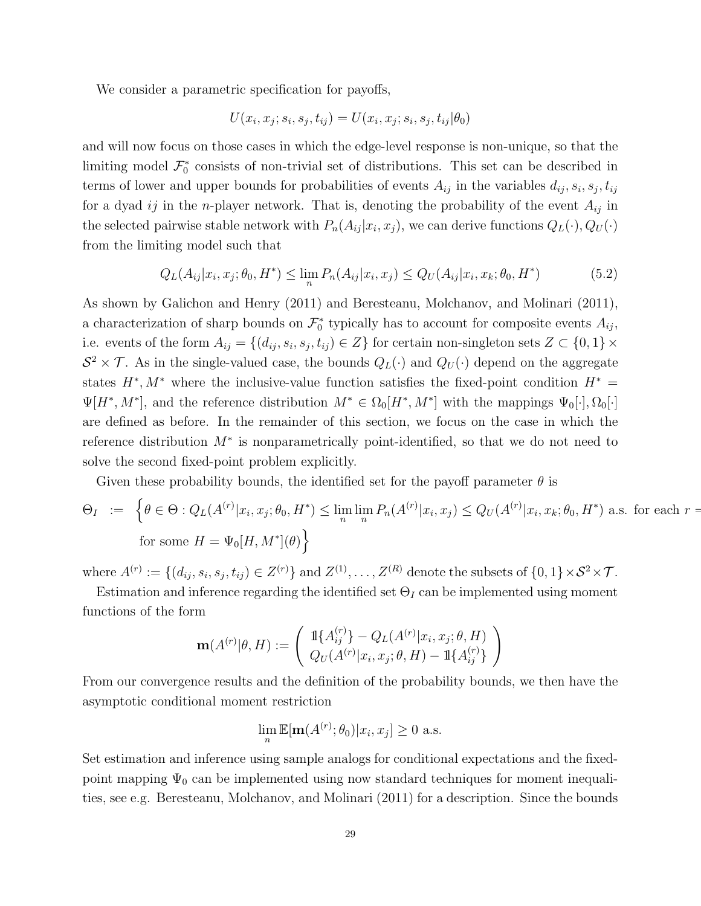We consider a parametric specification for payoffs,

$$U(x_i, x_j; s_i, s_j, t_{ij}) = U(x_i, x_j; s_i, s_j, t_{ij}|\theta_0)$$

and will now focus on those cases in which the edge-level response is non-unique, so that the limiting model $\mathcal{F}_0^*$ consists of non-trivial set of distributions. This set can be described in terms of lower and upper bounds for probabilities of events $A_{ij}$ in the variables $d_{ij}, s_i, s_j, t_{ij}$ for a dyad $ij$ in the $n$-player network. That is, denoting the probability of the event $A_{ij}$ in the selected pairwise stable network with $P_n(A_{ij}|x_i, x_j)$, we can derive functions $Q_L(\cdot), Q_U(\cdot)$ from the limiting model such that

$$Q_L(A_{ij}|x_i, x_j; \theta_0, H^*) \leq \lim_n P_n(A_{ij}|x_i, x_j) \leq Q_U(A_{ij}|x_i, x_k; \theta_0, H^*) \tag{5.2}$$

As shown by Galichon and Henry (2011) and Beresteanu, Molchanov, and Molinari (2011), a characterization of sharp bounds on $\mathcal{F}_0^*$ typically has to account for composite events $A_{ij}$, i.e. events of the form $A_{ij} = \{(d_{ij}, s_i, s_j, t_{ij}) \in Z\}$ for certain non-singleton sets $Z \subset \{0,1\} \times \mathcal{S}^2 \times \mathcal{T}$. As in the single-valued case, the bounds $Q_L(\cdot)$ and $Q_U(\cdot)$ depend on the aggregate states $H^*, M^*$ where the inclusive-value function satisfies the fixed-point condition $H^* = \Psi[H^*, M^*]$, and the reference distribution $M^* \in \Omega_0[H^*, M^*]$ with the mappings $\Psi_0[\cdot], \Omega_0[\cdot]$ are defined as before. In the remainder of this section, we focus on the case in which the reference distribution $M^*$ is nonparametrically point-identified, so that we do not need to solve the second fixed-point problem explicitly.

Given these probability bounds, the identified set for the payoff parameter $\theta$ is

$$\begin{aligned}\Theta_I \;:=\; & \Big\{\theta \in \Theta : Q_L(A^{(r)}|x_i, x_j; \theta_0, H^*) \leq \lim_n \lim_n P_n(A^{(r)}|x_i, x_j) \leq Q_U(A^{(r)}|x_i, x_k; \theta_0, H^*) \text{ a.s. for each } r = \\ & \text{for some } H = \Psi_0[H, M^*](\theta)\Big\}\end{aligned}$$

where $A^{(r)} := \{(d_{ij}, s_i, s_j, t_{ij}) \in Z^{(r)}\}$ and $Z^{(1)}, \dots, Z^{(R)}$ denote the subsets of $\{0,1\} \times \mathcal{S}^2 \times \mathcal{T}$.

Estimation and inference regarding the identified set $\Theta_I$ can be implemented using moment functions of the form

$$\mathbf{m}(A^{(r)}|\theta, H) := \begin{pmatrix} \mathbb{1}\{A_{ij}^{(r)}\} - Q_L(A^{(r)}|x_i, x_j; \theta, H) \\ Q_U(A^{(r)}|x_i, x_j; \theta, H) - \mathbb{1}\{A_{ij}^{(r)}\} \end{pmatrix}$$

From our convergence results and the definition of the probability bounds, we then have the asymptotic conditional moment restriction

$$\lim_n \mathbb{E}[\mathbf{m}(A^{(r)}; \theta_0)|x_i, x_j] \geq 0 \text{ a.s.}$$

Set estimation and inference using sample analogs for conditional expectations and the fixed-point mapping $\Psi_0$ can be implemented using now standard techniques for moment inequalities, see e.g. Beresteanu, Molchanov, and Molinari (2011) for a description. Since the bounds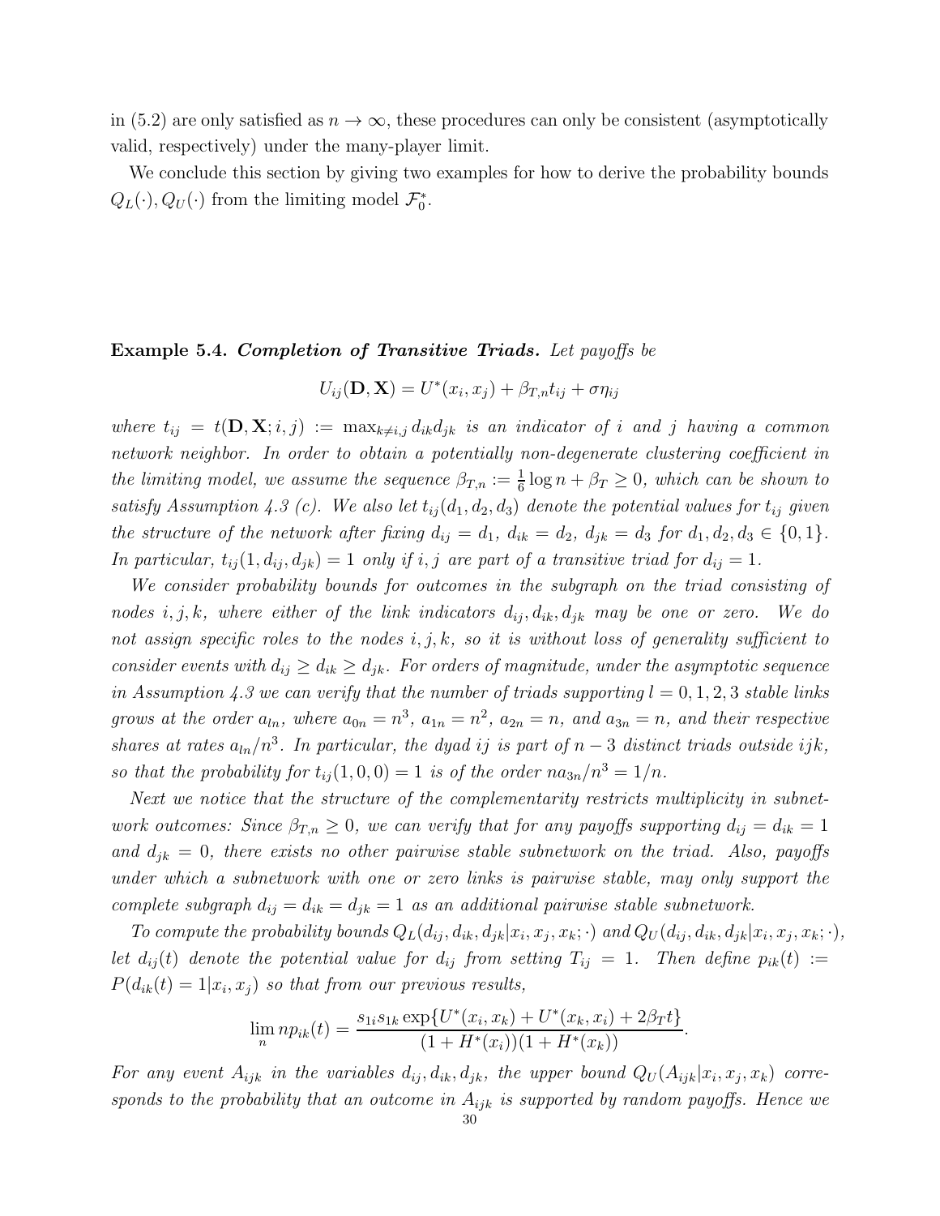in (5.2) are only satisfied as $n \to \infty$, these procedures can only be consistent (asymptotically valid, respectively) under the many-player limit.

We conclude this section by giving two examples for how to derive the probability bounds $Q_L(\cdot), Q_U(\cdot)$ from the limiting model $\mathcal{F}_0^*$.

**Example 5.4.** ***Completion of Transitive Triads.*** *Let payoffs be*

$$U_{ij}(\mathbf{D}, \mathbf{X}) = U^*(x_i, x_j) + \beta_{T,n} t_{ij} + \sigma \eta_{ij}$$

*where $t_{ij} = t(\mathbf{D}, \mathbf{X}; i, j) := \max_{k \neq i,j} d_{ik} d_{jk}$ is an indicator of $i$ and $j$ having a common network neighbor. In order to obtain a potentially non-degenerate clustering coefficient in the limiting model, we assume the sequence $\beta_{T,n} := \frac{1}{6} \log n + \beta_T \geq 0$, which can be shown to satisfy Assumption 4.3 (c). We also let $t_{ij}(d_1, d_2, d_3)$ denote the potential values for $t_{ij}$ given the structure of the network after fixing $d_{ij} = d_1$, $d_{ik} = d_2$, $d_{jk} = d_3$ for $d_1, d_2, d_3 \in \{0, 1\}$. In particular, $t_{ij}(1, d_{ij}, d_{jk}) = 1$ only if $i, j$ are part of a transitive triad for $d_{ij} = 1$.*

*We consider probability bounds for outcomes in the subgraph on the triad consisting of nodes $i, j, k$, where either of the link indicators $d_{ij}, d_{ik}, d_{jk}$ may be one or zero. We do not assign specific roles to the nodes $i, j, k$, so it is without loss of generality sufficient to consider events with $d_{ij} \geq d_{ik} \geq d_{jk}$. For orders of magnitude, under the asymptotic sequence in Assumption 4.3 we can verify that the number of triads supporting $l = 0, 1, 2, 3$ stable links grows at the order $a_{ln}$, where $a_{0n} = n^3$, $a_{1n} = n^2$, $a_{2n} = n$, and $a_{3n} = n$, and their respective shares at rates $a_{ln}/n^3$. In particular, the dyad $ij$ is part of $n - 3$ distinct triads outside $ijk$, so that the probability for $t_{ij}(1, 0, 0) = 1$ is of the order $n a_{3n}/n^3 = 1/n$.*

*Next we notice that the structure of the complementarity restricts multiplicity in subnetwork outcomes: Since $\beta_{T,n} \geq 0$, we can verify that for any payoffs supporting $d_{ij} = d_{ik} = 1$ and $d_{jk} = 0$, there exists no other pairwise stable subnetwork on the triad. Also, payoffs under which a subnetwork with one or zero links is pairwise stable, may only support the complete subgraph $d_{ij} = d_{ik} = d_{jk} = 1$ as an additional pairwise stable subnetwork.*

*To compute the probability bounds $Q_L(d_{ij}, d_{ik}, d_{jk} | x_i, x_j, x_k; \cdot)$ and $Q_U(d_{ij}, d_{ik}, d_{jk} | x_i, x_j, x_k; \cdot)$, let $d_{ij}(t)$ denote the potential value for $d_{ij}$ from setting $T_{ij} = 1$. Then define $p_{ik}(t) := P(d_{ik}(t) = 1 | x_i, x_j)$ so that from our previous results,*

$$\lim_n n p_{ik}(t) = \frac{s_{1i} s_{1k} \exp\{U^*(x_i, x_k) + U^*(x_k, x_i) + 2\beta_T t\}}{(1 + H^*(x_i))(1 + H^*(x_k))}.$$

*For any event $A_{ijk}$ in the variables $d_{ij}, d_{ik}, d_{jk}$, the upper bound $Q_U(A_{ijk} | x_i, x_j, x_k)$ corresponds to the probability that an outcome in $A_{ijk}$ is supported by random payoffs. Hence we*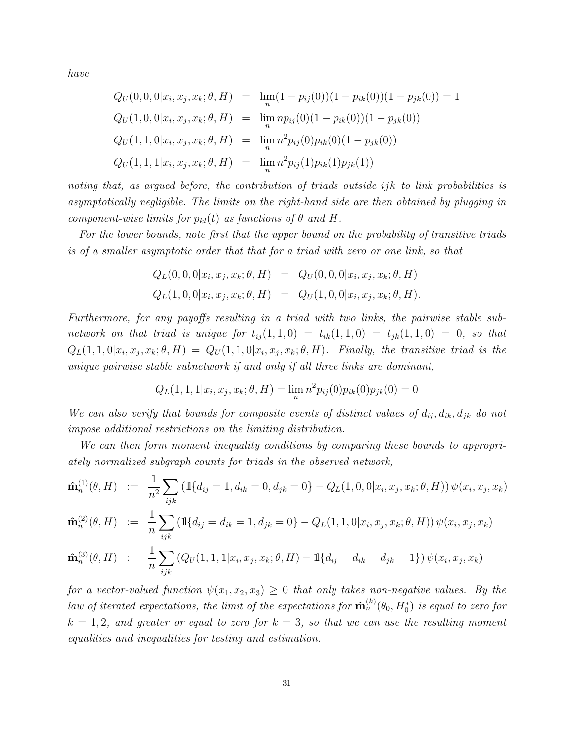*have*

$$
\begin{aligned}
Q_U(0,0,0|x_i,x_j,x_k;\theta,H) &= \lim_n (1-p_{ij}(0))(1-p_{ik}(0))(1-p_{jk}(0)) = 1\\
Q_U(1,0,0|x_i,x_j,x_k;\theta,H) &= \lim_n np_{ij}(0)(1-p_{ik}(0))(1-p_{jk}(0))\\
Q_U(1,1,0|x_i,x_j,x_k;\theta,H) &= \lim_n n^2 p_{ij}(0)p_{ik}(0)(1-p_{jk}(0))\\
Q_U(1,1,1|x_i,x_j,x_k;\theta,H) &= \lim_n n^2 p_{ij}(1)p_{ik}(1)p_{jk}(1))
\end{aligned}
$$

*noting that, as argued before, the contribution of triads outside $ijk$ to link probabilities is asymptotically negligible. The limits on the right-hand side are then obtained by plugging in component-wise limits for $p_{kl}(t)$ as functions of $\theta$ and $H$.*

*For the lower bounds, note first that the upper bound on the probability of transitive triads is of a smaller asymptotic order that that for a triad with zero or one link, so that*

$$
\begin{aligned}
Q_L(0,0,0|x_i,x_j,x_k;\theta,H) &= Q_U(0,0,0|x_i,x_j,x_k;\theta,H)\\
Q_L(1,0,0|x_i,x_j,x_k;\theta,H) &= Q_U(1,0,0|x_i,x_j,x_k;\theta,H).
\end{aligned}
$$

*Furthermore, for any payoffs resulting in a triad with two links, the pairwise stable subnetwork on that triad is unique for $t_{ij}(1,1,0) = t_{ik}(1,1,0) = t_{jk}(1,1,0) = 0$, so that $Q_L(1,1,0|x_i,x_j,x_k;\theta,H) = Q_U(1,1,0|x_i,x_j,x_k;\theta,H)$. Finally, the transitive triad is the unique pairwise stable subnetwork if and only if all three links are dominant,*

$$
Q_L(1,1,1|x_i,x_j,x_k;\theta,H) = \lim_n n^2 p_{ij}(0)p_{ik}(0)p_{jk}(0) = 0
$$

*We can also verify that bounds for composite events of distinct values of $d_{ij}, d_{ik}, d_{jk}$ do not impose additional restrictions on the limiting distribution.*

*We can then form moment inequality conditions by comparing these bounds to appropriately normalized subgraph counts for triads in the observed network,*

$$
\begin{aligned}
\hat{\mathbf{m}}_n^{(1)}(\theta,H) &:= \frac{1}{n^2}\sum_{ijk}\left(\mathbb{1}\{d_{ij}=1,d_{ik}=0,d_{jk}=0\} - Q_L(1,0,0|x_i,x_j,x_k;\theta,H)\right)\psi(x_i,x_j,x_k)\\
\hat{\mathbf{m}}_n^{(2)}(\theta,H) &:= \frac{1}{n}\sum_{ijk}\left(\mathbb{1}\{d_{ij}=d_{ik}=1,d_{jk}=0\} - Q_L(1,1,0|x_i,x_j,x_k;\theta,H)\right)\psi(x_i,x_j,x_k)\\
\hat{\mathbf{m}}_n^{(3)}(\theta,H) &:= \frac{1}{n}\sum_{ijk}\left(Q_U(1,1,1|x_i,x_j,x_k;\theta,H) - \mathbb{1}\{d_{ij}=d_{ik}=d_{jk}=1\}\right)\psi(x_i,x_j,x_k)
\end{aligned}
$$

*for a vector-valued function $\psi(x_1,x_2,x_3) \geq 0$ that only takes non-negative values. By the law of iterated expectations, the limit of the expectations for $\hat{\mathbf{m}}_n^{(k)}(\theta_0,H_0^*)$ is equal to zero for $k=1,2$, and greater or equal to zero for $k=3$, so that we can use the resulting moment equalities and inequalities for testing and estimation.*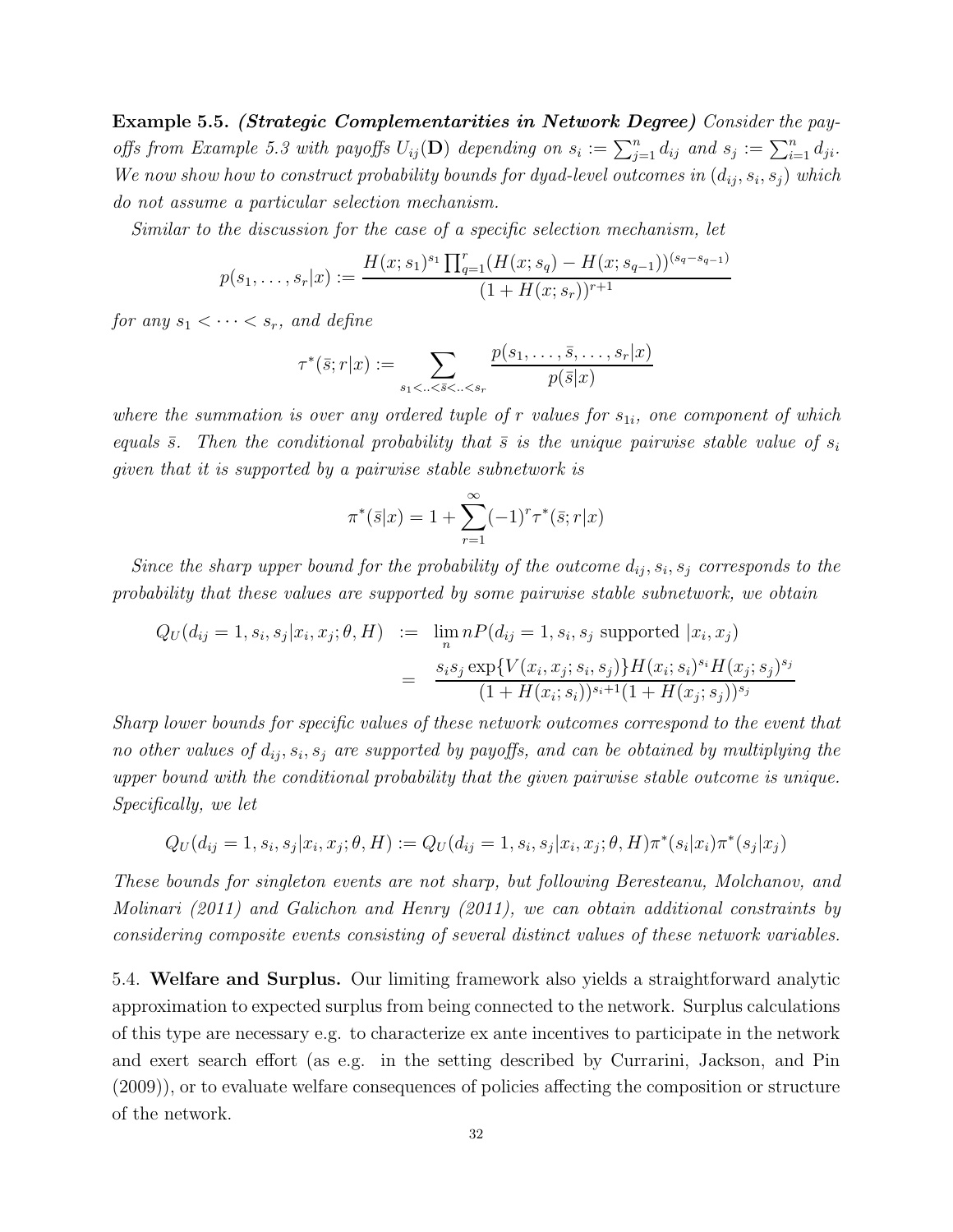**Example 5.5.** ***(Strategic Complementarities in Network Degree)*** *Consider the payoffs from Example 5.3 with payoffs $U_{ij}(\mathbf{D})$ depending on $s_i := \sum_{j=1}^n d_{ij}$ and $s_j := \sum_{i=1}^n d_{ji}$. We now show how to construct probability bounds for dyad-level outcomes in $(d_{ij}, s_i, s_j)$ which do not assume a particular selection mechanism.*

*Similar to the discussion for the case of a specific selection mechanism, let*

$$p(s_1, \ldots, s_r|x) := \frac{H(x; s_1)^{s_1} \prod_{q=1}^r (H(x; s_q) - H(x; s_{q-1}))^{(s_q - s_{q-1})}}{(1 + H(x; s_r))^{r+1}}$$

*for any $s_1 < \cdots < s_r$, and define*

$$\tau^*(\bar{s}; r|x) := \sum_{s_1 < .. < \bar{s} < .. < s_r} \frac{p(s_1, \ldots, \bar{s}, \ldots, s_r|x)}{p(\bar{s}|x)}$$

*where the summation is over any ordered tuple of $r$ values for $s_{1i}$, one component of which equals $\bar{s}$. Then the conditional probability that $\bar{s}$ is the unique pairwise stable value of $s_i$ given that it is supported by a pairwise stable subnetwork is*

$$\pi^*(\bar{s}|x) = 1 + \sum_{r=1}^{\infty} (-1)^r \tau^*(\bar{s}; r|x)$$

*Since the sharp upper bound for the probability of the outcome $d_{ij}, s_i, s_j$ corresponds to the probability that these values are supported by some pairwise stable subnetwork, we obtain*

$$\begin{aligned} Q_U(d_{ij} = 1, s_i, s_j | x_i, x_j; \theta, H) &:= \lim_n nP(d_{ij} = 1, s_i, s_j \text{ supported } | x_i, x_j) \\ &= \frac{s_i s_j \exp\{V(x_i, x_j; s_i, s_j)\} H(x_i; s_i)^{s_i} H(x_j; s_j)^{s_j}}{(1 + H(x_i; s_i))^{s_i+1} (1 + H(x_j; s_j))^{s_j}} \end{aligned}$$

*Sharp lower bounds for specific values of these network outcomes correspond to the event that no other values of $d_{ij}, s_i, s_j$ are supported by payoffs, and can be obtained by multiplying the upper bound with the conditional probability that the given pairwise stable outcome is unique. Specifically, we let*

$$Q_U(d_{ij} = 1, s_i, s_j | x_i, x_j; \theta, H) := Q_U(d_{ij} = 1, s_i, s_j | x_i, x_j; \theta, H) \pi^*(s_i|x_i) \pi^*(s_j|x_j)$$

*These bounds for singleton events are not sharp, but following Beresteanu, Molchanov, and Molinari (2011) and Galichon and Henry (2011), we can obtain additional constraints by considering composite events consisting of several distinct values of these network variables.*

## 5.4. Welfare and Surplus.

Our limiting framework also yields a straightforward analytic approximation to expected surplus from being connected to the network. Surplus calculations of this type are necessary e.g. to characterize ex ante incentives to participate in the network and exert search effort (as e.g. in the setting described by Currarini, Jackson, and Pin (2009)), or to evaluate welfare consequences of policies affecting the composition or structure of the network.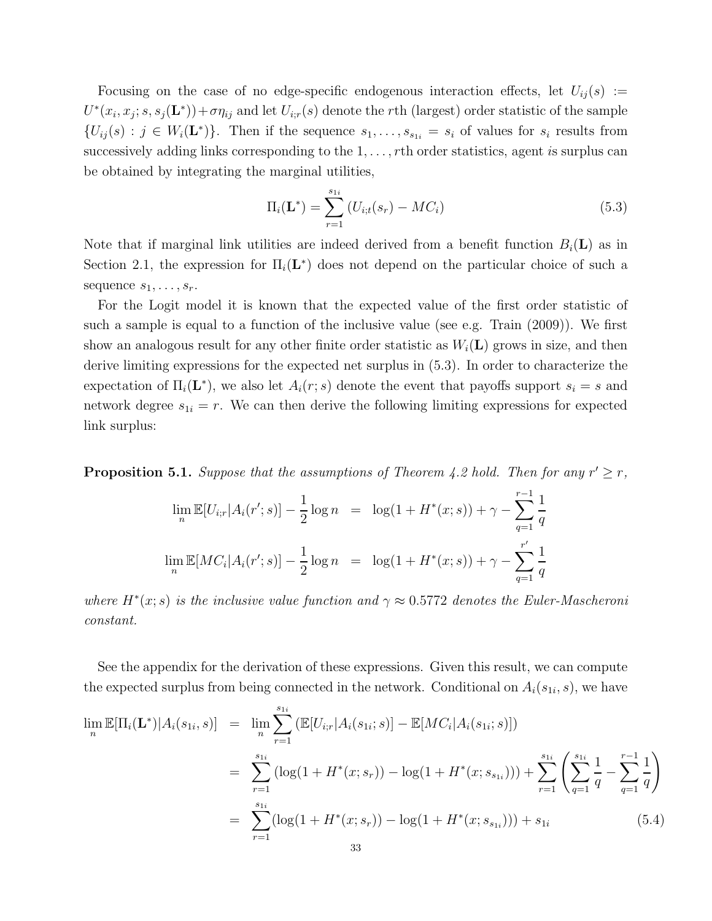Focusing on the case of no edge-specific endogenous interaction effects, let $U_{ij}(s) := U^*(x_i, x_j; s, s_j(\mathbf{L}^*)) + \sigma\eta_{ij}$ and let $U_{i;r}(s)$ denote the $r$th (largest) order statistic of the sample $\{U_{ij}(s) : j \in W_i(\mathbf{L}^*)\}$. Then if the sequence $s_1, \ldots, s_{s_{1i}} = s_i$ of values for $s_i$ results from successively adding links corresponding to the $1, \ldots, r$th order statistics, agent $i$s surplus can be obtained by integrating the marginal utilities,

$$\Pi_i(\mathbf{L}^*) = \sum_{r=1}^{s_{1i}} \left(U_{i;t}(s_r) - MC_i\right) \tag{5.3}$$

Note that if marginal link utilities are indeed derived from a benefit function $B_i(\mathbf{L})$ as in Section 2.1, the expression for $\Pi_i(\mathbf{L}^*)$ does not depend on the particular choice of such a sequence $s_1, \ldots, s_r$.

For the Logit model it is known that the expected value of the first order statistic of such a sample is equal to a function of the inclusive value (see e.g. Train (2009)). We first show an analogous result for any other finite order statistic as $W_i(\mathbf{L})$ grows in size, and then derive limiting expressions for the expected net surplus in (5.3). In order to characterize the expectation of $\Pi_i(\mathbf{L}^*)$, we also let $A_i(r; s)$ denote the event that payoffs support $s_i = s$ and network degree $s_{1i} = r$. We can then derive the following limiting expressions for expected link surplus:

**Proposition 5.1.** *Suppose that the assumptions of Theorem 4.2 hold. Then for any $r' \geq r$,*

$$\begin{aligned}
\lim_n \mathbb{E}[U_{i;r}|A_i(r'; s)] - \frac{1}{2}\log n &= \log(1 + H^*(x; s)) + \gamma - \sum_{q=1}^{r-1} \frac{1}{q} \\
\lim_n \mathbb{E}[MC_i|A_i(r'; s)] - \frac{1}{2}\log n &= \log(1 + H^*(x; s)) + \gamma - \sum_{q=1}^{r'} \frac{1}{q}
\end{aligned}$$

*where $H^*(x; s)$ is the inclusive value function and $\gamma \approx 0.5772$ denotes the Euler-Mascheroni constant.*

See the appendix for the derivation of these expressions. Given this result, we can compute the expected surplus from being connected in the network. Conditional on $A_i(s_{1i}, s)$, we have

$$\begin{aligned}
\lim_n \mathbb{E}[\Pi_i(\mathbf{L}^*)|A_i(s_{1i}, s)] &= \lim_n \sum_{r=1}^{s_{1i}} \left(\mathbb{E}[U_{i;r}|A_i(s_{1i}; s)] - \mathbb{E}[MC_i|A_i(s_{1i}; s)]\right) \\
&= \sum_{r=1}^{s_{1i}} \left(\log(1 + H^*(x; s_r)) - \log(1 + H^*(x; s_{s_{1i}}))\right) + \sum_{r=1}^{s_{1i}} \left(\sum_{q=1}^{s_{1i}} \frac{1}{q} - \sum_{q=1}^{r-1} \frac{1}{q}\right) \\
&= \sum_{r=1}^{s_{1i}} (\log(1 + H^*(x; s_r)) - \log(1 + H^*(x; s_{s_{1i}}))) + s_{1i}
\end{aligned} \tag{5.4}$$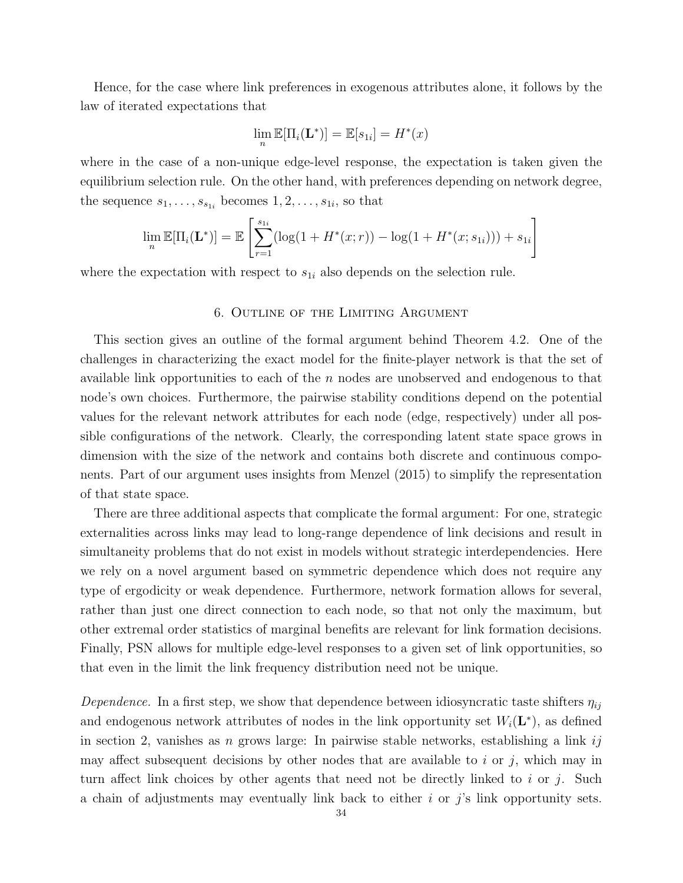Hence, for the case where link preferences in exogenous attributes alone, it follows by the law of iterated expectations that

$$\lim_n \mathbb{E}[\Pi_i(\mathbf{L}^*)] = \mathbb{E}[s_{1i}] = H^*(x)$$

where in the case of a non-unique edge-level response, the expectation is taken given the equilibrium selection rule. On the other hand, with preferences depending on network degree, the sequence $s_1, \dots, s_{s_{1i}}$ becomes $1, 2, \dots, s_{1i}$, so that

$$\lim_n \mathbb{E}[\Pi_i(\mathbf{L}^*)] = \mathbb{E}\left[\sum_{r=1}^{s_{1i}} (\log(1 + H^*(x;r)) - \log(1 + H^*(x; s_{1i}))) + s_{1i}\right]$$

where the expectation with respect to $s_{1i}$ also depends on the selection rule.

## 6. Outline of the Limiting Argument

This section gives an outline of the formal argument behind Theorem 4.2. One of the challenges in characterizing the exact model for the finite-player network is that the set of available link opportunities to each of the $n$ nodes are unobserved and endogenous to that node's own choices. Furthermore, the pairwise stability conditions depend on the potential values for the relevant network attributes for each node (edge, respectively) under all possible configurations of the network. Clearly, the corresponding latent state space grows in dimension with the size of the network and contains both discrete and continuous components. Part of our argument uses insights from Menzel (2015) to simplify the representation of that state space.

There are three additional aspects that complicate the formal argument: For one, strategic externalities across links may lead to long-range dependence of link decisions and result in simultaneity problems that do not exist in models without strategic interdependencies. Here we rely on a novel argument based on symmetric dependence which does not require any type of ergodicity or weak dependence. Furthermore, network formation allows for several, rather than just one direct connection to each node, so that not only the maximum, but other extremal order statistics of marginal benefits are relevant for link formation decisions. Finally, PSN allows for multiple edge-level responses to a given set of link opportunities, so that even in the limit the link frequency distribution need not be unique.

*Dependence.* In a first step, we show that dependence between idiosyncratic taste shifters $\eta_{ij}$ and endogenous network attributes of nodes in the link opportunity set $W_i(\mathbf{L}^*)$, as defined in section 2, vanishes as $n$ grows large: In pairwise stable networks, establishing a link $ij$ may affect subsequent decisions by other nodes that are available to $i$ or $j$, which may in turn affect link choices by other agents that need not be directly linked to $i$ or $j$. Such a chain of adjustments may eventually link back to either $i$ or $j$'s link opportunity sets.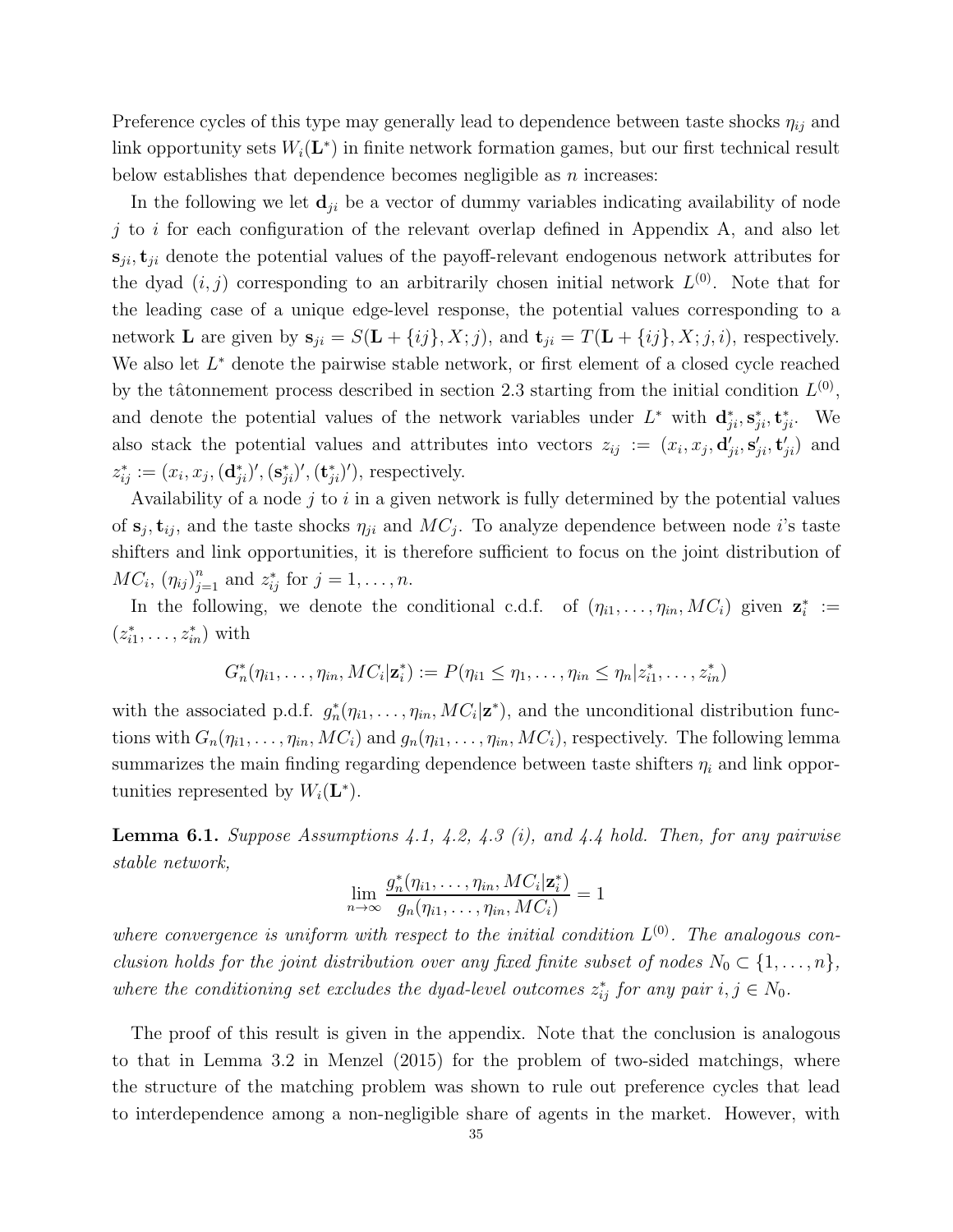Preference cycles of this type may generally lead to dependence between taste shocks $\eta_{ij}$ and link opportunity sets $W_i(\mathbf{L}^*)$ in finite network formation games, but our first technical result below establishes that dependence becomes negligible as $n$ increases:

In the following we let $\mathbf{d}_{ji}$ be a vector of dummy variables indicating availability of node $j$ to $i$ for each configuration of the relevant overlap defined in Appendix A, and also let $\mathbf{s}_{ji}, \mathbf{t}_{ji}$ denote the potential values of the payoff-relevant endogenous network attributes for the dyad $(i, j)$ corresponding to an arbitrarily chosen initial network $L^{(0)}$. Note that for the leading case of a unique edge-level response, the potential values corresponding to a network $\mathbf{L}$ are given by $\mathbf{s}_{ji} = S(\mathbf{L} + \{ij\}, X; j)$, and $\mathbf{t}_{ji} = T(\mathbf{L} + \{ij\}, X; j, i)$, respectively. We also let $L^*$ denote the pairwise stable network, or first element of a closed cycle reached by the tâtonnement process described in section 2.3 starting from the initial condition $L^{(0)}$, and denote the potential values of the network variables under $L^*$ with $\mathbf{d}^*_{ji}, \mathbf{s}^*_{ji}, \mathbf{t}^*_{ji}$. We also stack the potential values and attributes into vectors $z_{ij} := (x_i, x_j, \mathbf{d}'_{ji}, \mathbf{s}'_{ji}, \mathbf{t}'_{ji})$ and $z^*_{ij} := (x_i, x_j, (\mathbf{d}^*_{ji})', (\mathbf{s}^*_{ji})', (\mathbf{t}^*_{ji})')$, respectively.

Availability of a node $j$ to $i$ in a given network is fully determined by the potential values of $\mathbf{s}_j, \mathbf{t}_{ij}$, and the taste shocks $\eta_{ji}$ and $MC_j$. To analyze dependence between node $i$'s taste shifters and link opportunities, it is therefore sufficient to focus on the joint distribution of $MC_i$, $(\eta_{ij})_{j=1}^n$ and $z^*_{ij}$ for $j = 1, \ldots, n$.

In the following, we denote the conditional c.d.f. of $(\eta_{i1}, \ldots, \eta_{in}, MC_i)$ given $\mathbf{z}^*_i := (z^*_{i1}, \ldots, z^*_{in})$ with

$$G^*_n(\eta_{i1}, \ldots, \eta_{in}, MC_i|\mathbf{z}^*_i) := P(\eta_{i1} \leq \eta_1, \ldots, \eta_{in} \leq \eta_n | z^*_{i1}, \ldots, z^*_{in})$$

with the associated p.d.f. $g^*_n(\eta_{i1}, \ldots, \eta_{in}, MC_i|\mathbf{z}^*)$, and the unconditional distribution functions with $G_n(\eta_{i1}, \ldots, \eta_{in}, MC_i)$ and $g_n(\eta_{i1}, \ldots, \eta_{in}, MC_i)$, respectively. The following lemma summarizes the main finding regarding dependence between taste shifters $\eta_i$ and link opportunities represented by $W_i(\mathbf{L}^*)$.

**Lemma 6.1.** *Suppose Assumptions 4.1, 4.2, 4.3 (i), and 4.4 hold. Then, for any pairwise stable network,*

$$\lim_{n\to\infty} \frac{g^*_n(\eta_{i1}, \ldots, \eta_{in}, MC_i|\mathbf{z}^*_i)}{g_n(\eta_{i1}, \ldots, \eta_{in}, MC_i)} = 1$$

*where convergence is uniform with respect to the initial condition $L^{(0)}$. The analogous conclusion holds for the joint distribution over any fixed finite subset of nodes $N_0 \subset \{1, \ldots, n\}$, where the conditioning set excludes the dyad-level outcomes $z^*_{ij}$ for any pair $i, j \in N_0$.*

The proof of this result is given in the appendix. Note that the conclusion is analogous to that in Lemma 3.2 in Menzel (2015) for the problem of two-sided matchings, where the structure of the matching problem was shown to rule out preference cycles that lead to interdependence among a non-negligible share of agents in the market. However, with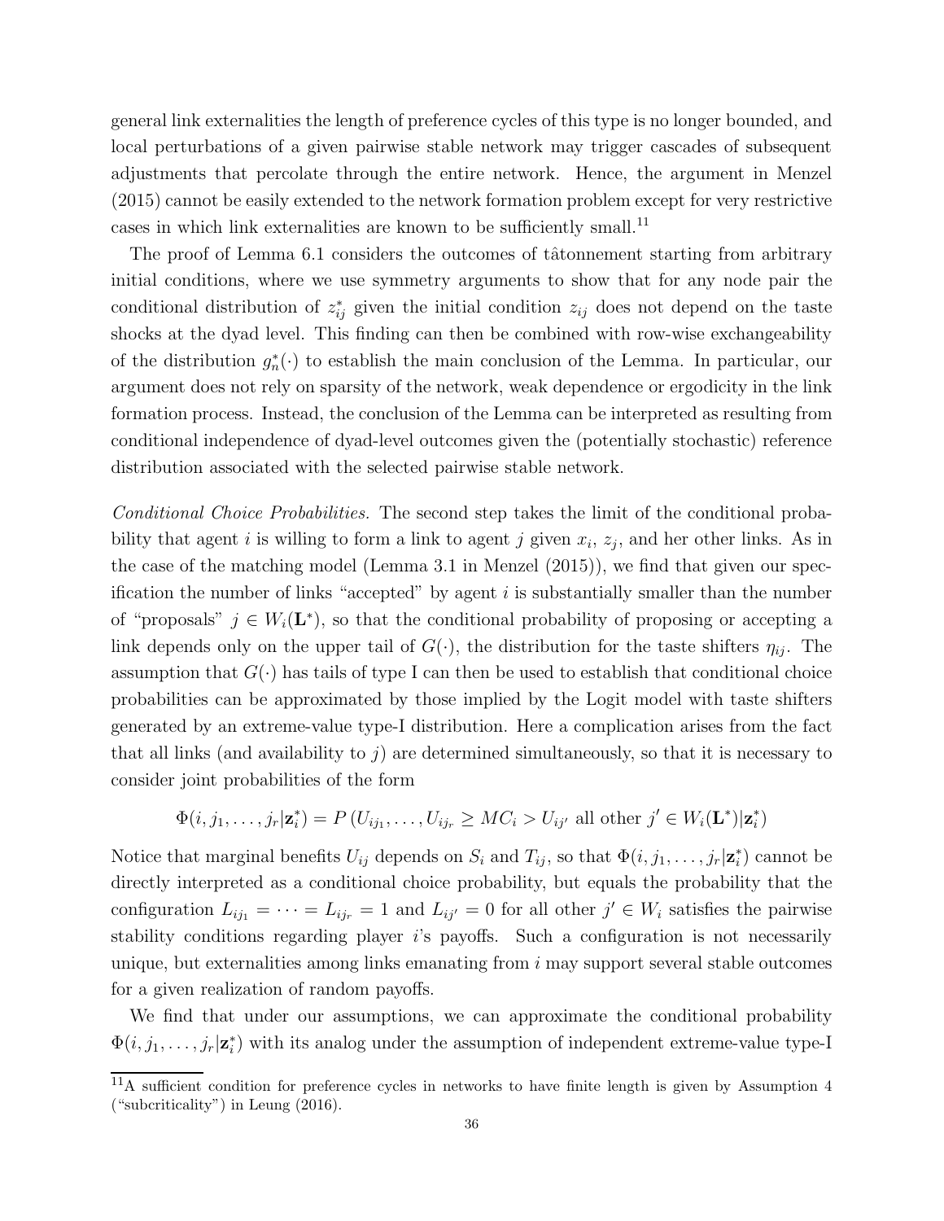general link externalities the length of preference cycles of this type is no longer bounded, and local perturbations of a given pairwise stable network may trigger cascades of subsequent adjustments that percolate through the entire network. Hence, the argument in Menzel (2015) cannot be easily extended to the network formation problem except for very restrictive cases in which link externalities are known to be sufficiently small.[11]

The proof of Lemma 6.1 considers the outcomes of tâtonnement starting from arbitrary initial conditions, where we use symmetry arguments to show that for any node pair the conditional distribution of $z_{ij}^*$ given the initial condition $z_{ij}$ does not depend on the taste shocks at the dyad level. This finding can then be combined with row-wise exchangeability of the distribution $g_n^*(\cdot)$ to establish the main conclusion of the Lemma. In particular, our argument does not rely on sparsity of the network, weak dependence or ergodicity in the link formation process. Instead, the conclusion of the Lemma can be interpreted as resulting from conditional independence of dyad-level outcomes given the (potentially stochastic) reference distribution associated with the selected pairwise stable network.

*Conditional Choice Probabilities.* The second step takes the limit of the conditional probability that agent $i$ is willing to form a link to agent $j$ given $x_i$, $z_j$, and her other links. As in the case of the matching model (Lemma 3.1 in Menzel (2015)), we find that given our specification the number of links "accepted" by agent $i$ is substantially smaller than the number of "proposals" $j \in W_i(\mathbf{L}^*)$, so that the conditional probability of proposing or accepting a link depends only on the upper tail of $G(\cdot)$, the distribution for the taste shifters $\eta_{ij}$. The assumption that $G(\cdot)$ has tails of type I can then be used to establish that conditional choice probabilities can be approximated by those implied by the Logit model with taste shifters generated by an extreme-value type-I distribution. Here a complication arises from the fact that all links (and availability to $j$) are determined simultaneously, so that it is necessary to consider joint probabilities of the form

$$\Phi(i, j_1, \dots, j_r | \mathbf{z}_i^*) = P\left(U_{ij_1}, \dots, U_{ij_r} \geq MC_i > U_{ij'} \text{ all other } j' \in W_i(\mathbf{L}^*) | \mathbf{z}_i^*\right)$$

Notice that marginal benefits $U_{ij}$ depends on $S_i$ and $T_{ij}$, so that $\Phi(i, j_1, \dots, j_r | \mathbf{z}_i^*)$ cannot be directly interpreted as a conditional choice probability, but equals the probability that the configuration $L_{ij_1} = \dots = L_{ij_r} = 1$ and $L_{ij'} = 0$ for all other $j' \in W_i$ satisfies the pairwise stability conditions regarding player $i$'s payoffs. Such a configuration is not necessarily unique, but externalities among links emanating from $i$ may support several stable outcomes for a given realization of random payoffs.

We find that under our assumptions, we can approximate the conditional probability $\Phi(i, j_1, \dots, j_r | \mathbf{z}_i^*)$ with its analog under the assumption of independent extreme-value type-I

[11] A sufficient condition for preference cycles in networks to have finite length is given by Assumption 4 ("subcriticality") in Leung (2016).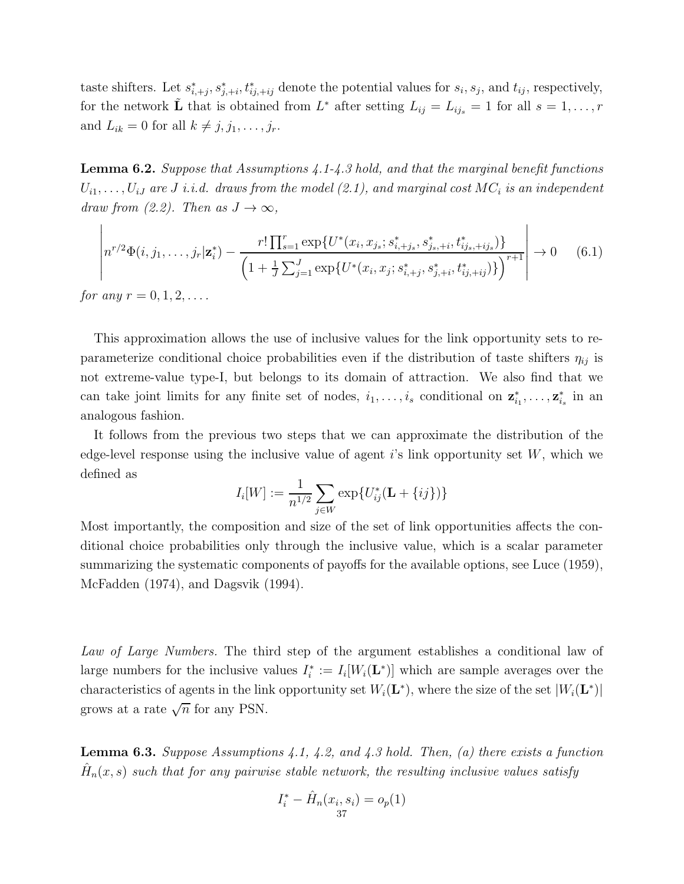taste shifters. Let $s^*_{i,+j}, s^*_{j,+i}, t^*_{ij,+ij}$ denote the potential values for $s_i, s_j$, and $t_{ij}$, respectively, for the network $\tilde{\mathbf{L}}$ that is obtained from $L^*$ after setting $L_{ij} = L_{ij_s} = 1$ for all $s = 1, \dots, r$ and $L_{ik} = 0$ for all $k \neq j, j_1, \dots, j_r$.

**Lemma 6.2.** *Suppose that Assumptions 4.1-4.3 hold, and that the marginal benefit functions $U_{i1}, \dots, U_{iJ}$ are $J$ i.i.d. draws from the model (2.1), and marginal cost $MC_i$ is an independent draw from (2.2). Then as $J \to \infty$,*

$$\left| n^{r/2}\Phi(i, j_1, \dots, j_r | \mathbf{z}^*_i) - \frac{r! \prod_{s=1}^r \exp\{U^*(x_i, x_{j_s}; s^*_{i,+j_s}, s^*_{j_s,+i}, t^*_{ij_s,+ij_s})\}}{\left(1 + \frac{1}{J}\sum_{j=1}^J \exp\{U^*(x_i, x_j; s^*_{i,+j}, s^*_{j,+i}, t^*_{ij,+ij})\}\right)^{r+1}} \right| \to 0 \quad (6.1)$$

*for any $r = 0, 1, 2, \dots$.*

This approximation allows the use of inclusive values for the link opportunity sets to reparameterize conditional choice probabilities even if the distribution of taste shifters $\eta_{ij}$ is not extreme-value type-I, but belongs to its domain of attraction. We also find that we can take joint limits for any finite set of nodes, $i_1, \dots, i_s$ conditional on $\mathbf{z}^*_{i_1}, \dots, \mathbf{z}^*_{i_s}$ in an analogous fashion.

It follows from the previous two steps that we can approximate the distribution of the edge-level response using the inclusive value of agent $i$'s link opportunity set $W$, which we defined as

$$I_i[W] := \frac{1}{n^{1/2}} \sum_{j \in W} \exp\{U^*_{ij}(\mathbf{L} + \{ij\})\}$$

Most importantly, the composition and size of the set of link opportunities affects the conditional choice probabilities only through the inclusive value, which is a scalar parameter summarizing the systematic components of payoffs for the available options, see Luce (1959), McFadden (1974), and Dagsvik (1994).

*Law of Large Numbers.* The third step of the argument establishes a conditional law of large numbers for the inclusive values $I^*_i := I_i[W_i(\mathbf{L}^*)]$ which are sample averages over the characteristics of agents in the link opportunity set $W_i(\mathbf{L}^*)$, where the size of the set $|W_i(\mathbf{L}^*)|$ grows at a rate $\sqrt{n}$ for any PSN.

**Lemma 6.3.** *Suppose Assumptions 4.1, 4.2, and 4.3 hold. Then, (a) there exists a function $\hat{H}_n(x, s)$ such that for any pairwise stable network, the resulting inclusive values satisfy*

$$I^*_i - \hat{H}_n(x_i, s_i) = o_p(1)$$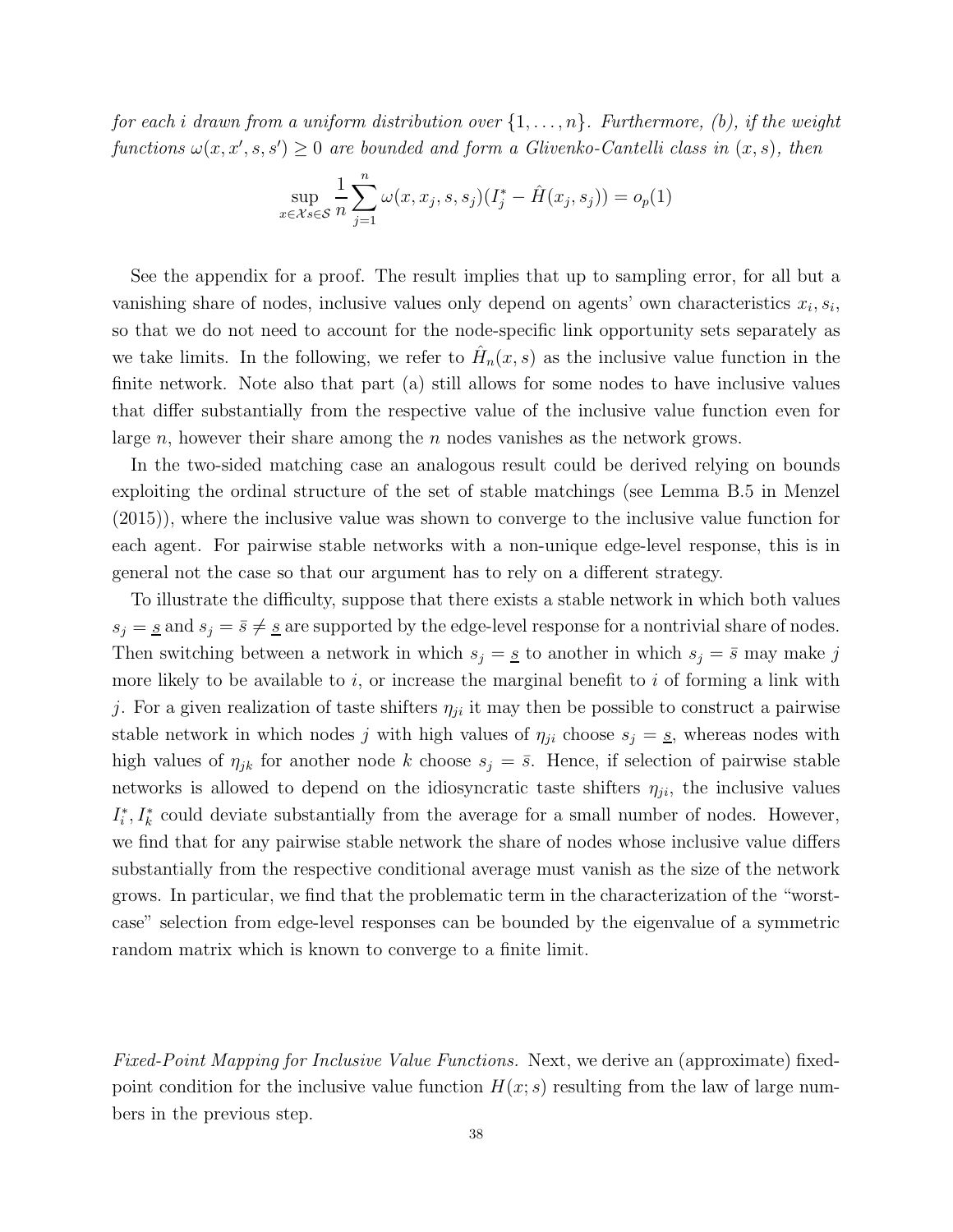*for each $i$ drawn from a uniform distribution over $\{1, \dots, n\}$. Furthermore, (b), if the weight functions $\omega(x, x', s, s') \geq 0$ are bounded and form a Glivenko-Cantelli class in $(x, s)$, then*

$$\sup_{x \in \mathcal{X} s \in \mathcal{S}} \frac{1}{n} \sum_{j=1}^{n} \omega(x, x_j, s, s_j)(I_j^* - \hat{H}(x_j, s_j)) = o_p(1)$$

See the appendix for a proof. The result implies that up to sampling error, for all but a vanishing share of nodes, inclusive values only depend on agents' own characteristics $x_i, s_i$, so that we do not need to account for the node-specific link opportunity sets separately as we take limits. In the following, we refer to $\hat{H}_n(x, s)$ as the inclusive value function in the finite network. Note also that part (a) still allows for some nodes to have inclusive values that differ substantially from the respective value of the inclusive value function even for large $n$, however their share among the $n$ nodes vanishes as the network grows.

In the two-sided matching case an analogous result could be derived relying on bounds exploiting the ordinal structure of the set of stable matchings (see Lemma B.5 in Menzel (2015)), where the inclusive value was shown to converge to the inclusive value function for each agent. For pairwise stable networks with a non-unique edge-level response, this is in general not the case so that our argument has to rely on a different strategy.

To illustrate the difficulty, suppose that there exists a stable network in which both values $s_j = \underline{s}$ and $s_j = \bar{s} \neq \underline{s}$ are supported by the edge-level response for a nontrivial share of nodes. Then switching between a network in which $s_j = \underline{s}$ to another in which $s_j = \bar{s}$ may make $j$ more likely to be available to $i$, or increase the marginal benefit to $i$ of forming a link with $j$. For a given realization of taste shifters $\eta_{ji}$ it may then be possible to construct a pairwise stable network in which nodes $j$ with high values of $\eta_{ji}$ choose $s_j = \underline{s}$, whereas nodes with high values of $\eta_{jk}$ for another node $k$ choose $s_j = \bar{s}$. Hence, if selection of pairwise stable networks is allowed to depend on the idiosyncratic taste shifters $\eta_{ji}$, the inclusive values $I_i^*, I_k^*$ could deviate substantially from the average for a small number of nodes. However, we find that for any pairwise stable network the share of nodes whose inclusive value differs substantially from the respective conditional average must vanish as the size of the network grows. In particular, we find that the problematic term in the characterization of the "worst-case" selection from edge-level responses can be bounded by the eigenvalue of a symmetric random matrix which is known to converge to a finite limit.

*Fixed-Point Mapping for Inclusive Value Functions.* Next, we derive an (approximate) fixed-point condition for the inclusive value function $H(x; s)$ resulting from the law of large numbers in the previous step.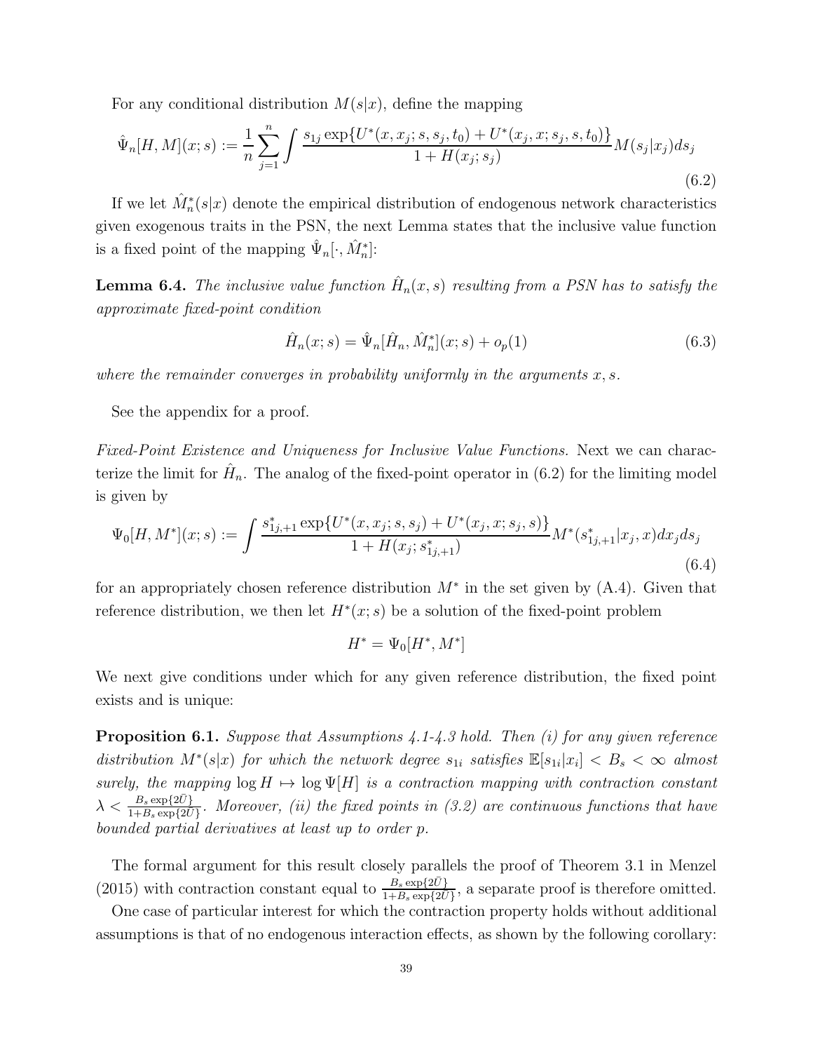For any conditional distribution $M(s|x)$, define the mapping

$$\hat{\Psi}_n[H, M](x; s) := \frac{1}{n} \sum_{j=1}^{n} \int \frac{s_{1j} \exp\{U^*(x, x_j; s, s_j, t_0) + U^*(x_j, x; s_j, s, t_0)\}}{1 + H(x_j; s_j)} M(s_j|x_j) ds_j \tag{6.2}$$

If we let $\hat{M}_n^*(s|x)$ denote the empirical distribution of endogenous network characteristics given exogenous traits in the PSN, the next Lemma states that the inclusive value function is a fixed point of the mapping $\hat{\Psi}_n[\cdot, \hat{M}_n^*]$:

**Lemma 6.4.** *The inclusive value function $\hat{H}_n(x, s)$ resulting from a PSN has to satisfy the approximate fixed-point condition*

$$\hat{H}_n(x; s) = \hat{\Psi}_n[\hat{H}_n, \hat{M}_n^*](x; s) + o_p(1) \tag{6.3}$$

*where the remainder converges in probability uniformly in the arguments $x, s$.*

See the appendix for a proof.

*Fixed-Point Existence and Uniqueness for Inclusive Value Functions.* Next we can characterize the limit for $\hat{H}_n$. The analog of the fixed-point operator in (6.2) for the limiting model is given by

$$\Psi_0[H, M^*](x; s) := \int \frac{s_{1j,+1}^* \exp\{U^*(x, x_j; s, s_j) + U^*(x_j, x; s_j, s)\}}{1 + H(x_j; s_{1j,+1}^*)} M^*(s_{1j,+1}^*|x_j, x) dx_j ds_j \tag{6.4}$$

for an appropriately chosen reference distribution $M^*$ in the set given by (A.4). Given that reference distribution, we then let $H^*(x; s)$ be a solution of the fixed-point problem

$$H^* = \Psi_0[H^*, M^*]$$

We next give conditions under which for any given reference distribution, the fixed point exists and is unique:

**Proposition 6.1.** *Suppose that Assumptions 4.1-4.3 hold. Then (i) for any given reference distribution $M^*(s|x)$ for which the network degree $s_{1i}$ satisfies $\mathbb{E}[s_{1i}|x_i] < B_s < \infty$ almost surely, the mapping $\log H \mapsto \log \Psi[H]$ is a contraction mapping with contraction constant $\lambda < \frac{B_s \exp\{2\bar{U}\}}{1+B_s \exp\{2\bar{U}\}}$. Moreover, (ii) the fixed points in (3.2) are continuous functions that have bounded partial derivatives at least up to order $p$.*

The formal argument for this result closely parallels the proof of Theorem 3.1 in Menzel (2015) with contraction constant equal to $\frac{B_s \exp\{2\bar{U}\}}{1+B_s \exp\{2\bar{U}\}}$, a separate proof is therefore omitted.

One case of particular interest for which the contraction property holds without additional assumptions is that of no endogenous interaction effects, as shown by the following corollary: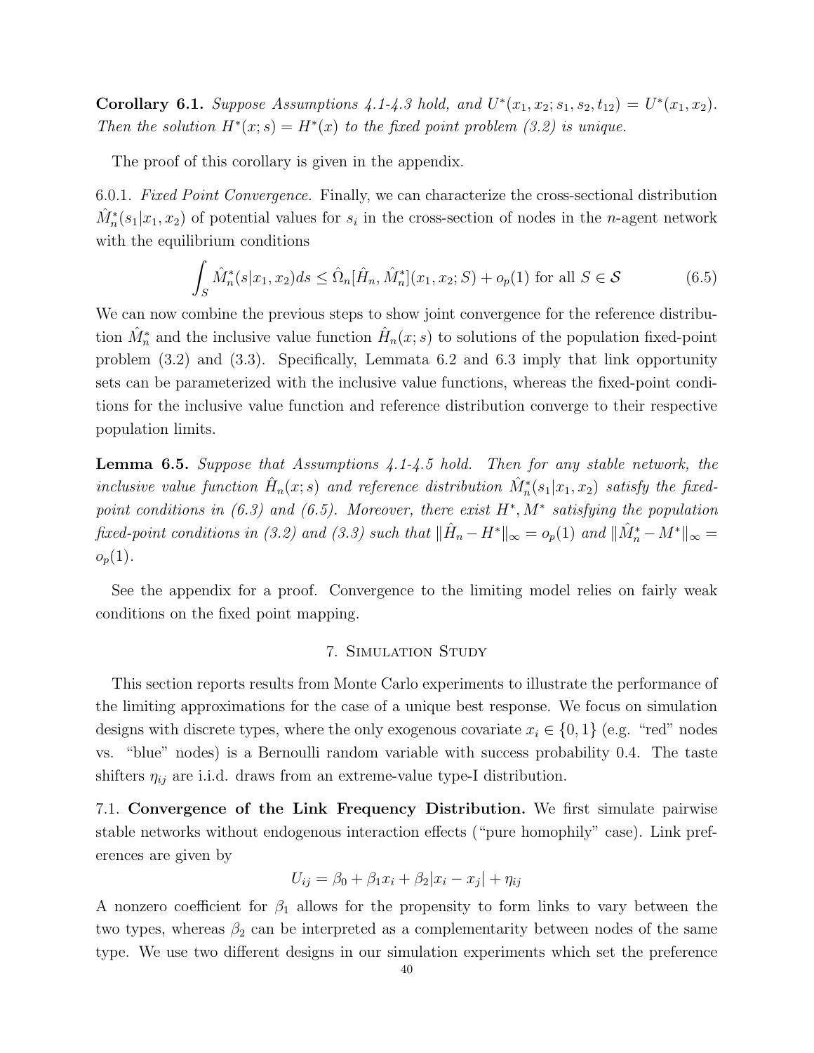**Corollary 6.1.** *Suppose Assumptions 4.1-4.3 hold, and $U^*(x_1, x_2; s_1, s_2, t_{12}) = U^*(x_1, x_2)$. Then the solution $H^*(x; s) = H^*(x)$ to the fixed point problem (3.2) is unique.*

The proof of this corollary is given in the appendix.

6.0.1. *Fixed Point Convergence.* Finally, we can characterize the cross-sectional distribution $\hat{M}_n^*(s_1|x_1, x_2)$ of potential values for $s_i$ in the cross-section of nodes in the $n$-agent network with the equilibrium conditions

$$\int_S \hat{M}_n^*(s|x_1, x_2)ds \le \hat{\Omega}_n[\hat{H}_n, \hat{M}_n^*](x_1, x_2; S) + o_p(1) \text{ for all } S \in \mathcal{S} \tag{6.5}$$

We can now combine the previous steps to show joint convergence for the reference distribution $\hat{M}_n^*$ and the inclusive value function $\hat{H}_n(x; s)$ to solutions of the population fixed-point problem (3.2) and (3.3). Specifically, Lemmata 6.2 and 6.3 imply that link opportunity sets can be parameterized with the inclusive value functions, whereas the fixed-point conditions for the inclusive value function and reference distribution converge to their respective population limits.

**Lemma 6.5.** *Suppose that Assumptions 4.1-4.5 hold. Then for any stable network, the inclusive value function $\hat{H}_n(x; s)$ and reference distribution $\hat{M}_n^*(s_1|x_1, x_2)$ satisfy the fixed-point conditions in (6.3) and (6.5). Moreover, there exist $H^*, M^*$ satisfying the population fixed-point conditions in (3.2) and (3.3) such that $\|\hat{H}_n - H^*\|_\infty = o_p(1)$ and $\|\hat{M}_n^* - M^*\|_\infty = o_p(1)$.*

See the appendix for a proof. Convergence to the limiting model relies on fairly weak conditions on the fixed point mapping.

## 7. Simulation Study

This section reports results from Monte Carlo experiments to illustrate the performance of the limiting approximations for the case of a unique best response. We focus on simulation designs with discrete types, where the only exogenous covariate $x_i \in \{0, 1\}$ (e.g. "red" nodes vs. "blue" nodes) is a Bernoulli random variable with success probability 0.4. The taste shifters $\eta_{ij}$ are i.i.d. draws from an extreme-value type-I distribution.

7.1. **Convergence of the Link Frequency Distribution.** We first simulate pairwise stable networks without endogenous interaction effects ("pure homophily" case). Link preferences are given by

$$U_{ij} = \beta_0 + \beta_1 x_i + \beta_2 |x_i - x_j| + \eta_{ij}$$

A nonzero coefficient for $\beta_1$ allows for the propensity to form links to vary between the two types, whereas $\beta_2$ can be interpreted as a complementarity between nodes of the same type. We use two different designs in our simulation experiments which set the preference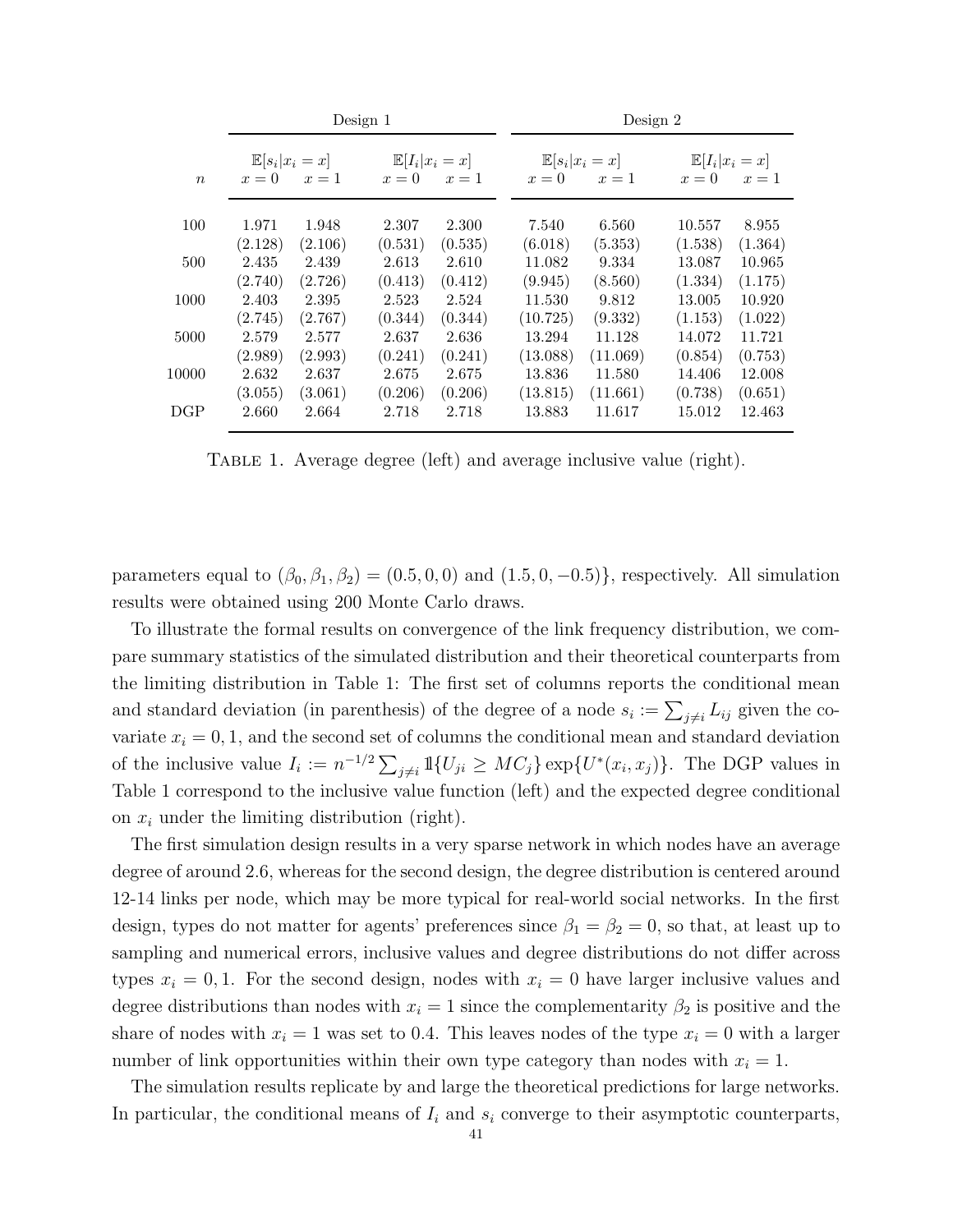| | Design 1 | | | | Design 2 | | | |
|---|---|---|---|---|---|---|---|---|
| | $\mathbb{E}[s_i \vert x_i = x]$ | | $\mathbb{E}[I_i \vert x_i = x]$ | | $\mathbb{E}[s_i \vert x_i = x]$ | | $\mathbb{E}[I_i \vert x_i = x]$ | |
| $n$ | $x = 0$ | $x = 1$ | $x = 0$ | $x = 1$ | $x = 0$ | $x = 1$ | $x = 0$ | $x = 1$ |
| 100 | 1.971 | 1.948 | 2.307 | 2.300 | 7.540 | 6.560 | 10.557 | 8.955 |
| | (2.128) | (2.106) | (0.531) | (0.535) | (6.018) | (5.353) | (1.538) | (1.364) |
| 500 | 2.435 | 2.439 | 2.613 | 2.610 | 11.082 | 9.334 | 13.087 | 10.965 |
| | (2.740) | (2.726) | (0.413) | (0.412) | (9.945) | (8.560) | (1.334) | (1.175) |
| 1000 | 2.403 | 2.395 | 2.523 | 2.524 | 11.530 | 9.812 | 13.005 | 10.920 |
| | (2.745) | (2.767) | (0.344) | (0.344) | (10.725) | (9.332) | (1.153) | (1.022) |
| 5000 | 2.579 | 2.577 | 2.637 | 2.636 | 13.294 | 11.128 | 14.072 | 11.721 |
| | (2.989) | (2.993) | (0.241) | (0.241) | (13.088) | (11.069) | (0.854) | (0.753) |
| 10000 | 2.632 | 2.637 | 2.675 | 2.675 | 13.836 | 11.580 | 14.406 | 12.008 |
| | (3.055) | (3.061) | (0.206) | (0.206) | (13.815) | (11.661) | (0.738) | (0.651) |
| DGP | 2.660 | 2.664 | 2.718 | 2.718 | 13.883 | 11.617 | 15.012 | 12.463 |

Table 1. Average degree (left) and average inclusive value (right).

parameters equal to $(\beta_0, \beta_1, \beta_2) = (0.5, 0, 0)$ and $(1.5, 0, -0.5)\}$, respectively. All simulation results were obtained using 200 Monte Carlo draws.

To illustrate the formal results on convergence of the link frequency distribution, we compare summary statistics of the simulated distribution and their theoretical counterparts from the limiting distribution in Table 1: The first set of columns reports the conditional mean and standard deviation (in parenthesis) of the degree of a node $s_i := \sum_{j \neq i} L_{ij}$ given the covariate $x_i = 0, 1$, and the second set of columns the conditional mean and standard deviation of the inclusive value $I_i := n^{-1/2} \sum_{j \neq i} \mathbb{1}\{U_{ji} \geq MC_j\} \exp\{U^*(x_i, x_j)\}$. The DGP values in Table 1 correspond to the inclusive value function (left) and the expected degree conditional on $x_i$ under the limiting distribution (right).

The first simulation design results in a very sparse network in which nodes have an average degree of around 2.6, whereas for the second design, the degree distribution is centered around 12-14 links per node, which may be more typical for real-world social networks. In the first design, types do not matter for agents' preferences since $\beta_1 = \beta_2 = 0$, so that, at least up to sampling and numerical errors, inclusive values and degree distributions do not differ across types $x_i = 0, 1$. For the second design, nodes with $x_i = 0$ have larger inclusive values and degree distributions than nodes with $x_i = 1$ since the complementarity $\beta_2$ is positive and the share of nodes with $x_i = 1$ was set to 0.4. This leaves nodes of the type $x_i = 0$ with a larger number of link opportunities within their own type category than nodes with $x_i = 1$.

The simulation results replicate by and large the theoretical predictions for large networks. In particular, the conditional means of $I_i$ and $s_i$ converge to their asymptotic counterparts,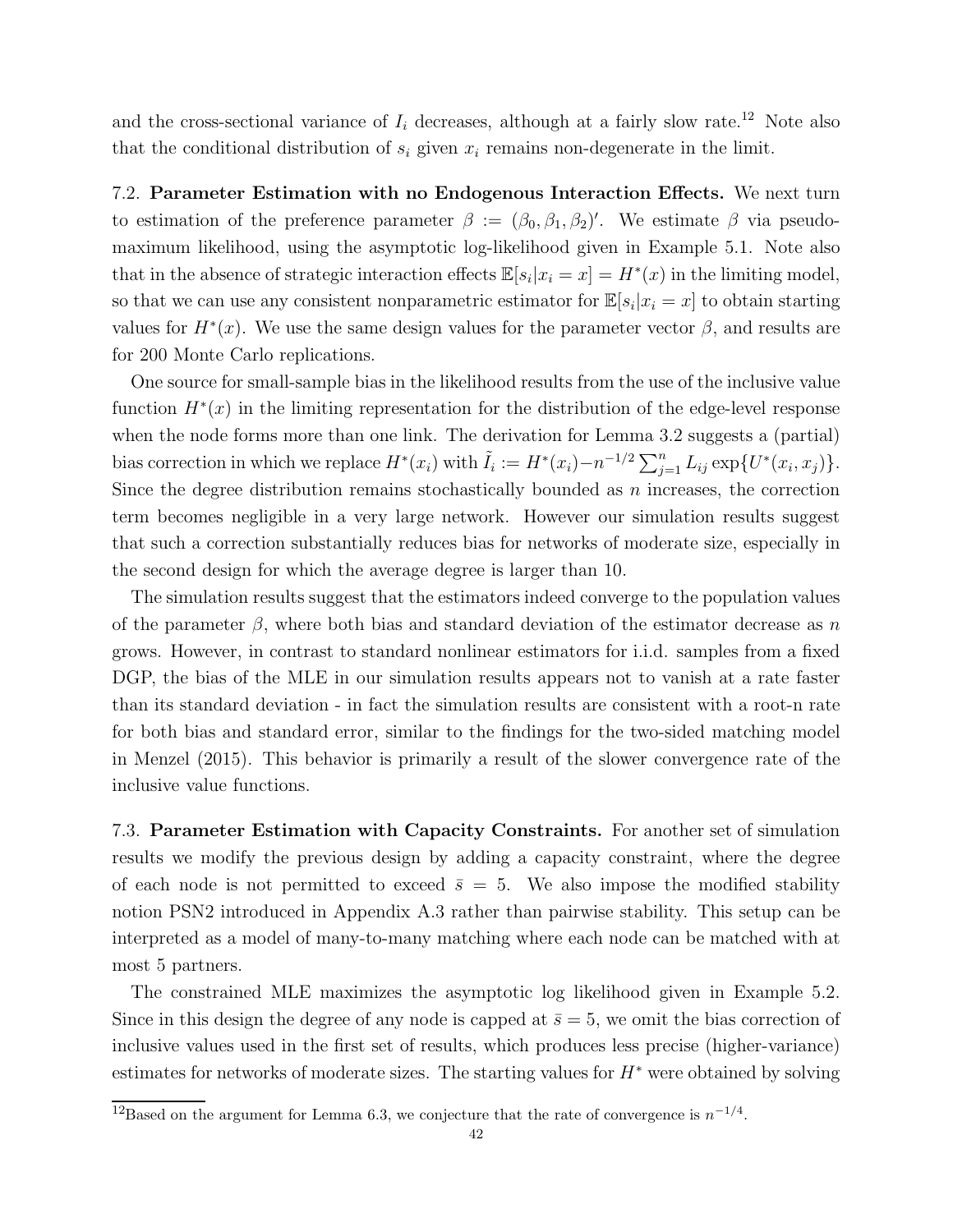and the cross-sectional variance of $I_i$ decreases, although at a fairly slow rate.[12] Note also that the conditional distribution of $s_i$ given $x_i$ remains non-degenerate in the limit.

### 7.2. Parameter Estimation with no Endogenous Interaction Effects.

We next turn to estimation of the preference parameter $\beta := (\beta_0, \beta_1, \beta_2)'$. We estimate $\beta$ via pseudo-maximum likelihood, using the asymptotic log-likelihood given in Example 5.1. Note also that in the absence of strategic interaction effects $\mathbb{E}[s_i|x_i = x] = H^*(x)$ in the limiting model, so that we can use any consistent nonparametric estimator for $\mathbb{E}[s_i|x_i = x]$ to obtain starting values for $H^*(x)$. We use the same design values for the parameter vector $\beta$, and results are for 200 Monte Carlo replications.

One source for small-sample bias in the likelihood results from the use of the inclusive value function $H^*(x)$ in the limiting representation for the distribution of the edge-level response when the node forms more than one link. The derivation for Lemma 3.2 suggests a (partial) bias correction in which we replace $H^*(x_i)$ with $\tilde{I}_i := H^*(x_i) - n^{-1/2} \sum_{j=1}^n L_{ij} \exp\{U^*(x_i, x_j)\}$. Since the degree distribution remains stochastically bounded as $n$ increases, the correction term becomes negligible in a very large network. However our simulation results suggest that such a correction substantially reduces bias for networks of moderate size, especially in the second design for which the average degree is larger than 10.

The simulation results suggest that the estimators indeed converge to the population values of the parameter $\beta$, where both bias and standard deviation of the estimator decrease as $n$ grows. However, in contrast to standard nonlinear estimators for i.i.d. samples from a fixed DGP, the bias of the MLE in our simulation results appears not to vanish at a rate faster than its standard deviation - in fact the simulation results are consistent with a root-n rate for both bias and standard error, similar to the findings for the two-sided matching model in Menzel (2015). This behavior is primarily a result of the slower convergence rate of the inclusive value functions.

### 7.3. Parameter Estimation with Capacity Constraints.

For another set of simulation results we modify the previous design by adding a capacity constraint, where the degree of each node is not permitted to exceed $\bar{s} = 5$. We also impose the modified stability notion PSN2 introduced in Appendix A.3 rather than pairwise stability. This setup can be interpreted as a model of many-to-many matching where each node can be matched with at most 5 partners.

The constrained MLE maximizes the asymptotic log likelihood given in Example 5.2. Since in this design the degree of any node is capped at $\bar{s} = 5$, we omit the bias correction of inclusive values used in the first set of results, which produces less precise (higher-variance) estimates for networks of moderate sizes. The starting values for $H^*$ were obtained by solving

[12] Based on the argument for Lemma 6.3, we conjecture that the rate of convergence is $n^{-1/4}$.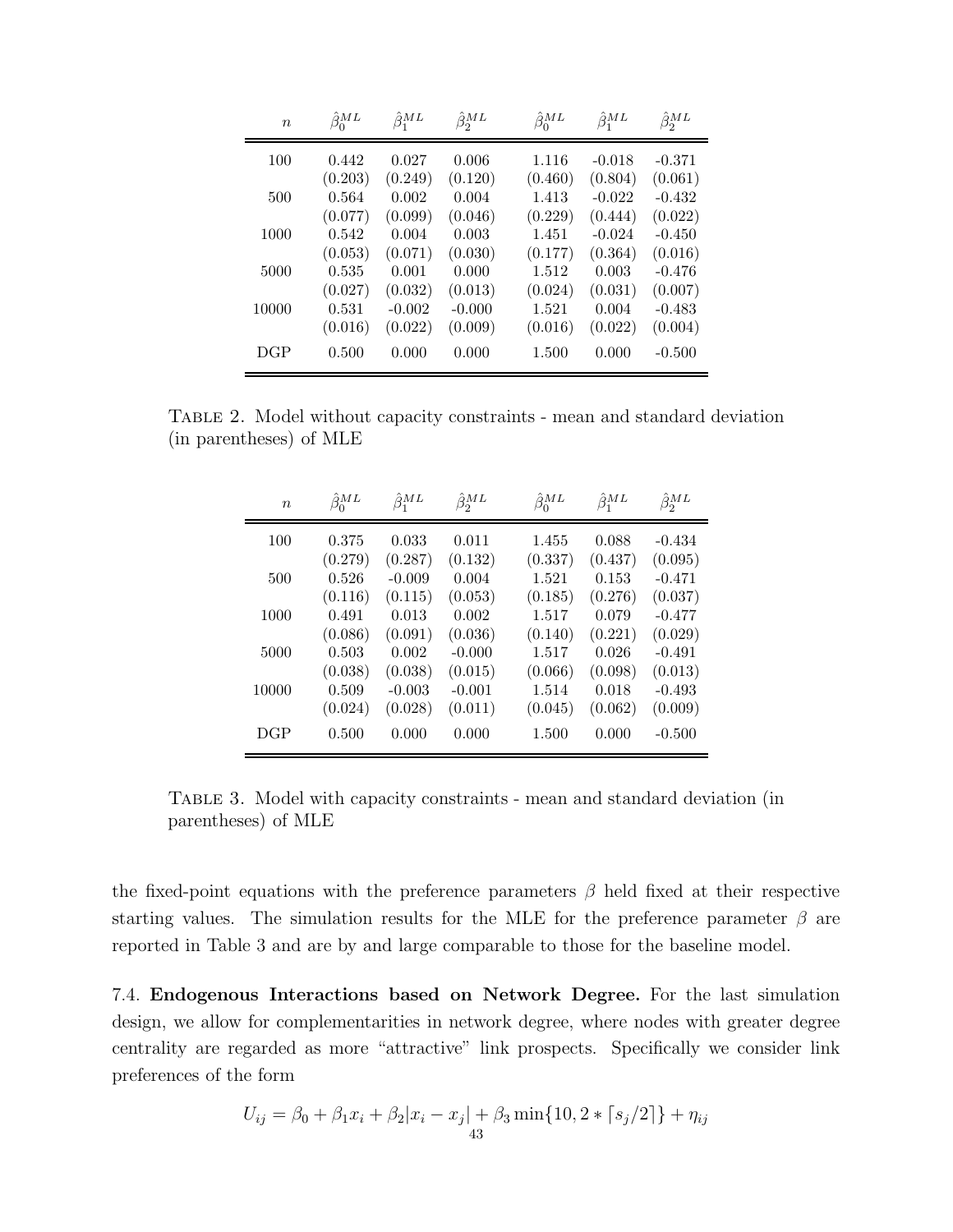| $n$ | $\hat{\beta}_0^{ML}$ | $\hat{\beta}_1^{ML}$ | $\hat{\beta}_2^{ML}$ | $\hat{\beta}_0^{ML}$ | $\hat{\beta}_1^{ML}$ | $\hat{\beta}_2^{ML}$ |
|---|---|---|---|---|---|---|
| 100 | 0.442 | 0.027 | 0.006 | 1.116 | -0.018 | -0.371 |
| | (0.203) | (0.249) | (0.120) | (0.460) | (0.804) | (0.061) |
| 500 | 0.564 | 0.002 | 0.004 | 1.413 | -0.022 | -0.432 |
| | (0.077) | (0.099) | (0.046) | (0.229) | (0.444) | (0.022) |
| 1000 | 0.542 | 0.004 | 0.003 | 1.451 | -0.024 | -0.450 |
| | (0.053) | (0.071) | (0.030) | (0.177) | (0.364) | (0.016) |
| 5000 | 0.535 | 0.001 | 0.000 | 1.512 | 0.003 | -0.476 |
| | (0.027) | (0.032) | (0.013) | (0.024) | (0.031) | (0.007) |
| 10000 | 0.531 | -0.002 | -0.000 | 1.521 | 0.004 | -0.483 |
| | (0.016) | (0.022) | (0.009) | (0.016) | (0.022) | (0.004) |
| DGP | 0.500 | 0.000 | 0.000 | 1.500 | 0.000 | -0.500 |

TABLE 2. Model without capacity constraints - mean and standard deviation (in parentheses) of MLE

| $n$ | $\hat{\beta}_0^{ML}$ | $\hat{\beta}_1^{ML}$ | $\hat{\beta}_2^{ML}$ | $\hat{\beta}_0^{ML}$ | $\hat{\beta}_1^{ML}$ | $\hat{\beta}_2^{ML}$ |
|---|---|---|---|---|---|---|
| 100 | 0.375 | 0.033 | 0.011 | 1.455 | 0.088 | -0.434 |
| | (0.279) | (0.287) | (0.132) | (0.337) | (0.437) | (0.095) |
| 500 | 0.526 | -0.009 | 0.004 | 1.521 | 0.153 | -0.471 |
| | (0.116) | (0.115) | (0.053) | (0.185) | (0.276) | (0.037) |
| 1000 | 0.491 | 0.013 | 0.002 | 1.517 | 0.079 | -0.477 |
| | (0.086) | (0.091) | (0.036) | (0.140) | (0.221) | (0.029) |
| 5000 | 0.503 | 0.002 | -0.000 | 1.517 | 0.026 | -0.491 |
| | (0.038) | (0.038) | (0.015) | (0.066) | (0.098) | (0.013) |
| 10000 | 0.509 | -0.003 | -0.001 | 1.514 | 0.018 | -0.493 |
| | (0.024) | (0.028) | (0.011) | (0.045) | (0.062) | (0.009) |
| DGP | 0.500 | 0.000 | 0.000 | 1.500 | 0.000 | -0.500 |

TABLE 3. Model with capacity constraints - mean and standard deviation (in parentheses) of MLE

the fixed-point equations with the preference parameters $\beta$ held fixed at their respective starting values. The simulation results for the MLE for the preference parameter $\beta$ are reported in Table 3 and are by and large comparable to those for the baseline model.

7.4. **Endogenous Interactions based on Network Degree.** For the last simulation design, we allow for complementarities in network degree, where nodes with greater degree centrality are regarded as more "attractive" link prospects. Specifically we consider link preferences of the form

$$U_{ij} = \beta_0 + \beta_1 x_i + \beta_2 |x_i - x_j| + \beta_3 \min\{10, 2 * \lceil s_j/2 \rceil\} + \eta_{ij}$$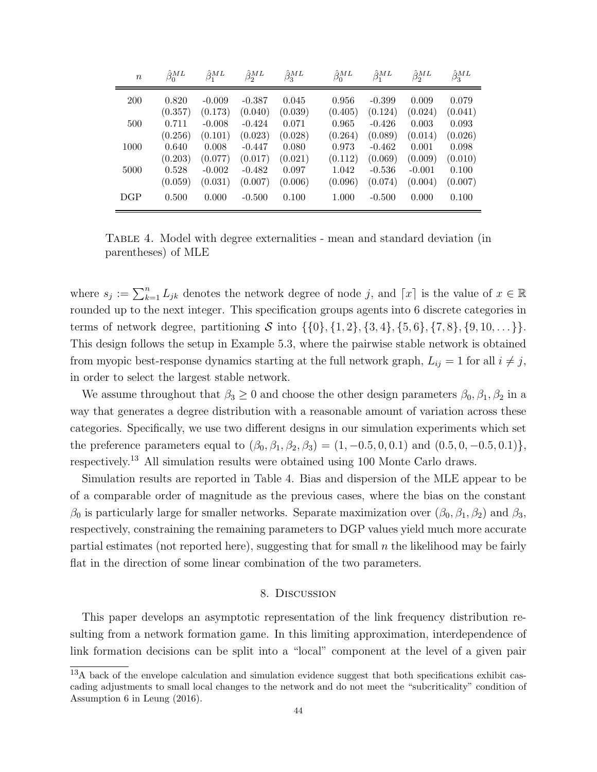| $n$ | $\hat{\beta}_0^{ML}$ | $\hat{\beta}_1^{ML}$ | $\hat{\beta}_2^{ML}$ | $\hat{\beta}_3^{ML}$ | $\hat{\beta}_0^{ML}$ | $\hat{\beta}_1^{ML}$ | $\hat{\beta}_2^{ML}$ | $\hat{\beta}_3^{ML}$ |
|---|---|---|---|---|---|---|---|---|
| 200 | 0.820 | -0.009 | -0.387 | 0.045 | 0.956 | -0.399 | 0.009 | 0.079 |
| | (0.357) | (0.173) | (0.040) | (0.039) | (0.405) | (0.124) | (0.024) | (0.041) |
| 500 | 0.711 | -0.008 | -0.424 | 0.071 | 0.965 | -0.426 | 0.003 | 0.093 |
| | (0.256) | (0.101) | (0.023) | (0.028) | (0.264) | (0.089) | (0.014) | (0.026) |
| 1000 | 0.640 | 0.008 | -0.447 | 0.080 | 0.973 | -0.462 | 0.001 | 0.098 |
| | (0.203) | (0.077) | (0.017) | (0.021) | (0.112) | (0.069) | (0.009) | (0.010) |
| 5000 | 0.528 | -0.002 | -0.482 | 0.097 | 1.042 | -0.536 | -0.001 | 0.100 |
| | (0.059) | (0.031) | (0.007) | (0.006) | (0.096) | (0.074) | (0.004) | (0.007) |
| DGP | 0.500 | 0.000 | -0.500 | 0.100 | 1.000 | -0.500 | 0.000 | 0.100 |

Table 4. Model with degree externalities - mean and standard deviation (in parentheses) of MLE

where $s_j := \sum_{k=1}^{n} L_{jk}$ denotes the network degree of node $j$, and $\lceil x \rceil$ is the value of $x \in \mathbb{R}$ rounded up to the next integer. This specification groups agents into 6 discrete categories in terms of network degree, partitioning $\mathcal{S}$ into $\{\{0\}, \{1, 2\}, \{3, 4\}, \{5, 6\}, \{7, 8\}, \{9, 10, \dots\}\}$. This design follows the setup in Example 5.3, where the pairwise stable network is obtained from myopic best-response dynamics starting at the full network graph, $L_{ij} = 1$ for all $i \neq j$, in order to select the largest stable network.

We assume throughout that $\beta_3 \geq 0$ and choose the other design parameters $\beta_0, \beta_1, \beta_2$ in a way that generates a degree distribution with a reasonable amount of variation across these categories. Specifically, we use two different designs in our simulation experiments which set the preference parameters equal to $(\beta_0, \beta_1, \beta_2, \beta_3) = (1, -0.5, 0, 0.1)$ and $(0.5, 0, -0.5, 0.1)\}$, respectively.[13] All simulation results were obtained using 100 Monte Carlo draws.

Simulation results are reported in Table 4. Bias and dispersion of the MLE appear to be of a comparable order of magnitude as the previous cases, where the bias on the constant $\beta_0$ is particularly large for smaller networks. Separate maximization over $(\beta_0, \beta_1, \beta_2)$ and $\beta_3$, respectively, constraining the remaining parameters to DGP values yield much more accurate partial estimates (not reported here), suggesting that for small $n$ the likelihood may be fairly flat in the direction of some linear combination of the two parameters.

## 8. Discussion

This paper develops an asymptotic representation of the link frequency distribution resulting from a network formation game. In this limiting approximation, interdependence of link formation decisions can be split into a "local" component at the level of a given pair

[13] A back of the envelope calculation and simulation evidence suggest that both specifications exhibit cascading adjustments to small local changes to the network and do not meet the "subcriticality" condition of Assumption 6 in Leung (2016).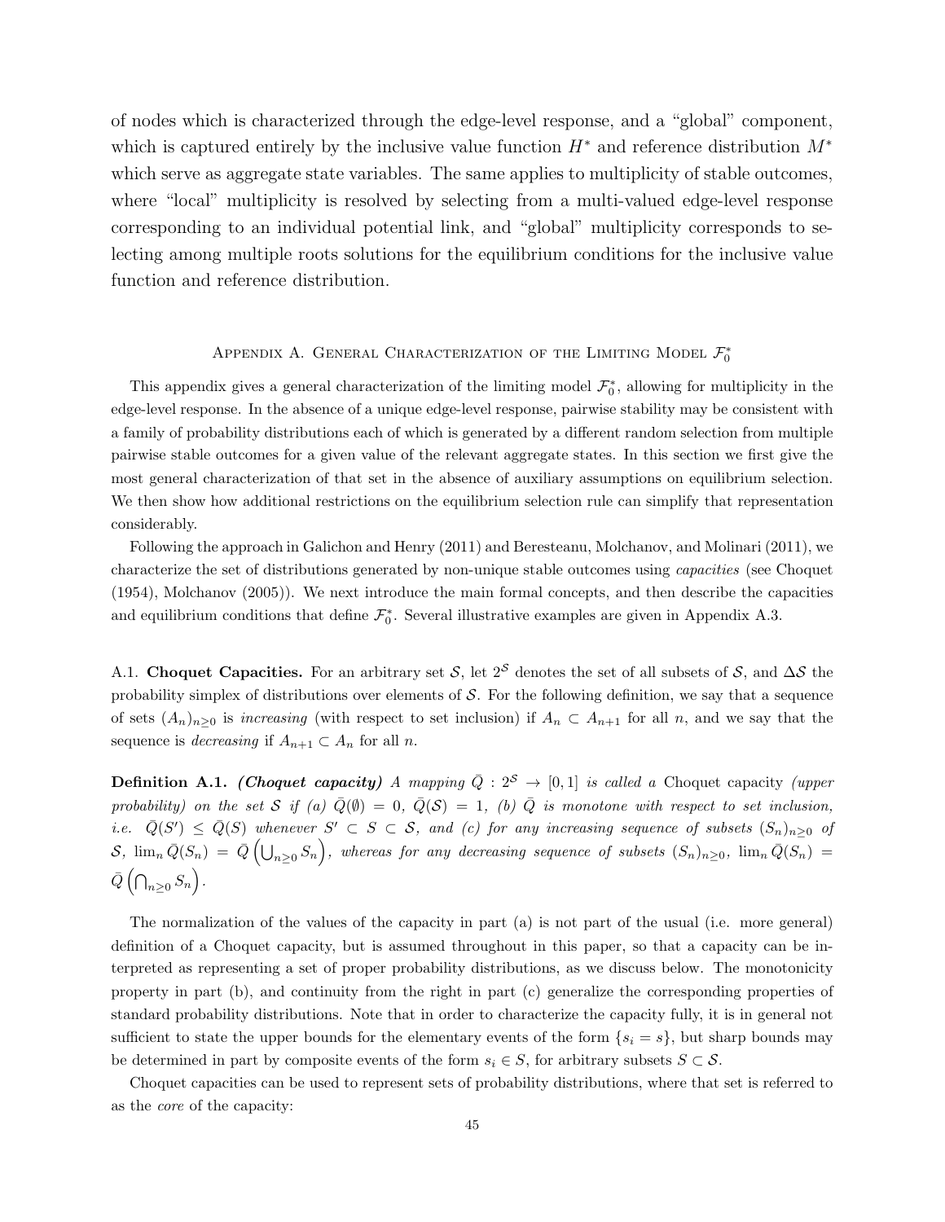of nodes which is characterized through the edge-level response, and a "global" component, which is captured entirely by the inclusive value function $H^*$ and reference distribution $M^*$ which serve as aggregate state variables. The same applies to multiplicity of stable outcomes, where "local" multiplicity is resolved by selecting from a multi-valued edge-level response corresponding to an individual potential link, and "global" multiplicity corresponds to selecting among multiple roots solutions for the equilibrium conditions for the inclusive value function and reference distribution.

## Appendix A. General Characterization of the Limiting Model $\mathcal{F}_0^*$

This appendix gives a general characterization of the limiting model $\mathcal{F}_0^*$, allowing for multiplicity in the edge-level response. In the absence of a unique edge-level response, pairwise stability may be consistent with a family of probability distributions each of which is generated by a different random selection from multiple pairwise stable outcomes for a given value of the relevant aggregate states. In this section we first give the most general characterization of that set in the absence of auxiliary assumptions on equilibrium selection. We then show how additional restrictions on the equilibrium selection rule can simplify that representation considerably.

Following the approach in Galichon and Henry (2011) and Beresteanu, Molchanov, and Molinari (2011), we characterize the set of distributions generated by non-unique stable outcomes using *capacities* (see Choquet (1954), Molchanov (2005)). We next introduce the main formal concepts, and then describe the capacities and equilibrium conditions that define $\mathcal{F}_0^*$. Several illustrative examples are given in Appendix A.3.

### A.1. **Choquet Capacities.**

For an arbitrary set $\mathcal{S}$, let $2^{\mathcal{S}}$ denotes the set of all subsets of $\mathcal{S}$, and $\Delta\mathcal{S}$ the probability simplex of distributions over elements of $\mathcal{S}$. For the following definition, we say that a sequence of sets $(A_n)_{n\geq 0}$ is *increasing* (with respect to set inclusion) if $A_n \subset A_{n+1}$ for all $n$, and we say that the sequence is *decreasing* if $A_{n+1} \subset A_n$ for all $n$.

**Definition A.1.** ***(Choquet capacity)*** *A mapping $\bar{Q} : 2^{\mathcal{S}} \to [0,1]$ is called a* Choquet capacity *(upper probability) on the set $\mathcal{S}$ if (a) $\bar{Q}(\emptyset) = 0$, $\bar{Q}(\mathcal{S}) = 1$, (b) $\bar{Q}$ is monotone with respect to set inclusion, i.e. $\bar{Q}(S') \leq \bar{Q}(S)$ whenever $S' \subset S \subset \mathcal{S}$, and (c) for any increasing sequence of subsets $(S_n)_{n\geq 0}$ of $\mathcal{S}$, $\lim_n \bar{Q}(S_n) = \bar{Q}\left(\bigcup_{n\geq 0} S_n\right)$, whereas for any decreasing sequence of subsets $(S_n)_{n\geq 0}$, $\lim_n \bar{Q}(S_n) = \bar{Q}\left(\bigcap_{n\geq 0} S_n\right)$.*

The normalization of the values of the capacity in part (a) is not part of the usual (i.e. more general) definition of a Choquet capacity, but is assumed throughout in this paper, so that a capacity can be interpreted as representing a set of proper probability distributions, as we discuss below. The monotonicity property in part (b), and continuity from the right in part (c) generalize the corresponding properties of standard probability distributions. Note that in order to characterize the capacity fully, it is in general not sufficient to state the upper bounds for the elementary events of the form $\{s_i = s\}$, but sharp bounds may be determined in part by composite events of the form $s_i \in S$, for arbitrary subsets $S \subset \mathcal{S}$.

Choquet capacities can be used to represent sets of probability distributions, where that set is referred to as the *core* of the capacity: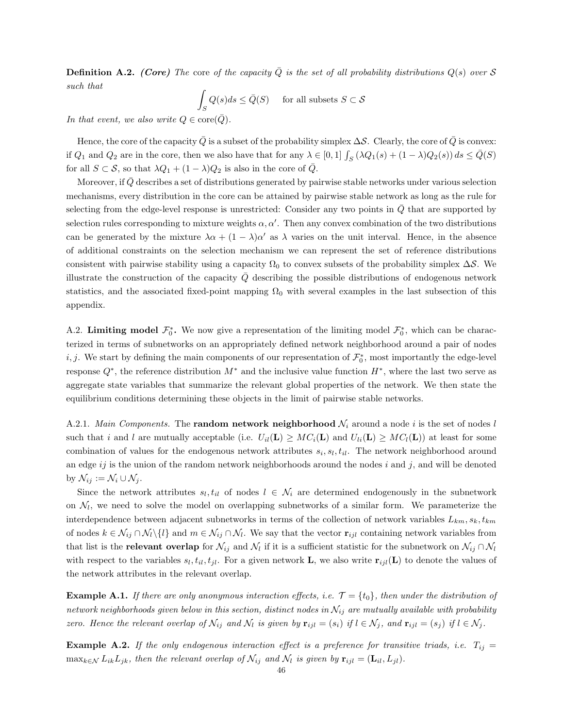**Definition A.2.** ***(Core)*** *The* core *of the capacity $\bar{Q}$ is the set of all probability distributions $Q(s)$ over $\mathcal{S}$ such that*

$$\int_S Q(s)ds \leq \bar{Q}(S) \quad \text{for all subsets } S \subset \mathcal{S}$$

*In that event, we also write $Q \in \text{core}(\bar{Q})$.*

Hence, the core of the capacity $\bar{Q}$ is a subset of the probability simplex $\Delta\mathcal{S}$. Clearly, the core of $\bar{Q}$ is convex: if $Q_1$ and $Q_2$ are in the core, then we also have that for any $\lambda \in [0,1]$ $\int_S (\lambda Q_1(s) + (1-\lambda)Q_2(s))\, ds \leq \bar{Q}(S)$ for all $S \subset \mathcal{S}$, so that $\lambda Q_1 + (1-\lambda)Q_2$ is also in the core of $\bar{Q}$.

Moreover, if $\bar{Q}$ describes a set of distributions generated by pairwise stable networks under various selection mechanisms, every distribution in the core can be attained by pairwise stable network as long as the rule for selecting from the edge-level response is unrestricted: Consider any two points in $\bar{Q}$ that are supported by selection rules corresponding to mixture weights $\alpha, \alpha'$. Then any convex combination of the two distributions can be generated by the mixture $\lambda\alpha + (1-\lambda)\alpha'$ as $\lambda$ varies on the unit interval. Hence, in the absence of additional constraints on the selection mechanism we can represent the set of reference distributions consistent with pairwise stability using a capacity $\Omega_0$ to convex subsets of the probability simplex $\Delta\mathcal{S}$. We illustrate the construction of the capacity $\bar{Q}$ describing the possible distributions of endogenous network statistics, and the associated fixed-point mapping $\Omega_0$ with several examples in the last subsection of this appendix.

A.2. **Limiting model $\mathcal{F}_0^*$.** We now give a representation of the limiting model $\mathcal{F}_0^*$, which can be characterized in terms of subnetworks on an appropriately defined network neighborhood around a pair of nodes $i, j$. We start by defining the main components of our representation of $\mathcal{F}_0^*$, most importantly the edge-level response $Q^*$, the reference distribution $M^*$ and the inclusive value function $H^*$, where the last two serve as aggregate state variables that summarize the relevant global properties of the network. We then state the equilibrium conditions determining these objects in the limit of pairwise stable networks.

A.2.1. *Main Components.* The **random network neighborhood** $\mathcal{N}_i$ around a node $i$ is the set of nodes $l$ such that $i$ and $l$ are mutually acceptable (i.e. $U_{il}(\mathbf{L}) \geq MC_i(\mathbf{L})$ and $U_{li}(\mathbf{L}) \geq MC_l(\mathbf{L})$) at least for some combination of values for the endogenous network attributes $s_i, s_l, t_{il}$. The network neighborhood around an edge $ij$ is the union of the random network neighborhoods around the nodes $i$ and $j$, and will be denoted by $\mathcal{N}_{ij} := \mathcal{N}_i \cup \mathcal{N}_j$.

Since the network attributes $s_l, t_{il}$ of nodes $l \in \mathcal{N}_i$ are determined endogenously in the subnetwork on $\mathcal{N}_l$, we need to solve the model on overlapping subnetworks of a similar form. We parameterize the interdependence between adjacent subnetworks in terms of the collection of network variables $L_{km}, s_k, t_{km}$ of nodes $k \in \mathcal{N}_{ij} \cap \mathcal{N}_l \backslash \{l\}$ and $m \in \mathcal{N}_{ij} \cap \mathcal{N}_l$. We say that the vector $\mathbf{r}_{ijl}$ containing network variables from that list is the **relevant overlap** for $\mathcal{N}_{ij}$ and $\mathcal{N}_l$ if it is a sufficient statistic for the subnetwork on $\mathcal{N}_{ij} \cap \mathcal{N}_l$ with respect to the variables $s_l, t_{il}, t_{jl}$. For a given network $\mathbf{L}$, we also write $\mathbf{r}_{ijl}(\mathbf{L})$ to denote the values of the network attributes in the relevant overlap.

**Example A.1.** *If there are only anonymous interaction effects, i.e. $\mathcal{T} = \{t_0\}$, then under the distribution of network neighborhoods given below in this section, distinct nodes in $\mathcal{N}_{ij}$ are mutually available with probability zero. Hence the relevant overlap of $\mathcal{N}_{ij}$ and $\mathcal{N}_l$ is given by $\mathbf{r}_{ijl} = (s_i)$ if $l \in \mathcal{N}_j$, and $\mathbf{r}_{ijl} = (s_j)$ if $l \in \mathcal{N}_j$.*

**Example A.2.** *If the only endogenous interaction effect is a preference for transitive triads, i.e. $T_{ij} = \max_{k \in \mathcal{N}} L_{ik}L_{jk}$, then the relevant overlap of $\mathcal{N}_{ij}$ and $\mathcal{N}_l$ is given by $\mathbf{r}_{ijl} = (\mathbf{L}_{il}, L_{jl})$.*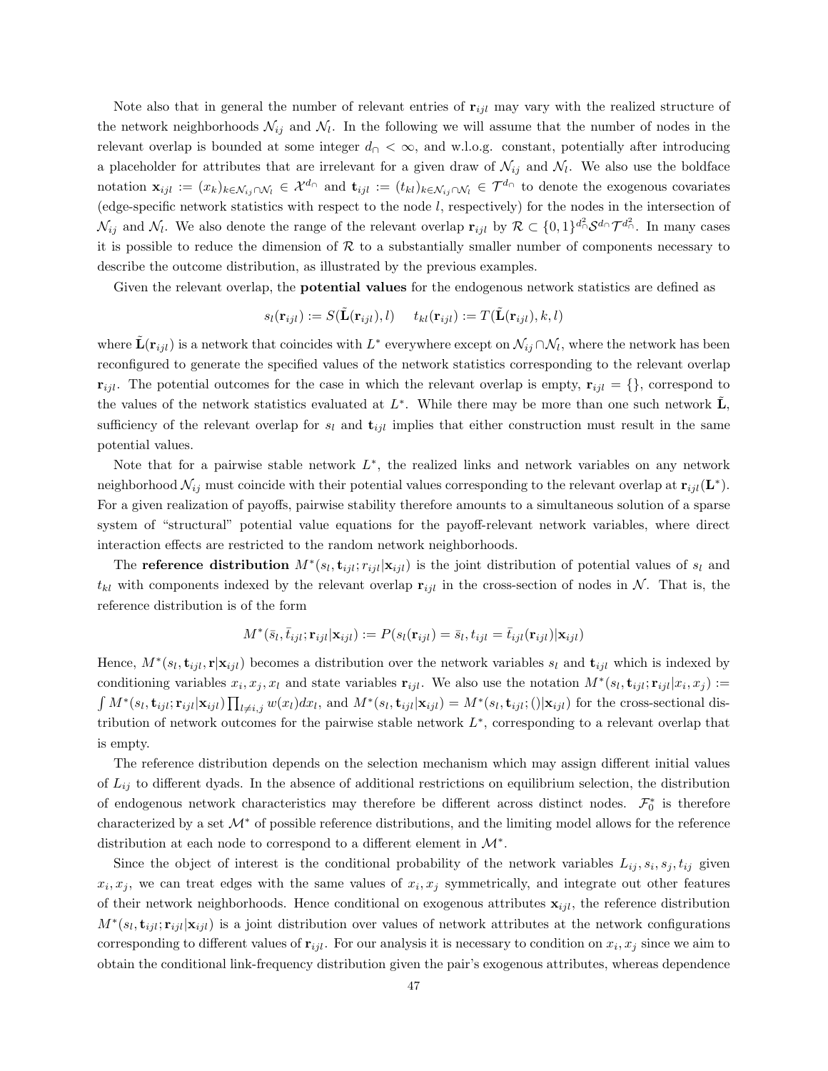Note also that in general the number of relevant entries of $\mathbf{r}_{ijl}$ may vary with the realized structure of the network neighborhoods $\mathcal{N}_{ij}$ and $\mathcal{N}_l$. In the following we will assume that the number of nodes in the relevant overlap is bounded at some integer $d_\cap < \infty$, and w.l.o.g. constant, potentially after introducing a placeholder for attributes that are irrelevant for a given draw of $\mathcal{N}_{ij}$ and $\mathcal{N}_l$. We also use the boldface notation $\mathbf{x}_{ijl} := (x_k)_{k\in\mathcal{N}_{ij}\cap\mathcal{N}_l} \in \mathcal{X}^{d_\cap}$ and $\mathbf{t}_{ijl} := (t_{kl})_{k\in\mathcal{N}_{ij}\cap\mathcal{N}_l} \in \mathcal{T}^{d_\cap}$ to denote the exogenous covariates (edge-specific network statistics with respect to the node $l$, respectively) for the nodes in the intersection of $\mathcal{N}_{ij}$ and $\mathcal{N}_l$. We also denote the range of the relevant overlap $\mathbf{r}_{ijl}$ by $\mathcal{R} \subset \{0,1\}^{d_\cap^2}\mathcal{S}^{d_\cap}\mathcal{T}^{d_\cap^2}$. In many cases it is possible to reduce the dimension of $\mathcal{R}$ to a substantially smaller number of components necessary to describe the outcome distribution, as illustrated by the previous examples.

Given the relevant overlap, the **potential values** for the endogenous network statistics are defined as

$$s_l(\mathbf{r}_{ijl}) := S(\tilde{\mathbf{L}}(\mathbf{r}_{ijl}), l) \qquad t_{kl}(\mathbf{r}_{ijl}) := T(\tilde{\mathbf{L}}(\mathbf{r}_{ijl}), k, l)$$

where $\tilde{\mathbf{L}}(\mathbf{r}_{ijl})$ is a network that coincides with $L^*$ everywhere except on $\mathcal{N}_{ij}\cap\mathcal{N}_l$, where the network has been reconfigured to generate the specified values of the network statistics corresponding to the relevant overlap $\mathbf{r}_{ijl}$. The potential outcomes for the case in which the relevant overlap is empty, $\mathbf{r}_{ijl} = \{\}$, correspond to the values of the network statistics evaluated at $L^*$. While there may be more than one such network $\tilde{\mathbf{L}}$, sufficiency of the relevant overlap for $s_l$ and $\mathbf{t}_{ijl}$ implies that either construction must result in the same potential values.

Note that for a pairwise stable network $L^*$, the realized links and network variables on any network neighborhood $\mathcal{N}_{ij}$ must coincide with their potential values corresponding to the relevant overlap at $\mathbf{r}_{ijl}(\mathbf{L}^*)$. For a given realization of payoffs, pairwise stability therefore amounts to a simultaneous solution of a sparse system of "structural" potential value equations for the payoff-relevant network variables, where direct interaction effects are restricted to the random network neighborhoods.

The **reference distribution** $M^*(s_l, \mathbf{t}_{ijl}; r_{ijl}|\mathbf{x}_{ijl})$ is the joint distribution of potential values of $s_l$ and $t_{kl}$ with components indexed by the relevant overlap $\mathbf{r}_{ijl}$ in the cross-section of nodes in $\mathcal{N}$. That is, the reference distribution is of the form

$$M^*(\bar{s}_l, \bar{t}_{ijl}; \mathbf{r}_{ijl}|\mathbf{x}_{ijl}) := P(s_l(\mathbf{r}_{ijl}) = \bar{s}_l, t_{ijl} = \bar{t}_{ijl}(\mathbf{r}_{ijl})|\mathbf{x}_{ijl})$$

Hence, $M^*(s_l, \mathbf{t}_{ijl}, \mathbf{r}|\mathbf{x}_{ijl})$ becomes a distribution over the network variables $s_l$ and $\mathbf{t}_{ijl}$ which is indexed by conditioning variables $x_i, x_j, x_l$ and state variables $\mathbf{r}_{ijl}$. We also use the notation $M^*(s_l, \mathbf{t}_{ijl}; \mathbf{r}_{ijl}|x_i, x_j) := \int M^*(s_l, \mathbf{t}_{ijl}; \mathbf{r}_{ijl}|\mathbf{x}_{ijl}) \prod_{l\neq i,j} w(x_l)dx_l$, and $M^*(s_l, \mathbf{t}_{ijl}|\mathbf{x}_{ijl}) = M^*(s_l, \mathbf{t}_{ijl}; ()|\mathbf{x}_{ijl})$ for the cross-sectional distribution of network outcomes for the pairwise stable network $L^*$, corresponding to a relevant overlap that is empty.

The reference distribution depends on the selection mechanism which may assign different initial values of $L_{ij}$ to different dyads. In the absence of additional restrictions on equilibrium selection, the distribution of endogenous network characteristics may therefore be different across distinct nodes. $\mathcal{F}_0^*$ is therefore characterized by a set $\mathcal{M}^*$ of possible reference distributions, and the limiting model allows for the reference distribution at each node to correspond to a different element in $\mathcal{M}^*$.

Since the object of interest is the conditional probability of the network variables $L_{ij}, s_i, s_j, t_{ij}$ given $x_i, x_j$, we can treat edges with the same values of $x_i, x_j$ symmetrically, and integrate out other features of their network neighborhoods. Hence conditional on exogenous attributes $\mathbf{x}_{ijl}$, the reference distribution $M^*(s_l, \mathbf{t}_{ijl}; \mathbf{r}_{ijl}|\mathbf{x}_{ijl})$ is a joint distribution over values of network attributes at the network configurations corresponding to different values of $\mathbf{r}_{ijl}$. For our analysis it is necessary to condition on $x_i, x_j$ since we aim to obtain the conditional link-frequency distribution given the pair's exogenous attributes, whereas dependence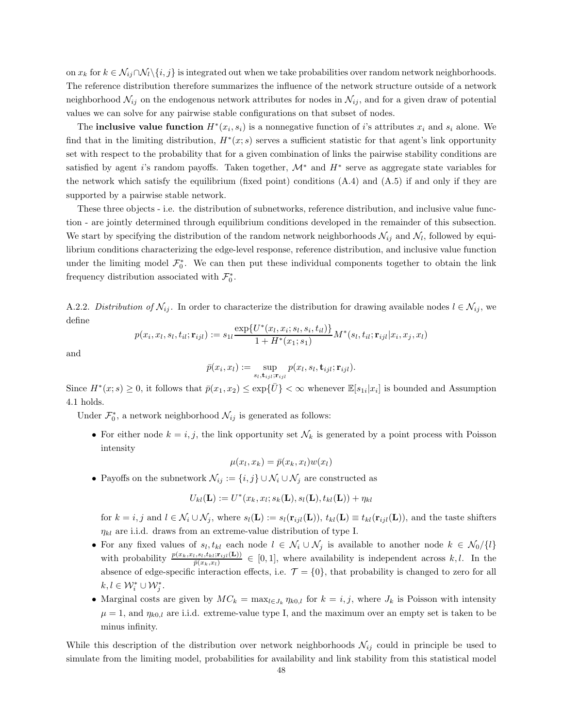on $x_k$ for $k \in \mathcal{N}_{ij} \cap \mathcal{N}_l \backslash \{i,j\}$ is integrated out when we take probabilities over random network neighborhoods. The reference distribution therefore summarizes the influence of the network structure outside of a network neighborhood $\mathcal{N}_{ij}$ on the endogenous network attributes for nodes in $\mathcal{N}_{ij}$, and for a given draw of potential values we can solve for any pairwise stable configurations on that subset of nodes.

The **inclusive value function** $H^*(x_i, s_i)$ is a nonnegative function of $i$'s attributes $x_i$ and $s_i$ alone. We find that in the limiting distribution, $H^*(x;s)$ serves a sufficient statistic for that agent's link opportunity set with respect to the probability that for a given combination of links the pairwise stability conditions are satisfied by agent $i$'s random payoffs. Taken together, $\mathcal{M}^*$ and $H^*$ serve as aggregate state variables for the network which satisfy the equilibrium (fixed point) conditions (A.4) and (A.5) if and only if they are supported by a pairwise stable network.

These three objects - i.e. the distribution of subnetworks, reference distribution, and inclusive value function - are jointly determined through equilibrium conditions developed in the remainder of this subsection. We start by specifying the distribution of the random network neighborhoods $\mathcal{N}_{ij}$ and $\mathcal{N}_l$, followed by equilibrium conditions characterizing the edge-level response, reference distribution, and inclusive value function under the limiting model $\mathcal{F}_0^*$. We can then put these individual components together to obtain the link frequency distribution associated with $\mathcal{F}_0^*$.

A.2.2. *Distribution of* $\mathcal{N}_{ij}$. In order to characterize the distribution for drawing available nodes $l \in \mathcal{N}_{ij}$, we define

$$p(x_i, x_l, s_l, t_{il}; \mathbf{r}_{ijl}) := s_{1l} \frac{\exp\{U^*(x_l, x_i; s_l, s_i, t_{il})\}}{1 + H^*(x_1; s_1)} M^*(s_l, t_{il}; \mathbf{r}_{ijl} | x_i, x_j, x_l)$$

and

$$\bar{p}(x_i, x_l) := \sup_{s_l, \mathbf{t}_{ijl}; \mathbf{r}_{ijl}} p(x_l, s_l, \mathbf{t}_{ijl}; \mathbf{r}_{ijl}).$$

Since $H^*(x;s) \geq 0$, it follows that $\bar{p}(x_1, x_2) \leq \exp\{\bar{U}\} < \infty$ whenever $\mathbb{E}[s_{1i}|x_i]$ is bounded and Assumption 4.1 holds.

Under $\mathcal{F}_0^*$, a network neighborhood $\mathcal{N}_{ij}$ is generated as follows:

- For either node $k = i, j$, the link opportunity set $\mathcal{N}_k$ is generated by a point process with Poisson intensity
$$\mu(x_l, x_k) = \bar{p}(x_k, x_l) w(x_l)$$
- Payoffs on the subnetwork $\mathcal{N}_{ij} := \{i,j\} \cup \mathcal{N}_i \cup \mathcal{N}_j$ are constructed as
$$U_{kl}(\mathbf{L}) := U^*(x_k, x_l; s_k(\mathbf{L}), s_l(\mathbf{L}), t_{kl}(\mathbf{L})) + \eta_{kl}$$
for $k = i, j$ and $l \in \mathcal{N}_i \cup \mathcal{N}_j$, where $s_l(\mathbf{L}) := s_l(\mathbf{r}_{ijl}(\mathbf{L}))$, $t_{kl}(\mathbf{L}) \equiv t_{kl}(\mathbf{r}_{ijl}(\mathbf{L}))$, and the taste shifters $\eta_{kl}$ are i.i.d. draws from an extreme-value distribution of type I.
- For any fixed values of $s_l, t_{kl}$ each node $l \in \mathcal{N}_i \cup \mathcal{N}_j$ is available to another node $k \in \mathcal{N}_0 / \{l\}$ with probability $\frac{p(x_k, x_l, s_l, t_{kl}; \mathbf{r}_{ijl}(\mathbf{L}))}{\bar{p}(x_k, x_l)} \in [0,1]$, where availability is independent across $k, l$. In the absence of edge-specific interaction effects, i.e. $\mathcal{T} = \{0\}$, that probability is changed to zero for all $k, l \in \mathcal{W}_i^* \cup \mathcal{W}_j^*$.
- Marginal costs are given by $MC_k = \max_{l \in J_k} \eta_{k0,l}$ for $k = i, j$, where $J_k$ is Poisson with intensity $\mu = 1$, and $\eta_{k0,l}$ are i.i.d. extreme-value type I, and the maximum over an empty set is taken to be minus infinity.

While this description of the distribution over network neighborhoods $\mathcal{N}_{ij}$ could in principle be used to simulate from the limiting model, probabilities for availability and link stability from this statistical model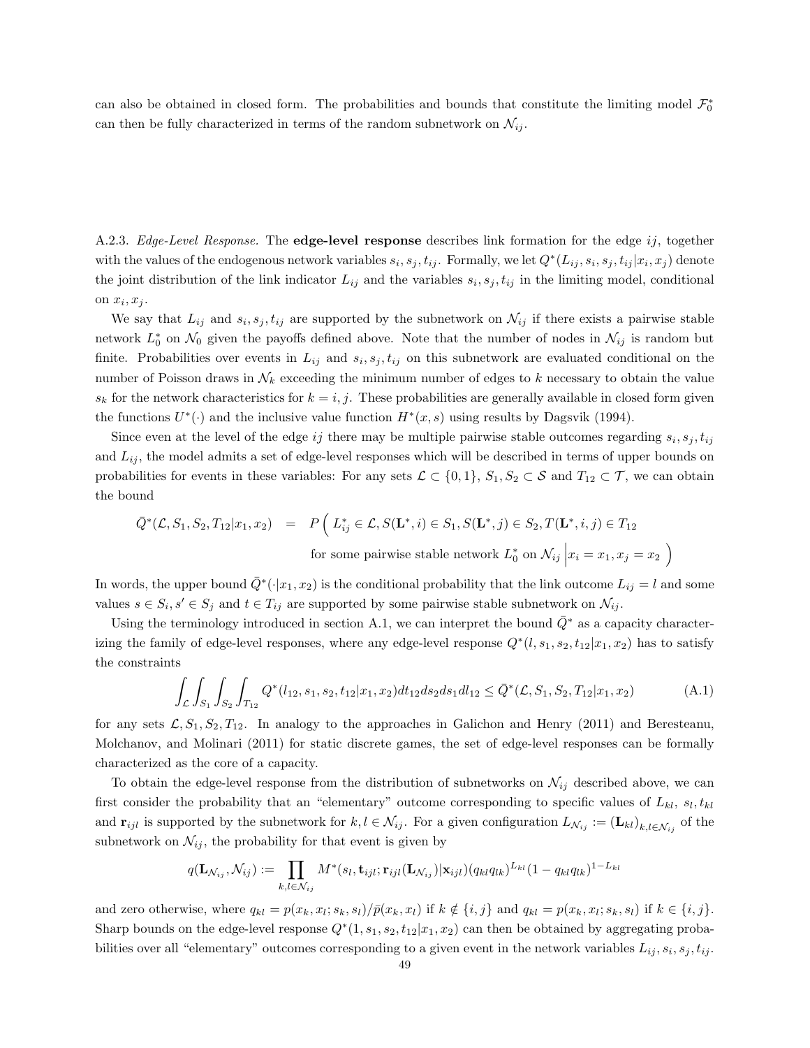can also be obtained in closed form. The probabilities and bounds that constitute the limiting model $\mathcal{F}_0^*$ can then be fully characterized in terms of the random subnetwork on $\mathcal{N}_{ij}$.

A.2.3. *Edge-Level Response.* The **edge-level response** describes link formation for the edge $ij$, together with the values of the endogenous network variables $s_i, s_j, t_{ij}$. Formally, we let $Q^*(L_{ij}, s_i, s_j, t_{ij}|x_i, x_j)$ denote the joint distribution of the link indicator $L_{ij}$ and the variables $s_i, s_j, t_{ij}$ in the limiting model, conditional on $x_i, x_j$.

We say that $L_{ij}$ and $s_i, s_j, t_{ij}$ are supported by the subnetwork on $\mathcal{N}_{ij}$ if there exists a pairwise stable network $L_0^*$ on $\mathcal{N}_0$ given the payoffs defined above. Note that the number of nodes in $\mathcal{N}_{ij}$ is random but finite. Probabilities over events in $L_{ij}$ and $s_i, s_j, t_{ij}$ on this subnetwork are evaluated conditional on the number of Poisson draws in $\mathcal{N}_k$ exceeding the minimum number of edges to $k$ necessary to obtain the value $s_k$ for the network characteristics for $k = i, j$. These probabilities are generally available in closed form given the functions $U^*(\cdot)$ and the inclusive value function $H^*(x, s)$ using results by Dagsvik (1994).

Since even at the level of the edge $ij$ there may be multiple pairwise stable outcomes regarding $s_i, s_j, t_{ij}$ and $L_{ij}$, the model admits a set of edge-level responses which will be described in terms of upper bounds on probabilities for events in these variables: For any sets $\mathcal{L} \subset \{0, 1\}$, $S_1, S_2 \subset \mathcal{S}$ and $T_{12} \subset \mathcal{T}$, we can obtain the bound

$$\bar{Q}^*(\mathcal{L}, S_1, S_2, T_{12}|x_1, x_2) \;=\; P\Big( L_{ij}^* \in \mathcal{L}, S(\mathbf{L}^*, i) \in S_1, S(\mathbf{L}^*, j) \in S_2, T(\mathbf{L}^*, i, j) \in T_{12} \\ \text{for some pairwise stable network } L_0^* \text{ on } \mathcal{N}_{ij} \,\Big|\, x_i = x_1, x_j = x_2 \Big)$$

In words, the upper bound $\bar{Q}^*(\cdot|x_1, x_2)$ is the conditional probability that the link outcome $L_{ij} = l$ and some values $s \in S_i, s' \in S_j$ and $t \in T_{ij}$ are supported by some pairwise stable subnetwork on $\mathcal{N}_{ij}$.

Using the terminology introduced in section A.1, we can interpret the bound $\bar{Q}^*$ as a capacity characterizing the family of edge-level responses, where any edge-level response $Q^*(l, s_1, s_2, t_{12}|x_1, x_2)$ has to satisfy the constraints

$$\int_{\mathcal{L}} \int_{S_1} \int_{S_2} \int_{T_{12}} Q^*(l_{12}, s_1, s_2, t_{12}|x_1, x_2) dt_{12} ds_2 ds_1 dl_{12} \le \bar{Q}^*(\mathcal{L}, S_1, S_2, T_{12}|x_1, x_2) \tag{A.1}$$

for any sets $\mathcal{L}, S_1, S_2, T_{12}$. In analogy to the approaches in Galichon and Henry (2011) and Beresteanu, Molchanov, and Molinari (2011) for static discrete games, the set of edge-level responses can be formally characterized as the core of a capacity.

To obtain the edge-level response from the distribution of subnetworks on $\mathcal{N}_{ij}$ described above, we can first consider the probability that an "elementary" outcome corresponding to specific values of $L_{kl}$, $s_l, t_{kl}$ and $\mathbf{r}_{ijl}$ is supported by the subnetwork for $k, l \in \mathcal{N}_{ij}$. For a given configuration $L_{\mathcal{N}_{ij}} := (\mathbf{L}_{kl})_{k,l \in \mathcal{N}_{ij}}$ of the subnetwork on $\mathcal{N}_{ij}$, the probability for that event is given by

$$q(\mathbf{L}_{\mathcal{N}_{ij}}, \mathcal{N}_{ij}) := \prod_{k,l \in \mathcal{N}_{ij}} M^*(s_l, \mathbf{t}_{ijl}; \mathbf{r}_{ijl}(\mathbf{L}_{\mathcal{N}_{ij}})|\mathbf{x}_{ijl})(q_{kl}q_{lk})^{L_{kl}}(1 - q_{kl}q_{lk})^{1-L_{kl}}$$

and zero otherwise, where $q_{kl} = p(x_k, x_l; s_k, s_l)/\bar{p}(x_k, x_l)$ if $k \notin \{i, j\}$ and $q_{kl} = p(x_k, x_l; s_k, s_l)$ if $k \in \{i, j\}$. Sharp bounds on the edge-level response $Q^*(1, s_1, s_2, t_{12}|x_1, x_2)$ can then be obtained by aggregating probabilities over all "elementary" outcomes corresponding to a given event in the network variables $L_{ij}, s_i, s_j, t_{ij}$.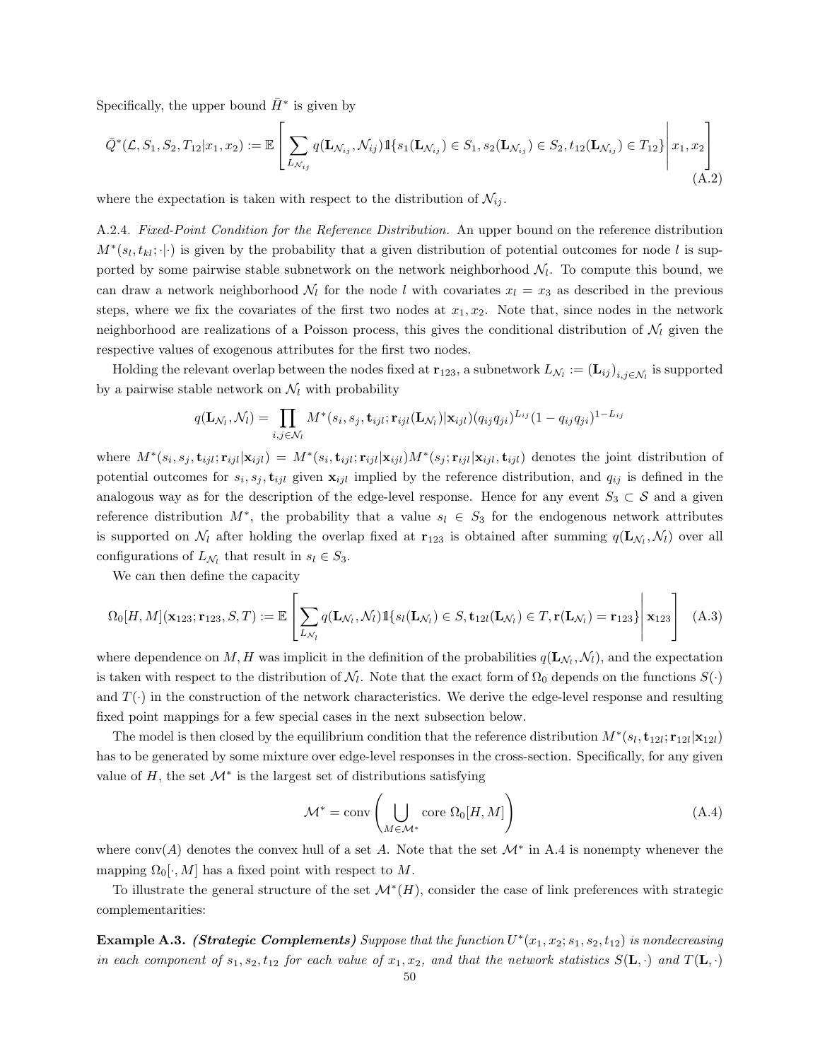Specifically, the upper bound $\bar{H}^*$ is given by

$$\bar{Q}^*(\mathcal{L}, S_1, S_2, T_{12}|x_1, x_2) := \mathbb{E}\left[\left.\sum_{L_{\mathcal{N}_{ij}}} q(\mathbf{L}_{\mathcal{N}_{ij}}, \mathcal{N}_{ij}) \mathbb{1}\{s_1(\mathbf{L}_{\mathcal{N}_{ij}}) \in S_1, s_2(\mathbf{L}_{\mathcal{N}_{ij}}) \in S_2, t_{12}(\mathbf{L}_{\mathcal{N}_{ij}}) \in T_{12}\}\right| x_1, x_2\right] \tag{A.2}$$

where the expectation is taken with respect to the distribution of $\mathcal{N}_{ij}$.

A.2.4. *Fixed-Point Condition for the Reference Distribution.* An upper bound on the reference distribution $M^*(s_l, t_{kl}; \cdot|\cdot)$ is given by the probability that a given distribution of potential outcomes for node $l$ is supported by some pairwise stable subnetwork on the network neighborhood $\mathcal{N}_l$. To compute this bound, we can draw a network neighborhood $\mathcal{N}_l$ for the node $l$ with covariates $x_l = x_3$ as described in the previous steps, where we fix the covariates of the first two nodes at $x_1, x_2$. Note that, since nodes in the network neighborhood are realizations of a Poisson process, this gives the conditional distribution of $\mathcal{N}_l$ given the respective values of exogenous attributes for the first two nodes.

Holding the relevant overlap between the nodes fixed at $\mathbf{r}_{123}$, a subnetwork $L_{\mathcal{N}_l} := (\mathbf{L}_{ij})_{i,j \in \mathcal{N}_l}$ is supported by a pairwise stable network on $\mathcal{N}_l$ with probability

$$q(\mathbf{L}_{\mathcal{N}_l}, \mathcal{N}_l) = \prod_{i,j \in \mathcal{N}_l} M^*(s_i, s_j, \mathbf{t}_{ijl}; \mathbf{r}_{ijl}(\mathbf{L}_{\mathcal{N}_l})|\mathbf{x}_{ijl})(q_{ij}q_{ji})^{L_{ij}}(1 - q_{ij}q_{ji})^{1-L_{ij}}$$

where $M^*(s_i, s_j, \mathbf{t}_{ijl}; \mathbf{r}_{ijl}|\mathbf{x}_{ijl}) = M^*(s_i, \mathbf{t}_{ijl}; \mathbf{r}_{ijl}|\mathbf{x}_{ijl})M^*(s_j; \mathbf{r}_{ijl}|\mathbf{x}_{ijl}, \mathbf{t}_{ijl})$ denotes the joint distribution of potential outcomes for $s_i, s_j, \mathbf{t}_{ijl}$ given $\mathbf{x}_{ijl}$ implied by the reference distribution, and $q_{ij}$ is defined in the analogous way as for the description of the edge-level response. Hence for any event $S_3 \subset \mathcal{S}$ and a given reference distribution $M^*$, the probability that a value $s_l \in S_3$ for the endogenous network attributes is supported on $\mathcal{N}_l$ after holding the overlap fixed at $\mathbf{r}_{123}$ is obtained after summing $q(\mathbf{L}_{\mathcal{N}_l}, \mathcal{N}_l)$ over all configurations of $L_{\mathcal{N}_l}$ that result in $s_l \in S_3$.

We can then define the capacity

$$\Omega_0[H, M](\mathbf{x}_{123}; \mathbf{r}_{123}, S, T) := \mathbb{E}\left[\left.\sum_{L_{\mathcal{N}_l}} q(\mathbf{L}_{\mathcal{N}_l}, \mathcal{N}_l) \mathbb{1}\{s_l(\mathbf{L}_{\mathcal{N}_l}) \in S, \mathbf{t}_{12l}(\mathbf{L}_{\mathcal{N}_l}) \in T, \mathbf{r}(\mathbf{L}_{\mathcal{N}_l}) = \mathbf{r}_{123}\}\right| \mathbf{x}_{123}\right] \tag{A.3}$$

where dependence on $M, H$ was implicit in the definition of the probabilities $q(\mathbf{L}_{\mathcal{N}_l}, \mathcal{N}_l)$, and the expectation is taken with respect to the distribution of $\mathcal{N}_l$. Note that the exact form of $\Omega_0$ depends on the functions $S(\cdot)$ and $T(\cdot)$ in the construction of the network characteristics. We derive the edge-level response and resulting fixed point mappings for a few special cases in the next subsection below.

The model is then closed by the equilibrium condition that the reference distribution $M^*(s_l, \mathbf{t}_{12l}; \mathbf{r}_{12l}|\mathbf{x}_{12l})$ has to be generated by some mixture over edge-level responses in the cross-section. Specifically, for any given value of $H$, the set $\mathcal{M}^*$ is the largest set of distributions satisfying

$$\mathcal{M}^* = \text{conv}\left(\bigcup_{M \in \mathcal{M}^*} \text{core } \Omega_0[H, M]\right) \tag{A.4}$$

where $\text{conv}(A)$ denotes the convex hull of a set $A$. Note that the set $\mathcal{M}^*$ in A.4 is nonempty whenever the mapping $\Omega_0[\cdot, M]$ has a fixed point with respect to $M$.

To illustrate the general structure of the set $\mathcal{M}^*(H)$, consider the case of link preferences with strategic complementarities:

**Example A.3.** ***(Strategic Complements)*** *Suppose that the function $U^*(x_1, x_2; s_1, s_2, t_{12})$ is nondecreasing in each component of $s_1, s_2, t_{12}$ for each value of $x_1, x_2$, and that the network statistics $S(\mathbf{L}, \cdot)$ and $T(\mathbf{L}, \cdot)$*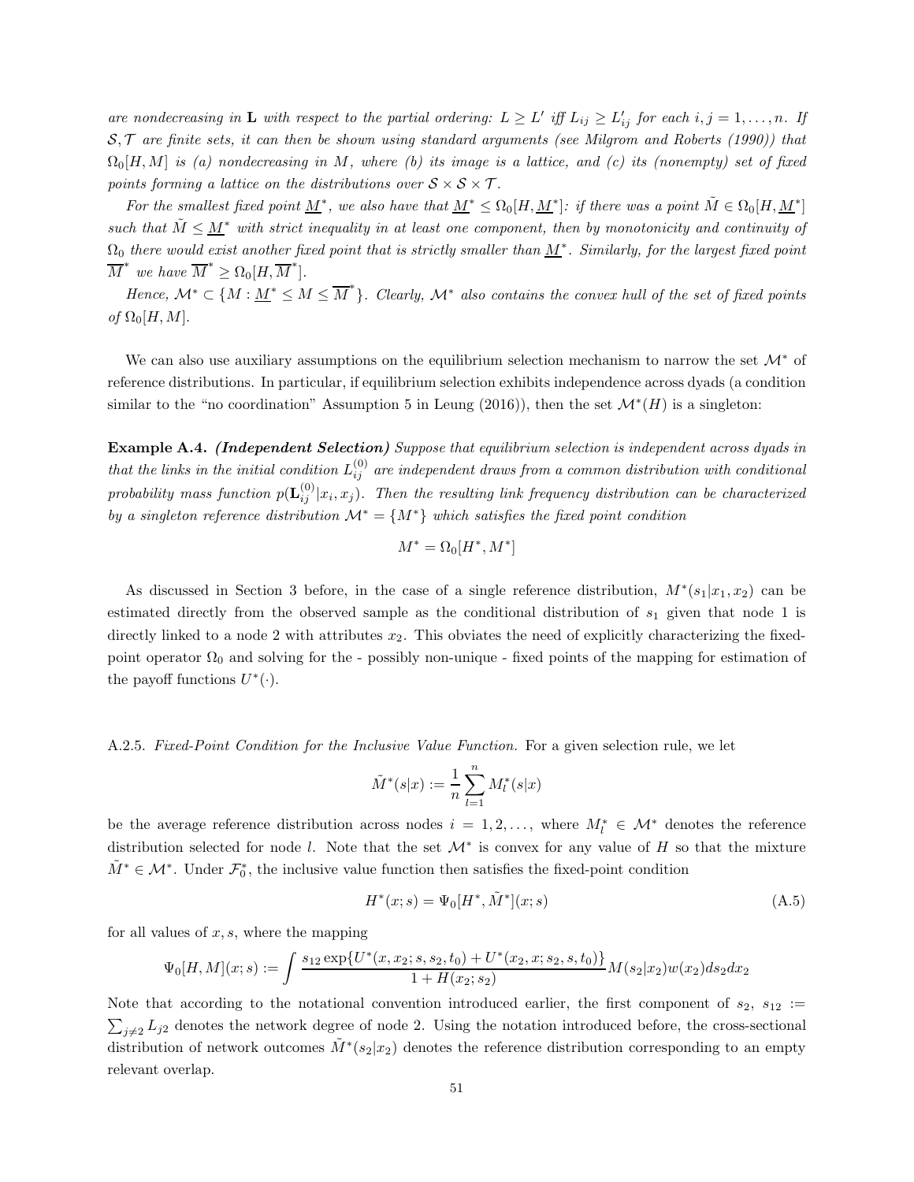*are nondecreasing in* $\mathbf{L}$ *with respect to the partial ordering:* $L \geq L'$ *iff* $L_{ij} \geq L'_{ij}$ *for each* $i, j = 1, \dots, n$. *If* $\mathcal{S}, \mathcal{T}$ *are finite sets, it can then be shown using standard arguments (see Milgrom and Roberts (1990)) that* $\Omega_0[H, M]$ *is (a) nondecreasing in* $M$, *where (b) its image is a lattice, and (c) its (nonempty) set of fixed points forming a lattice on the distributions over* $\mathcal{S} \times \mathcal{S} \times \mathcal{T}$.

*For the smallest fixed point* $\underline{M}^*$, *we also have that* $\underline{M}^* \leq \Omega_0[H, \underline{M}^*]$: *if there was a point* $\tilde{M} \in \Omega_0[H, \underline{M}^*]$ *such that* $\tilde{M} \leq \underline{M}^*$ *with strict inequality in at least one component, then by monotonicity and continuity of* $\Omega_0$ *there would exist another fixed point that is strictly smaller than* $\underline{M}^*$. *Similarly, for the largest fixed point* $\overline{M}^*$ *we have* $\overline{M}^* \geq \Omega_0[H, \overline{M}^*]$.

*Hence,* $\mathcal{M}^* \subset \{M : \underline{M}^* \leq M \leq \overline{M}^*\}$. *Clearly,* $\mathcal{M}^*$ *also contains the convex hull of the set of fixed points of* $\Omega_0[H, M]$.

We can also use auxiliary assumptions on the equilibrium selection mechanism to narrow the set $\mathcal{M}^*$ of reference distributions. In particular, if equilibrium selection exhibits independence across dyads (a condition similar to the "no coordination" Assumption 5 in Leung (2016)), then the set $\mathcal{M}^*(H)$ is a singleton:

**Example A.4.** ***(Independent Selection)*** *Suppose that equilibrium selection is independent across dyads in that the links in the initial condition* $L_{ij}^{(0)}$ *are independent draws from a common distribution with conditional probability mass function* $p(\mathbf{L}_{ij}^{(0)}|x_i, x_j)$. *Then the resulting link frequency distribution can be characterized by a singleton reference distribution* $\mathcal{M}^* = \{M^*\}$ *which satisfies the fixed point condition*

$$M^* = \Omega_0[H^*, M^*]$$

As discussed in Section 3 before, in the case of a single reference distribution, $M^*(s_1|x_1, x_2)$ can be estimated directly from the observed sample as the conditional distribution of $s_1$ given that node 1 is directly linked to a node 2 with attributes $x_2$. This obviates the need of explicitly characterizing the fixed-point operator $\Omega_0$ and solving for the - possibly non-unique - fixed points of the mapping for estimation of the payoff functions $U^*(\cdot)$.

A.2.5. *Fixed-Point Condition for the Inclusive Value Function.* For a given selection rule, we let

$$\tilde{M}^*(s|x) := \frac{1}{n} \sum_{l=1}^{n} M_l^*(s|x)$$

be the average reference distribution across nodes $i = 1, 2, \dots,$ where $M_l^* \in \mathcal{M}^*$ denotes the reference distribution selected for node $l$. Note that the set $\mathcal{M}^*$ is convex for any value of $H$ so that the mixture $\tilde{M}^* \in \mathcal{M}^*$. Under $\mathcal{F}_0^*$, the inclusive value function then satisfies the fixed-point condition

$$H^*(x; s) = \Psi_0[H^*, \tilde{M}^*](x; s) \tag{A.5}$$

for all values of $x, s$, where the mapping

$$\Psi_0[H, M](x; s) := \int \frac{s_{12} \exp\{U^*(x, x_2; s, s_2, t_0) + U^*(x_2, x; s_2, s, t_0)\}}{1 + H(x_2; s_2)} M(s_2|x_2) w(x_2) ds_2 dx_2$$

Note that according to the notational convention introduced earlier, the first component of $s_2$, $s_{12} := \sum_{j \neq 2} L_{j2}$ denotes the network degree of node 2. Using the notation introduced before, the cross-sectional distribution of network outcomes $\tilde{M}^*(s_2|x_2)$ denotes the reference distribution corresponding to an empty relevant overlap.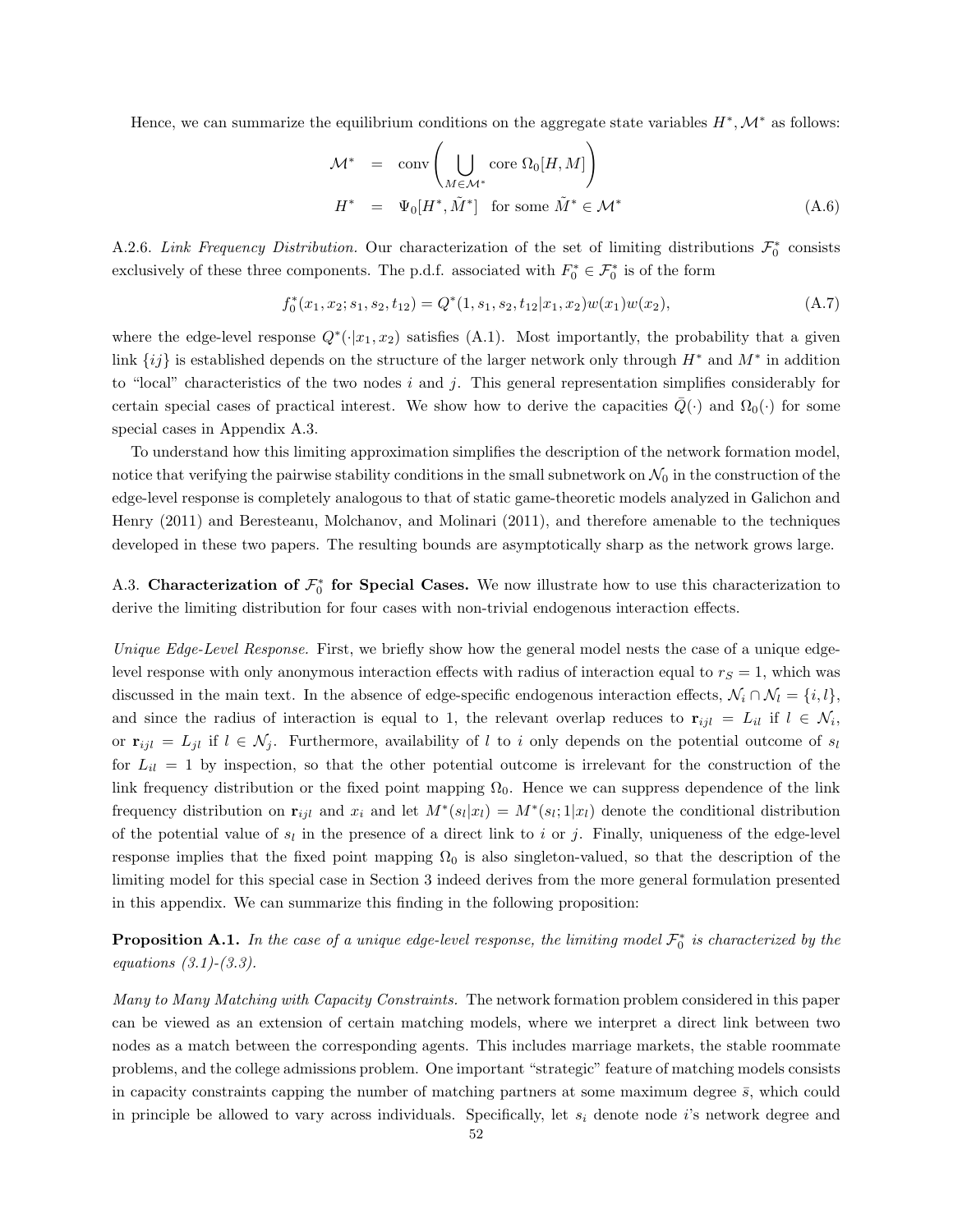Hence, we can summarize the equilibrium conditions on the aggregate state variables $H^*, \mathcal{M}^*$ as follows:

$$
\begin{aligned}
\mathcal{M}^* &= \text{conv}\left(\bigcup_{M \in \mathcal{M}^*} \text{core } \Omega_0[H, M]\right) \\
H^* &= \Psi_0[H^*, \tilde{M}^*] \quad \text{for some } \tilde{M}^* \in \mathcal{M}^*
\end{aligned}
\tag{A.6}
$$

A.2.6. *Link Frequency Distribution.* Our characterization of the set of limiting distributions $\mathcal{F}_0^*$ consists exclusively of these three components. The p.d.f. associated with $F_0^* \in \mathcal{F}_0^*$ is of the form

$$
f_0^*(x_1, x_2; s_1, s_2, t_{12}) = Q^*(1, s_1, s_2, t_{12}|x_1, x_2)w(x_1)w(x_2), \tag{A.7}
$$

where the edge-level response $Q^*(\cdot|x_1, x_2)$ satisfies (A.1). Most importantly, the probability that a given link $\{ij\}$ is established depends on the structure of the larger network only through $H^*$ and $M^*$ in addition to "local" characteristics of the two nodes $i$ and $j$. This general representation simplifies considerably for certain special cases of practical interest. We show how to derive the capacities $\bar{Q}(\cdot)$ and $\Omega_0(\cdot)$ for some special cases in Appendix A.3.

To understand how this limiting approximation simplifies the description of the network formation model, notice that verifying the pairwise stability conditions in the small subnetwork on $\mathcal{N}_0$ in the construction of the edge-level response is completely analogous to that of static game-theoretic models analyzed in Galichon and Henry (2011) and Beresteanu, Molchanov, and Molinari (2011), and therefore amenable to the techniques developed in these two papers. The resulting bounds are asymptotically sharp as the network grows large.

A.3. **Characterization of $\mathcal{F}_0^*$ for Special Cases.** We now illustrate how to use this characterization to derive the limiting distribution for four cases with non-trivial endogenous interaction effects.

*Unique Edge-Level Response.* First, we briefly show how the general model nests the case of a unique edge-level response with only anonymous interaction effects with radius of interaction equal to $r_S = 1$, which was discussed in the main text. In the absence of edge-specific endogenous interaction effects, $\mathcal{N}_i \cap \mathcal{N}_l = \{i, l\}$, and since the radius of interaction is equal to 1, the relevant overlap reduces to $\mathbf{r}_{ijl} = L_{il}$ if $l \in \mathcal{N}_i$, or $\mathbf{r}_{ijl} = L_{jl}$ if $l \in \mathcal{N}_j$. Furthermore, availability of $l$ to $i$ only depends on the potential outcome of $s_l$ for $L_{il} = 1$ by inspection, so that the other potential outcome is irrelevant for the construction of the link frequency distribution or the fixed point mapping $\Omega_0$. Hence we can suppress dependence of the link frequency distribution on $\mathbf{r}_{ijl}$ and $x_i$ and let $M^*(s_l|x_l) = M^*(s_l; 1|x_l)$ denote the conditional distribution of the potential value of $s_l$ in the presence of a direct link to $i$ or $j$. Finally, uniqueness of the edge-level response implies that the fixed point mapping $\Omega_0$ is also singleton-valued, so that the description of the limiting model for this special case in Section 3 indeed derives from the more general formulation presented in this appendix. We can summarize this finding in the following proposition:

**Proposition A.1.** *In the case of a unique edge-level response, the limiting model $\mathcal{F}_0^*$ is characterized by the equations (3.1)-(3.3).*

*Many to Many Matching with Capacity Constraints.* The network formation problem considered in this paper can be viewed as an extension of certain matching models, where we interpret a direct link between two nodes as a match between the corresponding agents. This includes marriage markets, the stable roommate problems, and the college admissions problem. One important "strategic" feature of matching models consists in capacity constraints capping the number of matching partners at some maximum degree $\bar{s}$, which could in principle be allowed to vary across individuals. Specifically, let $s_i$ denote node $i$'s network degree and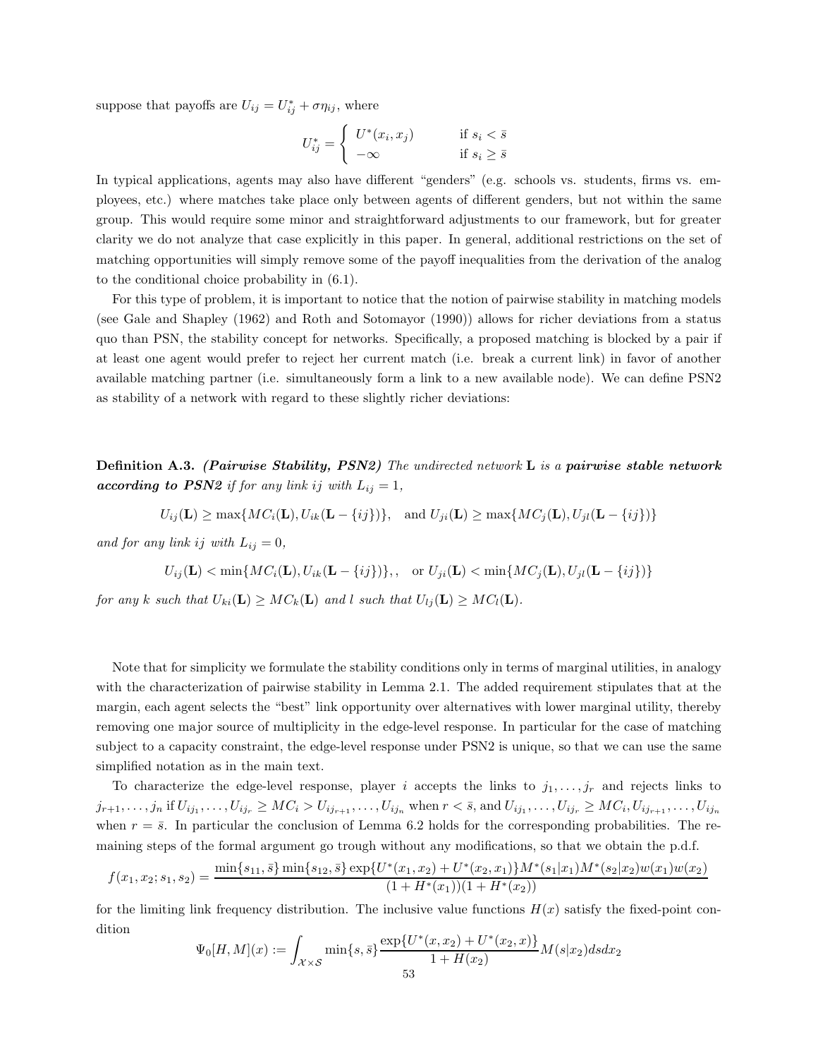suppose that payoffs are $U_{ij} = U^*_{ij} + \sigma\eta_{ij}$, where

$$U^*_{ij} = \begin{cases} U^*(x_i, x_j) & \text{if } s_i < \bar{s} \\ -\infty & \text{if } s_i \geq \bar{s} \end{cases}$$

In typical applications, agents may also have different "genders" (e.g. schools vs. students, firms vs. employees, etc.) where matches take place only between agents of different genders, but not within the same group. This would require some minor and straightforward adjustments to our framework, but for greater clarity we do not analyze that case explicitly in this paper. In general, additional restrictions on the set of matching opportunities will simply remove some of the payoff inequalities from the derivation of the analog to the conditional choice probability in (6.1).

For this type of problem, it is important to notice that the notion of pairwise stability in matching models (see Gale and Shapley (1962) and Roth and Sotomayor (1990)) allows for richer deviations from a status quo than PSN, the stability concept for networks. Specifically, a proposed matching is blocked by a pair if at least one agent would prefer to reject her current match (i.e. break a current link) in favor of another available matching partner (i.e. simultaneously form a link to a new available node). We can define PSN2 as stability of a network with regard to these slightly richer deviations:

**Definition A.3.** ***(Pairwise Stability, PSN2)*** *The undirected network* $\mathbf{L}$ *is a* ***pairwise stable network according to PSN2*** *if for any link* $ij$ *with* $L_{ij} = 1$,

$$U_{ij}(\mathbf{L}) \geq \max\{MC_i(\mathbf{L}), U_{ik}(\mathbf{L} - \{ij\})\}, \quad \text{and } U_{ji}(\mathbf{L}) \geq \max\{MC_j(\mathbf{L}), U_{jl}(\mathbf{L} - \{ij\})\}$$

*and for any link* $ij$ *with* $L_{ij} = 0$,

$$U_{ij}(\mathbf{L}) < \min\{MC_i(\mathbf{L}), U_{ik}(\mathbf{L} - \{ij\})\},, \quad \text{or } U_{ji}(\mathbf{L}) < \min\{MC_j(\mathbf{L}), U_{jl}(\mathbf{L} - \{ij\})\}$$

*for any* $k$ *such that* $U_{ki}(\mathbf{L}) \geq MC_k(\mathbf{L})$ *and* $l$ *such that* $U_{lj}(\mathbf{L}) \geq MC_l(\mathbf{L})$.

Note that for simplicity we formulate the stability conditions only in terms of marginal utilities, in analogy with the characterization of pairwise stability in Lemma 2.1. The added requirement stipulates that at the margin, each agent selects the "best" link opportunity over alternatives with lower marginal utility, thereby removing one major source of multiplicity in the edge-level response. In particular for the case of matching subject to a capacity constraint, the edge-level response under PSN2 is unique, so that we can use the same simplified notation as in the main text.

To characterize the edge-level response, player $i$ accepts the links to $j_1, \ldots, j_r$ and rejects links to $j_{r+1}, \ldots, j_n$ if $U_{ij_1}, \ldots, U_{ij_r} \geq MC_i > U_{ij_{r+1}}, \ldots, U_{ij_n}$ when $r < \bar{s}$, and $U_{ij_1}, \ldots, U_{ij_r} \geq MC_i, U_{ij_{r+1}}, \ldots, U_{ij_n}$ when $r = \bar{s}$. In particular the conclusion of Lemma 6.2 holds for the corresponding probabilities. The remaining steps of the formal argument go trough without any modifications, so that we obtain the p.d.f.

$$f(x_1, x_2; s_1, s_2) = \frac{\min\{s_{11}, \bar{s}\} \min\{s_{12}, \bar{s}\} \exp\{U^*(x_1, x_2) + U^*(x_2, x_1)\} M^*(s_1|x_1) M^*(s_2|x_2) w(x_1) w(x_2)}{(1 + H^*(x_1))(1 + H^*(x_2))}$$

for the limiting link frequency distribution. The inclusive value functions $H(x)$ satisfy the fixed-point condition

$$\Psi_0[H, M](x) := \int_{\mathcal{X} \times \mathcal{S}} \min\{s, \bar{s}\} \frac{\exp\{U^*(x, x_2) + U^*(x_2, x)\}}{1 + H(x_2)} M(s|x_2) ds dx_2$$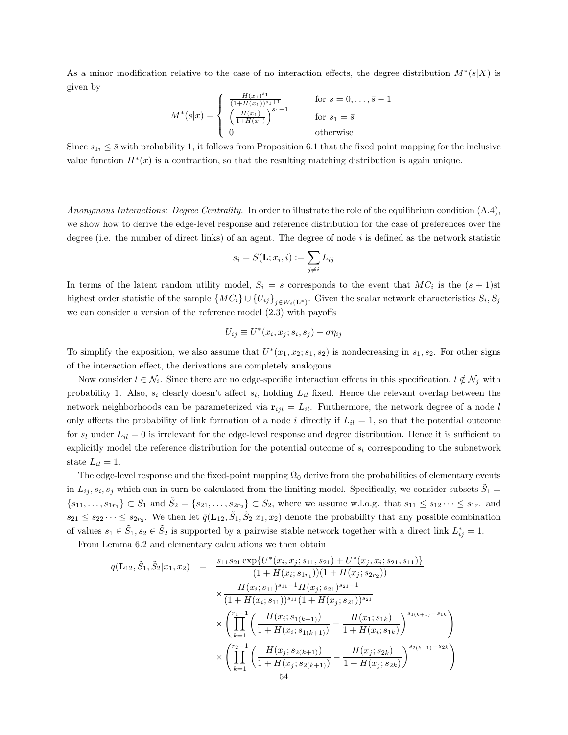As a minor modification relative to the case of no interaction effects, the degree distribution $M^*(s|X)$ is given by

$$M^*(s|x) = \begin{cases} \frac{H(x_1)^{s_1}}{(1+H(x_1))^{s_1+1}} & \text{for } s = 0, \dots, \bar{s}-1 \\ \left(\frac{H(x_1)}{1+H(x_1)}\right)^{s_1+1} & \text{for } s_1 = \bar{s} \\ 0 & \text{otherwise} \end{cases}$$

Since $s_{1i} \leq \bar{s}$ with probability 1, it follows from Proposition 6.1 that the fixed point mapping for the inclusive value function $H^*(x)$ is a contraction, so that the resulting matching distribution is again unique.

*Anonymous Interactions: Degree Centrality.* In order to illustrate the role of the equilibrium condition (A.4), we show how to derive the edge-level response and reference distribution for the case of preferences over the degree (i.e. the number of direct links) of an agent. The degree of node $i$ is defined as the network statistic

$$s_i = S(\mathbf{L}; x_i, i) := \sum_{j \neq i} L_{ij}$$

In terms of the latent random utility model, $S_i = s$ corresponds to the event that $MC_i$ is the $(s+1)$st highest order statistic of the sample $\{MC_i\} \cup \{U_{ij}\}_{j \in W_i(\mathbf{L}^*)}$. Given the scalar network characteristics $S_i, S_j$ we can consider a version of the reference model (2.3) with payoffs

$$U_{ij} \equiv U^*(x_i, x_j; s_i, s_j) + \sigma\eta_{ij}$$

To simplify the exposition, we also assume that $U^*(x_1, x_2; s_1, s_2)$ is nondecreasing in $s_1, s_2$. For other signs of the interaction effect, the derivations are completely analogous.

Now consider $l \in \mathcal{N}_i$. Since there are no edge-specific interaction effects in this specification, $l \notin \mathcal{N}_j$ with probability 1. Also, $s_i$ clearly doesn't affect $s_l$, holding $L_{il}$ fixed. Hence the relevant overlap between the network neighborhoods can be parameterized via $\mathbf{r}_{ijl} = L_{il}$. Furthermore, the network degree of a node $l$ only affects the probability of link formation of a node $i$ directly if $L_{il} = 1$, so that the potential outcome for $s_l$ under $L_{il} = 0$ is irrelevant for the edge-level response and degree distribution. Hence it is sufficient to explicitly model the reference distribution for the potential outcome of $s_l$ corresponding to the subnetwork state $L_{il} = 1$.

The edge-level response and the fixed-point mapping $\Omega_0$ derive from the probabilities of elementary events in $L_{ij}, s_i, s_j$ which can in turn be calculated from the limiting model. Specifically, we consider subsets $\tilde{S}_1 = \{s_{11}, \dots, s_{1r_1}\} \subset S_1$ and $\tilde{S}_2 = \{s_{21}, \dots, s_{2r_2}\} \subset S_2$, where we assume w.l.o.g. that $s_{11} \leq s_{12} \dots \leq s_{1r_1}$ and $s_{21} \leq s_{22} \dots \leq s_{2r_2}$. We then let $\bar{q}(\mathbf{L}_{12}, \tilde{S}_1, \tilde{S}_2|x_1, x_2)$ denote the probability that any possible combination of values $s_1 \in \tilde{S}_1, s_2 \in \tilde{S}_2$ is supported by a pairwise stable network together with a direct link $L^*_{ij} = 1$.

From Lemma 6.2 and elementary calculations we then obtain

$$\begin{aligned}
\bar{q}(\mathbf{L}_{12}, \tilde{S}_1, \tilde{S}_2|x_1, x_2) &= \frac{s_{11}s_{21}\exp\{U^*(x_i, x_j; s_{11}, s_{21}) + U^*(x_j, x_i; s_{21}, s_{11})\}}{(1 + H(x_i; s_{1r_1}))(1 + H(x_j; s_{2r_2}))} \\
&\times \frac{H(x_i; s_{11})^{s_{11}-1} H(x_j; s_{21})^{s_{21}-1}}{(1 + H(x_i; s_{11}))^{s_{11}}(1 + H(x_j; s_{21}))^{s_{21}}} \\
&\times \left( \prod_{k=1}^{r_1-1} \left( \frac{H(x_i; s_{1(k+1)})}{1 + H(x_i; s_{1(k+1)})} - \frac{H(x_1; s_{1k})}{1 + H(x_i; s_{1k})} \right)^{s_{1(k+1)} - s_{1k}} \right) \\
&\times \left( \prod_{k=1}^{r_2-1} \left( \frac{H(x_j; s_{2(k+1)})}{1 + H(x_j; s_{2(k+1)})} - \frac{H(x_j; s_{2k})}{1 + H(x_j; s_{2k})} \right)^{s_{2(k+1)} - s_{2k}} \right)
\end{aligned}$$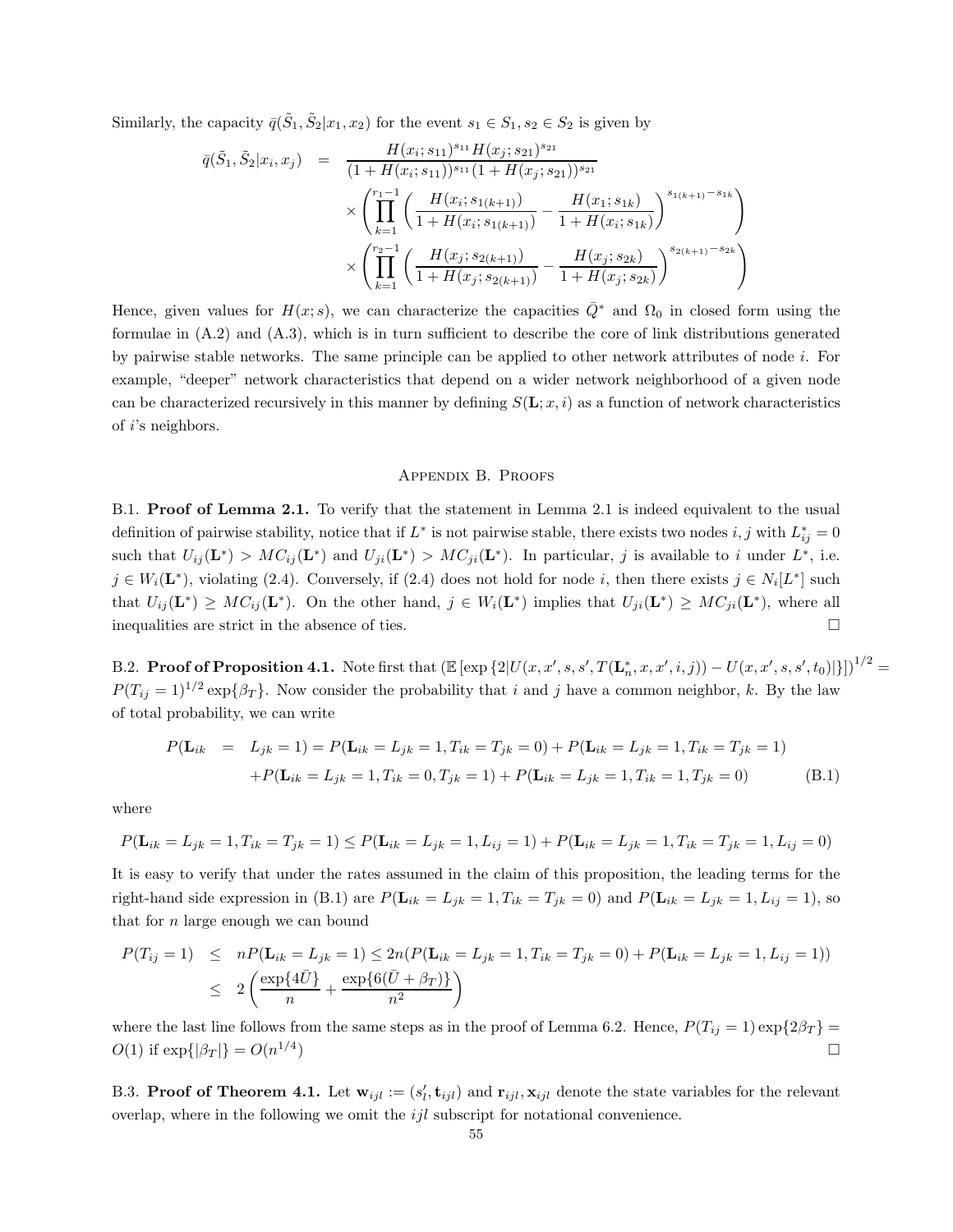Similarly, the capacity $\bar{q}(\tilde{S}_1, \tilde{S}_2|x_1, x_2)$ for the event $s_1 \in S_1, s_2 \in S_2$ is given by

$$
\begin{aligned}
\bar{q}(\tilde{S}_1, \tilde{S}_2|x_i, x_j) \;\; &= \;\; \frac{H(x_i; s_{11})^{s_{11}} H(x_j; s_{21})^{s_{21}}}{(1 + H(x_i; s_{11}))^{s_{11}}(1 + H(x_j; s_{21}))^{s_{21}}} \\
&\quad \times \left( \prod_{k=1}^{r_1 - 1} \left( \frac{H(x_i; s_{1(k+1)})}{1 + H(x_i; s_{1(k+1)})} - \frac{H(x_1; s_{1k})}{1 + H(x_i; s_{1k})} \right)^{s_{1(k+1)} - s_{1k}} \right) \\
&\quad \times \left( \prod_{k=1}^{r_2 - 1} \left( \frac{H(x_j; s_{2(k+1)})}{1 + H(x_j; s_{2(k+1)})} - \frac{H(x_j; s_{2k})}{1 + H(x_j; s_{2k})} \right)^{s_{2(k+1)} - s_{2k}} \right)
\end{aligned}
$$

Hence, given values for $H(x; s)$, we can characterize the capacities $\bar{Q}^*$ and $\Omega_0$ in closed form using the formulae in (A.2) and (A.3), which is in turn sufficient to describe the core of link distributions generated by pairwise stable networks. The same principle can be applied to other network attributes of node $i$. For example, "deeper" network characteristics that depend on a wider network neighborhood of a given node can be characterized recursively in this manner by defining $S(\mathbf{L}; x, i)$ as a function of network characteristics of $i$'s neighbors.

## Appendix B. Proofs

B.1. **Proof of Lemma 2.1.** To verify that the statement in Lemma 2.1 is indeed equivalent to the usual definition of pairwise stability, notice that if $L^*$ is not pairwise stable, there exists two nodes $i, j$ with $L^*_{ij} = 0$ such that $U_{ij}(\mathbf{L}^*) > MC_{ij}(\mathbf{L}^*)$ and $U_{ji}(\mathbf{L}^*) > MC_{ji}(\mathbf{L}^*)$. In particular, $j$ is available to $i$ under $L^*$, i.e. $j \in W_i(\mathbf{L}^*)$, violating (2.4). Conversely, if (2.4) does not hold for node $i$, then there exists $j \in N_i[L^*]$ such that $U_{ij}(\mathbf{L}^*) \geq MC_{ij}(\mathbf{L}^*)$. On the other hand, $j \in W_i(\mathbf{L}^*)$ implies that $U_{ji}(\mathbf{L}^*) \geq MC_{ji}(\mathbf{L}^*)$, where all inequalities are strict in the absence of ties. $\square$

B.2. **Proof of Proposition 4.1.** Note first that $\left(\mathbb{E}\left[\exp\left\{2|U(x, x', s, s', T(\mathbf{L}^*_n, x, x', i, j)) - U(x, x', s, s', t_0)|\right\}\right]\right)^{1/2} = P(T_{ij} = 1)^{1/2} \exp\{\beta_T\}$. Now consider the probability that $i$ and $j$ have a common neighbor, $k$. By the law of total probability, we can write

$$
\begin{aligned}
P(\mathbf{L}_{ik} \;\; = \;\; L_{jk} = 1) &= P(\mathbf{L}_{ik} = L_{jk} = 1, T_{ik} = T_{jk} = 0) + P(\mathbf{L}_{ik} = L_{jk} = 1, T_{ik} = T_{jk} = 1) \\
&\quad + P(\mathbf{L}_{ik} = L_{jk} = 1, T_{ik} = 0, T_{jk} = 1) + P(\mathbf{L}_{ik} = L_{jk} = 1, T_{ik} = 1, T_{jk} = 0) \qquad \text{(B.1)}
\end{aligned}
$$

where

$$
P(\mathbf{L}_{ik} = L_{jk} = 1, T_{ik} = T_{jk} = 1) \leq P(\mathbf{L}_{ik} = L_{jk} = 1, L_{ij} = 1) + P(\mathbf{L}_{ik} = L_{jk} = 1, T_{ik} = T_{jk} = 1, L_{ij} = 0)
$$

It is easy to verify that under the rates assumed in the claim of this proposition, the leading terms for the right-hand side expression in (B.1) are $P(\mathbf{L}_{ik} = L_{jk} = 1, T_{ik} = T_{jk} = 0)$ and $P(\mathbf{L}_{ik} = L_{jk} = 1, L_{ij} = 1)$, so that for $n$ large enough we can bound

$$
\begin{aligned}
P(T_{ij} = 1) &\leq nP(\mathbf{L}_{ik} = L_{jk} = 1) \leq 2n(P(\mathbf{L}_{ik} = L_{jk} = 1, T_{ik} = T_{jk} = 0) + P(\mathbf{L}_{ik} = L_{jk} = 1, L_{ij} = 1)) \\
&\leq 2\left( \frac{\exp\{4\bar{U}\}}{n} + \frac{\exp\{6(\bar{U} + \beta_T)\}}{n^2} \right)
\end{aligned}
$$

where the last line follows from the same steps as in the proof of Lemma 6.2. Hence, $P(T_{ij} = 1)\exp\{2\beta_T\} = O(1)$ if $\exp\{|\beta_T|\} = O(n^{1/4})$ $\square$

B.3. **Proof of Theorem 4.1.** Let $\mathbf{w}_{ijl} := (s'_l, \mathbf{t}_{ijl})$ and $\mathbf{r}_{ijl}, \mathbf{x}_{ijl}$ denote the state variables for the relevant overlap, where in the following we omit the $ijl$ subscript for notational convenience.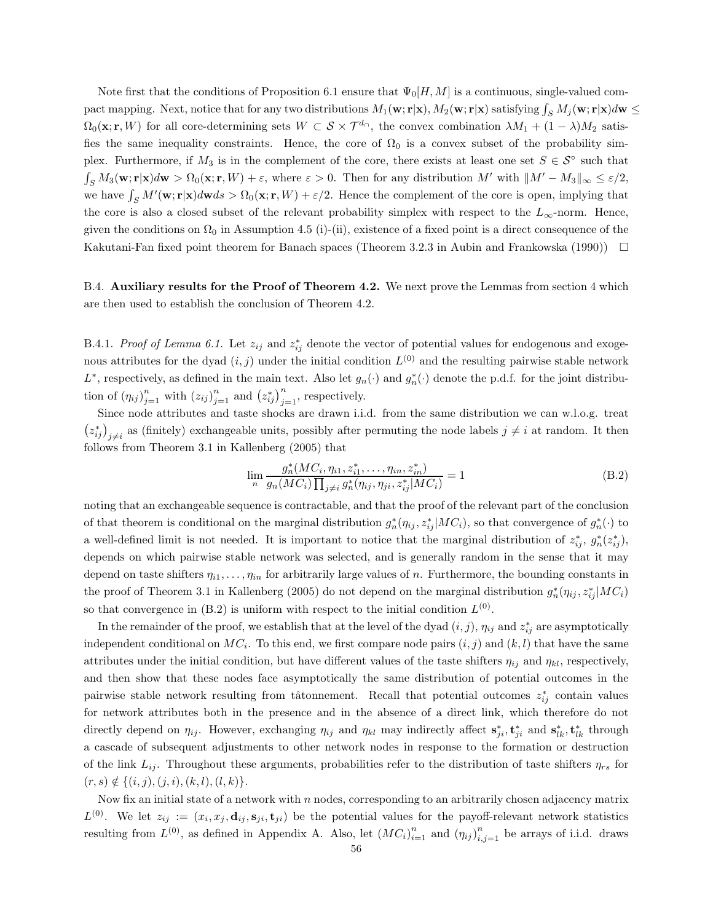Note first that the conditions of Proposition 6.1 ensure that $\Psi_0[H, M]$ is a continuous, single-valued compact mapping. Next, notice that for any two distributions $M_1(\mathbf{w}; \mathbf{r}|\mathbf{x}), M_2(\mathbf{w}; \mathbf{r}|\mathbf{x})$ satisfying $\int_S M_j(\mathbf{w}; \mathbf{r}|\mathbf{x}) d\mathbf{w} \leq \Omega_0(\mathbf{x}; \mathbf{r}, W)$ for all core-determining sets $W \subset \mathcal{S} \times \mathcal{T}^{d_\cap}$, the convex combination $\lambda M_1 + (1 - \lambda) M_2$ satisfies the same inequality constraints. Hence, the core of $\Omega_0$ is a convex subset of the probability simplex. Furthermore, if $M_3$ is in the complement of the core, there exists at least one set $S \in \mathcal{S}^\circ$ such that $\int_S M_3(\mathbf{w}; \mathbf{r}|\mathbf{x}) d\mathbf{w} > \Omega_0(\mathbf{x}; \mathbf{r}, W) + \varepsilon$, where $\varepsilon > 0$. Then for any distribution $M'$ with $\|M' - M_3\|_\infty \leq \varepsilon/2$, we have $\int_S M'(\mathbf{w}; \mathbf{r}|\mathbf{x}) d\mathbf{w} ds > \Omega_0(\mathbf{x}; \mathbf{r}, W) + \varepsilon/2$. Hence the complement of the core is open, implying that the core is also a closed subset of the relevant probability simplex with respect to the $L_\infty$-norm. Hence, given the conditions on $\Omega_0$ in Assumption 4.5 (i)-(ii), existence of a fixed point is a direct consequence of the Kakutani-Fan fixed point theorem for Banach spaces (Theorem 3.2.3 in Aubin and Frankowska (1990)) $\square$

B.4. **Auxiliary results for the Proof of Theorem 4.2.** We next prove the Lemmas from section 4 which are then used to establish the conclusion of Theorem 4.2.

B.4.1. *Proof of Lemma 6.1.* Let $z_{ij}$ and $z_{ij}^*$ denote the vector of potential values for endogenous and exogenous attributes for the dyad $(i, j)$ under the initial condition $L^{(0)}$ and the resulting pairwise stable network $L^*$, respectively, as defined in the main text. Also let $g_n(\cdot)$ and $g_n^*(\cdot)$ denote the p.d.f. for the joint distribution of $(\eta_{ij})_{j=1}^n$ with $(z_{ij})_{j=1}^n$ and $\left(z_{ij}^*\right)_{j=1}^n$, respectively.

Since node attributes and taste shocks are drawn i.i.d. from the same distribution we can w.l.o.g. treat $\left(z_{ij}^*\right)_{j \neq i}$ as (finitely) exchangeable units, possibly after permuting the node labels $j \neq i$ at random. It then follows from Theorem 3.1 in Kallenberg (2005) that

$$\lim_n \frac{g_n^*(MC_i, \eta_{i1}, z_{i1}^*, \ldots, \eta_{in}, z_{in}^*)}{g_n(MC_i) \prod_{j \neq i} g_n^*(\eta_{ij}, \eta_{ji}, z_{ij}^* | MC_i)} = 1 \tag{B.2}$$

noting that an exchangeable sequence is contractable, and that the proof of the relevant part of the conclusion of that theorem is conditional on the marginal distribution $g_n^*(\eta_{ij}, z_{ij}^* | MC_i)$, so that convergence of $g_n^*(\cdot)$ to a well-defined limit is not needed. It is important to notice that the marginal distribution of $z_{ij}^*$, $g_n^*(z_{ij}^*)$, depends on which pairwise stable network was selected, and is generally random in the sense that it may depend on taste shifters $\eta_{i1}, \ldots, \eta_{in}$ for arbitrarily large values of $n$. Furthermore, the bounding constants in the proof of Theorem 3.1 in Kallenberg (2005) do not depend on the marginal distribution $g_n^*(\eta_{ij}, z_{ij}^* | MC_i)$ so that convergence in (B.2) is uniform with respect to the initial condition $L^{(0)}$.

In the remainder of the proof, we establish that at the level of the dyad $(i, j)$, $\eta_{ij}$ and $z_{ij}^*$ are asymptotically independent conditional on $MC_i$. To this end, we first compare node pairs $(i, j)$ and $(k, l)$ that have the same attributes under the initial condition, but have different values of the taste shifters $\eta_{ij}$ and $\eta_{kl}$, respectively, and then show that these nodes face asymptotically the same distribution of potential outcomes in the pairwise stable network resulting from tâtonnement. Recall that potential outcomes $z_{ij}^*$ contain values for network attributes both in the presence and in the absence of a direct link, which therefore do not directly depend on $\eta_{ij}$. However, exchanging $\eta_{ij}$ and $\eta_{kl}$ may indirectly affect $\mathbf{s}_{ji}^*, \mathbf{t}_{ji}^*$ and $\mathbf{s}_{lk}^*, \mathbf{t}_{lk}^*$ through a cascade of subsequent adjustments to other network nodes in response to the formation or destruction of the link $L_{ij}$. Throughout these arguments, probabilities refer to the distribution of taste shifters $\eta_{rs}$ for $(r, s) \notin \{(i, j), (j, i), (k, l), (l, k)\}$.

Now fix an initial state of a network with $n$ nodes, corresponding to an arbitrarily chosen adjacency matrix $L^{(0)}$. We let $z_{ij} := (x_i, x_j, \mathbf{d}_{ij}, \mathbf{s}_{ji}, \mathbf{t}_{ji})$ be the potential values for the payoff-relevant network statistics resulting from $L^{(0)}$, as defined in Appendix A. Also, let $(MC_i)_{i=1}^n$ and $(\eta_{ij})_{i,j=1}^n$ be arrays of i.i.d. draws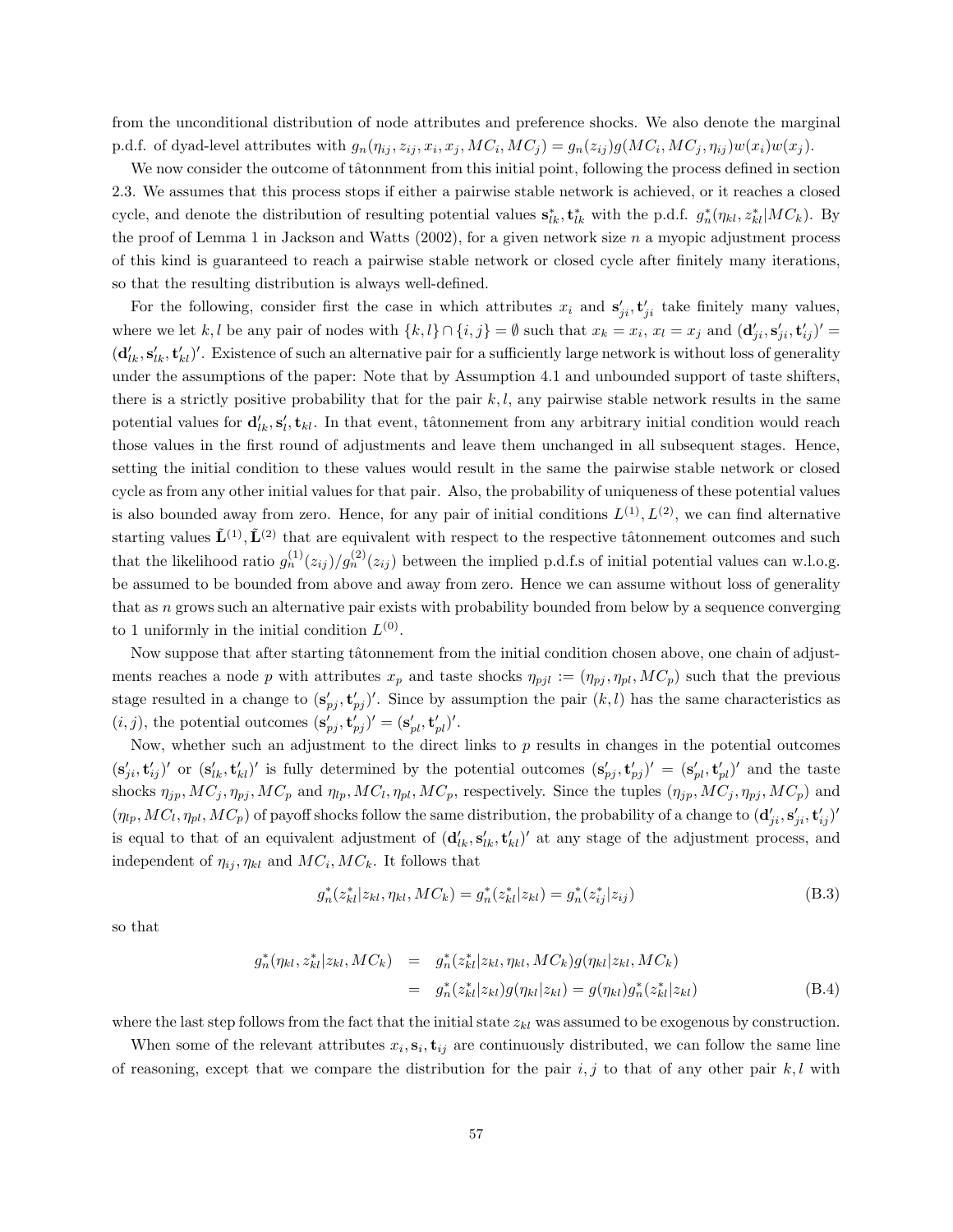from the unconditional distribution of node attributes and preference shocks. We also denote the marginal p.d.f. of dyad-level attributes with $g_n(\eta_{ij}, z_{ij}, x_i, x_j, MC_i, MC_j) = g_n(z_{ij})g(MC_i, MC_j, \eta_{ij})w(x_i)w(x_j)$.

We now consider the outcome of tâtonnment from this initial point, following the process defined in section 2.3. We assumes that this process stops if either a pairwise stable network is achieved, or it reaches a closed cycle, and denote the distribution of resulting potential values $\mathbf{s}^*_{lk}, \mathbf{t}^*_{lk}$ with the p.d.f. $g^*_n(\eta_{kl}, z^*_{kl}|MC_k)$. By the proof of Lemma 1 in Jackson and Watts (2002), for a given network size $n$ a myopic adjustment process of this kind is guaranteed to reach a pairwise stable network or closed cycle after finitely many iterations, so that the resulting distribution is always well-defined.

For the following, consider first the case in which attributes $x_i$ and $\mathbf{s}'_{ji}, \mathbf{t}'_{ji}$ take finitely many values, where we let $k, l$ be any pair of nodes with $\{k, l\} \cap \{i, j\} = \emptyset$ such that $x_k = x_i$, $x_l = x_j$ and $(\mathbf{d}'_{ji}, \mathbf{s}'_{ji}, \mathbf{t}'_{ij})' = (\mathbf{d}'_{lk}, \mathbf{s}'_{lk}, \mathbf{t}'_{kl})'$. Existence of such an alternative pair for a sufficiently large network is without loss of generality under the assumptions of the paper: Note that by Assumption 4.1 and unbounded support of taste shifters, there is a strictly positive probability that for the pair $k, l$, any pairwise stable network results in the same potential values for $\mathbf{d}'_{lk}, \mathbf{s}'_l, \mathbf{t}_{kl}$. In that event, tâtonnement from any arbitrary initial condition would reach those values in the first round of adjustments and leave them unchanged in all subsequent stages. Hence, setting the initial condition to these values would result in the same the pairwise stable network or closed cycle as from any other initial values for that pair. Also, the probability of uniqueness of these potential values is also bounded away from zero. Hence, for any pair of initial conditions $L^{(1)}, L^{(2)}$, we can find alternative starting values $\tilde{\mathbf{L}}^{(1)}, \tilde{\mathbf{L}}^{(2)}$ that are equivalent with respect to the respective tâtonnement outcomes and such that the likelihood ratio $g^{(1)}_n(z_{ij})/g^{(2)}_n(z_{ij})$ between the implied p.d.f.s of initial potential values can w.l.o.g. be assumed to be bounded from above and away from zero. Hence we can assume without loss of generality that as $n$ grows such an alternative pair exists with probability bounded from below by a sequence converging to 1 uniformly in the initial condition $L^{(0)}$.

Now suppose that after starting tâtonnement from the initial condition chosen above, one chain of adjustments reaches a node $p$ with attributes $x_p$ and taste shocks $\eta_{pjl} := (\eta_{pj}, \eta_{pl}, MC_p)$ such that the previous stage resulted in a change to $(\mathbf{s}'_{pj}, \mathbf{t}'_{pj})'$. Since by assumption the pair $(k, l)$ has the same characteristics as $(i, j)$, the potential outcomes $(\mathbf{s}'_{pj}, \mathbf{t}'_{pj})' = (\mathbf{s}'_{pl}, \mathbf{t}'_{pl})'$.

Now, whether such an adjustment to the direct links to $p$ results in changes in the potential outcomes $(\mathbf{s}'_{ji}, \mathbf{t}'_{ij})'$ or $(\mathbf{s}'_{lk}, \mathbf{t}'_{kl})'$ is fully determined by the potential outcomes $(\mathbf{s}'_{pj}, \mathbf{t}'_{pj})' = (\mathbf{s}'_{pl}, \mathbf{t}'_{pl})'$ and the taste shocks $\eta_{jp}, MC_j, \eta_{pj}, MC_p$ and $\eta_{lp}, MC_l, \eta_{pl}, MC_p$, respectively. Since the tuples $(\eta_{jp}, MC_j, \eta_{pj}, MC_p)$ and $(\eta_{lp}, MC_l, \eta_{pl}, MC_p)$ of payoff shocks follow the same distribution, the probability of a change to $(\mathbf{d}'_{ji}, \mathbf{s}'_{ji}, \mathbf{t}'_{ij})'$ is equal to that of an equivalent adjustment of $(\mathbf{d}'_{lk}, \mathbf{s}'_{lk}, \mathbf{t}'_{kl})'$ at any stage of the adjustment process, and independent of $\eta_{ij}, \eta_{kl}$ and $MC_i, MC_k$. It follows that

$$g^*_n(z^*_{kl}|z_{kl}, \eta_{kl}, MC_k) = g^*_n(z^*_{kl}|z_{kl}) = g^*_n(z^*_{ij}|z_{ij}) \tag{B.3}$$

so that

$$\begin{aligned} g^*_n(\eta_{kl}, z^*_{kl}|z_{kl}, MC_k) &= g^*_n(z^*_{kl}|z_{kl}, \eta_{kl}, MC_k)g(\eta_{kl}|z_{kl}, MC_k) \\ &= g^*_n(z^*_{kl}|z_{kl})g(\eta_{kl}|z_{kl}) = g(\eta_{kl})g^*_n(z^*_{kl}|z_{kl}) \end{aligned} \tag{B.4}$$

where the last step follows from the fact that the initial state $z_{kl}$ was assumed to be exogenous by construction.

When some of the relevant attributes $x_i, \mathbf{s}_i, \mathbf{t}_{ij}$ are continuously distributed, we can follow the same line of reasoning, except that we compare the distribution for the pair $i, j$ to that of any other pair $k, l$ with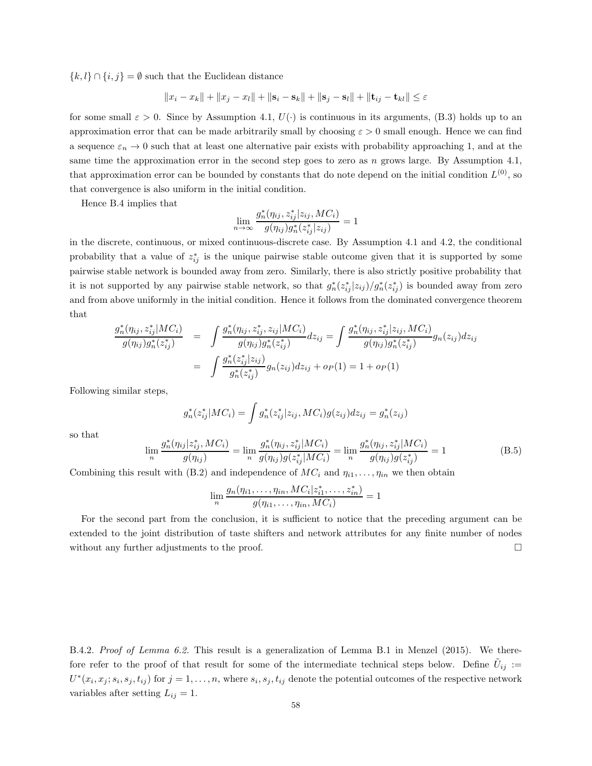$\{k,l\} \cap \{i,j\} = \emptyset$ such that the Euclidean distance

$$\|x_i - x_k\| + \|x_j - x_l\| + \|\mathbf{s}_i - \mathbf{s}_k\| + \|\mathbf{s}_j - \mathbf{s}_l\| + \|\mathbf{t}_{ij} - \mathbf{t}_{kl}\| \leq \varepsilon$$

for some small $\varepsilon > 0$. Since by Assumption 4.1, $U(\cdot)$ is continuous in its arguments, (B.3) holds up to an approximation error that can be made arbitrarily small by choosing $\varepsilon > 0$ small enough. Hence we can find a sequence $\varepsilon_n \to 0$ such that at least one alternative pair exists with probability approaching 1, and at the same time the approximation error in the second step goes to zero as $n$ grows large. By Assumption 4.1, that approximation error can be bounded by constants that do note depend on the initial condition $L^{(0)}$, so that convergence is also uniform in the initial condition.

Hence B.4 implies that

$$\lim_{n\to\infty} \frac{g_n^*(\eta_{ij}, z_{ij}^*|z_{ij}, MC_i)}{g(\eta_{ij})g_n^*(z_{ij}^*|z_{ij})} = 1$$

in the discrete, continuous, or mixed continuous-discrete case. By Assumption 4.1 and 4.2, the conditional probability that a value of $z_{ij}^*$ is the unique pairwise stable outcome given that it is supported by some pairwise stable network is bounded away from zero. Similarly, there is also strictly positive probability that it is not supported by any pairwise stable network, so that $g_n^*(z_{ij}^*|z_{ij})/g_n^*(z_{ij}^*)$ is bounded away from zero and from above uniformly in the initial condition. Hence it follows from the dominated convergence theorem that

$$\begin{aligned}
\frac{g_n^*(\eta_{ij}, z_{ij}^*|MC_i)}{g(\eta_{ij})g_n^*(z_{ij}^*)} &= \int \frac{g_n^*(\eta_{ij}, z_{ij}^*, z_{ij}|MC_i)}{g(\eta_{ij})g_n^*(z_{ij}^*)} dz_{ij} = \int \frac{g_n^*(\eta_{ij}, z_{ij}^*|z_{ij}, MC_i)}{g(\eta_{ij})g_n^*(z_{ij}^*)} g_n(z_{ij}) dz_{ij} \\
&= \int \frac{g_n^*(z_{ij}^*|z_{ij})}{g_n^*(z_{ij}^*)} g_n(z_{ij}) dz_{ij} + o_P(1) = 1 + o_P(1)
\end{aligned}$$

Following similar steps,

$$g_n^*(z_{ij}^*|MC_i) = \int g_n^*(z_{ij}^*|z_{ij}, MC_i) g(z_{ij}) dz_{ij} = g_n^*(z_{ij})$$

so that

$$\lim_n \frac{g_n^*(\eta_{ij}|z_{ij}^*, MC_i)}{g(\eta_{ij})} = \lim_n \frac{g_n^*(\eta_{ij}, z_{ij}^*|MC_i)}{g(\eta_{ij})g(z_{ij}^*|MC_i)} = \lim_n \frac{g_n^*(\eta_{ij}, z_{ij}^*|MC_i)}{g(\eta_{ij})g(z_{ij}^*)} = 1 \tag{B.5}$$

Combining this result with (B.2) and independence of $MC_i$ and $\eta_{i1}, \ldots, \eta_{in}$ we then obtain

$$\lim_n \frac{g_n(\eta_{i1}, \ldots, \eta_{in}, MC_i|z_{i1}^*, \ldots, z_{in}^*)}{g(\eta_{i1}, \ldots, \eta_{in}, MC_i)} = 1$$

For the second part from the conclusion, it is sufficient to notice that the preceding argument can be extended to the joint distribution of taste shifters and network attributes for any finite number of nodes without any further adjustments to the proof. □

B.4.2. *Proof of Lemma 6.2.* This result is a generalization of Lemma B.1 in Menzel (2015). We therefore refer to the proof of that result for some of the intermediate technical steps below. Define $\tilde{U}_{ij} := U^*(x_i, x_j; s_i, s_j, t_{ij})$ for $j = 1, \ldots, n$, where $s_i, s_j, t_{ij}$ denote the potential outcomes of the respective network variables after setting $L_{ij} = 1$.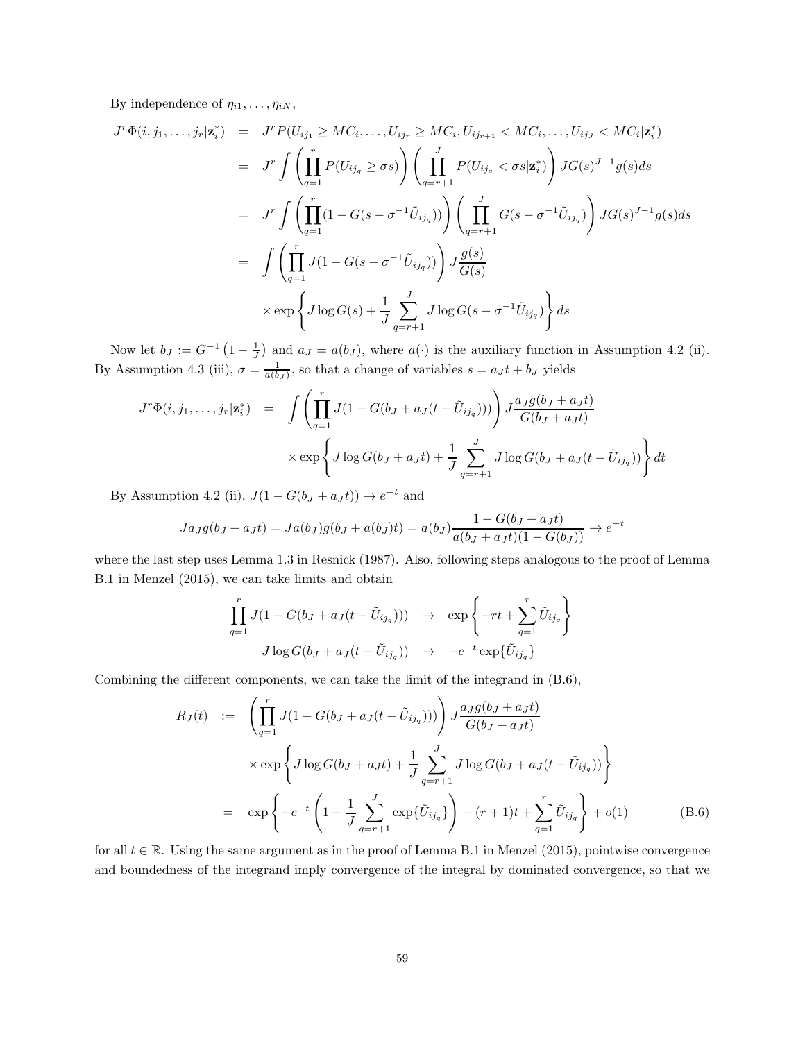By independence of $\eta_{i1}, \ldots, \eta_{iN}$,

$$
\begin{aligned}
J^r \Phi(i, j_1, \ldots, j_r | \mathbf{z}_i^*) &= J^r P(U_{ij_1} \geq MC_i, \ldots, U_{ij_r} \geq MC_i, U_{ij_{r+1}} < MC_i, \ldots, U_{ij_J} < MC_i | \mathbf{z}_i^*) \\
&= J^r \int \left( \prod_{q=1}^{r} P(U_{ij_q} \geq \sigma s) \right) \left( \prod_{q=r+1}^{J} P(U_{ij_q} < \sigma s | \mathbf{z}_i^*) \right) J G(s)^{J-1} g(s) ds \\
&= J^r \int \left( \prod_{q=1}^{r} (1 - G(s - \sigma^{-1} \tilde{U}_{ij_q})) \right) \left( \prod_{q=r+1}^{J} G(s - \sigma^{-1} \tilde{U}_{ij_q}) \right) J G(s)^{J-1} g(s) ds \\
&= \int \left( \prod_{q=1}^{r} J(1 - G(s - \sigma^{-1} \tilde{U}_{ij_q})) \right) J \frac{g(s)}{G(s)} \\
&\quad \times \exp\left\{ J \log G(s) + \frac{1}{J} \sum_{q=r+1}^{J} J \log G(s - \sigma^{-1} \tilde{U}_{ij_q}) \right\} ds
\end{aligned}
$$

Now let $b_J := G^{-1}\left(1 - \frac{1}{J}\right)$ and $a_J = a(b_J)$, where $a(\cdot)$ is the auxiliary function in Assumption 4.2 (ii). By Assumption 4.3 (iii), $\sigma = \frac{1}{a(b_J)}$, so that a change of variables $s = a_J t + b_J$ yields

$$
\begin{aligned}
J^r \Phi(i, j_1, \ldots, j_r | \mathbf{z}_i^*) &= \int \left( \prod_{q=1}^{r} J(1 - G(b_J + a_J(t - \tilde{U}_{ij_q}))) \right) J \frac{a_J g(b_J + a_J t)}{G(b_J + a_J t)} \\
&\quad \times \exp\left\{ J \log G(b_J + a_J t) + \frac{1}{J} \sum_{q=r+1}^{J} J \log G(b_J + a_J(t - \tilde{U}_{ij_q})) \right\} dt
\end{aligned}
$$

By Assumption 4.2 (ii), $J(1 - G(b_J + a_J t)) \to e^{-t}$ and

$$
J a_J g(b_J + a_J t) = J a(b_J) g(b_J + a(b_J) t) = a(b_J) \frac{1 - G(b_J + a_J t)}{a(b_J + a_J t)(1 - G(b_J))} \to e^{-t}
$$

where the last step uses Lemma 1.3 in Resnick (1987). Also, following steps analogous to the proof of Lemma B.1 in Menzel (2015), we can take limits and obtain

$$
\begin{aligned}
\prod_{q=1}^{r} J(1 - G(b_J + a_J(t - \tilde{U}_{ij_q}))) &\to \exp\left\{ -rt + \sum_{q=1}^{r} \tilde{U}_{ij_q} \right\} \\
J \log G(b_J + a_J(t - \tilde{U}_{ij_q})) &\to -e^{-t} \exp\{\tilde{U}_{ij_q}\}
\end{aligned}
$$

Combining the different components, we can take the limit of the integrand in (B.6),

$$
\begin{aligned}
R_J(t) &:= \left( \prod_{q=1}^{r} J(1 - G(b_J + a_J(t - \tilde{U}_{ij_q}))) \right) J \frac{a_J g(b_J + a_J t)}{G(b_J + a_J t)} \\
&\quad \times \exp\left\{ J \log G(b_J + a_J t) + \frac{1}{J} \sum_{q=r+1}^{J} J \log G(b_J + a_J(t - \tilde{U}_{ij_q})) \right\} \\
&= \exp\left\{ -e^{-t} \left( 1 + \frac{1}{J} \sum_{q=r+1}^{J} \exp\{\tilde{U}_{ij_q}\} \right) - (r+1)t + \sum_{q=1}^{r} \tilde{U}_{ij_q} \right\} + o(1) \qquad \text{(B.6)}
\end{aligned}
$$

for all $t \in \mathbb{R}$. Using the same argument as in the proof of Lemma B.1 in Menzel (2015), pointwise convergence and boundedness of the integrand imply convergence of the integral by dominated convergence, so that we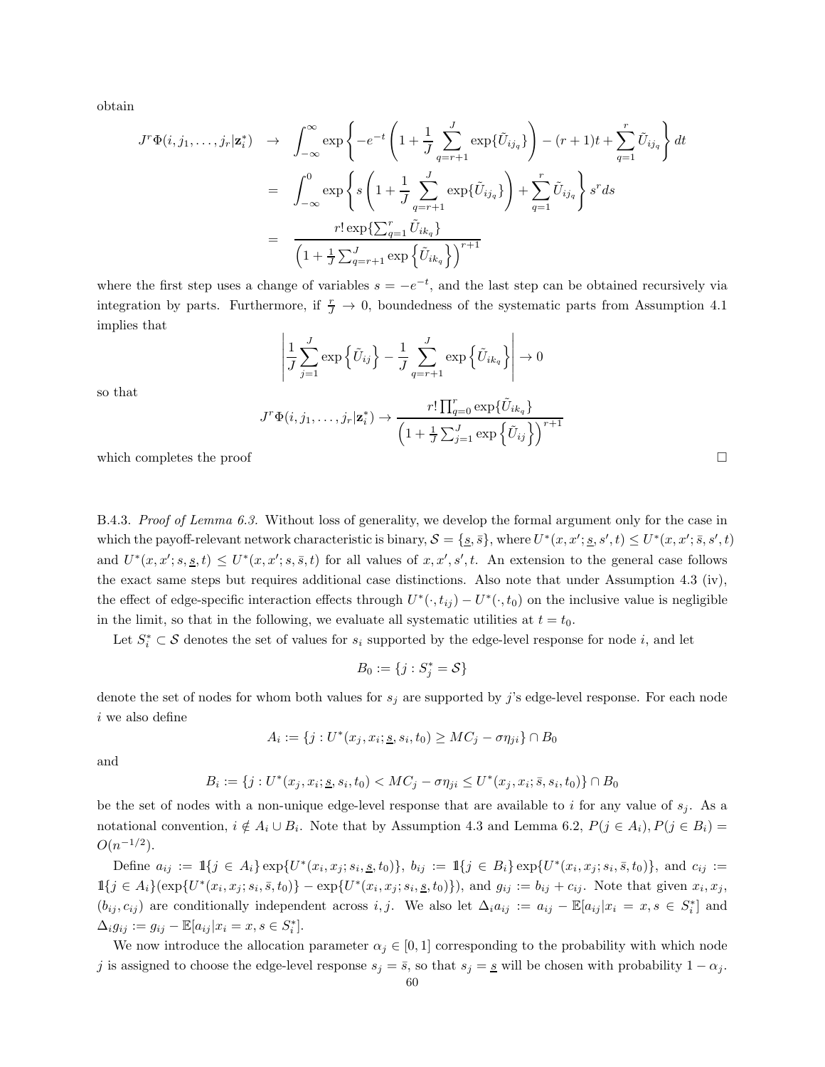obtain

$$
\begin{aligned}
J^r \Phi(i, j_1, \ldots, j_r | \mathbf{z}_i^*) &\rightarrow \int_{-\infty}^{\infty} \exp\left\{ -e^{-t} \left( 1 + \frac{1}{J} \sum_{q=r+1}^{J} \exp\{\tilde{U}_{ij_q}\} \right) - (r+1)t + \sum_{q=1}^{r} \tilde{U}_{ij_q} \right\} dt \\
&= \int_{-\infty}^{0} \exp\left\{ s \left( 1 + \frac{1}{J} \sum_{q=r+1}^{J} \exp\{\tilde{U}_{ij_q}\} \right) + \sum_{q=1}^{r} \tilde{U}_{ij_q} \right\} s^r ds \\
&= \frac{r! \exp\{\sum_{q=1}^{r} \tilde{U}_{ik_q}\}}{\left( 1 + \frac{1}{J} \sum_{q=r+1}^{J} \exp\left\{ \tilde{U}_{ik_q} \right\} \right)^{r+1}}
\end{aligned}
$$

where the first step uses a change of variables $s = -e^{-t}$, and the last step can be obtained recursively via integration by parts. Furthermore, if $\frac{r}{J} \rightarrow 0$, boundedness of the systematic parts from Assumption 4.1 implies that

$$
\left| \frac{1}{J} \sum_{j=1}^{J} \exp\left\{ \tilde{U}_{ij} \right\} - \frac{1}{J} \sum_{q=r+1}^{J} \exp\left\{ \tilde{U}_{ik_q} \right\} \right| \rightarrow 0
$$

so that

$$
J^r \Phi(i, j_1, \ldots, j_r | \mathbf{z}_i^*) \rightarrow \frac{r! \prod_{q=0}^{r} \exp\{\tilde{U}_{ik_q}\}}{\left( 1 + \frac{1}{J} \sum_{j=1}^{J} \exp\left\{ \tilde{U}_{ij} \right\} \right)^{r+1}}
$$

which completes the proof $\square$

B.4.3. *Proof of Lemma 6.3.* Without loss of generality, we develop the formal argument only for the case in which the payoff-relevant network characteristic is binary, $\mathcal{S} = \{\underline{s}, \bar{s}\}$, where $U^*(x, x'; \underline{s}, s', t) \leq U^*(x, x'; \bar{s}, s', t)$ and $U^*(x, x'; s, \underline{s}, t) \leq U^*(x, x'; s, \bar{s}, t)$ for all values of $x, x', s', t$. An extension to the general case follows the exact same steps but requires additional case distinctions. Also note that under Assumption 4.3 (iv), the effect of edge-specific interaction effects through $U^*(\cdot, t_{ij}) - U^*(\cdot, t_0)$ on the inclusive value is negligible in the limit, so that in the following, we evaluate all systematic utilities at $t = t_0$.

Let $S_i^* \subset \mathcal{S}$ denotes the set of values for $s_i$ supported by the edge-level response for node $i$, and let

$$
B_0 := \{j : S_j^* = \mathcal{S}\}
$$

denote the set of nodes for whom both values for $s_j$ are supported by $j$'s edge-level response. For each node $i$ we also define

$$
A_i := \{j : U^*(x_j, x_i; \underline{s}, s_i, t_0) \geq MC_j - \sigma\eta_{ji}\} \cap B_0
$$

and

$$
B_i := \{j : U^*(x_j, x_i; \underline{s}, s_i, t_0) < MC_j - \sigma\eta_{ji} \leq U^*(x_j, x_i; \bar{s}, s_i, t_0)\} \cap B_0
$$

be the set of nodes with a non-unique edge-level response that are available to $i$ for any value of $s_j$. As a notational convention, $i \notin A_i \cup B_i$. Note that by Assumption 4.3 and Lemma 6.2, $P(j \in A_i), P(j \in B_i) = O(n^{-1/2})$.

Define $a_{ij} := \mathbb{1}\{j \in A_i\} \exp\{U^*(x_i, x_j; s_i, \underline{s}, t_0)\}$, $b_{ij} := \mathbb{1}\{j \in B_i\} \exp\{U^*(x_i, x_j; s_i, \bar{s}, t_0)\}$, and $c_{ij} := \mathbb{1}\{j \in A_i\}(\exp\{U^*(x_i, x_j; s_i, \bar{s}, t_0)\} - \exp\{U^*(x_i, x_j; s_i, \underline{s}, t_0)\})$, and $g_{ij} := b_{ij} + c_{ij}$. Note that given $x_i, x_j$, $(b_{ij}, c_{ij})$ are conditionally independent across $i, j$. We also let $\Delta_i a_{ij} := a_{ij} - \mathbb{E}[a_{ij} | x_i = x, s \in S_i^*]$ and $\Delta_i g_{ij} := g_{ij} - \mathbb{E}[a_{ij} | x_i = x, s \in S_i^*]$.

We now introduce the allocation parameter $\alpha_j \in [0, 1]$ corresponding to the probability with which node $j$ is assigned to choose the edge-level response $s_j = \bar{s}$, so that $s_j = \underline{s}$ will be chosen with probability $1 - \alpha_j$.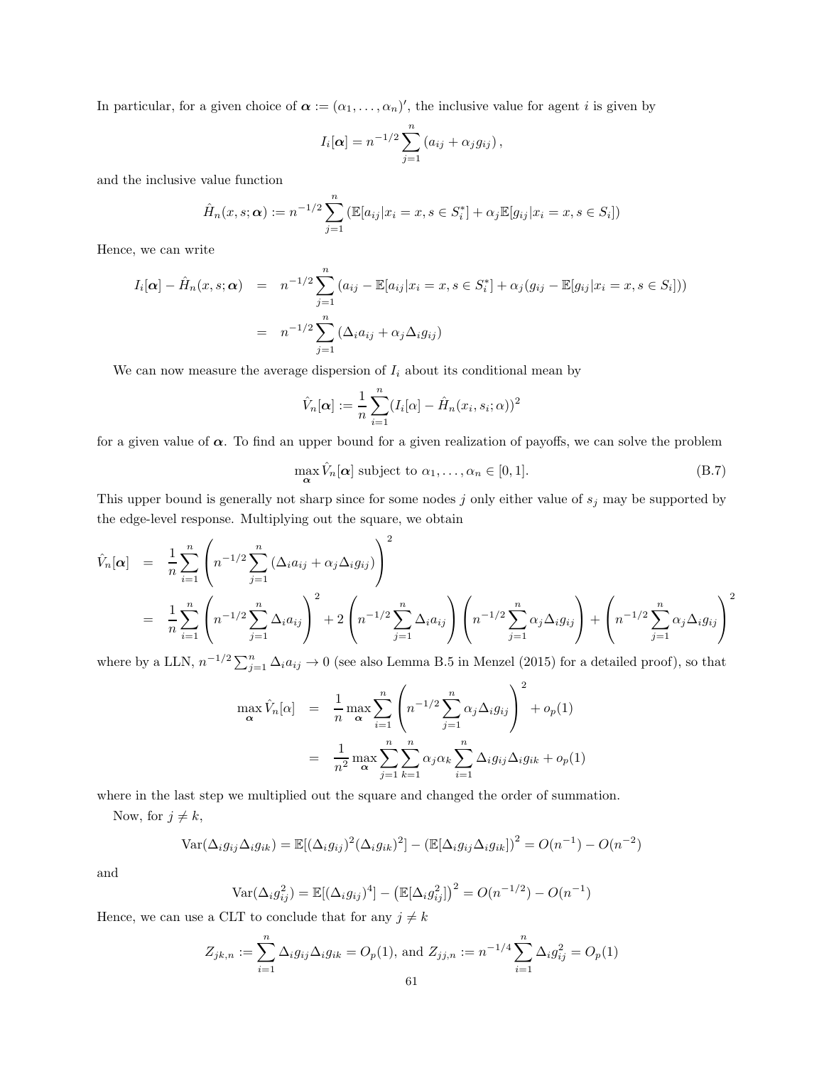In particular, for a given choice of $\boldsymbol{\alpha} := (\alpha_1, \dots, \alpha_n)'$, the inclusive value for agent $i$ is given by

$$I_i[\boldsymbol{\alpha}] = n^{-1/2} \sum_{j=1}^{n} (a_{ij} + \alpha_j g_{ij}),$$

and the inclusive value function

$$\hat{H}_n(x, s; \boldsymbol{\alpha}) := n^{-1/2} \sum_{j=1}^{n} (\mathbb{E}[a_{ij}|x_i = x, s \in S_i^*] + \alpha_j \mathbb{E}[g_{ij}|x_i = x, s \in S_i])$$

Hence, we can write

$$\begin{aligned} I_i[\boldsymbol{\alpha}] - \hat{H}_n(x, s; \boldsymbol{\alpha}) &= n^{-1/2} \sum_{j=1}^{n} (a_{ij} - \mathbb{E}[a_{ij}|x_i = x, s \in S_i^*] + \alpha_j (g_{ij} - \mathbb{E}[g_{ij}|x_i = x, s \in S_i])) \\ &= n^{-1/2} \sum_{j=1}^{n} (\Delta_i a_{ij} + \alpha_j \Delta_i g_{ij}) \end{aligned}$$

We can now measure the average dispersion of $I_i$ about its conditional mean by

$$\hat{V}_n[\boldsymbol{\alpha}] := \frac{1}{n} \sum_{i=1}^{n} (I_i[\alpha] - \hat{H}_n(x_i, s_i; \alpha))^2$$

for a given value of $\boldsymbol{\alpha}$. To find an upper bound for a given realization of payoffs, we can solve the problem

$$\max_{\boldsymbol{\alpha}} \hat{V}_n[\boldsymbol{\alpha}] \text{ subject to } \alpha_1, \dots, \alpha_n \in [0, 1]. \tag{B.7}$$

This upper bound is generally not sharp since for some nodes $j$ only either value of $s_j$ may be supported by the edge-level response. Multiplying out the square, we obtain

$$\begin{aligned} \hat{V}_n[\boldsymbol{\alpha}] &= \frac{1}{n} \sum_{i=1}^{n} \left( n^{-1/2} \sum_{j=1}^{n} (\Delta_i a_{ij} + \alpha_j \Delta_i g_{ij}) \right)^2 \\ &= \frac{1}{n} \sum_{i=1}^{n} \left( n^{-1/2} \sum_{j=1}^{n} \Delta_i a_{ij} \right)^2 + 2 \left( n^{-1/2} \sum_{j=1}^{n} \Delta_i a_{ij} \right) \left( n^{-1/2} \sum_{j=1}^{n} \alpha_j \Delta_i g_{ij} \right) + \left( n^{-1/2} \sum_{j=1}^{n} \alpha_j \Delta_i g_{ij} \right)^2 \end{aligned}$$

where by a LLN, $n^{-1/2} \sum_{j=1}^{n} \Delta_i a_{ij} \to 0$ (see also Lemma B.5 in Menzel (2015) for a detailed proof), so that

$$\begin{aligned} \max_{\boldsymbol{\alpha}} \hat{V}_n[\alpha] &= \frac{1}{n} \max_{\boldsymbol{\alpha}} \sum_{i=1}^{n} \left( n^{-1/2} \sum_{j=1}^{n} \alpha_j \Delta_i g_{ij} \right)^2 + o_p(1) \\ &= \frac{1}{n^2} \max_{\boldsymbol{\alpha}} \sum_{j=1}^{n} \sum_{k=1}^{n} \alpha_j \alpha_k \sum_{i=1}^{n} \Delta_i g_{ij} \Delta_i g_{ik} + o_p(1) \end{aligned}$$

where in the last step we multiplied out the square and changed the order of summation.

Now, for $j \neq k$,

$$\text{Var}(\Delta_i g_{ij} \Delta_i g_{ik}) = \mathbb{E}[(\Delta_i g_{ij})^2 (\Delta_i g_{ik})^2] - (\mathbb{E}[\Delta_i g_{ij} \Delta_i g_{ik}])^2 = O(n^{-1}) - O(n^{-2})$$

and

$$\text{Var}(\Delta_i g_{ij}^2) = \mathbb{E}[(\Delta_i g_{ij})^4] - \left(\mathbb{E}[\Delta_i g_{ij}^2]\right)^2 = O(n^{-1/2}) - O(n^{-1})$$

Hence, we can use a CLT to conclude that for any $j \neq k$

$$Z_{jk,n} := \sum_{i=1}^{n} \Delta_i g_{ij} \Delta_i g_{ik} = O_p(1), \text{ and } Z_{jj,n} := n^{-1/4} \sum_{i=1}^{n} \Delta_i g_{ij}^2 = O_p(1)$$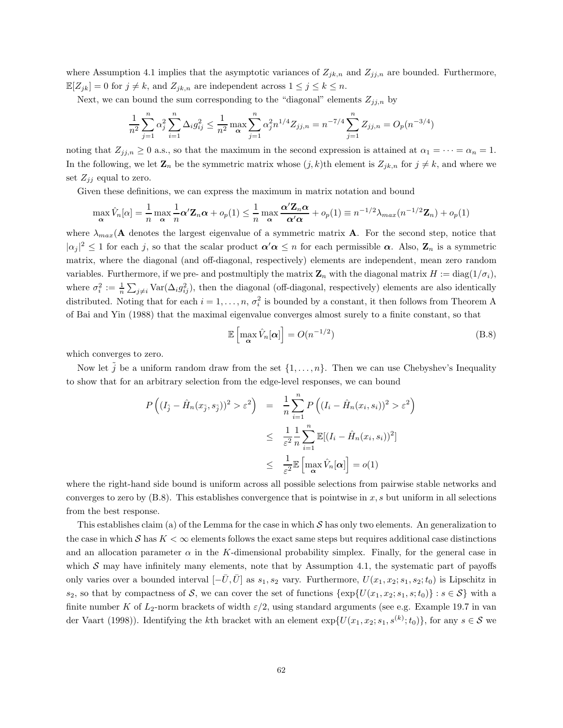where Assumption 4.1 implies that the asymptotic variances of $Z_{jk,n}$ and $Z_{jj,n}$ are bounded. Furthermore, $\mathbb{E}[Z_{jk}] = 0$ for $j \neq k$, and $Z_{jk,n}$ are independent across $1 \leq j \leq k \leq n$.

Next, we can bound the sum corresponding to the "diagonal" elements $Z_{jj,n}$ by

$$\frac{1}{n^2}\sum_{j=1}^n \alpha_j^2 \sum_{i=1}^n \Delta_i g_{ij}^2 \leq \frac{1}{n^2}\max_{\boldsymbol{\alpha}} \sum_{j=1}^n \alpha_j^2 n^{1/4} Z_{jj,n} = n^{-7/4}\sum_{j=1}^n Z_{jj,n} = O_p(n^{-3/4})$$

noting that $Z_{jj,n} \geq 0$ a.s., so that the maximum in the second expression is attained at $\alpha_1 = \dots = \alpha_n = 1$. In the following, we let $\mathbf{Z}_n$ be the symmetric matrix whose $(j,k)$th element is $Z_{jk,n}$ for $j \neq k$, and where we set $Z_{jj}$ equal to zero.

Given these definitions, we can express the maximum in matrix notation and bound

$$\max_{\boldsymbol{\alpha}} \hat{V}_n[\alpha] = \frac{1}{n}\max_{\boldsymbol{\alpha}} \frac{1}{n}\boldsymbol{\alpha}'\mathbf{Z}_n\boldsymbol{\alpha} + o_p(1) \leq \frac{1}{n}\max_{\boldsymbol{\alpha}} \frac{\boldsymbol{\alpha}'\mathbf{Z}_n\boldsymbol{\alpha}}{\boldsymbol{\alpha}'\boldsymbol{\alpha}} + o_p(1) \equiv n^{-1/2}\lambda_{max}(n^{-1/2}\mathbf{Z}_n) + o_p(1)$$

where $\lambda_{max}(\mathbf{A}$ denotes the largest eigenvalue of a symmetric matrix $\mathbf{A}$. For the second step, notice that $|\alpha_j|^2 \leq 1$ for each $j$, so that the scalar product $\boldsymbol{\alpha}'\boldsymbol{\alpha} \leq n$ for each permissible $\boldsymbol{\alpha}$. Also, $\mathbf{Z}_n$ is a symmetric matrix, where the diagonal (and off-diagonal, respectively) elements are independent, mean zero random variables. Furthermore, if we pre- and postmultiply the matrix $\mathbf{Z}_n$ with the diagonal matrix $H := \text{diag}(1/\sigma_i)$, where $\sigma_i^2 := \frac{1}{n}\sum_{j\neq i}\text{Var}(\Delta_i g_{ij}^2)$, then the diagonal (off-diagonal, respectively) elements are also identically distributed. Noting that for each $i = 1, \dots, n$, $\sigma_i^2$ is bounded by a constant, it then follows from Theorem A of Bai and Yin (1988) that the maximal eigenvalue converges almost surely to a finite constant, so that

$$\mathbb{E}\left[\max_{\boldsymbol{\alpha}} \hat{V}_n[\boldsymbol{\alpha}]\right] = O(n^{-1/2}) \tag{B.8}$$

which converges to zero.

Now let $\tilde{j}$ be a uniform random draw from the set $\{1, \dots, n\}$. Then we can use Chebyshev's Inequality to show that for an arbitrary selection from the edge-level responses, we can bound

$$\begin{aligned}
P\left((I_{\tilde{j}} - \hat{H}_n(x_{\tilde{j}}, s_{\tilde{j}}))^2 > \varepsilon^2\right) &= \frac{1}{n}\sum_{i=1}^n P\left((I_i - \hat{H}_n(x_i, s_i))^2 > \varepsilon^2\right) \\
&\leq \frac{1}{\varepsilon^2}\frac{1}{n}\sum_{i=1}^n \mathbb{E}[(I_i - \hat{H}_n(x_i, s_i))^2] \\
&\leq \frac{1}{\varepsilon^2}\mathbb{E}\left[\max_{\boldsymbol{\alpha}} \hat{V}_n[\boldsymbol{\alpha}]\right] = o(1)
\end{aligned}$$

where the right-hand side bound is uniform across all possible selections from pairwise stable networks and converges to zero by (B.8). This establishes convergence that is pointwise in $x, s$ but uniform in all selections from the best response.

This establishes claim (a) of the Lemma for the case in which $\mathcal{S}$ has only two elements. An generalization to the case in which $\mathcal{S}$ has $K < \infty$ elements follows the exact same steps but requires additional case distinctions and an allocation parameter $\alpha$ in the $K$-dimensional probability simplex. Finally, for the general case in which $\mathcal{S}$ may have infinitely many elements, note that by Assumption 4.1, the systematic part of payoffs only varies over a bounded interval $[-\bar{U}, \bar{U}]$ as $s_1, s_2$ vary. Furthermore, $U(x_1, x_2; s_1, s_2; t_0)$ is Lipschitz in $s_2$, so that by compactness of $\mathcal{S}$, we can cover the set of functions $\{\exp\{U(x_1, x_2; s_1, s; t_0)\} : s \in \mathcal{S}\}$ with a finite number $K$ of $L_2$-norm brackets of width $\varepsilon/2$, using standard arguments (see e.g. Example 19.7 in van der Vaart (1998)). Identifying the $k$th bracket with an element $\exp\{U(x_1, x_2; s_1, s^{(k)}; t_0)\}$, for any $s \in \mathcal{S}$ we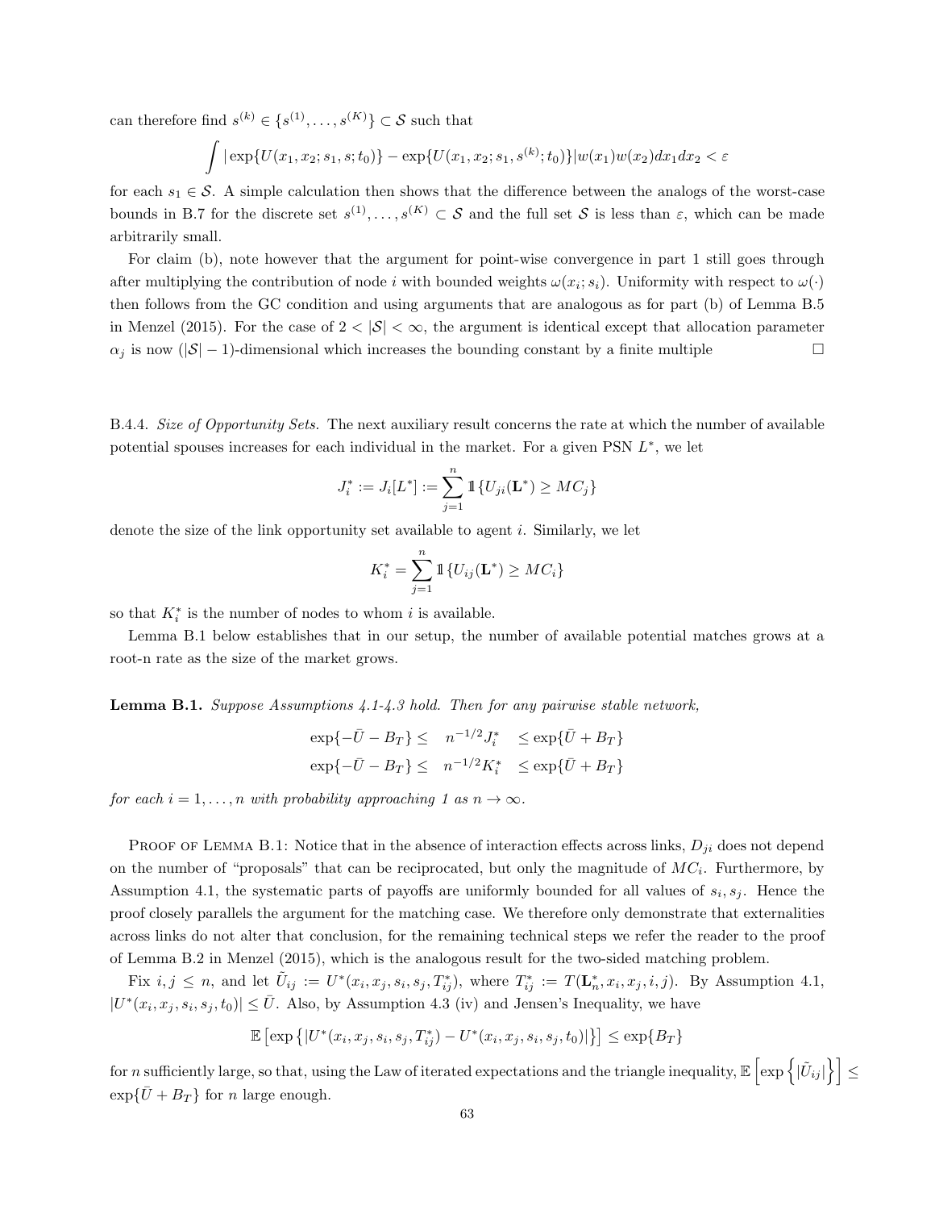can therefore find $s^{(k)} \in \{s^{(1)}, \dots, s^{(K)}\} \subset \mathcal{S}$ such that

$$\int |\exp\{U(x_1, x_2; s_1, s; t_0)\} - \exp\{U(x_1, x_2; s_1, s^{(k)}; t_0)\}| w(x_1) w(x_2) dx_1 dx_2 < \varepsilon$$

for each $s_1 \in \mathcal{S}$. A simple calculation then shows that the difference between the analogs of the worst-case bounds in B.7 for the discrete set $s^{(1)}, \dots, s^{(K)} \subset \mathcal{S}$ and the full set $\mathcal{S}$ is less than $\varepsilon$, which can be made arbitrarily small.

For claim (b), note however that the argument for point-wise convergence in part 1 still goes through after multiplying the contribution of node $i$ with bounded weights $\omega(x_i; s_i)$. Uniformity with respect to $\omega(\cdot)$ then follows from the GC condition and using arguments that are analogous as for part (b) of Lemma B.5 in Menzel (2015). For the case of $2 < |\mathcal{S}| < \infty$, the argument is identical except that allocation parameter $\alpha_j$ is now $(|\mathcal{S}| - 1)$-dimensional which increases the bounding constant by a finite multiple □

B.4.4. *Size of Opportunity Sets.* The next auxiliary result concerns the rate at which the number of available potential spouses increases for each individual in the market. For a given PSN $L^*$, we let

$$J_i^* := J_i[L^*] := \sum_{j=1}^{n} \mathbb{1}\{U_{ji}(\mathbf{L}^*) \geq MC_j\}$$

denote the size of the link opportunity set available to agent $i$. Similarly, we let

$$K_i^* = \sum_{j=1}^{n} \mathbb{1}\{U_{ij}(\mathbf{L}^*) \geq MC_i\}$$

so that $K_i^*$ is the number of nodes to whom $i$ is available.

Lemma B.1 below establishes that in our setup, the number of available potential matches grows at a root-n rate as the size of the market grows.

**Lemma B.1.** *Suppose Assumptions 4.1-4.3 hold. Then for any pairwise stable network,*

$$\begin{aligned} \exp\{-\bar{U} - B_T\} \leq & \quad n^{-1/2} J_i^* \quad \leq \exp\{\bar{U} + B_T\} \\ \exp\{-\bar{U} - B_T\} \leq & \quad n^{-1/2} K_i^* \quad \leq \exp\{\bar{U} + B_T\} \end{aligned}$$

*for each $i = 1, \dots, n$ with probability approaching 1 as $n \to \infty$.*

Proof of Lemma B.1: Notice that in the absence of interaction effects across links, $D_{ji}$ does not depend on the number of "proposals" that can be reciprocated, but only the magnitude of $MC_i$. Furthermore, by Assumption 4.1, the systematic parts of payoffs are uniformly bounded for all values of $s_i, s_j$. Hence the proof closely parallels the argument for the matching case. We therefore only demonstrate that externalities across links do not alter that conclusion, for the remaining technical steps we refer the reader to the proof of Lemma B.2 in Menzel (2015), which is the analogous result for the two-sided matching problem.

Fix $i, j \leq n$, and let $\tilde{U}_{ij} := U^*(x_i, x_j, s_i, s_j, T_{ij}^*)$, where $T_{ij}^* := T(\mathbf{L}_n^*, x_i, x_j, i, j)$. By Assumption 4.1, $|U^*(x_i, x_j, s_i, s_j, t_0)| \leq \bar{U}$. Also, by Assumption 4.3 (iv) and Jensen's Inequality, we have

$$\mathbb{E}\left[\exp\left\{|U^*(x_i, x_j, s_i, s_j, T_{ij}^*) - U^*(x_i, x_j, s_i, s_j, t_0)|\right\}\right] \leq \exp\{B_T\}$$

for $n$ sufficiently large, so that, using the Law of iterated expectations and the triangle inequality, $\mathbb{E}\left[\exp\left\{|\tilde{U}_{ij}|\right\}\right] \leq \exp\{\bar{U} + B_T\}$ for $n$ large enough.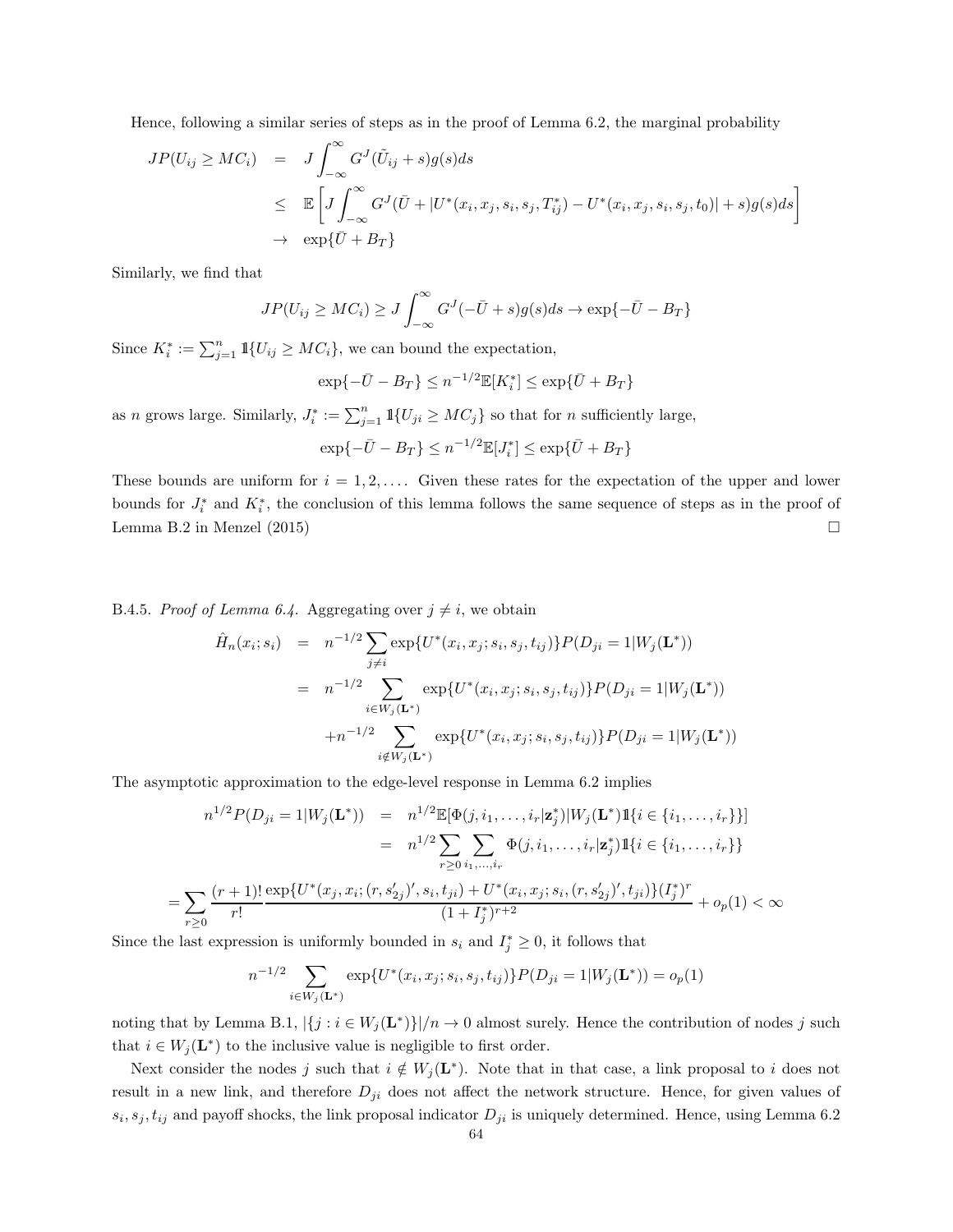Hence, following a similar series of steps as in the proof of Lemma 6.2, the marginal probability

$$\begin{aligned} JP(U_{ij} \geq MC_i) &= J\int_{-\infty}^{\infty} G^J(\tilde{U}_{ij} + s)g(s)ds \\ &\leq \mathbb{E}\left[J\int_{-\infty}^{\infty} G^J(\bar{U} + |U^*(x_i, x_j, s_i, s_j, T^*_{ij}) - U^*(x_i, x_j, s_i, s_j, t_0)| + s)g(s)ds\right] \\ &\to \exp\{\bar{U} + B_T\} \end{aligned}$$

Similarly, we find that

$$JP(U_{ij} \geq MC_i) \geq J\int_{-\infty}^{\infty} G^J(-\bar{U} + s)g(s)ds \to \exp\{-\bar{U} - B_T\}$$

Since $K^*_i := \sum_{j=1}^n \mathbb{1}\{U_{ij} \geq MC_i\}$, we can bound the expectation,

$$\exp\{-\bar{U} - B_T\} \leq n^{-1/2}\mathbb{E}[K^*_i] \leq \exp\{\bar{U} + B_T\}$$

as $n$ grows large. Similarly, $J^*_i := \sum_{j=1}^n \mathbb{1}\{U_{ji} \geq MC_j\}$ so that for $n$ sufficiently large,

$$\exp\{-\bar{U} - B_T\} \leq n^{-1/2}\mathbb{E}[J^*_i] \leq \exp\{\bar{U} + B_T\}$$

These bounds are uniform for $i = 1, 2, \ldots$. Given these rates for the expectation of the upper and lower bounds for $J^*_i$ and $K^*_i$, the conclusion of this lemma follows the same sequence of steps as in the proof of Lemma B.2 in Menzel (2015) $\square$

B.4.5. *Proof of Lemma 6.4.* Aggregating over $j \neq i$, we obtain

$$\begin{aligned} \hat{H}_n(x_i; s_i) &= n^{-1/2}\sum_{j\neq i}\exp\{U^*(x_i, x_j; s_i, s_j, t_{ij})\}P(D_{ji} = 1|W_j(\mathbf{L}^*)) \\ &= n^{-1/2}\sum_{i\in W_j(\mathbf{L}^*)}\exp\{U^*(x_i, x_j; s_i, s_j, t_{ij})\}P(D_{ji} = 1|W_j(\mathbf{L}^*)) \\ &\quad + n^{-1/2}\sum_{i\notin W_j(\mathbf{L}^*)}\exp\{U^*(x_i, x_j; s_i, s_j, t_{ij})\}P(D_{ji} = 1|W_j(\mathbf{L}^*)) \end{aligned}$$

The asymptotic approximation to the edge-level response in Lemma 6.2 implies

$$\begin{aligned} n^{1/2}P(D_{ji} = 1|W_j(\mathbf{L}^*)) &= n^{1/2}\mathbb{E}[\Phi(j, i_1, \ldots, i_r|\mathbf{z}^*_j)|W_j(\mathbf{L}^*)\mathbb{1}\{i \in \{i_1, \ldots, i_r\}\}] \\ &= n^{1/2}\sum_{r\geq 0}\sum_{i_1,\ldots,i_r}\Phi(j, i_1, \ldots, i_r|\mathbf{z}^*_j)\mathbb{1}\{i \in \{i_1, \ldots, i_r\}\} \end{aligned}$$

$$= \sum_{r\geq 0}\frac{(r+1)!}{r!}\frac{\exp\{U^*(x_j, x_i; (r, s'_{2j})', s_i, t_{ji}) + U^*(x_i, x_j; s_i, (r, s'_{2j})', t_{ji})\}(I^*_j)^r}{(1 + I^*_j)^{r+2}} + o_p(1) < \infty$$

Since the last expression is uniformly bounded in $s_i$ and $I^*_j \geq 0$, it follows that

$$n^{-1/2}\sum_{i\in W_j(\mathbf{L}^*)}\exp\{U^*(x_i, x_j; s_i, s_j, t_{ij})\}P(D_{ji} = 1|W_j(\mathbf{L}^*)) = o_p(1)$$

noting that by Lemma B.1, $|\{j : i \in W_j(\mathbf{L}^*)\}|/n \to 0$ almost surely. Hence the contribution of nodes $j$ such that $i \in W_j(\mathbf{L}^*)$ to the inclusive value is negligible to first order.

Next consider the nodes $j$ such that $i \notin W_j(\mathbf{L}^*)$. Note that in that case, a link proposal to $i$ does not result in a new link, and therefore $D_{ji}$ does not affect the network structure. Hence, for given values of $s_i, s_j, t_{ij}$ and payoff shocks, the link proposal indicator $D_{ji}$ is uniquely determined. Hence, using Lemma 6.2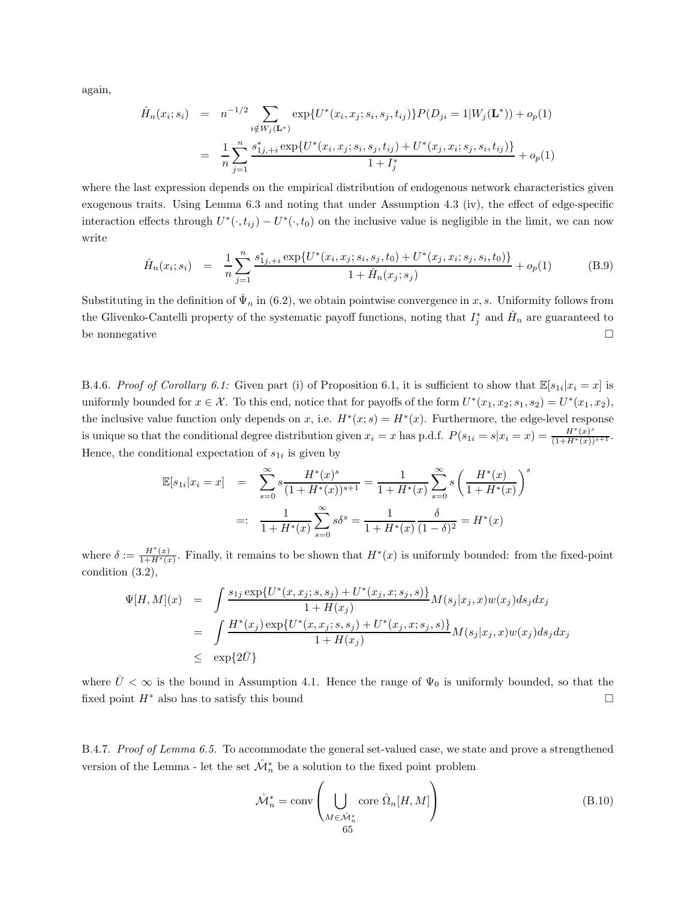again,

$$
\begin{aligned}
\hat{H}_n(x_i; s_i) &= n^{-1/2} \sum_{i \notin W_j(\mathbf{L}^*)} \exp\{U^*(x_i, x_j; s_i, s_j, t_{ij})\} P(D_{ji} = 1 | W_j(\mathbf{L}^*)) + o_p(1) \\
&= \frac{1}{n} \sum_{j=1}^{n} \frac{s^*_{1j,+i} \exp\{U^*(x_i, x_j; s_i, s_j, t_{ij}) + U^*(x_j, x_i; s_j, s_i, t_{ij})\}}{1 + I^*_j} + o_p(1)
\end{aligned}
$$

where the last expression depends on the empirical distribution of endogenous network characteristics given exogenous traits. Using Lemma 6.3 and noting that under Assumption 4.3 (iv), the effect of edge-specific interaction effects through $U^*(\cdot, t_{ij}) - U^*(\cdot, t_0)$ on the inclusive value is negligible in the limit, we can now write

$$
\hat{H}_n(x_i; s_i) = \frac{1}{n} \sum_{j=1}^{n} \frac{s^*_{1j,+i} \exp\{U^*(x_i, x_j; s_i, s_j, t_0) + U^*(x_j, x_i; s_j, s_i, t_0)\}}{1 + \hat{H}_n(x_j; s_j)} + o_p(1) \tag{B.9}
$$

Substituting in the definition of $\hat{\Psi}_n$ in (6.2), we obtain pointwise convergence in $x, s$. Uniformity follows from the Glivenko-Cantelli property of the systematic payoff functions, noting that $I^*_j$ and $\hat{H}_n$ are guaranteed to be nonnegative $\square$

B.4.6. *Proof of Corollary 6.1:* Given part (i) of Proposition 6.1, it is sufficient to show that $\mathbb{E}[s_{1i}|x_i = x]$ is uniformly bounded for $x \in \mathcal{X}$. To this end, notice that for payoffs of the form $U^*(x_1, x_2; s_1, s_2) = U^*(x_1, x_2)$, the inclusive value function only depends on $x$, i.e. $H^*(x; s) = H^*(x)$. Furthermore, the edge-level response is unique so that the conditional degree distribution given $x_i = x$ has p.d.f. $P(s_{1i} = s | x_i = x) = \frac{H^*(x)^s}{(1+H^*(x))^{s+1}}$. Hence, the conditional expectation of $s_{1i}$ is given by

$$
\begin{aligned}
\mathbb{E}[s_{1i}|x_i = x] &= \sum_{s=0}^{\infty} s \frac{H^*(x)^s}{(1 + H^*(x))^{s+1}} = \frac{1}{1 + H^*(x)} \sum_{s=0}^{\infty} s \left( \frac{H^*(x)}{1 + H^*(x)} \right)^s \\
&=: \frac{1}{1 + H^*(x)} \sum_{s=0}^{\infty} s \delta^s = \frac{1}{1 + H^*(x)} \frac{\delta}{(1 - \delta)^2} = H^*(x)
\end{aligned}
$$

where $\delta := \frac{H^*(x)}{1+H^*(x)}$. Finally, it remains to be shown that $H^*(x)$ is uniformly bounded: from the fixed-point condition (3.2),

$$
\begin{aligned}
\Psi[H, M](x) &= \int \frac{s_{1j} \exp\{U^*(x, x_j; s, s_j) + U^*(x_j, x; s_j, s)\}}{1 + H(x_j)} M(s_j | x_j, x) w(x_j) ds_j dx_j \\
&= \int \frac{H^*(x_j) \exp\{U^*(x, x_j; s, s_j) + U^*(x_j, x; s_j, s)\}}{1 + H(x_j)} M(s_j | x_j, x) w(x_j) ds_j dx_j \\
&\leq \exp\{2\bar{U}\}
\end{aligned}
$$

where $\bar{U} < \infty$ is the bound in Assumption 4.1. Hence the range of $\Psi_0$ is uniformly bounded, so that the fixed point $H^*$ also has to satisfy this bound $\square$

B.4.7. *Proof of Lemma 6.5.* To accommodate the general set-valued case, we state and prove a strengthened version of the Lemma - let the set $\hat{\mathcal{M}}^*_n$ be a solution to the fixed point problem

$$
\hat{\mathcal{M}}^*_n = \text{conv} \left( \bigcup_{M \in \hat{\mathcal{M}}^*_n} \text{core } \hat{\Omega}_n[H, M] \right) \tag{B.10}
$$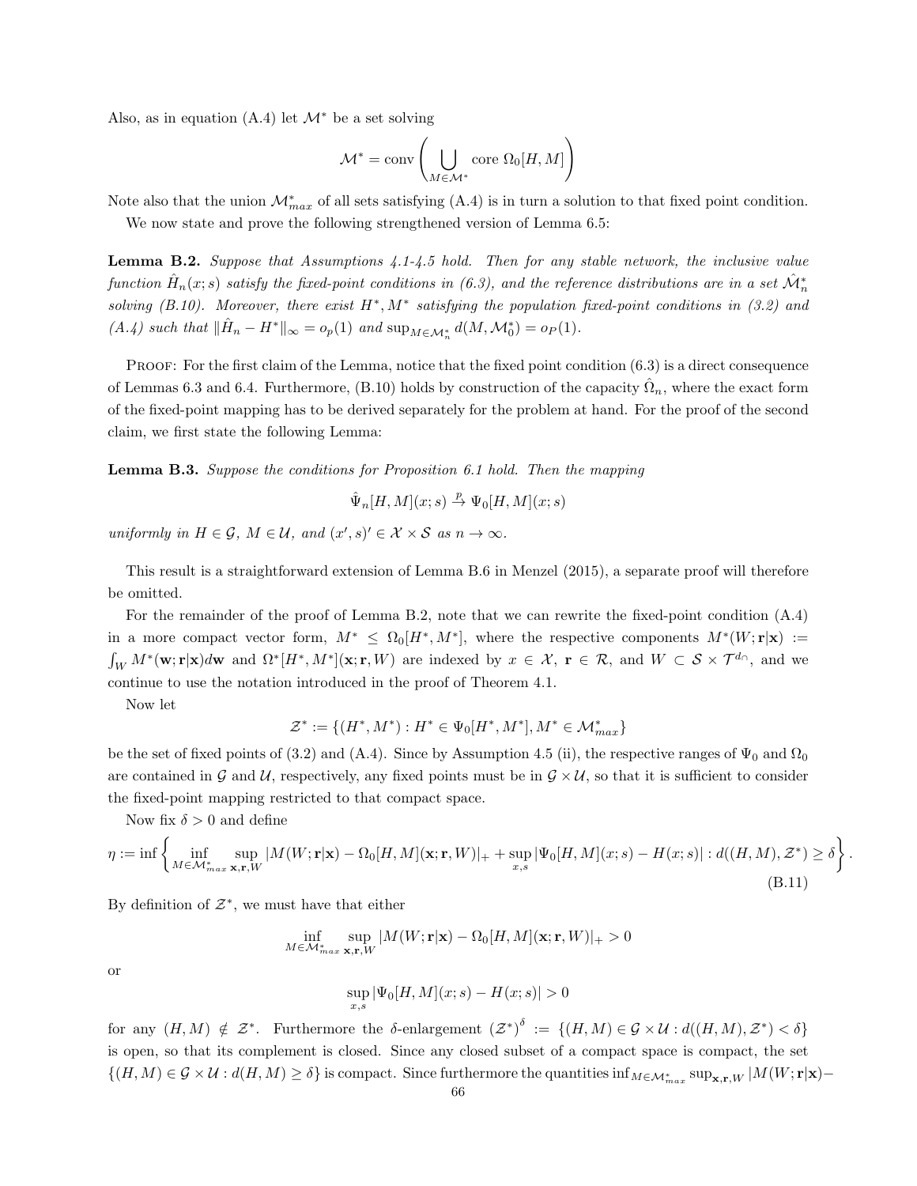Also, as in equation (A.4) let $\mathcal{M}^*$ be a set solving

$$\mathcal{M}^* = \text{conv}\left(\bigcup_{M\in\mathcal{M}^*} \text{core } \Omega_0[H,M]\right)$$

Note also that the union $\mathcal{M}^*_{max}$ of all sets satisfying (A.4) is in turn a solution to that fixed point condition.

We now state and prove the following strengthened version of Lemma 6.5:

**Lemma B.2.** *Suppose that Assumptions 4.1-4.5 hold. Then for any stable network, the inclusive value function $\hat{H}_n(x;s)$ satisfy the fixed-point conditions in (6.3), and the reference distributions are in a set $\hat{\mathcal{M}}^*_n$ solving (B.10). Moreover, there exist $H^*, M^*$ satisfying the population fixed-point conditions in (3.2) and (A.4) such that $\|\hat{H}_n - H^*\|_\infty = o_p(1)$ and $\sup_{M\in\mathcal{M}^*_n} d(M,\mathcal{M}^*_0) = o_P(1)$.*

Proof: For the first claim of the Lemma, notice that the fixed point condition (6.3) is a direct consequence of Lemmas 6.3 and 6.4. Furthermore, (B.10) holds by construction of the capacity $\hat{\Omega}_n$, where the exact form of the fixed-point mapping has to be derived separately for the problem at hand. For the proof of the second claim, we first state the following Lemma:

**Lemma B.3.** *Suppose the conditions for Proposition 6.1 hold. Then the mapping*

$$\hat{\Psi}_n[H,M](x;s) \xrightarrow{p} \Psi_0[H,M](x;s)$$

*uniformly in $H\in\mathcal{G}$, $M\in\mathcal{U}$, and $(x',s)'\in\mathcal{X}\times\mathcal{S}$ as $n\to\infty$.*

This result is a straightforward extension of Lemma B.6 in Menzel (2015), a separate proof will therefore be omitted.

For the remainder of the proof of Lemma B.2, note that we can rewrite the fixed-point condition (A.4) in a more compact vector form, $M^* \le \Omega_0[H^*,M^*]$, where the respective components $M^*(W;\mathbf{r}|\mathbf{x}) := \int_W M^*(\mathbf{w};\mathbf{r}|\mathbf{x})d\mathbf{w}$ and $\Omega^*[H^*,M^*](\mathbf{x};\mathbf{r},W)$ are indexed by $x\in\mathcal{X}$, $\mathbf{r}\in\mathcal{R}$, and $W\subset\mathcal{S}\times\mathcal{T}^{d_\cap}$, and we continue to use the notation introduced in the proof of Theorem 4.1.

Now let

$$\mathcal{Z}^* := \{(H^*,M^*) : H^*\in\Psi_0[H^*,M^*], M^*\in\mathcal{M}^*_{max}\}$$

be the set of fixed points of (3.2) and (A.4). Since by Assumption 4.5 (ii), the respective ranges of $\Psi_0$ and $\Omega_0$ are contained in $\mathcal{G}$ and $\mathcal{U}$, respectively, any fixed points must be in $\mathcal{G}\times\mathcal{U}$, so that it is sufficient to consider the fixed-point mapping restricted to that compact space.

Now fix $\delta>0$ and define

$$\eta := \inf\left\{\inf_{M\in\mathcal{M}^*_{max}}\sup_{\mathbf{x},\mathbf{r},W}|M(W;\mathbf{r}|\mathbf{x}) - \Omega_0[H,M](\mathbf{x};\mathbf{r},W)|_+ + \sup_{x,s}|\Psi_0[H,M](x;s) - H(x;s)| : d((H,M),\mathcal{Z}^*)\ge\delta\right\}. \tag{B.11}$$

By definition of $\mathcal{Z}^*$, we must have that either

$$\inf_{M\in\mathcal{M}^*_{max}}\sup_{\mathbf{x},\mathbf{r},W}|M(W;\mathbf{r}|\mathbf{x}) - \Omega_0[H,M](\mathbf{x};\mathbf{r},W)|_+ > 0$$

or

$$\sup_{x,s}|\Psi_0[H,M](x;s) - H(x;s)| > 0$$

for any $(H,M)\notin\mathcal{Z}^*$. Furthermore the $\delta$-enlargement $(\mathcal{Z}^*)^\delta := \{(H,M)\in\mathcal{G}\times\mathcal{U} : d((H,M),\mathcal{Z}^*)<\delta\}$ is open, so that its complement is closed. Since any closed subset of a compact space is compact, the set $\{(H,M)\in\mathcal{G}\times\mathcal{U} : d(H,M)\ge\delta\}$ is compact. Since furthermore the quantities $\inf_{M\in\mathcal{M}^*_{max}}\sup_{\mathbf{x},\mathbf{r},W}|M(W;\mathbf{r}|\mathbf{x})-$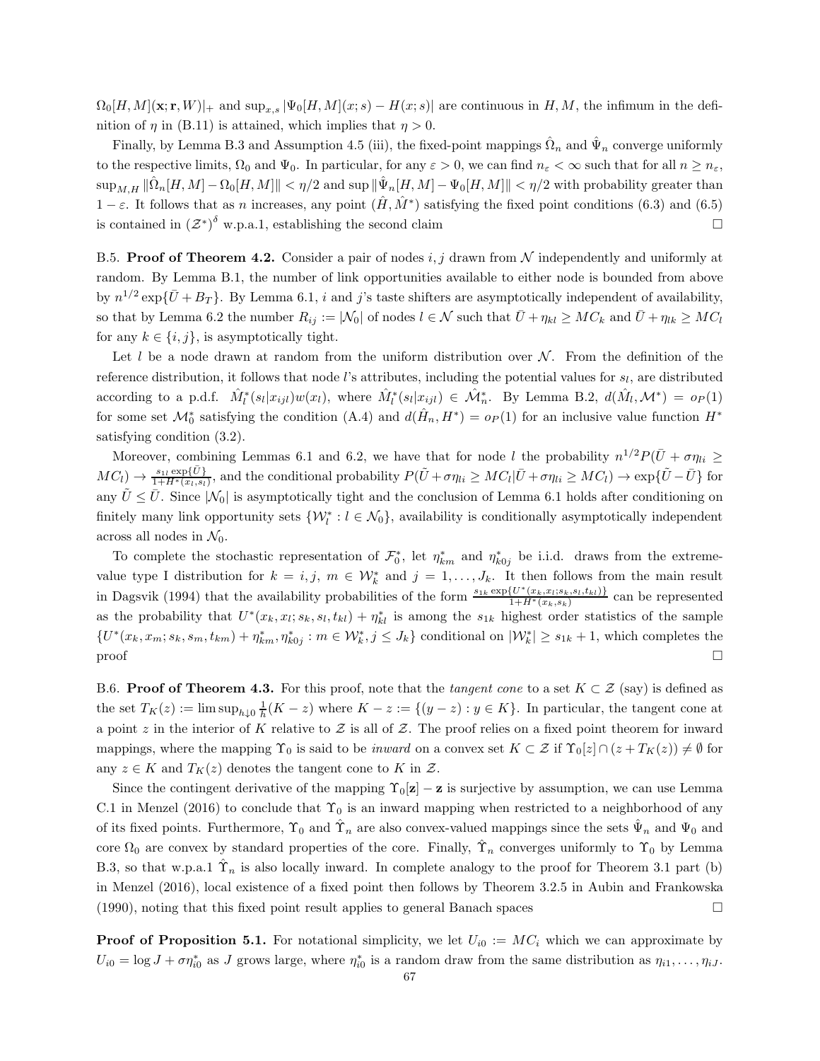$\Omega_0[H, M](\mathbf{x}; \mathbf{r}, W)|_+$ and $\sup_{x,s} |\Psi_0[H, M](x; s) - H(x; s)|$ are continuous in $H, M$, the infimum in the definition of $\eta$ in (B.11) is attained, which implies that $\eta > 0$.

Finally, by Lemma B.3 and Assumption 4.5 (iii), the fixed-point mappings $\hat{\Omega}_n$ and $\hat{\Psi}_n$ converge uniformly to the respective limits, $\Omega_0$ and $\Psi_0$. In particular, for any $\varepsilon > 0$, we can find $n_\varepsilon < \infty$ such that for all $n \geq n_\varepsilon$, $\sup_{M,H} \|\hat{\Omega}_n[H, M] - \Omega_0[H, M]\| < \eta/2$ and $\sup \|\hat{\Psi}_n[H, M] - \Psi_0[H, M]\| < \eta/2$ with probability greater than $1 - \varepsilon$. It follows that as $n$ increases, any point $(\hat{H}, \hat{M}^*)$ satisfying the fixed point conditions (6.3) and (6.5) is contained in $(\mathcal{Z}^*)^\delta$ w.p.a.1, establishing the second claim $\square$

B.5. **Proof of Theorem 4.2.** Consider a pair of nodes $i, j$ drawn from $\mathcal{N}$ independently and uniformly at random. By Lemma B.1, the number of link opportunities available to either node is bounded from above by $n^{1/2} \exp\{\bar{U} + B_T\}$. By Lemma 6.1, $i$ and $j$'s taste shifters are asymptotically independent of availability, so that by Lemma 6.2 the number $R_{ij} := |\mathcal{N}_0|$ of nodes $l \in \mathcal{N}$ such that $\bar{U} + \eta_{kl} \geq MC_k$ and $\bar{U} + \eta_{lk} \geq MC_l$ for any $k \in \{i, j\}$, is asymptotically tight.

Let $l$ be a node drawn at random from the uniform distribution over $\mathcal{N}$. From the definition of the reference distribution, it follows that node $l$'s attributes, including the potential values for $s_l$, are distributed according to a p.d.f. $\hat{M}_l^*(s_l|x_{ijl})w(x_l)$, where $\hat{M}_l^*(s_l|x_{ijl}) \in \hat{\mathcal{M}}_n^*$. By Lemma B.2, $d(\hat{M}_l, \mathcal{M}^*) = o_P(1)$ for some set $\mathcal{M}_0^*$ satisfying the condition (A.4) and $d(\hat{H}_n, H^*) = o_P(1)$ for an inclusive value function $H^*$ satisfying condition (3.2).

Moreover, combining Lemmas 6.1 and 6.2, we have that for node $l$ the probability $n^{1/2} P(\bar{U} + \sigma\eta_{li} \geq MC_l) \to \frac{s_{1l} \exp\{\bar{U}\}}{1 + H^*(x_l, s_l)}$, and the conditional probability $P(\tilde{U} + \sigma\eta_{li} \geq MC_l | \bar{U} + \sigma\eta_{li} \geq MC_l) \to \exp\{\tilde{U} - \bar{U}\}$ for any $\tilde{U} \leq \bar{U}$. Since $|\mathcal{N}_0|$ is asymptotically tight and the conclusion of Lemma 6.1 holds after conditioning on finitely many link opportunity sets $\{\mathcal{W}_l^* : l \in \mathcal{N}_0\}$, availability is conditionally asymptotically independent across all nodes in $\mathcal{N}_0$.

To complete the stochastic representation of $\mathcal{F}_0^*$, let $\eta_{km}^*$ and $\eta_{k0j}^*$ be i.i.d. draws from the extreme-value type I distribution for $k = i, j$, $m \in \mathcal{W}_k^*$ and $j = 1, \ldots, J_k$. It then follows from the main result in Dagsvik (1994) that the availability probabilities of the form $\frac{s_{1k} \exp\{U^*(x_k, x_l; s_k, s_l, t_{kl})\}}{1 + H^*(x_k, s_k)}$ can be represented as the probability that $U^*(x_k, x_l; s_k, s_l, t_{kl}) + \eta_{kl}^*$ is among the $s_{1k}$ highest order statistics of the sample $\{U^*(x_k, x_m; s_k, s_m, t_{km}) + \eta_{km}^*, \eta_{k0j}^* : m \in \mathcal{W}_k^*, j \leq J_k\}$ conditional on $|\mathcal{W}_k^*| \geq s_{1k} + 1$, which completes the proof $\square$

B.6. **Proof of Theorem 4.3.** For this proof, note that the *tangent cone* to a set $K \subset \mathcal{Z}$ (say) is defined as the set $T_K(z) := \limsup_{h \downarrow 0} \frac{1}{h}(K - z)$ where $K - z := \{(y - z) : y \in K\}$. In particular, the tangent cone at a point $z$ in the interior of $K$ relative to $\mathcal{Z}$ is all of $\mathcal{Z}$. The proof relies on a fixed point theorem for inward mappings, where the mapping $\Upsilon_0$ is said to be *inward* on a convex set $K \subset \mathcal{Z}$ if $\Upsilon_0[z] \cap (z + T_K(z)) \neq \emptyset$ for any $z \in K$ and $T_K(z)$ denotes the tangent cone to $K$ in $\mathcal{Z}$.

Since the contingent derivative of the mapping $\Upsilon_0[\mathbf{z}] - \mathbf{z}$ is surjective by assumption, we can use Lemma C.1 in Menzel (2016) to conclude that $\Upsilon_0$ is an inward mapping when restricted to a neighborhood of any of its fixed points. Furthermore, $\Upsilon_0$ and $\hat{\Upsilon}_n$ are also convex-valued mappings since the sets $\hat{\Psi}_n$ and $\Psi_0$ and core $\Omega_0$ are convex by standard properties of the core. Finally, $\hat{\Upsilon}_n$ converges uniformly to $\Upsilon_0$ by Lemma B.3, so that w.p.a.1 $\hat{\Upsilon}_n$ is also locally inward. In complete analogy to the proof for Theorem 3.1 part (b) in Menzel (2016), local existence of a fixed point then follows by Theorem 3.2.5 in Aubin and Frankowska (1990), noting that this fixed point result applies to general Banach spaces $\square$

**Proof of Proposition 5.1.** For notational simplicity, we let $U_{i0} := MC_i$ which we can approximate by $U_{i0} = \log J + \sigma\eta_{i0}^*$ as $J$ grows large, where $\eta_{i0}^*$ is a random draw from the same distribution as $\eta_{i1}, \ldots, \eta_{iJ}$.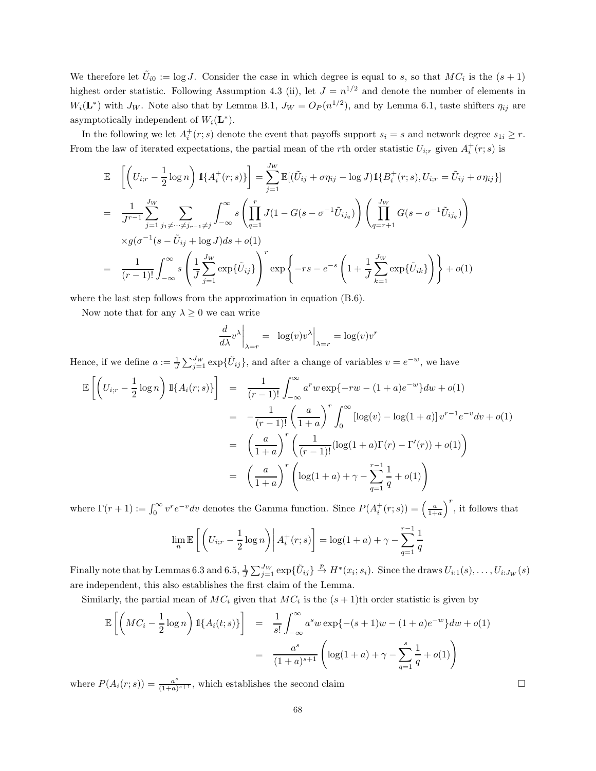We therefore let $\tilde{U}_{i0} := \log J$. Consider the case in which degree is equal to $s$, so that $MC_i$ is the $(s+1)$ highest order statistic. Following Assumption 4.3 (ii), let $J = n^{1/2}$ and denote the number of elements in $W_i(\mathbf{L}^*)$ with $J_W$. Note also that by Lemma B.1, $J_W = O_P(n^{1/2})$, and by Lemma 6.1, taste shifters $\eta_{ij}$ are asymptotically independent of $W_i(\mathbf{L}^*)$.

In the following we let $A_i^+(r;s)$ denote the event that payoffs support $s_i = s$ and network degree $s_{1i} \geq r$. From the law of iterated expectations, the partial mean of the $r$th order statistic $U_{i;r}$ given $A_i^+(r;s)$ is

$$
\begin{aligned}
\mathbb{E} \quad & \left[\left(U_{i;r} - \frac{1}{2}\log n\right)\mathbb{1}\{A_i^+(r;s)\}\right] = \sum_{j=1}^{J_W} \mathbb{E}[(\tilde{U}_{ij} + \sigma\eta_{ij} - \log J)\mathbb{1}\{B_i^+(r;s), U_{i;r} = \tilde{U}_{ij} + \sigma\eta_{ij}\}] \\
= \quad & \frac{1}{J^{r-1}}\sum_{j=1}^{J_W}\sum_{j_1\neq\dots\neq j_{r-1}\neq j}\int_{-\infty}^{\infty} s\left(\prod_{q=1}^{r} J(1-G(s-\sigma^{-1}\tilde{U}_{ij_q})\right)\left(\prod_{q=r+1}^{J_W} G(s-\sigma^{-1}\tilde{U}_{ij_q})\right) \\
& \times g(\sigma^{-1}(s - \tilde{U}_{ij} + \log J)ds + o(1) \\
= \quad & \frac{1}{(r-1)!}\int_{-\infty}^{\infty} s\left(\frac{1}{J}\sum_{j=1}^{J_W}\exp\{\tilde{U}_{ij}\}\right)^r \exp\left\{-rs - e^{-s}\left(1 + \frac{1}{J}\sum_{k=1}^{J_W}\exp\{\tilde{U}_{ik}\}\right)\right\} + o(1)
\end{aligned}
$$

where the last step follows from the approximation in equation (B.6).

Now note that for any $\lambda \geq 0$ we can write

$$
\frac{d}{d\lambda}v^{\lambda}\Big|_{\lambda=r} = \log(v)v^{\lambda}\Big|_{\lambda=r} = \log(v)v^r
$$

Hence, if we define $a := \frac{1}{J}\sum_{j=1}^{J_W}\exp\{\tilde{U}_{ij}\}$, and after a change of variables $v = e^{-w}$, we have

$$
\begin{aligned}
\mathbb{E}\left[\left(U_{i;r} - \frac{1}{2}\log n\right)\mathbb{1}\{A_i(r;s)\}\right] &= \frac{1}{(r-1)!}\int_{-\infty}^{\infty} a^r w\exp\{-rw - (1+a)e^{-w}\}dw + o(1) \\
&= -\frac{1}{(r-1)!}\left(\frac{a}{1+a}\right)^r\int_0^{\infty}\left[\log(v) - \log(1+a)\right]v^{r-1}e^{-v}dv + o(1) \\
&= \left(\frac{a}{1+a}\right)^r\left(\frac{1}{(r-1)!}(\log(1+a)\Gamma(r) - \Gamma'(r)) + o(1)\right) \\
&= \left(\frac{a}{1+a}\right)^r\left(\log(1+a) + \gamma - \sum_{q=1}^{r-1}\frac{1}{q} + o(1)\right)
\end{aligned}
$$

where $\Gamma(r+1) := \int_0^{\infty} v^r e^{-v}dv$ denotes the Gamma function. Since $P(A_i^+(r;s)) = \left(\frac{a}{1+a}\right)^r$, it follows that

$$
\lim_n \mathbb{E}\left[\left(U_{i;r} - \frac{1}{2}\log n\right)\Big| A_i^+(r;s)\right] = \log(1+a) + \gamma - \sum_{q=1}^{r-1}\frac{1}{q}
$$

Finally note that by Lemmas 6.3 and 6.5, $\frac{1}{J}\sum_{j=1}^{J_W}\exp\{\tilde{U}_{ij}\} \stackrel{p}{\to} H^*(x_i;s_i)$. Since the draws $U_{i:1}(s), \dots, U_{i:J_W}(s)$ are independent, this also establishes the first claim of the Lemma.

Similarly, the partial mean of $MC_i$ given that $MC_i$ is the $(s+1)$th order statistic is given by

$$
\begin{aligned}
\mathbb{E}\left[\left(MC_i - \frac{1}{2}\log n\right)\mathbb{1}\{A_i(t;s)\}\right] &= \frac{1}{s!}\int_{-\infty}^{\infty} a^s w\exp\{-(s+1)w - (1+a)e^{-w}\}dw + o(1) \\
&= \frac{a^s}{(1+a)^{s+1}}\left(\log(1+a) + \gamma - \sum_{q=1}^{s}\frac{1}{q} + o(1)\right)
\end{aligned}
$$

where $P(A_i(r;s)) = \frac{a^s}{(1+a)^{s+1}}$, which establishes the second claim $\square$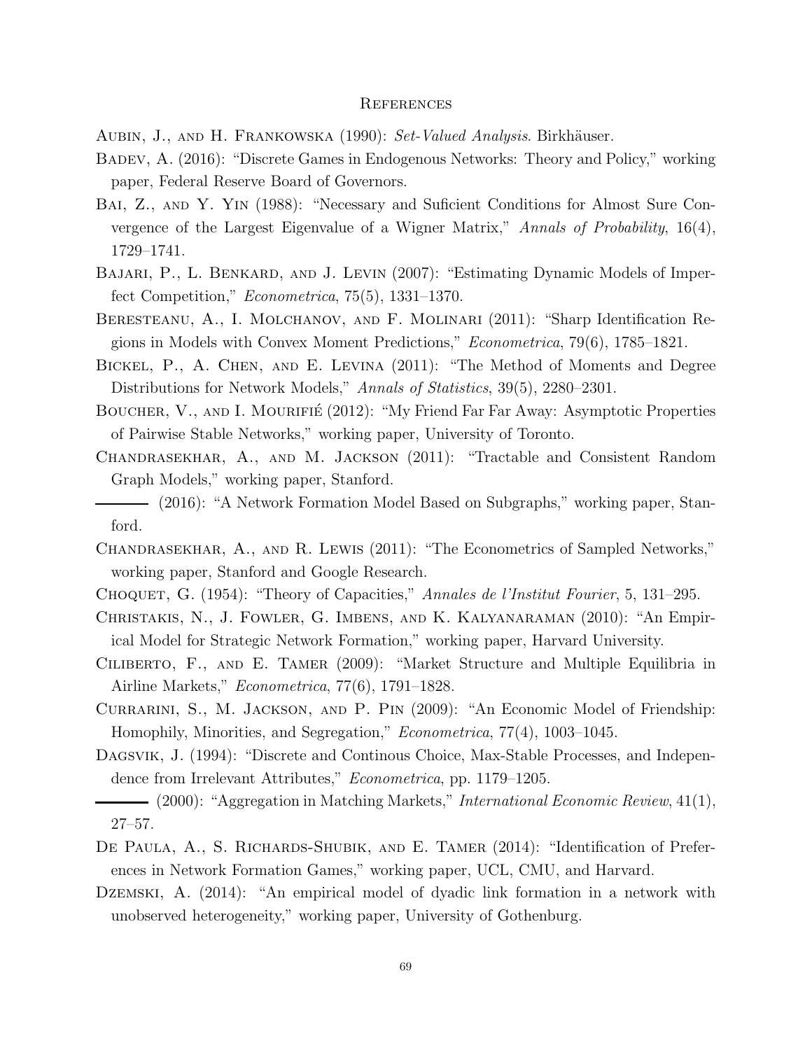# References

Aubin, J., and H. Frankowska (1990): *Set-Valued Analysis*. Birkhäuser.

Badev, A. (2016): "Discrete Games in Endogenous Networks: Theory and Policy," working paper, Federal Reserve Board of Governors.

Bai, Z., and Y. Yin (1988): "Necessary and Suficient Conditions for Almost Sure Convergence of the Largest Eigenvalue of a Wigner Matrix," *Annals of Probability*, 16(4), 1729–1741.

Bajari, P., L. Benkard, and J. Levin (2007): "Estimating Dynamic Models of Imperfect Competition," *Econometrica*, 75(5), 1331–1370.

Beresteanu, A., I. Molchanov, and F. Molinari (2011): "Sharp Identification Regions in Models with Convex Moment Predictions," *Econometrica*, 79(6), 1785–1821.

Bickel, P., A. Chen, and E. Levina (2011): "The Method of Moments and Degree Distributions for Network Models," *Annals of Statistics*, 39(5), 2280–2301.

Boucher, V., and I. Mourifié (2012): "My Friend Far Far Away: Asymptotic Properties of Pairwise Stable Networks," working paper, University of Toronto.

Chandrasekhar, A., and M. Jackson (2011): "Tractable and Consistent Random Graph Models," working paper, Stanford.

——— (2016): "A Network Formation Model Based on Subgraphs," working paper, Stanford.

Chandrasekhar, A., and R. Lewis (2011): "The Econometrics of Sampled Networks," working paper, Stanford and Google Research.

Choquet, G. (1954): "Theory of Capacities," *Annales de l'Institut Fourier*, 5, 131–295.

Christakis, N., J. Fowler, G. Imbens, and K. Kalyanaraman (2010): "An Empirical Model for Strategic Network Formation," working paper, Harvard University.

Ciliberto, F., and E. Tamer (2009): "Market Structure and Multiple Equilibria in Airline Markets," *Econometrica*, 77(6), 1791–1828.

Currarini, S., M. Jackson, and P. Pin (2009): "An Economic Model of Friendship: Homophily, Minorities, and Segregation," *Econometrica*, 77(4), 1003–1045.

Dagsvik, J. (1994): "Discrete and Continous Choice, Max-Stable Processes, and Independence from Irrelevant Attributes," *Econometrica*, pp. 1179–1205.

——— (2000): "Aggregation in Matching Markets," *International Economic Review*, 41(1), 27–57.

De Paula, A., S. Richards-Shubik, and E. Tamer (2014): "Identification of Preferences in Network Formation Games," working paper, UCL, CMU, and Harvard.

Dzemski, A. (2014): "An empirical model of dyadic link formation in a network with unobserved heterogeneity," working paper, University of Gothenburg.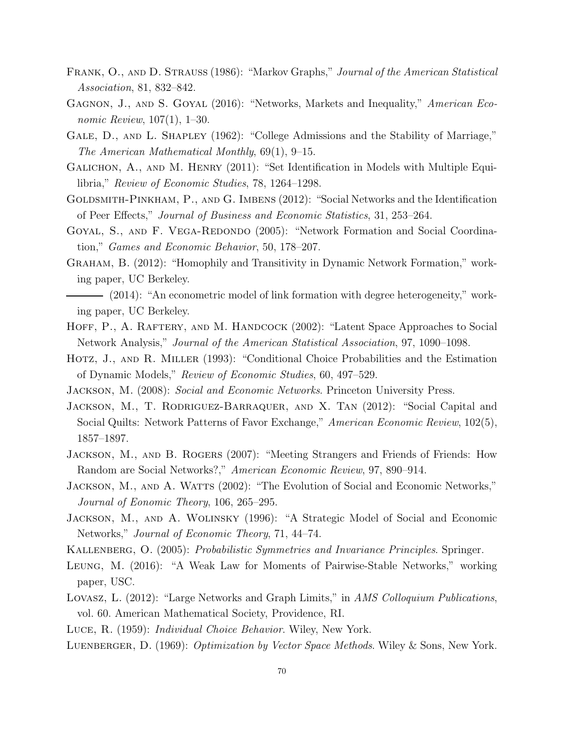Frank, O., and D. Strauss (1986): "Markov Graphs," *Journal of the American Statistical Association*, 81, 832–842.

Gagnon, J., and S. Goyal (2016): "Networks, Markets and Inequality," *American Economic Review*, 107(1), 1–30.

Gale, D., and L. Shapley (1962): "College Admissions and the Stability of Marriage," *The American Mathematical Monthly*, 69(1), 9–15.

Galichon, A., and M. Henry (2011): "Set Identification in Models with Multiple Equilibria," *Review of Economic Studies*, 78, 1264–1298.

Goldsmith-Pinkham, P., and G. Imbens (2012): "Social Networks and the Identification of Peer Effects," *Journal of Business and Economic Statistics*, 31, 253–264.

Goyal, S., and F. Vega-Redondo (2005): "Network Formation and Social Coordination," *Games and Economic Behavior*, 50, 178–207.

Graham, B. (2012): "Homophily and Transitivity in Dynamic Network Formation," working paper, UC Berkeley.

——— (2014): "An econometric model of link formation with degree heterogeneity," working paper, UC Berkeley.

Hoff, P., A. Raftery, and M. Handcock (2002): "Latent Space Approaches to Social Network Analysis," *Journal of the American Statistical Association*, 97, 1090–1098.

Hotz, J., and R. Miller (1993): "Conditional Choice Probabilities and the Estimation of Dynamic Models," *Review of Economic Studies*, 60, 497–529.

Jackson, M. (2008): *Social and Economic Networks*. Princeton University Press.

Jackson, M., T. Rodriguez-Barraquer, and X. Tan (2012): "Social Capital and Social Quilts: Network Patterns of Favor Exchange," *American Economic Review*, 102(5), 1857–1897.

Jackson, M., and B. Rogers (2007): "Meeting Strangers and Friends of Friends: How Random are Social Networks?," *American Economic Review*, 97, 890–914.

Jackson, M., and A. Watts (2002): "The Evolution of Social and Economic Networks," *Journal of Eonomic Theory*, 106, 265–295.

Jackson, M., and A. Wolinsky (1996): "A Strategic Model of Social and Economic Networks," *Journal of Economic Theory*, 71, 44–74.

Kallenberg, O. (2005): *Probabilistic Symmetries and Invariance Principles*. Springer.

Leung, M. (2016): "A Weak Law for Moments of Pairwise-Stable Networks," working paper, USC.

Lovasz, L. (2012): "Large Networks and Graph Limits," in *AMS Colloquium Publications*, vol. 60. American Mathematical Society, Providence, RI.

Luce, R. (1959): *Individual Choice Behavior*. Wiley, New York.

Luenberger, D. (1969): *Optimization by Vector Space Methods*. Wiley & Sons, New York.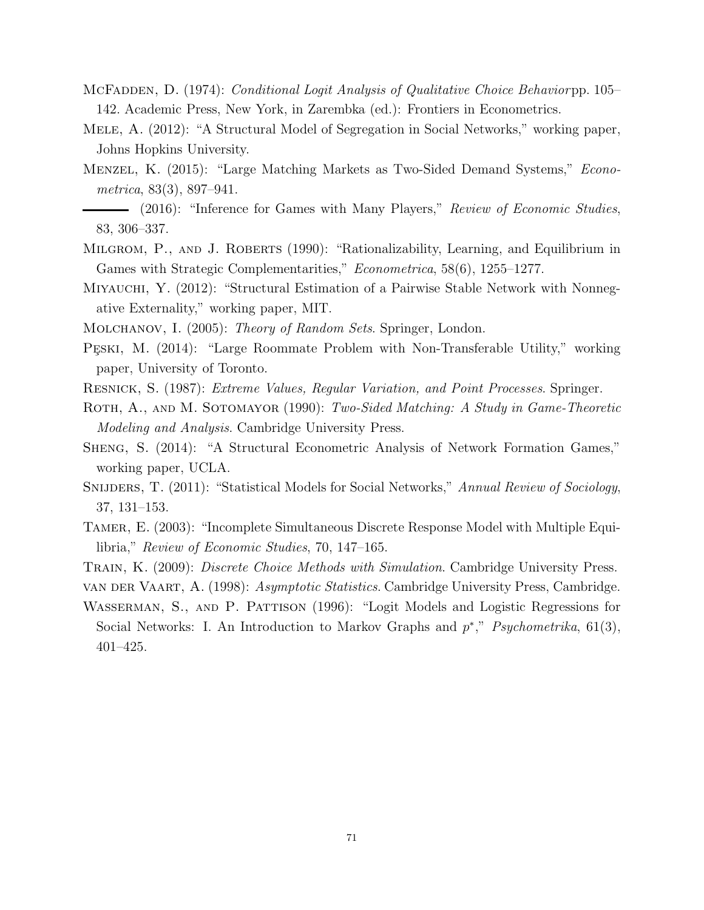McFadden, D. (1974): *Conditional Logit Analysis of Qualitative Choice Behavior*pp. 105–142. Academic Press, New York, in Zarembka (ed.): Frontiers in Econometrics.

Mele, A. (2012): "A Structural Model of Segregation in Social Networks," working paper, Johns Hopkins University.

Menzel, K. (2015): "Large Matching Markets as Two-Sided Demand Systems," *Econometrica*, 83(3), 897–941.

——— (2016): "Inference for Games with Many Players," *Review of Economic Studies*, 83, 306–337.

Milgrom, P., and J. Roberts (1990): "Rationalizability, Learning, and Equilibrium in Games with Strategic Complementarities," *Econometrica*, 58(6), 1255–1277.

Miyauchi, Y. (2012): "Structural Estimation of a Pairwise Stable Network with Nonnegative Externality," working paper, MIT.

Molchanov, I. (2005): *Theory of Random Sets*. Springer, London.

Pęski, M. (2014): "Large Roommate Problem with Non-Transferable Utility," working paper, University of Toronto.

Resnick, S. (1987): *Extreme Values, Regular Variation, and Point Processes*. Springer.

Roth, A., and M. Sotomayor (1990): *Two-Sided Matching: A Study in Game-Theoretic Modeling and Analysis*. Cambridge University Press.

Sheng, S. (2014): "A Structural Econometric Analysis of Network Formation Games," working paper, UCLA.

Snijders, T. (2011): "Statistical Models for Social Networks," *Annual Review of Sociology*, 37, 131–153.

Tamer, E. (2003): "Incomplete Simultaneous Discrete Response Model with Multiple Equilibria," *Review of Economic Studies*, 70, 147–165.

Train, K. (2009): *Discrete Choice Methods with Simulation*. Cambridge University Press.

van der Vaart, A. (1998): *Asymptotic Statistics*. Cambridge University Press, Cambridge.

Wasserman, S., and P. Pattison (1996): "Logit Models and Logistic Regressions for Social Networks: I. An Introduction to Markov Graphs and $p^*$," *Psychometrika*, 61(3), 401–425.